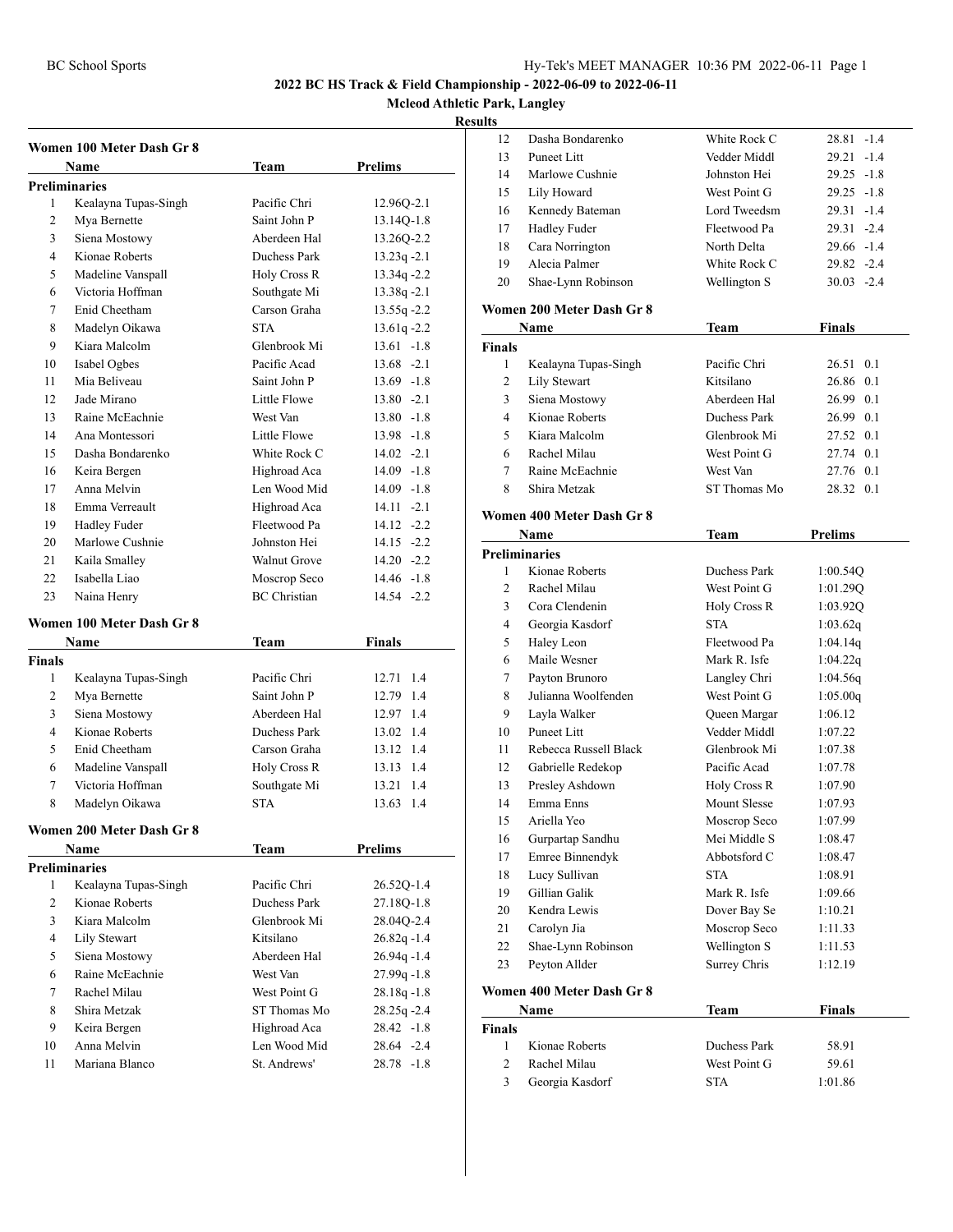**2022 BC HS Track & Field Championship - 2022-06-09 to 2022-06-11**

**Mcleod Athletic Park, Langley**

**Results**

### Women 100 Meter Dash Gr 8

| | Name | Team | Prelims |
|---|---|---|---|
| **Preliminaries** | | | |
| 1 | Kealayna Tupas-Singh | Pacific Chri | 12.96Q-2.1 |
| 2 | Mya Bernette | Saint John P | 13.14Q-1.8 |
| 3 | Siena Mostowy | Aberdeen Hal | 13.26Q-2.2 |
| 4 | Kionae Roberts | Duchess Park | 13.23q -2.1 |
| 5 | Madeline Vanspall | Holy Cross R | 13.34q -2.2 |
| 6 | Victoria Hoffman | Southgate Mi | 13.38q -2.1 |
| 7 | Enid Cheetham | Carson Graha | 13.55q -2.2 |
| 8 | Madelyn Oikawa | STA | 13.61q -2.2 |
| 9 | Kiara Malcolm | Glenbrook Mi | 13.61 -1.8 |
| 10 | Isabel Ogbes | Pacific Acad | 13.68 -2.1 |
| 11 | Mia Beliveau | Saint John P | 13.69 -1.8 |
| 12 | Jade Mirano | Little Flowe | 13.80 -2.1 |
| 13 | Raine McEachnie | West Van | 13.80 -1.8 |
| 14 | Ana Montessori | Little Flowe | 13.98 -1.8 |
| 15 | Dasha Bondarenko | White Rock C | 14.02 -2.1 |
| 16 | Keira Bergen | Highroad Aca | 14.09 -1.8 |
| 17 | Anna Melvin | Len Wood Mid | 14.09 -1.8 |
| 18 | Emma Verreault | Highroad Aca | 14.11 -2.1 |
| 19 | Hadley Fuder | Fleetwood Pa | 14.12 -2.2 |
| 20 | Marlowe Cushnie | Johnston Hei | 14.15 -2.2 |
| 21 | Kaila Smalley | Walnut Grove | 14.20 -2.2 |
| 22 | Isabella Liao | Moscrop Seco | 14.46 -1.8 |
| 23 | Naina Henry | BC Christian | 14.54 -2.2 |

### Women 100 Meter Dash Gr 8

| | Name | Team | Finals |
|---|---|---|---|
| **Finals** | | | |
| 1 | Kealayna Tupas-Singh | Pacific Chri | 12.71 1.4 |
| 2 | Mya Bernette | Saint John P | 12.79 1.4 |
| 3 | Siena Mostowy | Aberdeen Hal | 12.97 1.4 |
| 4 | Kionae Roberts | Duchess Park | 13.02 1.4 |
| 5 | Enid Cheetham | Carson Graha | 13.12 1.4 |
| 6 | Madeline Vanspall | Holy Cross R | 13.13 1.4 |
| 7 | Victoria Hoffman | Southgate Mi | 13.21 1.4 |
| 8 | Madelyn Oikawa | STA | 13.63 1.4 |

### Women 200 Meter Dash Gr 8

| | Name | Team | Prelims |
|---|---|---|---|
| **Preliminaries** | | | |
| 1 | Kealayna Tupas-Singh | Pacific Chri | 26.52Q-1.4 |
| 2 | Kionae Roberts | Duchess Park | 27.18Q-1.8 |
| 3 | Kiara Malcolm | Glenbrook Mi | 28.04Q-2.4 |
| 4 | Lily Stewart | Kitsilano | 26.82q -1.4 |
| 5 | Siena Mostowy | Aberdeen Hal | 26.94q -1.4 |
| 6 | Raine McEachnie | West Van | 27.99q -1.8 |
| 7 | Rachel Milau | West Point G | 28.18q -1.8 |
| 8 | Shira Metzak | ST Thomas Mo | 28.25q -2.4 |
| 9 | Keira Bergen | Highroad Aca | 28.42 -1.8 |
| 10 | Anna Melvin | Len Wood Mid | 28.64 -2.4 |
| 11 | Mariana Blanco | St. Andrews' | 28.78 -1.8 |
| 12 | Dasha Bondarenko | White Rock C | 28.81 -1.4 |
| 13 | Puneet Litt | Vedder Middl | 29.21 -1.4 |
| 14 | Marlowe Cushnie | Johnston Hei | 29.25 -1.8 |
| 15 | Lily Howard | West Point G | 29.25 -1.8 |
| 16 | Kennedy Bateman | Lord Tweedsm | 29.31 -1.4 |
| 17 | Hadley Fuder | Fleetwood Pa | 29.31 -2.4 |
| 18 | Cara Norrington | North Delta | 29.66 -1.4 |
| 19 | Alecia Palmer | White Rock C | 29.82 -2.4 |
| 20 | Shae-Lynn Robinson | Wellington S | 30.03 -2.4 |

### Women 200 Meter Dash Gr 8

| | Name | Team | Finals |
|---|---|---|---|
| **Finals** | | | |
| 1 | Kealayna Tupas-Singh | Pacific Chri | 26.51 0.1 |
| 2 | Lily Stewart | Kitsilano | 26.86 0.1 |
| 3 | Siena Mostowy | Aberdeen Hal | 26.99 0.1 |
| 4 | Kionae Roberts | Duchess Park | 26.99 0.1 |
| 5 | Kiara Malcolm | Glenbrook Mi | 27.52 0.1 |
| 6 | Rachel Milau | West Point G | 27.74 0.1 |
| 7 | Raine McEachnie | West Van | 27.76 0.1 |
| 8 | Shira Metzak | ST Thomas Mo | 28.32 0.1 |

### Women 400 Meter Dash Gr 8

| | Name | Team | Prelims |
|---|---|---|---|
| **Preliminaries** | | | |
| 1 | Kionae Roberts | Duchess Park | 1:00.54Q |
| 2 | Rachel Milau | West Point G | 1:01.29Q |
| 3 | Cora Clendenin | Holy Cross R | 1:03.92Q |
| 4 | Georgia Kasdorf | STA | 1:03.62q |
| 5 | Haley Leon | Fleetwood Pa | 1:04.14q |
| 6 | Maile Wesner | Mark R. Isfe | 1:04.22q |
| 7 | Payton Brunoro | Langley Chri | 1:04.56q |
| 8 | Julianna Woolfenden | West Point G | 1:05.00q |
| 9 | Layla Walker | Queen Margar | 1:06.12 |
| 10 | Puneet Litt | Vedder Middl | 1:07.22 |
| 11 | Rebecca Russell Black | Glenbrook Mi | 1:07.38 |
| 12 | Gabrielle Redekop | Pacific Acad | 1:07.78 |
| 13 | Presley Ashdown | Holy Cross R | 1:07.90 |
| 14 | Emma Enns | Mount Slesse | 1:07.93 |
| 15 | Ariella Yeo | Moscrop Seco | 1:07.99 |
| 16 | Gurpartap Sandhu | Mei Middle S | 1:08.47 |
| 17 | Emree Binnendyk | Abbotsford C | 1:08.47 |
| 18 | Lucy Sullivan | STA | 1:08.91 |
| 19 | Gillian Galik | Mark R. Isfe | 1:09.66 |
| 20 | Kendra Lewis | Dover Bay Se | 1:10.21 |
| 21 | Carolyn Jia | Moscrop Seco | 1:11.33 |
| 22 | Shae-Lynn Robinson | Wellington S | 1:11.53 |
| 23 | Peyton Allder | Surrey Chris | 1:12.19 |

### Women 400 Meter Dash Gr 8

| | Name | Team | Finals |
|---|---|---|---|
| **Finals** | | | |
| 1 | Kionae Roberts | Duchess Park | 58.91 |
| 2 | Rachel Milau | West Point G | 59.61 |
| 3 | Georgia Kasdorf | STA | 1:01.86 |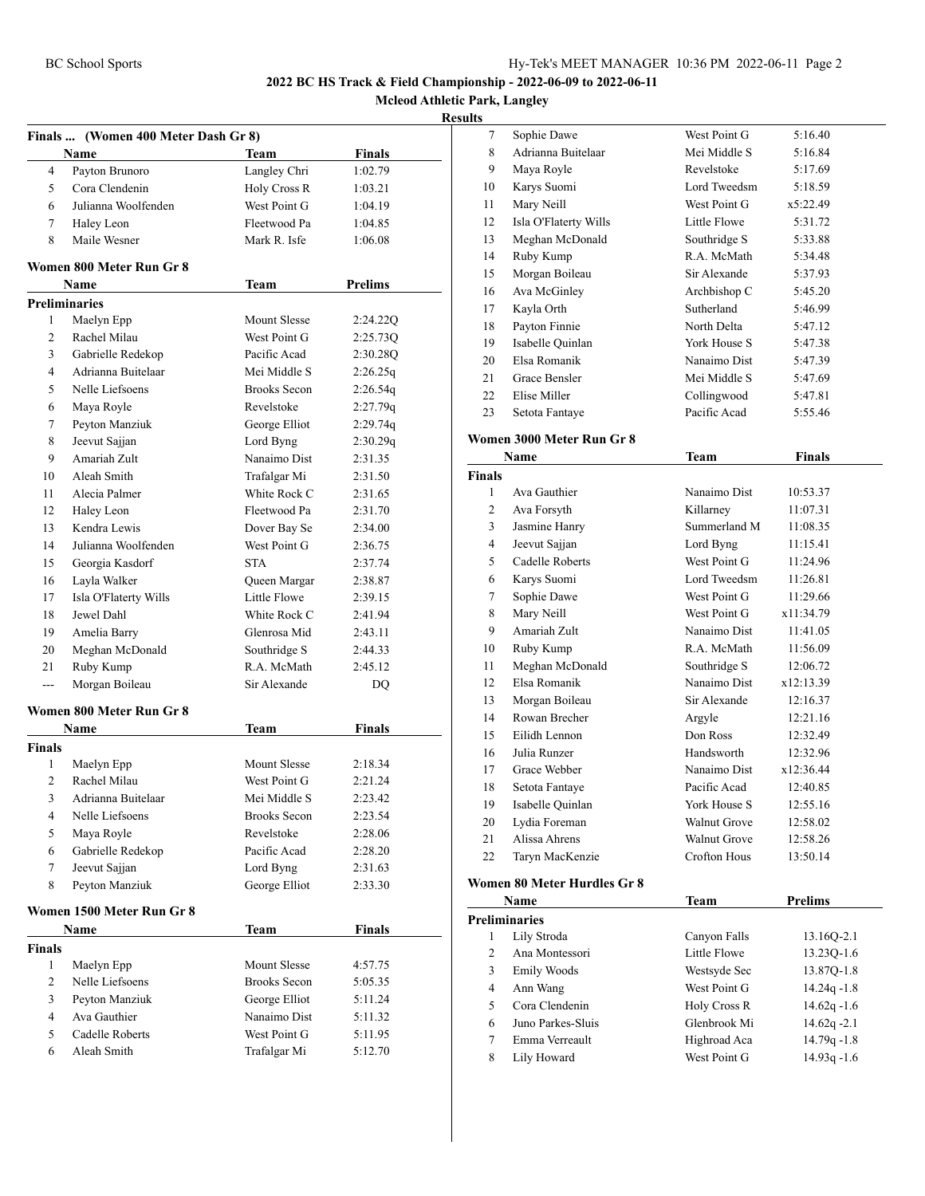## 2022 BC HS Track & Field Championship - 2022-06-09 to 2022-06-11

### Mcleod Athletic Park, Langley

### Results

#### Finals ... (Women 400 Meter Dash Gr 8)

| | Name | Team | Finals |
|---|---|---|---|
| 4 | Payton Brunoro | Langley Chri | 1:02.79 |
| 5 | Cora Clendenin | Holy Cross R | 1:03.21 |
| 6 | Julianna Woolfenden | West Point G | 1:04.19 |
| 7 | Haley Leon | Fleetwood Pa | 1:04.85 |
| 8 | Maile Wesner | Mark R. Isfe | 1:06.08 |

#### Women 800 Meter Run Gr 8

| | Name | Team | Prelims |
|---|---|---|---|
| **Preliminaries** | | | |
| 1 | Maelyn Epp | Mount Slesse | 2:24.22Q |
| 2 | Rachel Milau | West Point G | 2:25.73Q |
| 3 | Gabrielle Redekop | Pacific Acad | 2:30.28Q |
| 4 | Adrianna Buitelaar | Mei Middle S | 2:26.25q |
| 5 | Nelle Liefsoens | Brooks Secon | 2:26.54q |
| 6 | Maya Royle | Revelstoke | 2:27.79q |
| 7 | Peyton Manziuk | George Elliot | 2:29.74q |
| 8 | Jeevut Sajjan | Lord Byng | 2:30.29q |
| 9 | Amariah Zult | Nanaimo Dist | 2:31.35 |
| 10 | Aleah Smith | Trafalgar Mi | 2:31.50 |
| 11 | Alecia Palmer | White Rock C | 2:31.65 |
| 12 | Haley Leon | Fleetwood Pa | 2:31.70 |
| 13 | Kendra Lewis | Dover Bay Se | 2:34.00 |
| 14 | Julianna Woolfenden | West Point G | 2:36.75 |
| 15 | Georgia Kasdorf | STA | 2:37.74 |
| 16 | Layla Walker | Queen Margar | 2:38.87 |
| 17 | Isla O'Flaterty Wills | Little Flowe | 2:39.15 |
| 18 | Jewel Dahl | White Rock C | 2:41.94 |
| 19 | Amelia Barry | Glenrosa Mid | 2:43.11 |
| 20 | Meghan McDonald | Southridge S | 2:44.33 |
| 21 | Ruby Kump | R.A. McMath | 2:45.12 |
| --- | Morgan Boileau | Sir Alexande | DQ |

#### Women 800 Meter Run Gr 8

| | Name | Team | Finals |
|---|---|---|---|
| **Finals** | | | |
| 1 | Maelyn Epp | Mount Slesse | 2:18.34 |
| 2 | Rachel Milau | West Point G | 2:21.24 |
| 3 | Adrianna Buitelaar | Mei Middle S | 2:23.42 |
| 4 | Nelle Liefsoens | Brooks Secon | 2:23.54 |
| 5 | Maya Royle | Revelstoke | 2:28.06 |
| 6 | Gabrielle Redekop | Pacific Acad | 2:28.20 |
| 7 | Jeevut Sajjan | Lord Byng | 2:31.63 |
| 8 | Peyton Manziuk | George Elliot | 2:33.30 |

#### Women 1500 Meter Run Gr 8

| | Name | Team | Finals |
|---|---|---|---|
| **Finals** | | | |
| 1 | Maelyn Epp | Mount Slesse | 4:57.75 |
| 2 | Nelle Liefsoens | Brooks Secon | 5:05.35 |
| 3 | Peyton Manziuk | George Elliot | 5:11.24 |
| 4 | Ava Gauthier | Nanaimo Dist | 5:11.32 |
| 5 | Cadelle Roberts | West Point G | 5:11.95 |
| 6 | Aleah Smith | Trafalgar Mi | 5:12.70 |
| 7 | Sophie Dawe | West Point G | 5:16.40 |
| 8 | Adrianna Buitelaar | Mei Middle S | 5:16.84 |
| 9 | Maya Royle | Revelstoke | 5:17.69 |
| 10 | Karys Suomi | Lord Tweedsm | 5:18.59 |
| 11 | Mary Neill | West Point G | x5:22.49 |
| 12 | Isla O'Flaterty Wills | Little Flowe | 5:31.72 |
| 13 | Meghan McDonald | Southridge S | 5:33.88 |
| 14 | Ruby Kump | R.A. McMath | 5:34.48 |
| 15 | Morgan Boileau | Sir Alexande | 5:37.93 |
| 16 | Ava McGinley | Archbishop C | 5:45.20 |
| 17 | Kayla Orth | Sutherland | 5:46.99 |
| 18 | Payton Finnie | North Delta | 5:47.12 |
| 19 | Isabelle Quinlan | York House S | 5:47.38 |
| 20 | Elsa Romanik | Nanaimo Dist | 5:47.39 |
| 21 | Grace Bensler | Mei Middle S | 5:47.69 |
| 22 | Elise Miller | Collingwood | 5:47.81 |
| 23 | Setota Fantaye | Pacific Acad | 5:55.46 |

#### Women 3000 Meter Run Gr 8

| | Name | Team | Finals |
|---|---|---|---|
| **Finals** | | | |
| 1 | Ava Gauthier | Nanaimo Dist | 10:53.37 |
| 2 | Ava Forsyth | Killarney | 11:07.31 |
| 3 | Jasmine Hanry | Summerland M | 11:08.35 |
| 4 | Jeevut Sajjan | Lord Byng | 11:15.41 |
| 5 | Cadelle Roberts | West Point G | 11:24.96 |
| 6 | Karys Suomi | Lord Tweedsm | 11:26.81 |
| 7 | Sophie Dawe | West Point G | 11:29.66 |
| 8 | Mary Neill | West Point G | x11:34.79 |
| 9 | Amariah Zult | Nanaimo Dist | 11:41.05 |
| 10 | Ruby Kump | R.A. McMath | 11:56.09 |
| 11 | Meghan McDonald | Southridge S | 12:06.72 |
| 12 | Elsa Romanik | Nanaimo Dist | x12:13.39 |
| 13 | Morgan Boileau | Sir Alexande | 12:16.37 |
| 14 | Rowan Brecher | Argyle | 12:21.16 |
| 15 | Eilidh Lennon | Don Ross | 12:32.49 |
| 16 | Julia Runzer | Handsworth | 12:32.96 |
| 17 | Grace Webber | Nanaimo Dist | x12:36.44 |
| 18 | Setota Fantaye | Pacific Acad | 12:40.85 |
| 19 | Isabelle Quinlan | York House S | 12:55.16 |
| 20 | Lydia Foreman | Walnut Grove | 12:58.02 |
| 21 | Alissa Ahrens | Walnut Grove | 12:58.26 |
| 22 | Taryn MacKenzie | Crofton Hous | 13:50.14 |

#### Women 80 Meter Hurdles Gr 8

| | Name | Team | Prelims |
|---|---|---|---|
| **Preliminaries** | | | |
| 1 | Lily Stroda | Canyon Falls | 13.16Q-2.1 |
| 2 | Ana Montessori | Little Flowe | 13.23Q-1.6 |
| 3 | Emily Woods | Westsyde Sec | 13.87Q-1.8 |
| 4 | Ann Wang | West Point G | 14.24q -1.8 |
| 5 | Cora Clendenin | Holy Cross R | 14.62q -1.6 |
| 6 | Juno Parkes-Sluis | Glenbrook Mi | 14.62q -2.1 |
| 7 | Emma Verreault | Highroad Aca | 14.79q -1.8 |
| 8 | Lily Howard | West Point G | 14.93q -1.6 |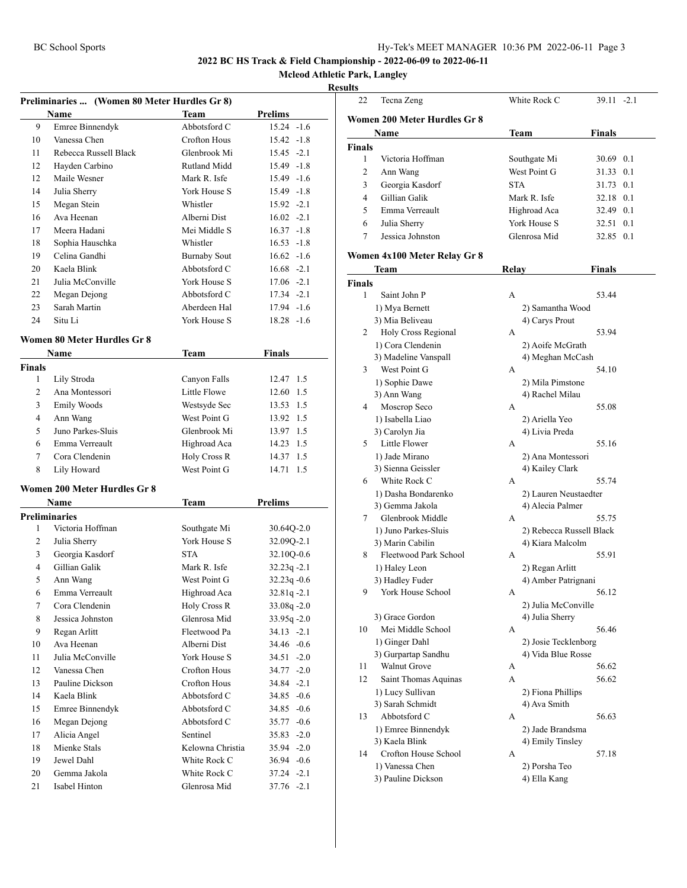**2022 BC HS Track & Field Championship - 2022-06-09 to 2022-06-11**

**Mcleod Athletic Park, Langley**

**Results**

### Preliminaries ... (Women 80 Meter Hurdles Gr 8)

| | Name | Team | Prelims | |
|---|---|---|---|---|
| 9 | Emree Binnendyk | Abbotsford C | 15.24 | -1.6 |
| 10 | Vanessa Chen | Crofton Hous | 15.42 | -1.8 |
| 11 | Rebecca Russell Black | Glenbrook Mi | 15.45 | -2.1 |
| 12 | Hayden Carbino | Rutland Midd | 15.49 | -1.8 |
| 12 | Maile Wesner | Mark R. Isfe | 15.49 | -1.6 |
| 14 | Julia Sherry | York House S | 15.49 | -1.8 |
| 15 | Megan Stein | Whistler | 15.92 | -2.1 |
| 16 | Ava Heenan | Alberni Dist | 16.02 | -2.1 |
| 17 | Meera Hadani | Mei Middle S | 16.37 | -1.8 |
| 18 | Sophia Hauschka | Whistler | 16.53 | -1.8 |
| 19 | Celina Gandhi | Burnaby Sout | 16.62 | -1.6 |
| 20 | Kaela Blink | Abbotsford C | 16.68 | -2.1 |
| 21 | Julia McConville | York House S | 17.06 | -2.1 |
| 22 | Megan Dejong | Abbotsford C | 17.34 | -2.1 |
| 23 | Sarah Martin | Aberdeen Hal | 17.94 | -1.6 |
| 24 | Situ Li | York House S | 18.28 | -1.6 |

### Women 80 Meter Hurdles Gr 8

**Finals**

| | Name | Team | Finals | |
|---|---|---|---|---|
| 1 | Lily Stroda | Canyon Falls | 12.47 | 1.5 |
| 2 | Ana Montessori | Little Flowe | 12.60 | 1.5 |
| 3 | Emily Woods | Westsyde Sec | 13.53 | 1.5 |
| 4 | Ann Wang | West Point G | 13.92 | 1.5 |
| 5 | Juno Parkes-Sluis | Glenbrook Mi | 13.97 | 1.5 |
| 6 | Emma Verreault | Highroad Aca | 14.23 | 1.5 |
| 7 | Cora Clendenin | Holy Cross R | 14.37 | 1.5 |
| 8 | Lily Howard | West Point G | 14.71 | 1.5 |

### Women 200 Meter Hurdles Gr 8

**Preliminaries**

| | Name | Team | Prelims | |
|---|---|---|---|---|
| 1 | Victoria Hoffman | Southgate Mi | 30.64Q | -2.0 |
| 2 | Julia Sherry | York House S | 32.09Q | -2.1 |
| 3 | Georgia Kasdorf | STA | 32.10Q | -0.6 |
| 4 | Gillian Galik | Mark R. Isfe | 32.23q | -2.1 |
| 5 | Ann Wang | West Point G | 32.23q | -0.6 |
| 6 | Emma Verreault | Highroad Aca | 32.81q | -2.1 |
| 7 | Cora Clendenin | Holy Cross R | 33.08q | -2.0 |
| 8 | Jessica Johnston | Glenrosa Mid | 33.95q | -2.0 |
| 9 | Regan Arlitt | Fleetwood Pa | 34.13 | -2.1 |
| 10 | Ava Heenan | Alberni Dist | 34.46 | -0.6 |
| 11 | Julia McConville | York House S | 34.51 | -2.0 |
| 12 | Vanessa Chen | Crofton Hous | 34.77 | -2.0 |
| 13 | Pauline Dickson | Crofton Hous | 34.84 | -2.1 |
| 14 | Kaela Blink | Abbotsford C | 34.85 | -0.6 |
| 15 | Emree Binnendyk | Abbotsford C | 34.85 | -0.6 |
| 16 | Megan Dejong | Abbotsford C | 35.77 | -0.6 |
| 17 | Alicia Angel | Sentinel | 35.83 | -2.0 |
| 18 | Mienke Stals | Kelowna Christia | 35.94 | -2.0 |
| 19 | Jewel Dahl | White Rock C | 36.94 | -0.6 |
| 20 | Gemma Jakola | White Rock C | 37.24 | -2.1 |
| 21 | Isabel Hinton | Glenrosa Mid | 37.76 | -2.1 |
| 22 | Tecna Zeng | White Rock C | 39.11 | -2.1 |

### Women 200 Meter Hurdles Gr 8

**Finals**

| | Name | Team | Finals | |
|---|---|---|---|---|
| 1 | Victoria Hoffman | Southgate Mi | 30.69 | 0.1 |
| 2 | Ann Wang | West Point G | 31.33 | 0.1 |
| 3 | Georgia Kasdorf | STA | 31.73 | 0.1 |
| 4 | Gillian Galik | Mark R. Isfe | 32.18 | 0.1 |
| 5 | Emma Verreault | Highroad Aca | 32.49 | 0.1 |
| 6 | Julia Sherry | York House S | 32.51 | 0.1 |
| 7 | Jessica Johnston | Glenrosa Mid | 32.85 | 0.1 |

### Women 4x100 Meter Relay Gr 8

**Finals**

| | Team | Relay | Finals |
|---|---|---|---|
| 1 | Saint John P | A | 53.44 |
| | 1) Mya Bernett | 2) Samantha Wood | |
| | 3) Mia Beliveau | 4) Carys Prout | |
| 2 | Holy Cross Regional | A | 53.94 |
| | 1) Cora Clendenin | 2) Aoife McGrath | |
| | 3) Madeline Vanspall | 4) Meghan McCash | |
| 3 | West Point G | A | 54.10 |
| | 1) Sophie Dawe | 2) Mila Pimstone | |
| | 3) Ann Wang | 4) Rachel Milau | |
| 4 | Moscrop Seco | A | 55.08 |
| | 1) Isabella Liao | 2) Ariella Yeo | |
| | 3) Carolyn Jia | 4) Livia Preda | |
| 5 | Little Flower | A | 55.16 |
| | 1) Jade Mirano | 2) Ana Montessori | |
| | 3) Sienna Geissler | 4) Kailey Clark | |
| 6 | White Rock C | A | 55.74 |
| | 1) Dasha Bondarenko | 2) Lauren Neustaedter | |
| | 3) Gemma Jakola | 4) Alecia Palmer | |
| 7 | Glenbrook Middle | A | 55.75 |
| | 1) Juno Parkes-Sluis | 2) Rebecca Russell Black | |
| | 3) Marin Cabilin | 4) Kiara Malcolm | |
| 8 | Fleetwood Park School | A | 55.91 |
| | 1) Haley Leon | 2) Regan Arlitt | |
| | 3) Hadley Fuder | 4) Amber Patrignani | |
| 9 | York House School | A | 56.12 |
| | | 2) Julia McConville | |
| | 3) Grace Gordon | 4) Julia Sherry | |
| 10 | Mei Middle School | A | 56.46 |
| | 1) Ginger Dahl | 2) Josie Tecklenborg | |
| | 3) Gurpartap Sandhu | 4) Vida Blue Rosse | |
| 11 | Walnut Grove | A | 56.62 |
| 12 | Saint Thomas Aquinas | A | 56.62 |
| | 1) Lucy Sullivan | 2) Fiona Phillips | |
| | 3) Sarah Schmidt | 4) Ava Smith | |
| 13 | Abbotsford C | A | 56.63 |
| | 1) Emree Binnendyk | 2) Jade Brandsma | |
| | 3) Kaela Blink | 4) Emily Tinsley | |
| 14 | Crofton House School | A | 57.18 |
| | 1) Vanessa Chen | 2) Porsha Teo | |
| | 3) Pauline Dickson | 4) Ella Kang | |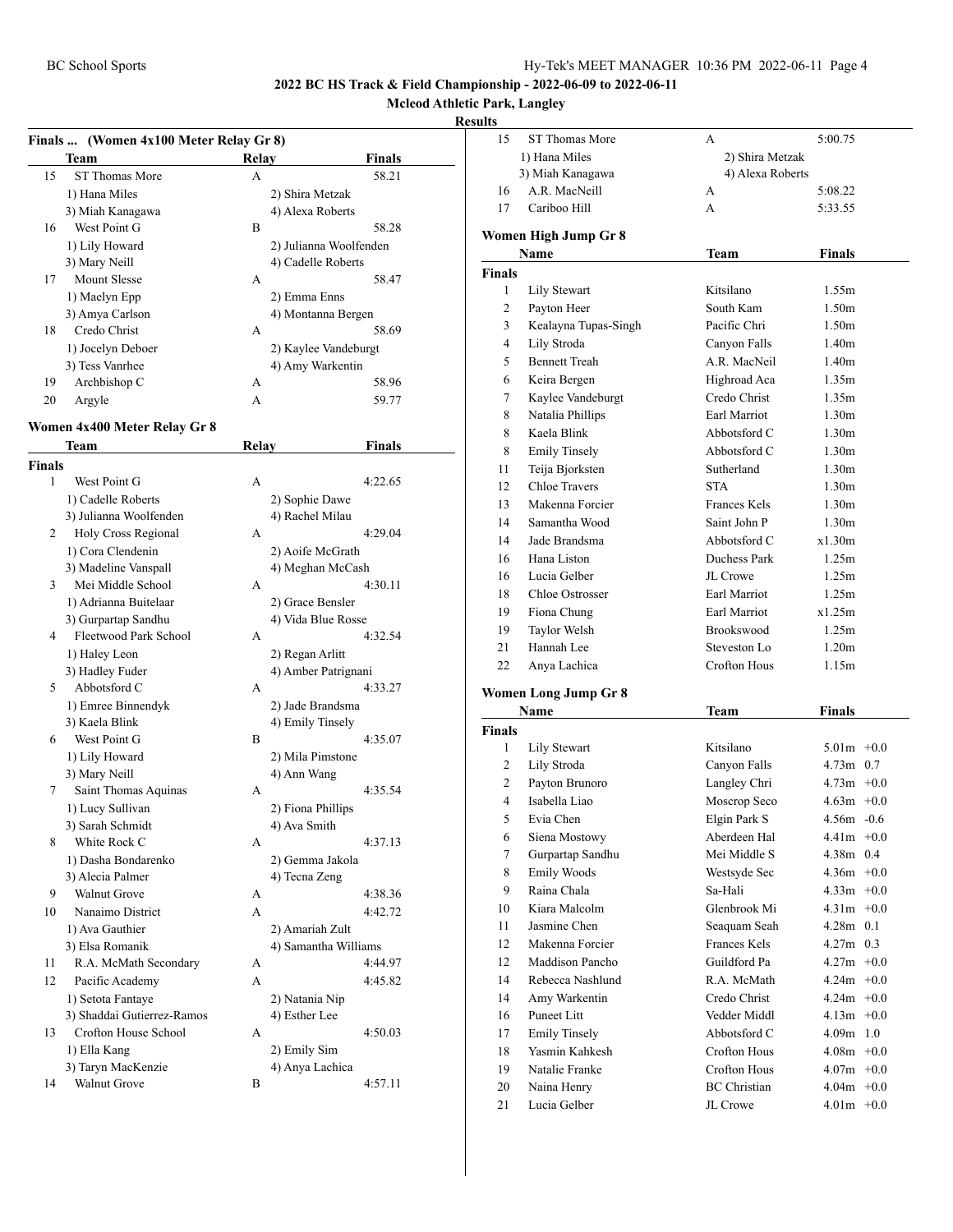# 2022 BC HS Track & Field Championship - 2022-06-09 to 2022-06-11

## Mcleod Athletic Park, Langley

### Results

### Finals ... (Women 4x100 Meter Relay Gr 8)

| | Team | Relay | Finals |
|---|---|---|---|
| 15 | ST Thomas More | A | 58.21 |
| | 1) Hana Miles | 2) Shira Metzak | |
| | 3) Miah Kanagawa | 4) Alexa Roberts | |
| 16 | West Point G | B | 58.28 |
| | 1) Lily Howard | 2) Julianna Woolfenden | |
| | 3) Mary Neill | 4) Cadelle Roberts | |
| 17 | Mount Slesse | A | 58.47 |
| | 1) Maelyn Epp | 2) Emma Enns | |
| | 3) Amya Carlson | 4) Montanna Bergen | |
| 18 | Credo Christ | A | 58.69 |
| | 1) Jocelyn Deboer | 2) Kaylee Vandeburgt | |
| | 3) Tess Vanrhee | 4) Amy Warkentin | |
| 19 | Archbishop C | A | 58.96 |
| 20 | Argyle | A | 59.77 |

### Women 4x400 Meter Relay Gr 8

| | Team | Relay | Finals |
|---|---|---|---|
| **Finals** | | | |
| 1 | West Point G | A | 4:22.65 |
| | 1) Cadelle Roberts | 2) Sophie Dawe | |
| | 3) Julianna Woolfenden | 4) Rachel Milau | |
| 2 | Holy Cross Regional | A | 4:29.04 |
| | 1) Cora Clendenin | 2) Aoife McGrath | |
| | 3) Madeline Vanspall | 4) Meghan McCash | |
| 3 | Mei Middle School | A | 4:30.11 |
| | 1) Adrianna Buitelaar | 2) Grace Bensler | |
| | 3) Gurpartap Sandhu | 4) Vida Blue Rosse | |
| 4 | Fleetwood Park School | A | 4:32.54 |
| | 1) Haley Leon | 2) Regan Arlitt | |
| | 3) Hadley Fuder | 4) Amber Patrignani | |
| 5 | Abbotsford C | A | 4:33.27 |
| | 1) Emree Binnendyk | 2) Jade Brandsma | |
| | 3) Kaela Blink | 4) Emily Tinsely | |
| 6 | West Point G | B | 4:35.07 |
| | 1) Lily Howard | 2) Mila Pimstone | |
| | 3) Mary Neill | 4) Ann Wang | |
| 7 | Saint Thomas Aquinas | A | 4:35.54 |
| | 1) Lucy Sullivan | 2) Fiona Phillips | |
| | 3) Sarah Schmidt | 4) Ava Smith | |
| 8 | White Rock C | A | 4:37.13 |
| | 1) Dasha Bondarenko | 2) Gemma Jakola | |
| | 3) Alecia Palmer | 4) Tecna Zeng | |
| 9 | Walnut Grove | A | 4:38.36 |
| 10 | Nanaimo District | A | 4:42.72 |
| | 1) Ava Gauthier | 2) Amariah Zult | |
| | 3) Elsa Romanik | 4) Samantha Williams | |
| 11 | R.A. McMath Secondary | A | 4:44.97 |
| 12 | Pacific Academy | A | 4:45.82 |
| | 1) Setota Fantaye | 2) Natania Nip | |
| | 3) Shaddai Gutierrez-Ramos | 4) Esther Lee | |
| 13 | Crofton House School | A | 4:50.03 |
| | 1) Ella Kang | 2) Emily Sim | |
| | 3) Taryn MacKenzie | 4) Anya Lachica | |
| 14 | Walnut Grove | B | 4:57.11 |
| 15 | ST Thomas More | A | 5:00.75 |
| | 1) Hana Miles | 2) Shira Metzak | |
| | 3) Miah Kanagawa | 4) Alexa Roberts | |
| 16 | A.R. MacNeill | A | 5:08.22 |
| 17 | Cariboo Hill | A | 5:33.55 |

### Women High Jump Gr 8

| | Name | Team | Finals |
|---|---|---|---|
| **Finals** | | | |
| 1 | Lily Stewart | Kitsilano | 1.55m |
| 2 | Payton Heer | South Kam | 1.50m |
| 3 | Kealayna Tupas-Singh | Pacific Chri | 1.50m |
| 4 | Lily Stroda | Canyon Falls | 1.40m |
| 5 | Bennett Treah | A.R. MacNeil | 1.40m |
| 6 | Keira Bergen | Highroad Aca | 1.35m |
| 7 | Kaylee Vandeburgt | Credo Christ | 1.35m |
| 8 | Natalia Phillips | Earl Marriot | 1.30m |
| 8 | Kaela Blink | Abbotsford C | 1.30m |
| 8 | Emily Tinsely | Abbotsford C | 1.30m |
| 11 | Teija Bjorksten | Sutherland | 1.30m |
| 12 | Chloe Travers | STA | 1.30m |
| 13 | Makenna Forcier | Frances Kels | 1.30m |
| 14 | Samantha Wood | Saint John P | 1.30m |
| 14 | Jade Brandsma | Abbotsford C | x1.30m |
| 16 | Hana Liston | Duchess Park | 1.25m |
| 16 | Lucia Gelber | JL Crowe | 1.25m |
| 18 | Chloe Ostrosser | Earl Marriot | 1.25m |
| 19 | Fiona Chung | Earl Marriot | x1.25m |
| 19 | Taylor Welsh | Brookswood | 1.25m |
| 21 | Hannah Lee | Steveston Lo | 1.20m |
| 22 | Anya Lachica | Crofton Hous | 1.15m |

### Women Long Jump Gr 8

| | Name | Team | Finals | |
|---|---|---|---|---|
| **Finals** | | | | |
| 1 | Lily Stewart | Kitsilano | 5.01m | +0.0 |
| 2 | Lily Stroda | Canyon Falls | 4.73m | 0.7 |
| 2 | Payton Brunoro | Langley Chri | 4.73m | +0.0 |
| 4 | Isabella Liao | Moscrop Seco | 4.63m | +0.0 |
| 5 | Evia Chen | Elgin Park S | 4.56m | -0.6 |
| 6 | Siena Mostowy | Aberdeen Hal | 4.41m | +0.0 |
| 7 | Gurpartap Sandhu | Mei Middle S | 4.38m | 0.4 |
| 8 | Emily Woods | Westsyde Sec | 4.36m | +0.0 |
| 9 | Raina Chala | Sa-Hali | 4.33m | +0.0 |
| 10 | Kiara Malcolm | Glenbrook Mi | 4.31m | +0.0 |
| 11 | Jasmine Chen | Seaquam Seah | 4.28m | 0.1 |
| 12 | Makenna Forcier | Frances Kels | 4.27m | 0.3 |
| 12 | Maddison Pancho | Guildford Pa | 4.27m | +0.0 |
| 14 | Rebecca Nashlund | R.A. McMath | 4.24m | +0.0 |
| 14 | Amy Warkentin | Credo Christ | 4.24m | +0.0 |
| 16 | Puneet Litt | Vedder Middl | 4.13m | +0.0 |
| 17 | Emily Tinsely | Abbotsford C | 4.09m | 1.0 |
| 18 | Yasmin Kahkesh | Crofton Hous | 4.08m | +0.0 |
| 19 | Natalie Franke | Crofton Hous | 4.07m | +0.0 |
| 20 | Naina Henry | BC Christian | 4.04m | +0.0 |
| 21 | Lucia Gelber | JL Crowe | 4.01m | +0.0 |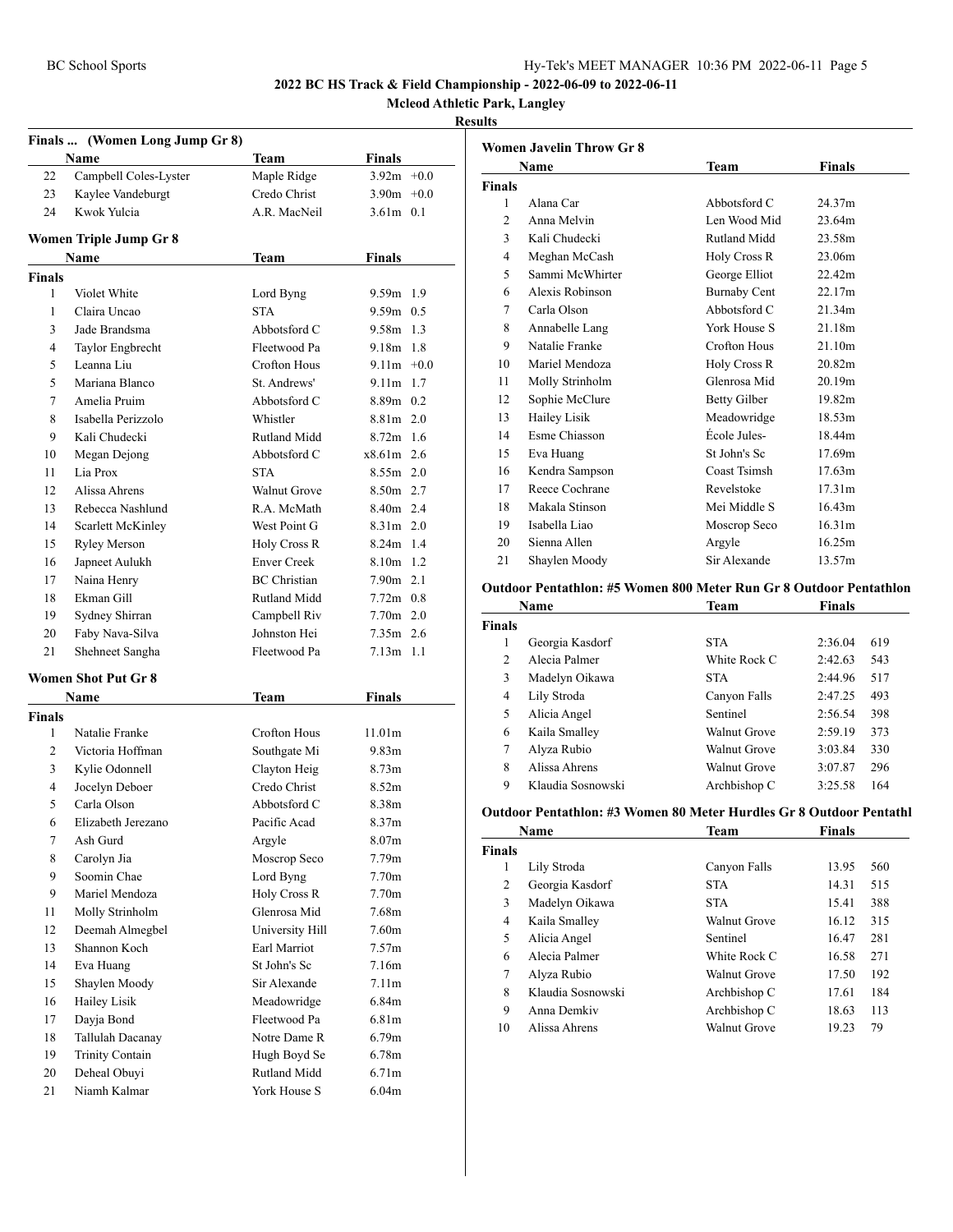**2022 BC HS Track & Field Championship - 2022-06-09 to 2022-06-11**

**Mcleod Athletic Park, Langley**

**Results**

### Finals ... (Women Long Jump Gr 8)

| | Name | Team | Finals | |
|---|---|---|---|---|
| 22 | Campbell Coles-Lyster | Maple Ridge | 3.92m | +0.0 |
| 23 | Kaylee Vandeburgt | Credo Christ | 3.90m | +0.0 |
| 24 | Kwok Yulcia | A.R. MacNeil | 3.61m | 0.1 |

### Women Triple Jump Gr 8

| | Name | Team | Finals | |
|---|---|---|---|---|
| **Finals** | | | | |
| 1 | Violet White | Lord Byng | 9.59m | 1.9 |
| 1 | Claira Uncao | STA | 9.59m | 0.5 |
| 3 | Jade Brandsma | Abbotsford C | 9.58m | 1.3 |
| 4 | Taylor Engbrecht | Fleetwood Pa | 9.18m | 1.8 |
| 5 | Leanna Liu | Crofton Hous | 9.11m | +0.0 |
| 5 | Mariana Blanco | St. Andrews' | 9.11m | 1.7 |
| 7 | Amelia Pruim | Abbotsford C | 8.89m | 0.2 |
| 8 | Isabella Perizzolo | Whistler | 8.81m | 2.0 |
| 9 | Kali Chudecki | Rutland Midd | 8.72m | 1.6 |
| 10 | Megan Dejong | Abbotsford C | x8.61m | 2.6 |
| 11 | Lia Prox | STA | 8.55m | 2.0 |
| 12 | Alissa Ahrens | Walnut Grove | 8.50m | 2.7 |
| 13 | Rebecca Nashlund | R.A. McMath | 8.40m | 2.4 |
| 14 | Scarlett McKinley | West Point G | 8.31m | 2.0 |
| 15 | Ryley Merson | Holy Cross R | 8.24m | 1.4 |
| 16 | Japneet Aulukh | Enver Creek | 8.10m | 1.2 |
| 17 | Naina Henry | BC Christian | 7.90m | 2.1 |
| 18 | Ekman Gill | Rutland Midd | 7.72m | 0.8 |
| 19 | Sydney Shirran | Campbell Riv | 7.70m | 2.0 |
| 20 | Faby Nava-Silva | Johnston Hei | 7.35m | 2.6 |
| 21 | Shehneet Sangha | Fleetwood Pa | 7.13m | 1.1 |

### Women Shot Put Gr 8

| | Name | Team | Finals |
|---|---|---|---|
| **Finals** | | | |
| 1 | Natalie Franke | Crofton Hous | 11.01m |
| 2 | Victoria Hoffman | Southgate Mi | 9.83m |
| 3 | Kylie Odonnell | Clayton Heig | 8.73m |
| 4 | Jocelyn Deboer | Credo Christ | 8.52m |
| 5 | Carla Olson | Abbotsford C | 8.38m |
| 6 | Elizabeth Jerezano | Pacific Acad | 8.37m |
| 7 | Ash Gurd | Argyle | 8.07m |
| 8 | Carolyn Jia | Moscrop Seco | 7.79m |
| 9 | Soomin Chae | Lord Byng | 7.70m |
| 9 | Mariel Mendoza | Holy Cross R | 7.70m |
| 11 | Molly Strinholm | Glenrosa Mid | 7.68m |
| 12 | Deemah Almegbel | University Hill | 7.60m |
| 13 | Shannon Koch | Earl Marriot | 7.57m |
| 14 | Eva Huang | St John's Sc | 7.16m |
| 15 | Shaylen Moody | Sir Alexande | 7.11m |
| 16 | Hailey Lisik | Meadowridge | 6.84m |
| 17 | Dayja Bond | Fleetwood Pa | 6.81m |
| 18 | Tallulah Dacanay | Notre Dame R | 6.79m |
| 19 | Trinity Contain | Hugh Boyd Se | 6.78m |
| 20 | Deheal Obuyi | Rutland Midd | 6.71m |
| 21 | Niamh Kalmar | York House S | 6.04m |

### Women Javelin Throw Gr 8

| | Name | Team | Finals |
|---|---|---|---|
| **Finals** | | | |
| 1 | Alana Car | Abbotsford C | 24.37m |
| 2 | Anna Melvin | Len Wood Mid | 23.64m |
| 3 | Kali Chudecki | Rutland Midd | 23.58m |
| 4 | Meghan McCash | Holy Cross R | 23.06m |
| 5 | Sammi McWhirter | George Elliot | 22.42m |
| 6 | Alexis Robinson | Burnaby Cent | 22.17m |
| 7 | Carla Olson | Abbotsford C | 21.34m |
| 8 | Annabelle Lang | York House S | 21.18m |
| 9 | Natalie Franke | Crofton Hous | 21.10m |
| 10 | Mariel Mendoza | Holy Cross R | 20.82m |
| 11 | Molly Strinholm | Glenrosa Mid | 20.19m |
| 12 | Sophie McClure | Betty Gilber | 19.82m |
| 13 | Hailey Lisik | Meadowridge | 18.53m |
| 14 | Esme Chiasson | École Jules- | 18.44m |
| 15 | Eva Huang | St John's Sc | 17.69m |
| 16 | Kendra Sampson | Coast Tsimsh | 17.63m |
| 17 | Reece Cochrane | Revelstoke | 17.31m |
| 18 | Makala Stinson | Mei Middle S | 16.43m |
| 19 | Isabella Liao | Moscrop Seco | 16.31m |
| 20 | Sienna Allen | Argyle | 16.25m |
| 21 | Shaylen Moody | Sir Alexande | 13.57m |

### Outdoor Pentathlon: #5 Women 800 Meter Run Gr 8 Outdoor Pentathlon

| | Name | Team | Finals | |
|---|---|---|---|---|
| **Finals** | | | | |
| 1 | Georgia Kasdorf | STA | 2:36.04 | 619 |
| 2 | Alecia Palmer | White Rock C | 2:42.63 | 543 |
| 3 | Madelyn Oikawa | STA | 2:44.96 | 517 |
| 4 | Lily Stroda | Canyon Falls | 2:47.25 | 493 |
| 5 | Alicia Angel | Sentinel | 2:56.54 | 398 |
| 6 | Kaila Smalley | Walnut Grove | 2:59.19 | 373 |
| 7 | Alyza Rubio | Walnut Grove | 3:03.84 | 330 |
| 8 | Alissa Ahrens | Walnut Grove | 3:07.87 | 296 |
| 9 | Klaudia Sosnowski | Archbishop C | 3:25.58 | 164 |

### Outdoor Pentathlon: #3 Women 80 Meter Hurdles Gr 8 Outdoor Pentathl

| | Name | Team | Finals | |
|---|---|---|---|---|
| **Finals** | | | | |
| 1 | Lily Stroda | Canyon Falls | 13.95 | 560 |
| 2 | Georgia Kasdorf | STA | 14.31 | 515 |
| 3 | Madelyn Oikawa | STA | 15.41 | 388 |
| 4 | Kaila Smalley | Walnut Grove | 16.12 | 315 |
| 5 | Alicia Angel | Sentinel | 16.47 | 281 |
| 6 | Alecia Palmer | White Rock C | 16.58 | 271 |
| 7 | Alyza Rubio | Walnut Grove | 17.50 | 192 |
| 8 | Klaudia Sosnowski | Archbishop C | 17.61 | 184 |
| 9 | Anna Demkiv | Archbishop C | 18.63 | 113 |
| 10 | Alissa Ahrens | Walnut Grove | 19.23 | 79 |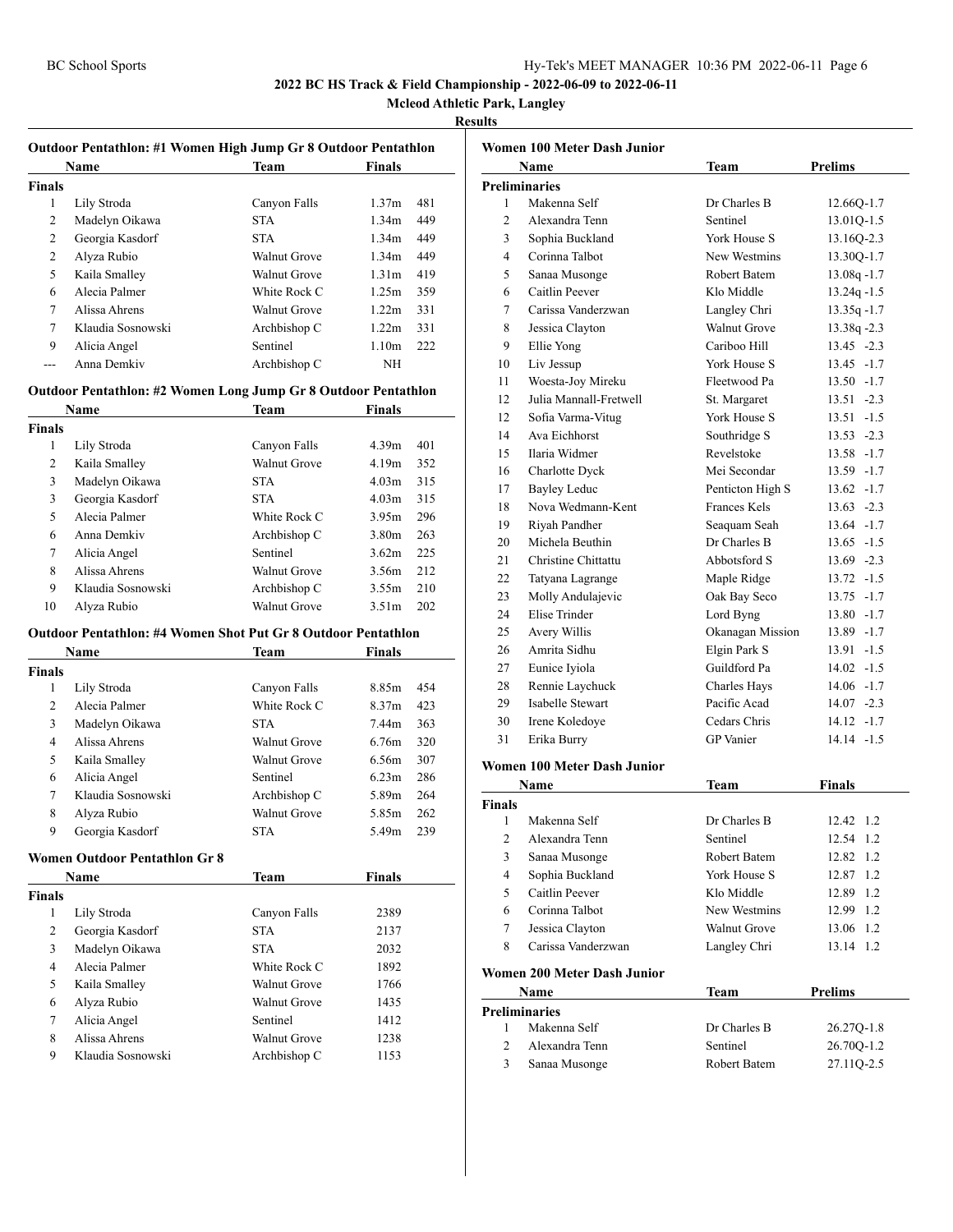**2022 BC HS Track & Field Championship - 2022-06-09 to 2022-06-11**

**Mcleod Athletic Park, Langley**

**Results**

### Outdoor Pentathlon: #1 Women High Jump Gr 8 Outdoor Pentathlon

| | Name | Team | Finals | |
|---|---|---|---|---|
| **Finals** | | | | |
| 1 | Lily Stroda | Canyon Falls | 1.37m | 481 |
| 2 | Madelyn Oikawa | STA | 1.34m | 449 |
| 2 | Georgia Kasdorf | STA | 1.34m | 449 |
| 2 | Alyza Rubio | Walnut Grove | 1.34m | 449 |
| 5 | Kaila Smalley | Walnut Grove | 1.31m | 419 |
| 6 | Alecia Palmer | White Rock C | 1.25m | 359 |
| 7 | Alissa Ahrens | Walnut Grove | 1.22m | 331 |
| 7 | Klaudia Sosnowski | Archbishop C | 1.22m | 331 |
| 9 | Alicia Angel | Sentinel | 1.10m | 222 |
| --- | Anna Demkiv | Archbishop C | NH | |

### Outdoor Pentathlon: #2 Women Long Jump Gr 8 Outdoor Pentathlon

| | Name | Team | Finals | |
|---|---|---|---|---|
| **Finals** | | | | |
| 1 | Lily Stroda | Canyon Falls | 4.39m | 401 |
| 2 | Kaila Smalley | Walnut Grove | 4.19m | 352 |
| 3 | Madelyn Oikawa | STA | 4.03m | 315 |
| 3 | Georgia Kasdorf | STA | 4.03m | 315 |
| 5 | Alecia Palmer | White Rock C | 3.95m | 296 |
| 6 | Anna Demkiv | Archbishop C | 3.80m | 263 |
| 7 | Alicia Angel | Sentinel | 3.62m | 225 |
| 8 | Alissa Ahrens | Walnut Grove | 3.56m | 212 |
| 9 | Klaudia Sosnowski | Archbishop C | 3.55m | 210 |
| 10 | Alyza Rubio | Walnut Grove | 3.51m | 202 |

### Outdoor Pentathlon: #4 Women Shot Put Gr 8 Outdoor Pentathlon

| | Name | Team | Finals | |
|---|---|---|---|---|
| **Finals** | | | | |
| 1 | Lily Stroda | Canyon Falls | 8.85m | 454 |
| 2 | Alecia Palmer | White Rock C | 8.37m | 423 |
| 3 | Madelyn Oikawa | STA | 7.44m | 363 |
| 4 | Alissa Ahrens | Walnut Grove | 6.76m | 320 |
| 5 | Kaila Smalley | Walnut Grove | 6.56m | 307 |
| 6 | Alicia Angel | Sentinel | 6.23m | 286 |
| 7 | Klaudia Sosnowski | Archbishop C | 5.89m | 264 |
| 8 | Alyza Rubio | Walnut Grove | 5.85m | 262 |
| 9 | Georgia Kasdorf | STA | 5.49m | 239 |

### Women Outdoor Pentathlon Gr 8

| | Name | Team | Finals |
|---|---|---|---|
| **Finals** | | | |
| 1 | Lily Stroda | Canyon Falls | 2389 |
| 2 | Georgia Kasdorf | STA | 2137 |
| 3 | Madelyn Oikawa | STA | 2032 |
| 4 | Alecia Palmer | White Rock C | 1892 |
| 5 | Kaila Smalley | Walnut Grove | 1766 |
| 6 | Alyza Rubio | Walnut Grove | 1435 |
| 7 | Alicia Angel | Sentinel | 1412 |
| 8 | Alissa Ahrens | Walnut Grove | 1238 |
| 9 | Klaudia Sosnowski | Archbishop C | 1153 |

### Women 100 Meter Dash Junior

| | Name | Team | Prelims |
|---|---|---|---|
| **Preliminaries** | | | |
| 1 | Makenna Self | Dr Charles B | 12.66Q-1.7 |
| 2 | Alexandra Tenn | Sentinel | 13.01Q-1.5 |
| 3 | Sophia Buckland | York House S | 13.16Q-2.3 |
| 4 | Corinna Talbot | New Westmins | 13.30Q-1.7 |
| 5 | Sanaa Musonge | Robert Batem | 13.08q -1.7 |
| 6 | Caitlin Peever | Klo Middle | 13.24q -1.5 |
| 7 | Carissa Vanderzwan | Langley Chri | 13.35q -1.7 |
| 8 | Jessica Clayton | Walnut Grove | 13.38q -2.3 |
| 9 | Ellie Yong | Cariboo Hill | 13.45 -2.3 |
| 10 | Liv Jessup | York House S | 13.45 -1.7 |
| 11 | Woesta-Joy Mireku | Fleetwood Pa | 13.50 -1.7 |
| 12 | Julia Mannall-Fretwell | St. Margaret | 13.51 -2.3 |
| 12 | Sofia Varma-Vitug | York House S | 13.51 -1.5 |
| 14 | Ava Eichhorst | Southridge S | 13.53 -2.3 |
| 15 | Ilaria Widmer | Revelstoke | 13.58 -1.7 |
| 16 | Charlotte Dyck | Mei Secondar | 13.59 -1.7 |
| 17 | Bayley Leduc | Penticton High S | 13.62 -1.7 |
| 18 | Nova Wedmann-Kent | Frances Kels | 13.63 -2.3 |
| 19 | Riyah Pandher | Seaquam Seah | 13.64 -1.7 |
| 20 | Michela Beuthin | Dr Charles B | 13.65 -1.5 |
| 21 | Christine Chittattu | Abbotsford S | 13.69 -2.3 |
| 22 | Tatyana Lagrange | Maple Ridge | 13.72 -1.5 |
| 23 | Molly Andulajevic | Oak Bay Seco | 13.75 -1.7 |
| 24 | Elise Trinder | Lord Byng | 13.80 -1.7 |
| 25 | Avery Willis | Okanagan Mission | 13.89 -1.7 |
| 26 | Amrita Sidhu | Elgin Park S | 13.91 -1.5 |
| 27 | Eunice Iyiola | Guildford Pa | 14.02 -1.5 |
| 28 | Rennie Laychuck | Charles Hays | 14.06 -1.7 |
| 29 | Isabelle Stewart | Pacific Acad | 14.07 -2.3 |
| 30 | Irene Koledoye | Cedars Chris | 14.12 -1.7 |
| 31 | Erika Burry | GP Vanier | 14.14 -1.5 |

### Women 100 Meter Dash Junior

| | Name | Team | Finals |
|---|---|---|---|
| **Finals** | | | |
| 1 | Makenna Self | Dr Charles B | 12.42 1.2 |
| 2 | Alexandra Tenn | Sentinel | 12.54 1.2 |
| 3 | Sanaa Musonge | Robert Batem | 12.82 1.2 |
| 4 | Sophia Buckland | York House S | 12.87 1.2 |
| 5 | Caitlin Peever | Klo Middle | 12.89 1.2 |
| 6 | Corinna Talbot | New Westmins | 12.99 1.2 |
| 7 | Jessica Clayton | Walnut Grove | 13.06 1.2 |
| 8 | Carissa Vanderzwan | Langley Chri | 13.14 1.2 |

### Women 200 Meter Dash Junior

| | Name | Team | Prelims |
|---|---|---|---|
| **Preliminaries** | | | |
| 1 | Makenna Self | Dr Charles B | 26.27Q-1.8 |
| 2 | Alexandra Tenn | Sentinel | 26.70Q-1.2 |
| 3 | Sanaa Musonge | Robert Batem | 27.11Q-2.5 |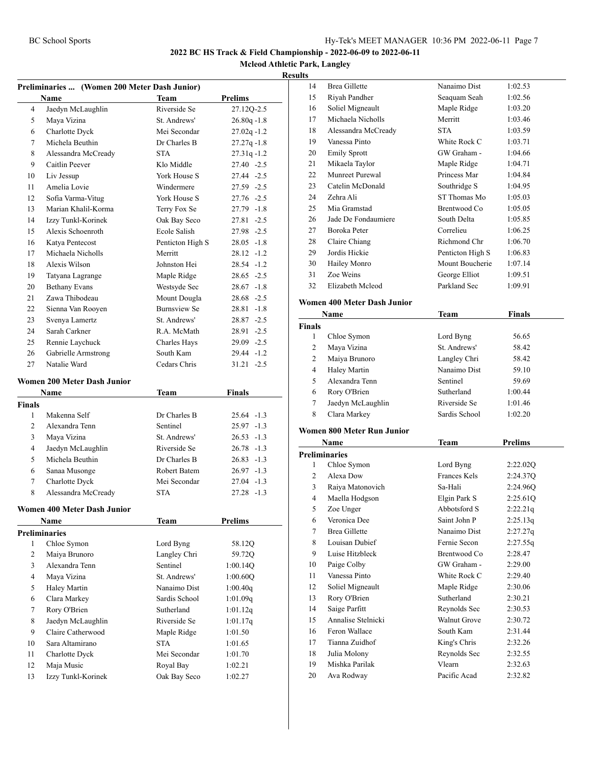# 2022 BC HS Track & Field Championship - 2022-06-09 to 2022-06-11

## Mcleod Athletic Park, Langley

### Results

**Preliminaries ... (Women 200 Meter Dash Junior)**

| | Name | Team | Prelims |
|---|---|---|---|
| 4 | Jaedyn McLaughlin | Riverside Se | 27.12Q-2.5 |
| 5 | Maya Vizina | St. Andrews' | 26.80q -1.8 |
| 6 | Charlotte Dyck | Mei Secondar | 27.02q -1.2 |
| 7 | Michela Beuthin | Dr Charles B | 27.27q -1.8 |
| 8 | Alessandra McCready | STA | 27.31q -1.2 |
| 9 | Caitlin Peever | Klo Middle | 27.40 -2.5 |
| 10 | Liv Jessup | York House S | 27.44 -2.5 |
| 11 | Amelia Lovie | Windermere | 27.59 -2.5 |
| 12 | Sofia Varma-Vitug | York House S | 27.76 -2.5 |
| 13 | Marian Khalil-Korma | Terry Fox Se | 27.79 -1.8 |
| 14 | Izzy Tunkl-Korinek | Oak Bay Seco | 27.81 -2.5 |
| 15 | Alexis Schoenroth | Ecole Salish | 27.98 -2.5 |
| 16 | Katya Pentecost | Penticton High S | 28.05 -1.8 |
| 17 | Michaela Nicholls | Merritt | 28.12 -1.2 |
| 18 | Alexis Wilson | Johnston Hei | 28.54 -1.2 |
| 19 | Tatyana Lagrange | Maple Ridge | 28.65 -2.5 |
| 20 | Bethany Evans | Westsyde Sec | 28.67 -1.8 |
| 21 | Zawa Thibodeau | Mount Dougla | 28.68 -2.5 |
| 22 | Sienna Van Rooyen | Burnsview Se | 28.81 -1.8 |
| 23 | Svenya Lamertz | St. Andrews' | 28.87 -2.5 |
| 24 | Sarah Carkner | R.A. McMath | 28.91 -2.5 |
| 25 | Rennie Laychuck | Charles Hays | 29.09 -2.5 |
| 26 | Gabrielle Armstrong | South Kam | 29.44 -1.2 |
| 27 | Natalie Ward | Cedars Chris | 31.21 -2.5 |

**Women 200 Meter Dash Junior**

| | Name | Team | Finals |
|---|---|---|---|
| **Finals** | | | |
| 1 | Makenna Self | Dr Charles B | 25.64 -1.3 |
| 2 | Alexandra Tenn | Sentinel | 25.97 -1.3 |
| 3 | Maya Vizina | St. Andrews' | 26.53 -1.3 |
| 4 | Jaedyn McLaughlin | Riverside Se | 26.78 -1.3 |
| 5 | Michela Beuthin | Dr Charles B | 26.83 -1.3 |
| 6 | Sanaa Musonge | Robert Batem | 26.97 -1.3 |
| 7 | Charlotte Dyck | Mei Secondar | 27.04 -1.3 |
| 8 | Alessandra McCready | STA | 27.28 -1.3 |

**Women 400 Meter Dash Junior**

| | Name | Team | Prelims |
|---|---|---|---|
| **Preliminaries** | | | |
| 1 | Chloe Symon | Lord Byng | 58.12Q |
| 2 | Maiya Brunoro | Langley Chri | 59.72Q |
| 3 | Alexandra Tenn | Sentinel | 1:00.14Q |
| 4 | Maya Vizina | St. Andrews' | 1:00.60Q |
| 5 | Haley Martin | Nanaimo Dist | 1:00.40q |
| 6 | Clara Markey | Sardis School | 1:01.09q |
| 7 | Rory O'Brien | Sutherland | 1:01.12q |
| 8 | Jaedyn McLaughlin | Riverside Se | 1:01.17q |
| 9 | Claire Catherwood | Maple Ridge | 1:01.50 |
| 10 | Sara Altamirano | STA | 1:01.65 |
| 11 | Charlotte Dyck | Mei Secondar | 1:01.70 |
| 12 | Maja Music | Royal Bay | 1:02.21 |
| 13 | Izzy Tunkl-Korinek | Oak Bay Seco | 1:02.27 |
| 14 | Brea Gillette | Nanaimo Dist | 1:02.53 |
| 15 | Riyah Pandher | Seaquam Seah | 1:02.56 |
| 16 | Soliel Migneault | Maple Ridge | 1:03.20 |
| 17 | Michaela Nicholls | Merritt | 1:03.46 |
| 18 | Alessandra McCready | STA | 1:03.59 |
| 19 | Vanessa Pinto | White Rock C | 1:03.71 |
| 20 | Emily Sprott | GW Graham - | 1:04.66 |
| 21 | Mikaela Taylor | Maple Ridge | 1:04.71 |
| 22 | Munreet Purewal | Princess Mar | 1:04.84 |
| 23 | Catelin McDonald | Southridge S | 1:04.95 |
| 24 | Zehra Ali | ST Thomas Mo | 1:05.03 |
| 25 | Mia Gramstad | Brentwood Co | 1:05.05 |
| 26 | Jade De Fondaumiere | South Delta | 1:05.85 |
| 27 | Boroka Peter | Correlieu | 1:06.25 |
| 28 | Claire Chiang | Richmond Chr | 1:06.70 |
| 29 | Jordis Hickie | Penticton High S | 1:06.83 |
| 30 | Hailey Monro | Mount Boucherie | 1:07.14 |
| 31 | Zoe Weins | George Elliot | 1:09.51 |
| 32 | Elizabeth Mcleod | Parkland Sec | 1:09.91 |

**Women 400 Meter Dash Junior**

| | Name | Team | Finals |
|---|---|---|---|
| **Finals** | | | |
| 1 | Chloe Symon | Lord Byng | 56.65 |
| 2 | Maya Vizina | St. Andrews' | 58.42 |
| 2 | Maiya Brunoro | Langley Chri | 58.42 |
| 4 | Haley Martin | Nanaimo Dist | 59.10 |
| 5 | Alexandra Tenn | Sentinel | 59.69 |
| 6 | Rory O'Brien | Sutherland | 1:00.44 |
| 7 | Jaedyn McLaughlin | Riverside Se | 1:01.46 |
| 8 | Clara Markey | Sardis School | 1:02.20 |

**Women 800 Meter Run Junior**

| | Name | Team | Prelims |
|---|---|---|---|
| **Preliminaries** | | | |
| 1 | Chloe Symon | Lord Byng | 2:22.02Q |
| 2 | Alexa Dow | Frances Kels | 2:24.37Q |
| 3 | Raiya Matonovich | Sa-Hali | 2:24.96Q |
| 4 | Maella Hodgson | Elgin Park S | 2:25.61Q |
| 5 | Zoe Unger | Abbotsford S | 2:22.21q |
| 6 | Veronica Dee | Saint John P | 2:25.13q |
| 7 | Brea Gillette | Nanaimo Dist | 2:27.27q |
| 8 | Louisan Dubief | Fernie Secon | 2:27.55q |
| 9 | Luise Hitzbleck | Brentwood Co | 2:28.47 |
| 10 | Paige Colby | GW Graham - | 2:29.00 |
| 11 | Vanessa Pinto | White Rock C | 2:29.40 |
| 12 | Soliel Migneault | Maple Ridge | 2:30.06 |
| 13 | Rory O'Brien | Sutherland | 2:30.21 |
| 14 | Saige Parfitt | Reynolds Sec | 2:30.53 |
| 15 | Annalise Stelnicki | Walnut Grove | 2:30.72 |
| 16 | Feron Wallace | South Kam | 2:31.44 |
| 17 | Tianna Zuidhof | King's Chris | 2:32.26 |
| 18 | Julia Molony | Reynolds Sec | 2:32.55 |
| 19 | Mishka Parilak | Vlearn | 2:32.63 |
| 20 | Ava Rodway | Pacific Acad | 2:32.82 |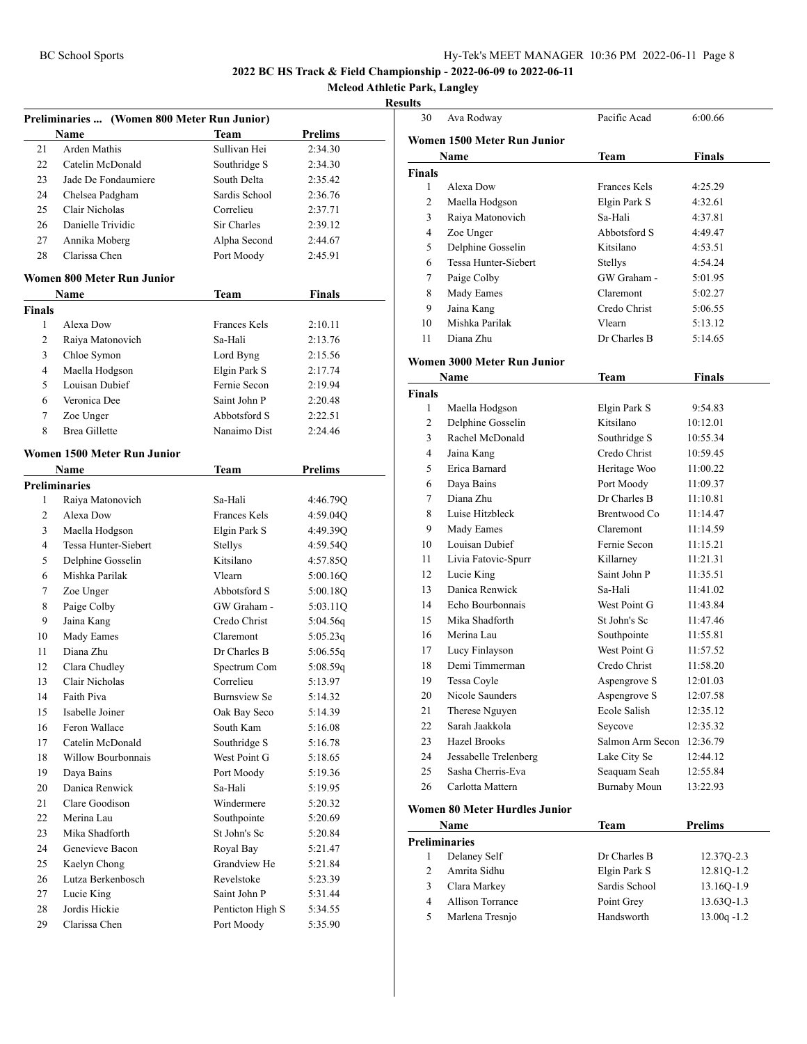**2022 BC HS Track & Field Championship - 2022-06-09 to 2022-06-11**

**Mcleod Athletic Park, Langley**

**Results**

### Preliminaries ... (Women 800 Meter Run Junior)

| | Name | Team | Prelims |
|---|---|---|---|
| 21 | Arden Mathis | Sullivan Hei | 2:34.30 |
| 22 | Catelin McDonald | Southridge S | 2:34.30 |
| 23 | Jade De Fondaumiere | South Delta | 2:35.42 |
| 24 | Chelsea Padgham | Sardis School | 2:36.76 |
| 25 | Clair Nicholas | Correlieu | 2:37.71 |
| 26 | Danielle Trividic | Sir Charles | 2:39.12 |
| 27 | Annika Moberg | Alpha Second | 2:44.67 |
| 28 | Clarissa Chen | Port Moody | 2:45.91 |

### Women 800 Meter Run Junior

| | Name | Team | Finals |
|---|---|---|---|
| **Finals** | | | |
| 1 | Alexa Dow | Frances Kels | 2:10.11 |
| 2 | Raiya Matonovich | Sa-Hali | 2:13.76 |
| 3 | Chloe Symon | Lord Byng | 2:15.56 |
| 4 | Maella Hodgson | Elgin Park S | 2:17.74 |
| 5 | Louisan Dubief | Fernie Secon | 2:19.94 |
| 6 | Veronica Dee | Saint John P | 2:20.48 |
| 7 | Zoe Unger | Abbotsford S | 2:22.51 |
| 8 | Brea Gillette | Nanaimo Dist | 2:24.46 |

### Women 1500 Meter Run Junior

| | Name | Team | Prelims |
|---|---|---|---|
| **Preliminaries** | | | |
| 1 | Raiya Matonovich | Sa-Hali | 4:46.79Q |
| 2 | Alexa Dow | Frances Kels | 4:59.04Q |
| 3 | Maella Hodgson | Elgin Park S | 4:49.39Q |
| 4 | Tessa Hunter-Siebert | Stellys | 4:59.54Q |
| 5 | Delphine Gosselin | Kitsilano | 4:57.85Q |
| 6 | Mishka Parilak | Vlearn | 5:00.16Q |
| 7 | Zoe Unger | Abbotsford S | 5:00.18Q |
| 8 | Paige Colby | GW Graham - | 5:03.11Q |
| 9 | Jaina Kang | Credo Christ | 5:04.56q |
| 10 | Mady Eames | Claremont | 5:05.23q |
| 11 | Diana Zhu | Dr Charles B | 5:06.55q |
| 12 | Clara Chudley | Spectrum Com | 5:08.59q |
| 13 | Clair Nicholas | Correlieu | 5:13.97 |
| 14 | Faith Piva | Burnsview Se | 5:14.32 |
| 15 | Isabelle Joiner | Oak Bay Seco | 5:14.39 |
| 16 | Feron Wallace | South Kam | 5:16.08 |
| 17 | Catelin McDonald | Southridge S | 5:16.78 |
| 18 | Willow Bourbonnais | West Point G | 5:18.65 |
| 19 | Daya Bains | Port Moody | 5:19.36 |
| 20 | Danica Renwick | Sa-Hali | 5:19.95 |
| 21 | Clare Goodison | Windermere | 5:20.32 |
| 22 | Merina Lau | Southpointe | 5:20.69 |
| 23 | Mika Shadforth | St John's Sc | 5:20.84 |
| 24 | Genevieve Bacon | Royal Bay | 5:21.47 |
| 25 | Kaelyn Chong | Grandview He | 5:21.84 |
| 26 | Lutza Berkenbosch | Revelstoke | 5:23.39 |
| 27 | Lucie King | Saint John P | 5:31.44 |
| 28 | Jordis Hickie | Penticton High S | 5:34.55 |
| 29 | Clarissa Chen | Port Moody | 5:35.90 |
| 30 | Ava Rodway | Pacific Acad | 6:00.66 |

### Women 1500 Meter Run Junior

| | Name | Team | Finals |
|---|---|---|---|
| **Finals** | | | |
| 1 | Alexa Dow | Frances Kels | 4:25.29 |
| 2 | Maella Hodgson | Elgin Park S | 4:32.61 |
| 3 | Raiya Matonovich | Sa-Hali | 4:37.81 |
| 4 | Zoe Unger | Abbotsford S | 4:49.47 |
| 5 | Delphine Gosselin | Kitsilano | 4:53.51 |
| 6 | Tessa Hunter-Siebert | Stellys | 4:54.24 |
| 7 | Paige Colby | GW Graham - | 5:01.95 |
| 8 | Mady Eames | Claremont | 5:02.27 |
| 9 | Jaina Kang | Credo Christ | 5:06.55 |
| 10 | Mishka Parilak | Vlearn | 5:13.12 |
| 11 | Diana Zhu | Dr Charles B | 5:14.65 |

### Women 3000 Meter Run Junior

| | Name | Team | Finals |
|---|---|---|---|
| **Finals** | | | |
| 1 | Maella Hodgson | Elgin Park S | 9:54.83 |
| 2 | Delphine Gosselin | Kitsilano | 10:12.01 |
| 3 | Rachel McDonald | Southridge S | 10:55.34 |
| 4 | Jaina Kang | Credo Christ | 10:59.45 |
| 5 | Erica Barnard | Heritage Woo | 11:00.22 |
| 6 | Daya Bains | Port Moody | 11:09.37 |
| 7 | Diana Zhu | Dr Charles B | 11:10.81 |
| 8 | Luise Hitzbleck | Brentwood Co | 11:14.47 |
| 9 | Mady Eames | Claremont | 11:14.59 |
| 10 | Louisan Dubief | Fernie Secon | 11:15.21 |
| 11 | Livia Fatovic-Spurr | Killarney | 11:21.31 |
| 12 | Lucie King | Saint John P | 11:35.51 |
| 13 | Danica Renwick | Sa-Hali | 11:41.02 |
| 14 | Echo Bourbonnais | West Point G | 11:43.84 |
| 15 | Mika Shadforth | St John's Sc | 11:47.46 |
| 16 | Merina Lau | Southpointe | 11:55.81 |
| 17 | Lucy Finlayson | West Point G | 11:57.52 |
| 18 | Demi Timmerman | Credo Christ | 11:58.20 |
| 19 | Tessa Coyle | Aspengrove S | 12:01.03 |
| 20 | Nicole Saunders | Aspengrove S | 12:07.58 |
| 21 | Therese Nguyen | Ecole Salish | 12:35.12 |
| 22 | Sarah Jaakkola | Seycove | 12:35.32 |
| 23 | Hazel Brooks | Salmon Arm Secon | 12:36.79 |
| 24 | Jessabelle Trelenberg | Lake City Se | 12:44.12 |
| 25 | Sasha Cherris-Eva | Seaquam Seah | 12:55.84 |
| 26 | Carlotta Mattern | Burnaby Moun | 13:22.93 |

### Women 80 Meter Hurdles Junior

| | Name | Team | Prelims |
|---|---|---|---|
| **Preliminaries** | | | |
| 1 | Delaney Self | Dr Charles B | 12.37Q-2.3 |
| 2 | Amrita Sidhu | Elgin Park S | 12.81Q-1.2 |
| 3 | Clara Markey | Sardis School | 13.16Q-1.9 |
| 4 | Allison Torrance | Point Grey | 13.63Q-1.3 |
| 5 | Marlena Tresnjo | Handsworth | 13.00q -1.2 |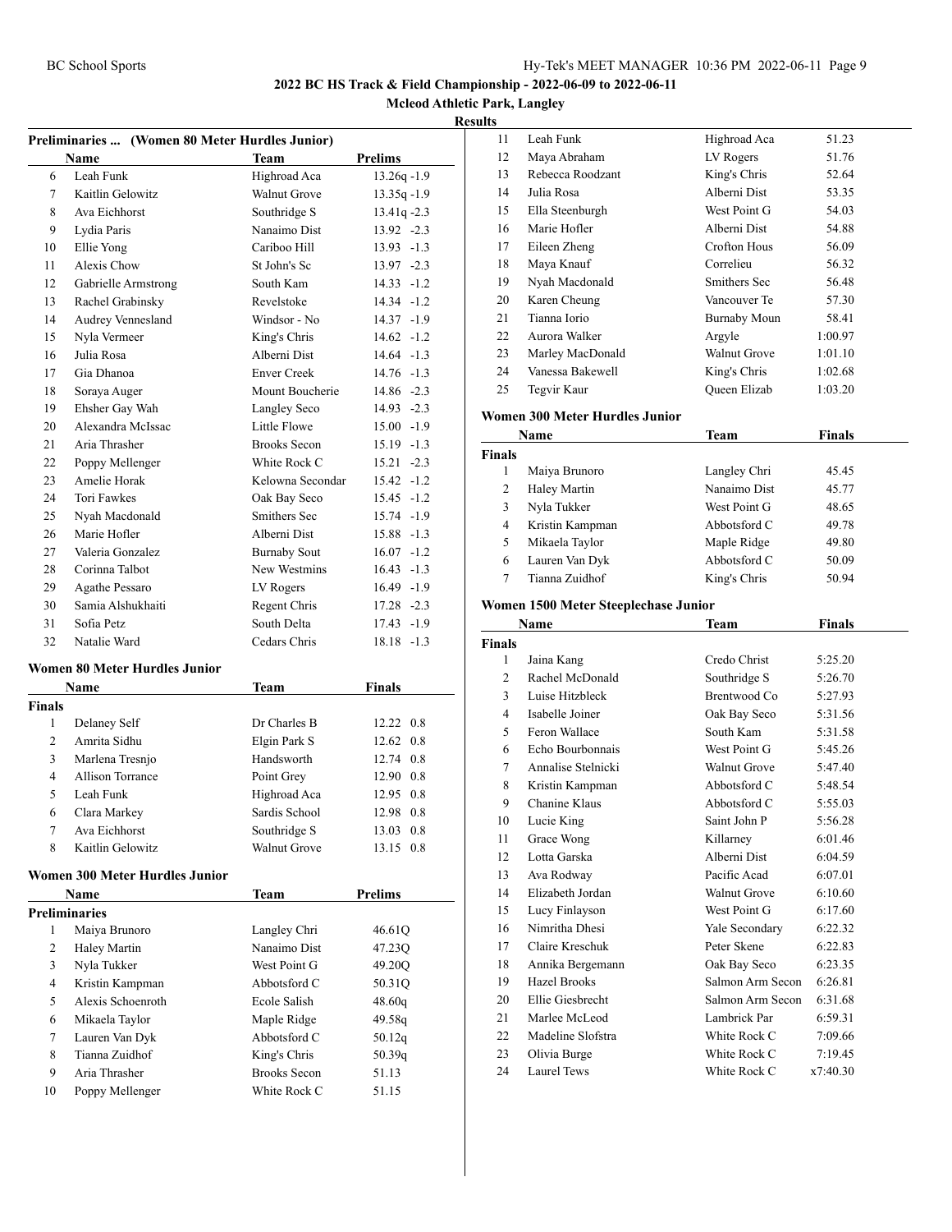## 2022 BC HS Track & Field Championship - 2022-06-09 to 2022-06-11

### Mcleod Athletic Park, Langley

### Results

#### Preliminaries ... (Women 80 Meter Hurdles Junior)

| | Name | Team | Prelims | |
|---|---|---|---|---|
| 6 | Leah Funk | Highroad Aca | 13.26q | -1.9 |
| 7 | Kaitlin Gelowitz | Walnut Grove | 13.35q | -1.9 |
| 8 | Ava Eichhorst | Southridge S | 13.41q | -2.3 |
| 9 | Lydia Paris | Nanaimo Dist | 13.92 | -2.3 |
| 10 | Ellie Yong | Cariboo Hill | 13.93 | -1.3 |
| 11 | Alexis Chow | St John's Sc | 13.97 | -2.3 |
| 12 | Gabrielle Armstrong | South Kam | 14.33 | -1.2 |
| 13 | Rachel Grabinsky | Revelstoke | 14.34 | -1.2 |
| 14 | Audrey Vennesland | Windsor - No | 14.37 | -1.9 |
| 15 | Nyla Vermeer | King's Chris | 14.62 | -1.2 |
| 16 | Julia Rosa | Alberni Dist | 14.64 | -1.3 |
| 17 | Gia Dhanoa | Enver Creek | 14.76 | -1.3 |
| 18 | Soraya Auger | Mount Boucherie | 14.86 | -2.3 |
| 19 | Ehsher Gay Wah | Langley Seco | 14.93 | -2.3 |
| 20 | Alexandra McIssac | Little Flowe | 15.00 | -1.9 |
| 21 | Aria Thrasher | Brooks Secon | 15.19 | -1.3 |
| 22 | Poppy Mellenger | White Rock C | 15.21 | -2.3 |
| 23 | Amelie Horak | Kelowna Secondar | 15.42 | -1.2 |
| 24 | Tori Fawkes | Oak Bay Seco | 15.45 | -1.2 |
| 25 | Nyah Macdonald | Smithers Sec | 15.74 | -1.9 |
| 26 | Marie Hofler | Alberni Dist | 15.88 | -1.3 |
| 27 | Valeria Gonzalez | Burnaby Sout | 16.07 | -1.2 |
| 28 | Corinna Talbot | New Westmins | 16.43 | -1.3 |
| 29 | Agathe Pessaro | LV Rogers | 16.49 | -1.9 |
| 30 | Samia Alshukhaiti | Regent Chris | 17.28 | -2.3 |
| 31 | Sofia Petz | South Delta | 17.43 | -1.9 |
| 32 | Natalie Ward | Cedars Chris | 18.18 | -1.3 |

#### Women 80 Meter Hurdles Junior

| | Name | Team | Finals | |
|---|---|---|---|---|
| **Finals** | | | | |
| 1 | Delaney Self | Dr Charles B | 12.22 | 0.8 |
| 2 | Amrita Sidhu | Elgin Park S | 12.62 | 0.8 |
| 3 | Marlena Tresnjo | Handsworth | 12.74 | 0.8 |
| 4 | Allison Torrance | Point Grey | 12.90 | 0.8 |
| 5 | Leah Funk | Highroad Aca | 12.95 | 0.8 |
| 6 | Clara Markey | Sardis School | 12.98 | 0.8 |
| 7 | Ava Eichhorst | Southridge S | 13.03 | 0.8 |
| 8 | Kaitlin Gelowitz | Walnut Grove | 13.15 | 0.8 |

#### Women 300 Meter Hurdles Junior

| | Name | Team | Prelims |
|---|---|---|---|
| **Preliminaries** | | | |
| 1 | Maiya Brunoro | Langley Chri | 46.61Q |
| 2 | Haley Martin | Nanaimo Dist | 47.23Q |
| 3 | Nyla Tukker | West Point G | 49.20Q |
| 4 | Kristin Kampman | Abbotsford C | 50.31Q |
| 5 | Alexis Schoenroth | Ecole Salish | 48.60q |
| 6 | Mikaela Taylor | Maple Ridge | 49.58q |
| 7 | Lauren Van Dyk | Abbotsford C | 50.12q |
| 8 | Tianna Zuidhof | King's Chris | 50.39q |
| 9 | Aria Thrasher | Brooks Secon | 51.13 |
| 10 | Poppy Mellenger | White Rock C | 51.15 |
| 11 | Leah Funk | Highroad Aca | 51.23 |
| 12 | Maya Abraham | LV Rogers | 51.76 |
| 13 | Rebecca Roodzant | King's Chris | 52.64 |
| 14 | Julia Rosa | Alberni Dist | 53.35 |
| 15 | Ella Steenburgh | West Point G | 54.03 |
| 16 | Marie Hofler | Alberni Dist | 54.88 |
| 17 | Eileen Zheng | Crofton Hous | 56.09 |
| 18 | Maya Knauf | Correlieu | 56.32 |
| 19 | Nyah Macdonald | Smithers Sec | 56.48 |
| 20 | Karen Cheung | Vancouver Te | 57.30 |
| 21 | Tianna Iorio | Burnaby Moun | 58.41 |
| 22 | Aurora Walker | Argyle | 1:00.97 |
| 23 | Marley MacDonald | Walnut Grove | 1:01.10 |
| 24 | Vanessa Bakewell | King's Chris | 1:02.68 |
| 25 | Tegvir Kaur | Queen Elizab | 1:03.20 |

#### Women 300 Meter Hurdles Junior

| | Name | Team | Finals |
|---|---|---|---|
| **Finals** | | | |
| 1 | Maiya Brunoro | Langley Chri | 45.45 |
| 2 | Haley Martin | Nanaimo Dist | 45.77 |
| 3 | Nyla Tukker | West Point G | 48.65 |
| 4 | Kristin Kampman | Abbotsford C | 49.78 |
| 5 | Mikaela Taylor | Maple Ridge | 49.80 |
| 6 | Lauren Van Dyk | Abbotsford C | 50.09 |
| 7 | Tianna Zuidhof | King's Chris | 50.94 |

#### Women 1500 Meter Steeplechase Junior

| | Name | Team | Finals |
|---|---|---|---|
| **Finals** | | | |
| 1 | Jaina Kang | Credo Christ | 5:25.20 |
| 2 | Rachel McDonald | Southridge S | 5:26.70 |
| 3 | Luise Hitzbleck | Brentwood Co | 5:27.93 |
| 4 | Isabelle Joiner | Oak Bay Seco | 5:31.56 |
| 5 | Feron Wallace | South Kam | 5:31.58 |
| 6 | Echo Bourbonnais | West Point G | 5:45.26 |
| 7 | Annalise Stelnicki | Walnut Grove | 5:47.40 |
| 8 | Kristin Kampman | Abbotsford C | 5:48.54 |
| 9 | Chanine Klaus | Abbotsford C | 5:55.03 |
| 10 | Lucie King | Saint John P | 5:56.28 |
| 11 | Grace Wong | Killarney | 6:01.46 |
| 12 | Lotta Garska | Alberni Dist | 6:04.59 |
| 13 | Ava Rodway | Pacific Acad | 6:07.01 |
| 14 | Elizabeth Jordan | Walnut Grove | 6:10.60 |
| 15 | Lucy Finlayson | West Point G | 6:17.60 |
| 16 | Nimritha Dhesi | Yale Secondary | 6:22.32 |
| 17 | Claire Kreschuk | Peter Skene | 6:22.83 |
| 18 | Annika Bergemann | Oak Bay Seco | 6:23.35 |
| 19 | Hazel Brooks | Salmon Arm Secon | 6:26.81 |
| 20 | Ellie Giesbrecht | Salmon Arm Secon | 6:31.68 |
| 21 | Marlee McLeod | Lambrick Par | 6:59.31 |
| 22 | Madeline Slofstra | White Rock C | 7:09.66 |
| 23 | Olivia Burge | White Rock C | 7:19.45 |
| 24 | Laurel Tews | White Rock C | x7:40.30 |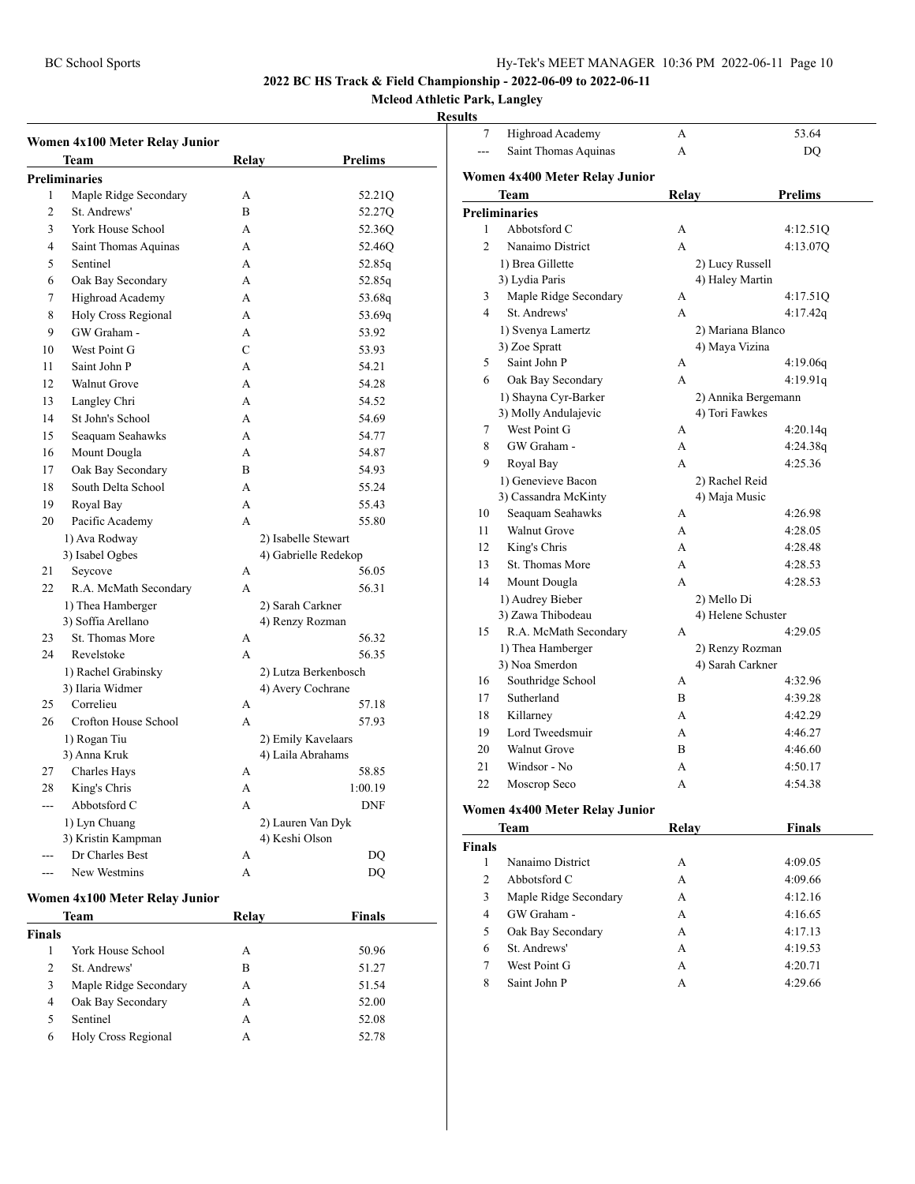# 2022 BC HS Track & Field Championship - 2022-06-09 to 2022-06-11

## Mcleod Athletic Park, Langley

### Results

### Women 4x100 Meter Relay Junior

| | Team | Relay | Prelims |
|---|---|---|---|
| **Preliminaries** | | | |
| 1 | Maple Ridge Secondary | A | 52.21Q |
| 2 | St. Andrews' | B | 52.27Q |
| 3 | York House School | A | 52.36Q |
| 4 | Saint Thomas Aquinas | A | 52.46Q |
| 5 | Sentinel | A | 52.85q |
| 6 | Oak Bay Secondary | A | 52.85q |
| 7 | Highroad Academy | A | 53.68q |
| 8 | Holy Cross Regional | A | 53.69q |
| 9 | GW Graham - | A | 53.92 |
| 10 | West Point G | C | 53.93 |
| 11 | Saint John P | A | 54.21 |
| 12 | Walnut Grove | A | 54.28 |
| 13 | Langley Chri | A | 54.52 |
| 14 | St John's School | A | 54.69 |
| 15 | Seaquam Seahawks | A | 54.77 |
| 16 | Mount Dougla | A | 54.87 |
| 17 | Oak Bay Secondary | B | 54.93 |
| 18 | South Delta School | A | 55.24 |
| 19 | Royal Bay | A | 55.43 |
| 20 | Pacific Academy | A | 55.80 |
| | 1) Ava Rodway | 2) Isabelle Stewart | |
| | 3) Isabel Ogbes | 4) Gabrielle Redekop | |
| 21 | Seycove | A | 56.05 |
| 22 | R.A. McMath Secondary | A | 56.31 |
| | 1) Thea Hamberger | 2) Sarah Carkner | |
| | 3) Soffia Arellano | 4) Renzy Rozman | |
| 23 | St. Thomas More | A | 56.32 |
| 24 | Revelstoke | A | 56.35 |
| | 1) Rachel Grabinsky | 2) Lutza Berkenbosch | |
| | 3) Ilaria Widmer | 4) Avery Cochrane | |
| 25 | Correlieu | A | 57.18 |
| 26 | Crofton House School | A | 57.93 |
| | 1) Rogan Tiu | 2) Emily Kavelaars | |
| | 3) Anna Kruk | 4) Laila Abrahams | |
| 27 | Charles Hays | A | 58.85 |
| 28 | King's Chris | A | 1:00.19 |
| --- | Abbotsford C | A | DNF |
| | 1) Lyn Chuang | 2) Lauren Van Dyk | |
| | 3) Kristin Kampman | 4) Keshi Olson | |
| --- | Dr Charles Best | A | DQ |
| --- | New Westmins | A | DQ |

### Women 4x100 Meter Relay Junior

| | Team | Relay | Finals |
|---|---|---|---|
| **Finals** | | | |
| 1 | York House School | A | 50.96 |
| 2 | St. Andrews' | B | 51.27 |
| 3 | Maple Ridge Secondary | A | 51.54 |
| 4 | Oak Bay Secondary | A | 52.00 |
| 5 | Sentinel | A | 52.08 |
| 6 | Holy Cross Regional | A | 52.78 |
| 7 | Highroad Academy | A | 53.64 |
| --- | Saint Thomas Aquinas | A | DQ |

### Women 4x400 Meter Relay Junior

| | Team | Relay | Prelims |
|---|---|---|---|
| **Preliminaries** | | | |
| 1 | Abbotsford C | A | 4:12.51Q |
| 2 | Nanaimo District | A | 4:13.07Q |
| | 1) Brea Gillette | 2) Lucy Russell | |
| | 3) Lydia Paris | 4) Haley Martin | |
| 3 | Maple Ridge Secondary | A | 4:17.51Q |
| 4 | St. Andrews' | A | 4:17.42q |
| | 1) Svenya Lamertz | 2) Mariana Blanco | |
| | 3) Zoe Spratt | 4) Maya Vizina | |
| 5 | Saint John P | A | 4:19.06q |
| 6 | Oak Bay Secondary | A | 4:19.91q |
| | 1) Shayna Cyr-Barker | 2) Annika Bergemann | |
| | 3) Molly Andulajevic | 4) Tori Fawkes | |
| 7 | West Point G | A | 4:20.14q |
| 8 | GW Graham - | A | 4:24.38q |
| 9 | Royal Bay | A | 4:25.36 |
| | 1) Genevieve Bacon | 2) Rachel Reid | |
| | 3) Cassandra McKinty | 4) Maja Music | |
| 10 | Seaquam Seahawks | A | 4:26.98 |
| 11 | Walnut Grove | A | 4:28.05 |
| 12 | King's Chris | A | 4:28.48 |
| 13 | St. Thomas More | A | 4:28.53 |
| 14 | Mount Dougla | A | 4:28.53 |
| | 1) Audrey Bieber | 2) Mello Di | |
| | 3) Zawa Thibodeau | 4) Helene Schuster | |
| 15 | R.A. McMath Secondary | A | 4:29.05 |
| | 1) Thea Hamberger | 2) Renzy Rozman | |
| | 3) Noa Smerdon | 4) Sarah Carkner | |
| 16 | Southridge School | A | 4:32.96 |
| 17 | Sutherland | B | 4:39.28 |
| 18 | Killarney | A | 4:42.29 |
| 19 | Lord Tweedsmuir | A | 4:46.27 |
| 20 | Walnut Grove | B | 4:46.60 |
| 21 | Windsor - No | A | 4:50.17 |
| 22 | Moscrop Seco | A | 4:54.38 |

### Women 4x400 Meter Relay Junior

| | Team | Relay | Finals |
|---|---|---|---|
| **Finals** | | | |
| 1 | Nanaimo District | A | 4:09.05 |
| 2 | Abbotsford C | A | 4:09.66 |
| 3 | Maple Ridge Secondary | A | 4:12.16 |
| 4 | GW Graham - | A | 4:16.65 |
| 5 | Oak Bay Secondary | A | 4:17.13 |
| 6 | St. Andrews' | A | 4:19.53 |
| 7 | West Point G | A | 4:20.71 |
| 8 | Saint John P | A | 4:29.66 |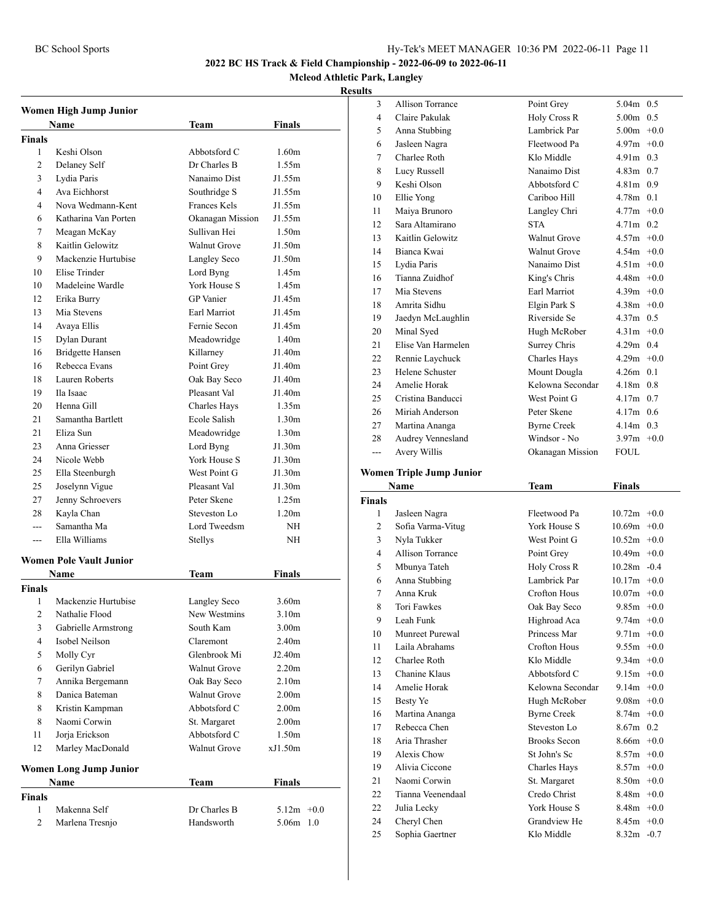**2022 BC HS Track & Field Championship - 2022-06-09 to 2022-06-11**

**Mcleod Athletic Park, Langley**

**Results**

### Women High Jump Junior

| | Name | Team | Finals |
|---|---|---|---|
| **Finals** | | | |
| 1 | Keshi Olson | Abbotsford C | 1.60m |
| 2 | Delaney Self | Dr Charles B | 1.55m |
| 3 | Lydia Paris | Nanaimo Dist | J1.55m |
| 4 | Ava Eichhorst | Southridge S | J1.55m |
| 4 | Nova Wedmann-Kent | Frances Kels | J1.55m |
| 6 | Katharina Van Porten | Okanagan Mission | J1.55m |
| 7 | Meagan McKay | Sullivan Hei | 1.50m |
| 8 | Kaitlin Gelowitz | Walnut Grove | J1.50m |
| 9 | Mackenzie Hurtubise | Langley Seco | J1.50m |
| 10 | Elise Trinder | Lord Byng | 1.45m |
| 10 | Madeleine Wardle | York House S | 1.45m |
| 12 | Erika Burry | GP Vanier | J1.45m |
| 13 | Mia Stevens | Earl Marriot | J1.45m |
| 14 | Avaya Ellis | Fernie Secon | J1.45m |
| 15 | Dylan Durant | Meadowridge | 1.40m |
| 16 | Bridgette Hansen | Killarney | J1.40m |
| 16 | Rebecca Evans | Point Grey | J1.40m |
| 18 | Lauren Roberts | Oak Bay Seco | J1.40m |
| 19 | Ila Isaac | Pleasant Val | J1.40m |
| 20 | Henna Gill | Charles Hays | 1.35m |
| 21 | Samantha Bartlett | Ecole Salish | 1.30m |
| 21 | Eliza Sun | Meadowridge | 1.30m |
| 23 | Anna Griesser | Lord Byng | J1.30m |
| 24 | Nicole Webb | York House S | J1.30m |
| 25 | Ella Steenburgh | West Point G | J1.30m |
| 25 | Joselynn Vigue | Pleasant Val | J1.30m |
| 27 | Jenny Schroevers | Peter Skene | 1.25m |
| 28 | Kayla Chan | Steveston Lo | 1.20m |
| --- | Samantha Ma | Lord Tweedsm | NH |
| --- | Ella Williams | Stellys | NH |

### Women Pole Vault Junior

| | Name | Team | Finals |
|---|---|---|---|
| **Finals** | | | |
| 1 | Mackenzie Hurtubise | Langley Seco | 3.60m |
| 2 | Nathalie Flood | New Westmins | 3.10m |
| 3 | Gabrielle Armstrong | South Kam | 3.00m |
| 4 | Isobel Neilson | Claremont | 2.40m |
| 5 | Molly Cyr | Glenbrook Mi | J2.40m |
| 6 | Gerilyn Gabriel | Walnut Grove | 2.20m |
| 7 | Annika Bergemann | Oak Bay Seco | 2.10m |
| 8 | Danica Bateman | Walnut Grove | 2.00m |
| 8 | Kristin Kampman | Abbotsford C | 2.00m |
| 8 | Naomi Corwin | St. Margaret | 2.00m |
| 11 | Jorja Erickson | Abbotsford C | 1.50m |
| 12 | Marley MacDonald | Walnut Grove | xJ1.50m |

### Women Long Jump Junior

| | Name | Team | Finals | |
|---|---|---|---|---|
| **Finals** | | | | |
| 1 | Makenna Self | Dr Charles B | 5.12m | +0.0 |
| 2 | Marlena Tresnjo | Handsworth | 5.06m | 1.0 |
| 3 | Allison Torrance | Point Grey | 5.04m | 0.5 |
| 4 | Claire Pakulak | Holy Cross R | 5.00m | 0.5 |
| 5 | Anna Stubbing | Lambrick Par | 5.00m | +0.0 |
| 6 | Jasleen Nagra | Fleetwood Pa | 4.97m | +0.0 |
| 7 | Charlee Roth | Klo Middle | 4.91m | 0.3 |
| 8 | Lucy Russell | Nanaimo Dist | 4.83m | 0.7 |
| 9 | Keshi Olson | Abbotsford C | 4.81m | 0.9 |
| 10 | Ellie Yong | Cariboo Hill | 4.78m | 0.1 |
| 11 | Maiya Brunoro | Langley Chri | 4.77m | +0.0 |
| 12 | Sara Altamirano | STA | 4.71m | 0.2 |
| 13 | Kaitlin Gelowitz | Walnut Grove | 4.57m | +0.0 |
| 14 | Bianca Kwai | Walnut Grove | 4.54m | +0.0 |
| 15 | Lydia Paris | Nanaimo Dist | 4.51m | +0.0 |
| 16 | Tianna Zuidhof | King's Chris | 4.48m | +0.0 |
| 17 | Mia Stevens | Earl Marriot | 4.39m | +0.0 |
| 18 | Amrita Sidhu | Elgin Park S | 4.38m | +0.0 |
| 19 | Jaedyn McLaughlin | Riverside Se | 4.37m | 0.5 |
| 20 | Minal Syed | Hugh McRober | 4.31m | +0.0 |
| 21 | Elise Van Harmelen | Surrey Chris | 4.29m | 0.4 |
| 22 | Rennie Laychuck | Charles Hays | 4.29m | +0.0 |
| 23 | Helene Schuster | Mount Dougla | 4.26m | 0.1 |
| 24 | Amelie Horak | Kelowna Secondar | 4.18m | 0.8 |
| 25 | Cristina Banducci | West Point G | 4.17m | 0.7 |
| 26 | Miriah Anderson | Peter Skene | 4.17m | 0.6 |
| 27 | Martina Ananga | Byrne Creek | 4.14m | 0.3 |
| 28 | Audrey Vennesland | Windsor - No | 3.97m | +0.0 |
| --- | Avery Willis | Okanagan Mission | FOUL | |

### Women Triple Jump Junior

| | Name | Team | Finals | |
|---|---|---|---|---|
| **Finals** | | | | |
| 1 | Jasleen Nagra | Fleetwood Pa | 10.72m | +0.0 |
| 2 | Sofia Varma-Vitug | York House S | 10.69m | +0.0 |
| 3 | Nyla Tukker | West Point G | 10.52m | +0.0 |
| 4 | Allison Torrance | Point Grey | 10.49m | +0.0 |
| 5 | Mbunya Tateh | Holy Cross R | 10.28m | -0.4 |
| 6 | Anna Stubbing | Lambrick Par | 10.17m | +0.0 |
| 7 | Anna Kruk | Crofton Hous | 10.07m | +0.0 |
| 8 | Tori Fawkes | Oak Bay Seco | 9.85m | +0.0 |
| 9 | Leah Funk | Highroad Aca | 9.74m | +0.0 |
| 10 | Munreet Purewal | Princess Mar | 9.71m | +0.0 |
| 11 | Laila Abrahams | Crofton Hous | 9.55m | +0.0 |
| 12 | Charlee Roth | Klo Middle | 9.34m | +0.0 |
| 13 | Chanine Klaus | Abbotsford C | 9.15m | +0.0 |
| 14 | Amelie Horak | Kelowna Secondar | 9.14m | +0.0 |
| 15 | Besty Ye | Hugh McRober | 9.08m | +0.0 |
| 16 | Martina Ananga | Byrne Creek | 8.74m | +0.0 |
| 17 | Rebecca Chen | Steveston Lo | 8.67m | 0.2 |
| 18 | Aria Thrasher | Brooks Secon | 8.66m | +0.0 |
| 19 | Alexis Chow | St John's Sc | 8.57m | +0.0 |
| 19 | Alivia Ciccone | Charles Hays | 8.57m | +0.0 |
| 21 | Naomi Corwin | St. Margaret | 8.50m | +0.0 |
| 22 | Tianna Veenendaal | Credo Christ | 8.48m | +0.0 |
| 22 | Julia Lecky | York House S | 8.48m | +0.0 |
| 24 | Cheryl Chen | Grandview He | 8.45m | +0.0 |
| 25 | Sophia Gaertner | Klo Middle | 8.32m | -0.7 |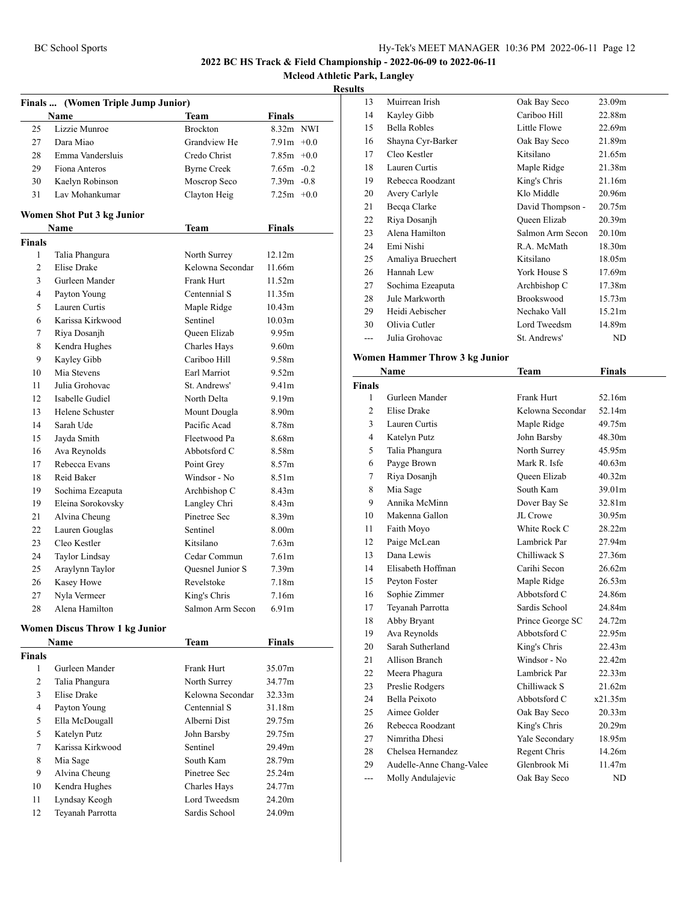## 2022 BC HS Track & Field Championship - 2022-06-09 to 2022-06-11

**Mcleod Athletic Park, Langley**

**Results**

### Finals ... (Women Triple Jump Junior)

| | Name | Team | Finals | |
|---|---|---|---|---|
| 25 | Lizzie Munroe | Brockton | 8.32m | NWI |
| 27 | Dara Miao | Grandview He | 7.91m | +0.0 |
| 28 | Emma Vandersluis | Credo Christ | 7.85m | +0.0 |
| 29 | Fiona Anteros | Byrne Creek | 7.65m | -0.2 |
| 30 | Kaelyn Robinson | Moscrop Seco | 7.39m | -0.8 |
| 31 | Lav Mohankumar | Clayton Heig | 7.25m | +0.0 |

### Women Shot Put 3 kg Junior

| | Name | Team | Finals |
|---|---|---|---|
| **Finals** | | | |
| 1 | Talia Phangura | North Surrey | 12.12m |
| 2 | Elise Drake | Kelowna Secondar | 11.66m |
| 3 | Gurleen Mander | Frank Hurt | 11.52m |
| 4 | Payton Young | Centennial S | 11.35m |
| 5 | Lauren Curtis | Maple Ridge | 10.43m |
| 6 | Karissa Kirkwood | Sentinel | 10.03m |
| 7 | Riya Dosanjh | Queen Elizab | 9.95m |
| 8 | Kendra Hughes | Charles Hays | 9.60m |
| 9 | Kayley Gibb | Cariboo Hill | 9.58m |
| 10 | Mia Stevens | Earl Marriot | 9.52m |
| 11 | Julia Grohovac | St. Andrews' | 9.41m |
| 12 | Isabelle Gudiel | North Delta | 9.19m |
| 13 | Helene Schuster | Mount Dougla | 8.90m |
| 14 | Sarah Ude | Pacific Acad | 8.78m |
| 15 | Jayda Smith | Fleetwood Pa | 8.68m |
| 16 | Ava Reynolds | Abbotsford C | 8.58m |
| 17 | Rebecca Evans | Point Grey | 8.57m |
| 18 | Reid Baker | Windsor - No | 8.51m |
| 19 | Sochima Ezeaputa | Archbishop C | 8.43m |
| 19 | Eleina Sorokovsky | Langley Chri | 8.43m |
| 21 | Alvina Cheung | Pinetree Sec | 8.39m |
| 22 | Lauren Gouglas | Sentinel | 8.00m |
| 23 | Cleo Kestler | Kitsilano | 7.63m |
| 24 | Taylor Lindsay | Cedar Commun | 7.61m |
| 25 | Araylynn Taylor | Quesnel Junior S | 7.39m |
| 26 | Kasey Howe | Revelstoke | 7.18m |
| 27 | Nyla Vermeer | King's Chris | 7.16m |
| 28 | Alena Hamilton | Salmon Arm Secon | 6.91m |

### Women Discus Throw 1 kg Junior

| | Name | Team | Finals |
|---|---|---|---|
| **Finals** | | | |
| 1 | Gurleen Mander | Frank Hurt | 35.07m |
| 2 | Talia Phangura | North Surrey | 34.77m |
| 3 | Elise Drake | Kelowna Secondar | 32.33m |
| 4 | Payton Young | Centennial S | 31.18m |
| 5 | Ella McDougall | Alberni Dist | 29.75m |
| 5 | Katelyn Putz | John Barsby | 29.75m |
| 7 | Karissa Kirkwood | Sentinel | 29.49m |
| 8 | Mia Sage | South Kam | 28.79m |
| 9 | Alvina Cheung | Pinetree Sec | 25.24m |
| 10 | Kendra Hughes | Charles Hays | 24.77m |
| 11 | Lyndsay Keogh | Lord Tweedsm | 24.20m |
| 12 | Teyanah Parrotta | Sardis School | 24.09m |
| 13 | Muirrean Irish | Oak Bay Seco | 23.09m |
| 14 | Kayley Gibb | Cariboo Hill | 22.88m |
| 15 | Bella Robles | Little Flowe | 22.69m |
| 16 | Shayna Cyr-Barker | Oak Bay Seco | 21.89m |
| 17 | Cleo Kestler | Kitsilano | 21.65m |
| 18 | Lauren Curtis | Maple Ridge | 21.38m |
| 19 | Rebecca Roodzant | King's Chris | 21.16m |
| 20 | Avery Carlyle | Klo Middle | 20.96m |
| 21 | Becqa Clarke | David Thompson - | 20.75m |
| 22 | Riya Dosanjh | Queen Elizab | 20.39m |
| 23 | Alena Hamilton | Salmon Arm Secon | 20.10m |
| 24 | Emi Nishi | R.A. McMath | 18.30m |
| 25 | Amaliya Bruechert | Kitsilano | 18.05m |
| 26 | Hannah Lew | York House S | 17.69m |
| 27 | Sochima Ezeaputa | Archbishop C | 17.38m |
| 28 | Jule Markworth | Brookswood | 15.73m |
| 29 | Heidi Aebischer | Nechako Vall | 15.21m |
| 30 | Olivia Cutler | Lord Tweedsm | 14.89m |
| --- | Julia Grohovac | St. Andrews' | ND |

### Women Hammer Throw 3 kg Junior

| | Name | Team | Finals |
|---|---|---|---|
| **Finals** | | | |
| 1 | Gurleen Mander | Frank Hurt | 52.16m |
| 2 | Elise Drake | Kelowna Secondar | 52.14m |
| 3 | Lauren Curtis | Maple Ridge | 49.75m |
| 4 | Katelyn Putz | John Barsby | 48.30m |
| 5 | Talia Phangura | North Surrey | 45.95m |
| 6 | Payge Brown | Mark R. Isfe | 40.63m |
| 7 | Riya Dosanjh | Queen Elizab | 40.32m |
| 8 | Mia Sage | South Kam | 39.01m |
| 9 | Annika McMinn | Dover Bay Se | 32.81m |
| 10 | Makenna Gallon | JL Crowe | 30.95m |
| 11 | Faith Moyo | White Rock C | 28.22m |
| 12 | Paige McLean | Lambrick Par | 27.94m |
| 13 | Dana Lewis | Chilliwack S | 27.36m |
| 14 | Elisabeth Hoffman | Carihi Secon | 26.62m |
| 15 | Peyton Foster | Maple Ridge | 26.53m |
| 16 | Sophie Zimmer | Abbotsford C | 24.86m |
| 17 | Teyanah Parrotta | Sardis School | 24.84m |
| 18 | Abby Bryant | Prince George SC | 24.72m |
| 19 | Ava Reynolds | Abbotsford C | 22.95m |
| 20 | Sarah Sutherland | King's Chris | 22.43m |
| 21 | Allison Branch | Windsor - No | 22.42m |
| 22 | Meera Phagura | Lambrick Par | 22.33m |
| 23 | Preslie Rodgers | Chilliwack S | 21.62m |
| 24 | Bella Peixoto | Abbotsford C | x21.35m |
| 25 | Aimee Golder | Oak Bay Seco | 20.33m |
| 26 | Rebecca Roodzant | King's Chris | 20.29m |
| 27 | Nimritha Dhesi | Yale Secondary | 18.95m |
| 28 | Chelsea Hernandez | Regent Chris | 14.26m |
| 29 | Audelle-Anne Chang-Valee | Glenbrook Mi | 11.47m |
| --- | Molly Andulajevic | Oak Bay Seco | ND |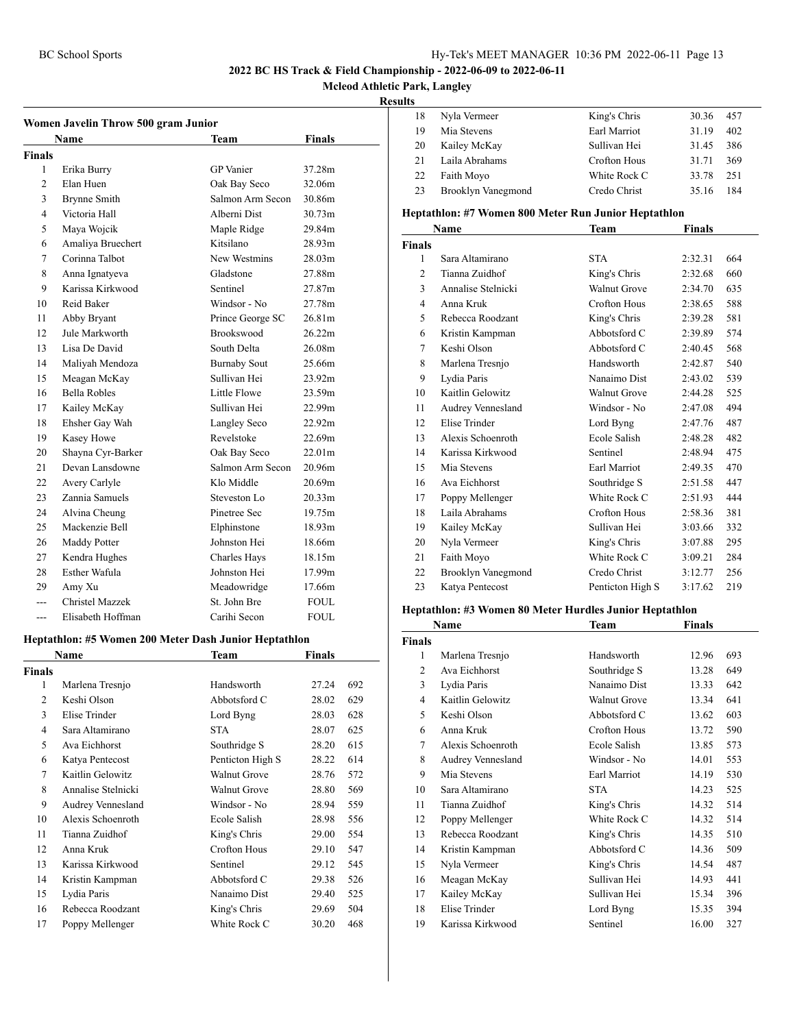# 2022 BC HS Track & Field Championship - 2022-06-09 to 2022-06-11

**Mcleod Athletic Park, Langley**

**Results**

## Women Javelin Throw 500 gram Junior

| | Name | Team | Finals |
|---|---|---|---|
| **Finals** | | | |
| 1 | Erika Burry | GP Vanier | 37.28m |
| 2 | Elan Huen | Oak Bay Seco | 32.06m |
| 3 | Brynne Smith | Salmon Arm Secon | 30.86m |
| 4 | Victoria Hall | Alberni Dist | 30.73m |
| 5 | Maya Wojcik | Maple Ridge | 29.84m |
| 6 | Amaliya Bruechert | Kitsilano | 28.93m |
| 7 | Corinna Talbot | New Westmins | 28.03m |
| 8 | Anna Ignatyeva | Gladstone | 27.88m |
| 9 | Karissa Kirkwood | Sentinel | 27.87m |
| 10 | Reid Baker | Windsor - No | 27.78m |
| 11 | Abby Bryant | Prince George SC | 26.81m |
| 12 | Jule Markworth | Brookswood | 26.22m |
| 13 | Lisa De David | South Delta | 26.08m |
| 14 | Maliyah Mendoza | Burnaby Sout | 25.66m |
| 15 | Meagan McKay | Sullivan Hei | 23.92m |
| 16 | Bella Robles | Little Flowe | 23.59m |
| 17 | Kailey McKay | Sullivan Hei | 22.99m |
| 18 | Ehsher Gay Wah | Langley Seco | 22.92m |
| 19 | Kasey Howe | Revelstoke | 22.69m |
| 20 | Shayna Cyr-Barker | Oak Bay Seco | 22.01m |
| 21 | Devan Lansdowne | Salmon Arm Secon | 20.96m |
| 22 | Avery Carlyle | Klo Middle | 20.69m |
| 23 | Zannia Samuels | Steveston Lo | 20.33m |
| 24 | Alvina Cheung | Pinetree Sec | 19.75m |
| 25 | Mackenzie Bell | Elphinstone | 18.93m |
| 26 | Maddy Potter | Johnston Hei | 18.66m |
| 27 | Kendra Hughes | Charles Hays | 18.15m |
| 28 | Esther Wafula | Johnston Hei | 17.99m |
| 29 | Amy Xu | Meadowridge | 17.66m |
| --- | Christel Mazzek | St. John Bre | FOUL |
| --- | Elisabeth Hoffman | Carihi Secon | FOUL |

## Heptathlon: #5 Women 200 Meter Dash Junior Heptathlon

| | Name | Team | Finals | |
|---|---|---|---|---|
| **Finals** | | | | |
| 1 | Marlena Tresnjo | Handsworth | 27.24 | 692 |
| 2 | Keshi Olson | Abbotsford C | 28.02 | 629 |
| 3 | Elise Trinder | Lord Byng | 28.03 | 628 |
| 4 | Sara Altamirano | STA | 28.07 | 625 |
| 5 | Ava Eichhorst | Southridge S | 28.20 | 615 |
| 6 | Katya Pentecost | Penticton High S | 28.22 | 614 |
| 7 | Kaitlin Gelowitz | Walnut Grove | 28.76 | 572 |
| 8 | Annalise Stelnicki | Walnut Grove | 28.80 | 569 |
| 9 | Audrey Vennesland | Windsor - No | 28.94 | 559 |
| 10 | Alexis Schoenroth | Ecole Salish | 28.98 | 556 |
| 11 | Tianna Zuidhof | King's Chris | 29.00 | 554 |
| 12 | Anna Kruk | Crofton Hous | 29.10 | 547 |
| 13 | Karissa Kirkwood | Sentinel | 29.12 | 545 |
| 14 | Kristin Kampman | Abbotsford C | 29.38 | 526 |
| 15 | Lydia Paris | Nanaimo Dist | 29.40 | 525 |
| 16 | Rebecca Roodzant | King's Chris | 29.69 | 504 |
| 17 | Poppy Mellenger | White Rock C | 30.20 | 468 |
| 18 | Nyla Vermeer | King's Chris | 30.36 | 457 |
| 19 | Mia Stevens | Earl Marriot | 31.19 | 402 |
| 20 | Kailey McKay | Sullivan Hei | 31.45 | 386 |
| 21 | Laila Abrahams | Crofton Hous | 31.71 | 369 |
| 22 | Faith Moyo | White Rock C | 33.78 | 251 |
| 23 | Brooklyn Vanegmond | Credo Christ | 35.16 | 184 |

## Heptathlon: #7 Women 800 Meter Run Junior Heptathlon

| | Name | Team | Finals | |
|---|---|---|---|---|
| **Finals** | | | | |
| 1 | Sara Altamirano | STA | 2:32.31 | 664 |
| 2 | Tianna Zuidhof | King's Chris | 2:32.68 | 660 |
| 3 | Annalise Stelnicki | Walnut Grove | 2:34.70 | 635 |
| 4 | Anna Kruk | Crofton Hous | 2:38.65 | 588 |
| 5 | Rebecca Roodzant | King's Chris | 2:39.28 | 581 |
| 6 | Kristin Kampman | Abbotsford C | 2:39.89 | 574 |
| 7 | Keshi Olson | Abbotsford C | 2:40.45 | 568 |
| 8 | Marlena Tresnjo | Handsworth | 2:42.87 | 540 |
| 9 | Lydia Paris | Nanaimo Dist | 2:43.02 | 539 |
| 10 | Kaitlin Gelowitz | Walnut Grove | 2:44.28 | 525 |
| 11 | Audrey Vennesland | Windsor - No | 2:47.08 | 494 |
| 12 | Elise Trinder | Lord Byng | 2:47.76 | 487 |
| 13 | Alexis Schoenroth | Ecole Salish | 2:48.28 | 482 |
| 14 | Karissa Kirkwood | Sentinel | 2:48.94 | 475 |
| 15 | Mia Stevens | Earl Marriot | 2:49.35 | 470 |
| 16 | Ava Eichhorst | Southridge S | 2:51.58 | 447 |
| 17 | Poppy Mellenger | White Rock C | 2:51.93 | 444 |
| 18 | Laila Abrahams | Crofton Hous | 2:58.36 | 381 |
| 19 | Kailey McKay | Sullivan Hei | 3:03.66 | 332 |
| 20 | Nyla Vermeer | King's Chris | 3:07.88 | 295 |
| 21 | Faith Moyo | White Rock C | 3:09.21 | 284 |
| 22 | Brooklyn Vanegmond | Credo Christ | 3:12.77 | 256 |
| 23 | Katya Pentecost | Penticton High S | 3:17.62 | 219 |

## Heptathlon: #3 Women 80 Meter Hurdles Junior Heptathlon

| | Name | Team | Finals | |
|---|---|---|---|---|
| **Finals** | | | | |
| 1 | Marlena Tresnjo | Handsworth | 12.96 | 693 |
| 2 | Ava Eichhorst | Southridge S | 13.28 | 649 |
| 3 | Lydia Paris | Nanaimo Dist | 13.33 | 642 |
| 4 | Kaitlin Gelowitz | Walnut Grove | 13.34 | 641 |
| 5 | Keshi Olson | Abbotsford C | 13.62 | 603 |
| 6 | Anna Kruk | Crofton Hous | 13.72 | 590 |
| 7 | Alexis Schoenroth | Ecole Salish | 13.85 | 573 |
| 8 | Audrey Vennesland | Windsor - No | 14.01 | 553 |
| 9 | Mia Stevens | Earl Marriot | 14.19 | 530 |
| 10 | Sara Altamirano | STA | 14.23 | 525 |
| 11 | Tianna Zuidhof | King's Chris | 14.32 | 514 |
| 12 | Poppy Mellenger | White Rock C | 14.32 | 514 |
| 13 | Rebecca Roodzant | King's Chris | 14.35 | 510 |
| 14 | Kristin Kampman | Abbotsford C | 14.36 | 509 |
| 15 | Nyla Vermeer | King's Chris | 14.54 | 487 |
| 16 | Meagan McKay | Sullivan Hei | 14.93 | 441 |
| 17 | Kailey McKay | Sullivan Hei | 15.34 | 396 |
| 18 | Elise Trinder | Lord Byng | 15.35 | 394 |
| 19 | Karissa Kirkwood | Sentinel | 16.00 | 327 |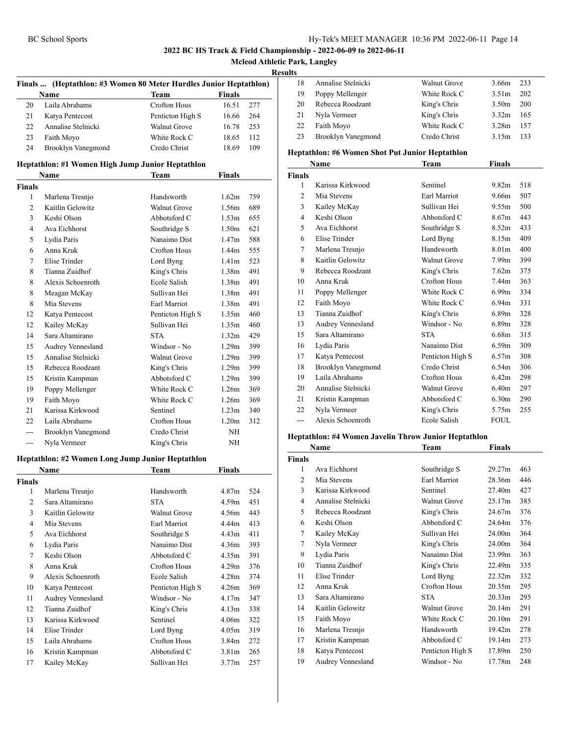**2022 BC HS Track & Field Championship - 2022-06-09 to 2022-06-11**

**Mcleod Athletic Park, Langley**

**Results**

### Finals ... (Heptathlon: #3 Women 80 Meter Hurdles Junior Heptathlon)

| | Name | Team | Finals | |
|---|---|---|---|---|
| 20 | Laila Abrahams | Crofton Hous | 16.51 | 277 |
| 21 | Katya Pentecost | Penticton High S | 16.66 | 264 |
| 22 | Annalise Stelnicki | Walnut Grove | 16.78 | 253 |
| 23 | Faith Moyo | White Rock C | 18.65 | 112 |
| 24 | Brooklyn Vanegmond | Credo Christ | 18.69 | 109 |

### Heptathlon: #1 Women High Jump Junior Heptathlon

| | Name | Team | Finals | |
|---|---|---|---|---|
| **Finals** | | | | |
| 1 | Marlena Tresnjo | Handsworth | 1.62m | 759 |
| 2 | Kaitlin Gelowitz | Walnut Grove | 1.56m | 689 |
| 3 | Keshi Olson | Abbotsford C | 1.53m | 655 |
| 4 | Ava Eichhorst | Southridge S | 1.50m | 621 |
| 5 | Lydia Paris | Nanaimo Dist | 1.47m | 588 |
| 6 | Anna Kruk | Crofton Hous | 1.44m | 555 |
| 7 | Elise Trinder | Lord Byng | 1.41m | 523 |
| 8 | Tianna Zuidhof | King's Chris | 1.38m | 491 |
| 8 | Alexis Schoenroth | Ecole Salish | 1.38m | 491 |
| 8 | Meagan McKay | Sullivan Hei | 1.38m | 491 |
| 8 | Mia Stevens | Earl Marriot | 1.38m | 491 |
| 12 | Katya Pentecost | Penticton High S | 1.35m | 460 |
| 12 | Kailey McKay | Sullivan Hei | 1.35m | 460 |
| 14 | Sara Altamirano | STA | 1.32m | 429 |
| 15 | Audrey Vennesland | Windsor - No | 1.29m | 399 |
| 15 | Annalise Stelnicki | Walnut Grove | 1.29m | 399 |
| 15 | Rebecca Roodzant | King's Chris | 1.29m | 399 |
| 15 | Kristin Kampman | Abbotsford C | 1.29m | 399 |
| 19 | Poppy Mellenger | White Rock C | 1.26m | 369 |
| 19 | Faith Moyo | White Rock C | 1.26m | 369 |
| 21 | Karissa Kirkwood | Sentinel | 1.23m | 340 |
| 22 | Laila Abrahams | Crofton Hous | 1.20m | 312 |
| --- | Brooklyn Vanegmond | Credo Christ | NH | |
| --- | Nyla Vermeer | King's Chris | NH | |

### Heptathlon: #2 Women Long Jump Junior Heptathlon

| | Name | Team | Finals | |
|---|---|---|---|---|
| **Finals** | | | | |
| 1 | Marlena Tresnjo | Handsworth | 4.87m | 524 |
| 2 | Sara Altamirano | STA | 4.59m | 451 |
| 3 | Kaitlin Gelowitz | Walnut Grove | 4.56m | 443 |
| 4 | Mia Stevens | Earl Marriot | 4.44m | 413 |
| 5 | Ava Eichhorst | Southridge S | 4.43m | 411 |
| 6 | Lydia Paris | Nanaimo Dist | 4.36m | 393 |
| 7 | Keshi Olson | Abbotsford C | 4.35m | 391 |
| 8 | Anna Kruk | Crofton Hous | 4.29m | 376 |
| 9 | Alexis Schoenroth | Ecole Salish | 4.28m | 374 |
| 10 | Katya Pentecost | Penticton High S | 4.26m | 369 |
| 11 | Audrey Vennesland | Windsor - No | 4.17m | 347 |
| 12 | Tianna Zuidhof | King's Chris | 4.13m | 338 |
| 13 | Karissa Kirkwood | Sentinel | 4.06m | 322 |
| 14 | Elise Trinder | Lord Byng | 4.05m | 319 |
| 15 | Laila Abrahams | Crofton Hous | 3.84m | 272 |
| 16 | Kristin Kampman | Abbotsford C | 3.81m | 265 |
| 17 | Kailey McKay | Sullivan Hei | 3.77m | 257 |
| 18 | Annalise Stelnicki | Walnut Grove | 3.66m | 233 |
| 19 | Poppy Mellenger | White Rock C | 3.51m | 202 |
| 20 | Rebecca Roodzant | King's Chris | 3.50m | 200 |
| 21 | Nyla Vermeer | King's Chris | 3.32m | 165 |
| 22 | Faith Moyo | White Rock C | 3.28m | 157 |
| 23 | Brooklyn Vanegmond | Credo Christ | 3.15m | 133 |

### Heptathlon: #6 Women Shot Put Junior Heptathlon

| | Name | Team | Finals | |
|---|---|---|---|---|
| **Finals** | | | | |
| 1 | Karissa Kirkwood | Sentinel | 9.82m | 518 |
| 2 | Mia Stevens | Earl Marriot | 9.66m | 507 |
| 3 | Kailey McKay | Sullivan Hei | 9.55m | 500 |
| 4 | Keshi Olson | Abbotsford C | 8.67m | 443 |
| 5 | Ava Eichhorst | Southridge S | 8.52m | 433 |
| 6 | Elise Trinder | Lord Byng | 8.15m | 409 |
| 7 | Marlena Tresnjo | Handsworth | 8.01m | 400 |
| 8 | Kaitlin Gelowitz | Walnut Grove | 7.99m | 399 |
| 9 | Rebecca Roodzant | King's Chris | 7.62m | 375 |
| 10 | Anna Kruk | Crofton Hous | 7.44m | 363 |
| 11 | Poppy Mellenger | White Rock C | 6.99m | 334 |
| 12 | Faith Moyo | White Rock C | 6.94m | 331 |
| 13 | Tianna Zuidhof | King's Chris | 6.89m | 328 |
| 13 | Audrey Vennesland | Windsor - No | 6.89m | 328 |
| 15 | Sara Altamirano | STA | 6.68m | 315 |
| 16 | Lydia Paris | Nanaimo Dist | 6.59m | 309 |
| 17 | Katya Pentecost | Penticton High S | 6.57m | 308 |
| 18 | Brooklyn Vanegmond | Credo Christ | 6.54m | 306 |
| 19 | Laila Abrahams | Crofton Hous | 6.42m | 298 |
| 20 | Annalise Stelnicki | Walnut Grove | 6.40m | 297 |
| 21 | Kristin Kampman | Abbotsford C | 6.30m | 290 |
| 22 | Nyla Vermeer | King's Chris | 5.75m | 255 |
| --- | Alexis Schoenroth | Ecole Salish | FOUL | |

### Heptathlon: #4 Women Javelin Throw Junior Heptathlon

| | Name | Team | Finals | |
|---|---|---|---|---|
| **Finals** | | | | |
| 1 | Ava Eichhorst | Southridge S | 29.27m | 463 |
| 2 | Mia Stevens | Earl Marriot | 28.36m | 446 |
| 3 | Karissa Kirkwood | Sentinel | 27.40m | 427 |
| 4 | Annalise Stelnicki | Walnut Grove | 25.17m | 385 |
| 5 | Rebecca Roodzant | King's Chris | 24.67m | 376 |
| 6 | Keshi Olson | Abbotsford C | 24.64m | 376 |
| 7 | Kailey McKay | Sullivan Hei | 24.00m | 364 |
| 7 | Nyla Vermeer | King's Chris | 24.00m | 364 |
| 9 | Lydia Paris | Nanaimo Dist | 23.99m | 363 |
| 10 | Tianna Zuidhof | King's Chris | 22.49m | 335 |
| 11 | Elise Trinder | Lord Byng | 22.32m | 332 |
| 12 | Anna Kruk | Crofton Hous | 20.35m | 295 |
| 13 | Sara Altamirano | STA | 20.33m | 295 |
| 14 | Kaitlin Gelowitz | Walnut Grove | 20.14m | 291 |
| 15 | Faith Moyo | White Rock C | 20.10m | 291 |
| 16 | Marlena Tresnjo | Handsworth | 19.42m | 278 |
| 17 | Kristin Kampman | Abbotsford C | 19.14m | 273 |
| 18 | Katya Pentecost | Penticton High S | 17.89m | 250 |
| 19 | Audrey Vennesland | Windsor - No | 17.78m | 248 |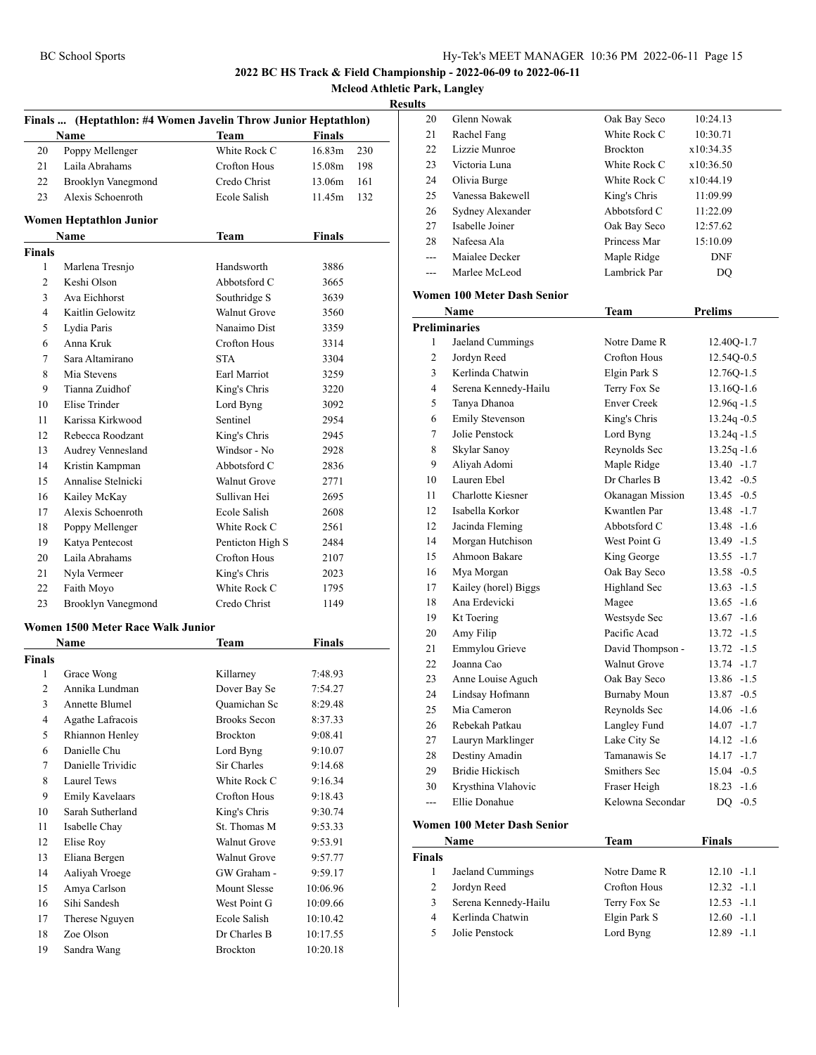## 2022 BC HS Track & Field Championship - 2022-06-09 to 2022-06-11

### Mcleod Athletic Park, Langley

### Results

**Finals ... (Heptathlon: #4 Women Javelin Throw Junior Heptathlon)**

| | Name | Team | Finals | |
|---|---|---|---|---|
| 20 | Poppy Mellenger | White Rock C | 16.83m | 230 |
| 21 | Laila Abrahams | Crofton Hous | 15.08m | 198 |
| 22 | Brooklyn Vanegmond | Credo Christ | 13.06m | 161 |
| 23 | Alexis Schoenroth | Ecole Salish | 11.45m | 132 |

### Women Heptathlon Junior

| | Name | Team | Finals |
|---|---|---|---|
| **Finals** | | | |
| 1 | Marlena Tresnjo | Handsworth | 3886 |
| 2 | Keshi Olson | Abbotsford C | 3665 |
| 3 | Ava Eichhorst | Southridge S | 3639 |
| 4 | Kaitlin Gelowitz | Walnut Grove | 3560 |
| 5 | Lydia Paris | Nanaimo Dist | 3359 |
| 6 | Anna Kruk | Crofton Hous | 3314 |
| 7 | Sara Altamirano | STA | 3304 |
| 8 | Mia Stevens | Earl Marriot | 3259 |
| 9 | Tianna Zuidhof | King's Chris | 3220 |
| 10 | Elise Trinder | Lord Byng | 3092 |
| 11 | Karissa Kirkwood | Sentinel | 2954 |
| 12 | Rebecca Roodzant | King's Chris | 2945 |
| 13 | Audrey Vennesland | Windsor - No | 2928 |
| 14 | Kristin Kampman | Abbotsford C | 2836 |
| 15 | Annalise Stelnicki | Walnut Grove | 2771 |
| 16 | Kailey McKay | Sullivan Hei | 2695 |
| 17 | Alexis Schoenroth | Ecole Salish | 2608 |
| 18 | Poppy Mellenger | White Rock C | 2561 |
| 19 | Katya Pentecost | Penticton High S | 2484 |
| 20 | Laila Abrahams | Crofton Hous | 2107 |
| 21 | Nyla Vermeer | King's Chris | 2023 |
| 22 | Faith Moyo | White Rock C | 1795 |
| 23 | Brooklyn Vanegmond | Credo Christ | 1149 |

### Women 1500 Meter Race Walk Junior

| | Name | Team | Finals |
|---|---|---|---|
| **Finals** | | | |
| 1 | Grace Wong | Killarney | 7:48.93 |
| 2 | Annika Lundman | Dover Bay Se | 7:54.27 |
| 3 | Annette Blumel | Quamichan Sc | 8:29.48 |
| 4 | Agathe Lafracois | Brooks Secon | 8:37.33 |
| 5 | Rhiannon Henley | Brockton | 9:08.41 |
| 6 | Danielle Chu | Lord Byng | 9:10.07 |
| 7 | Danielle Trividic | Sir Charles | 9:14.68 |
| 8 | Laurel Tews | White Rock C | 9:16.34 |
| 9 | Emily Kavelaars | Crofton Hous | 9:18.43 |
| 10 | Sarah Sutherland | King's Chris | 9:30.74 |
| 11 | Isabelle Chay | St. Thomas M | 9:53.33 |
| 12 | Elise Roy | Walnut Grove | 9:53.91 |
| 13 | Eliana Bergen | Walnut Grove | 9:57.77 |
| 14 | Aaliyah Vroege | GW Graham - | 9:59.17 |
| 15 | Amya Carlson | Mount Slesse | 10:06.96 |
| 16 | Sihi Sandesh | West Point G | 10:09.66 |
| 17 | Therese Nguyen | Ecole Salish | 10:10.42 |
| 18 | Zoe Olson | Dr Charles B | 10:17.55 |
| 19 | Sandra Wang | Brockton | 10:20.18 |
| 20 | Glenn Nowak | Oak Bay Seco | 10:24.13 |
| 21 | Rachel Fang | White Rock C | 10:30.71 |
| 22 | Lizzie Munroe | Brockton | x10:34.35 |
| 23 | Victoria Luna | White Rock C | x10:36.50 |
| 24 | Olivia Burge | White Rock C | x10:44.19 |
| 25 | Vanessa Bakewell | King's Chris | 11:09.99 |
| 26 | Sydney Alexander | Abbotsford C | 11:22.09 |
| 27 | Isabelle Joiner | Oak Bay Seco | 12:57.62 |
| 28 | Nafeesa Ala | Princess Mar | 15:10.09 |
| --- | Maialee Decker | Maple Ridge | DNF |
| --- | Marlee McLeod | Lambrick Par | DQ |

### Women 100 Meter Dash Senior

| | Name | Team | Prelims |
|---|---|---|---|
| **Preliminaries** | | | |
| 1 | Jaeland Cummings | Notre Dame R | 12.40Q -1.7 |
| 2 | Jordyn Reed | Crofton Hous | 12.54Q -0.5 |
| 3 | Kerlinda Chatwin | Elgin Park S | 12.76Q -1.5 |
| 4 | Serena Kennedy-Hailu | Terry Fox Se | 13.16Q -1.6 |
| 5 | Tanya Dhanoa | Enver Creek | 12.96q -1.5 |
| 6 | Emily Stevenson | King's Chris | 13.24q -0.5 |
| 7 | Jolie Penstock | Lord Byng | 13.24q -1.5 |
| 8 | Skylar Sanoy | Reynolds Sec | 13.25q -1.6 |
| 9 | Aliyah Adomi | Maple Ridge | 13.40 -1.7 |
| 10 | Lauren Ebel | Dr Charles B | 13.42 -0.5 |
| 11 | Charlotte Kiesner | Okanagan Mission | 13.45 -0.5 |
| 12 | Isabella Korkor | Kwantlen Par | 13.48 -1.7 |
| 12 | Jacinda Fleming | Abbotsford C | 13.48 -1.6 |
| 14 | Morgan Hutchison | West Point G | 13.49 -1.5 |
| 15 | Ahmoon Bakare | King George | 13.55 -1.7 |
| 16 | Mya Morgan | Oak Bay Seco | 13.58 -0.5 |
| 17 | Kailey (horel) Biggs | Highland Sec | 13.63 -1.5 |
| 18 | Ana Erdevicki | Magee | 13.65 -1.6 |
| 19 | Kt Toering | Westsyde Sec | 13.67 -1.6 |
| 20 | Amy Filip | Pacific Acad | 13.72 -1.5 |
| 21 | Emmylou Grieve | David Thompson - | 13.72 -1.5 |
| 22 | Joanna Cao | Walnut Grove | 13.74 -1.7 |
| 23 | Anne Louise Aguch | Oak Bay Seco | 13.86 -1.5 |
| 24 | Lindsay Hofmann | Burnaby Moun | 13.87 -0.5 |
| 25 | Mia Cameron | Reynolds Sec | 14.06 -1.6 |
| 26 | Rebekah Patkau | Langley Fund | 14.07 -1.7 |
| 27 | Lauryn Marklinger | Lake City Se | 14.12 -1.6 |
| 28 | Destiny Amadin | Tamanawis Se | 14.17 -1.7 |
| 29 | Bridie Hickisch | Smithers Sec | 15.04 -0.5 |
| 30 | Krysthina Vlahovic | Fraser Heigh | 18.23 -1.6 |
| --- | Ellie Donahue | Kelowna Secondar | DQ -0.5 |

### Women 100 Meter Dash Senior

| | Name | Team | Finals |
|---|---|---|---|
| **Finals** | | | |
| 1 | Jaeland Cummings | Notre Dame R | 12.10 -1.1 |
| 2 | Jordyn Reed | Crofton Hous | 12.32 -1.1 |
| 3 | Serena Kennedy-Hailu | Terry Fox Se | 12.53 -1.1 |
| 4 | Kerlinda Chatwin | Elgin Park S | 12.60 -1.1 |
| 5 | Jolie Penstock | Lord Byng | 12.89 -1.1 |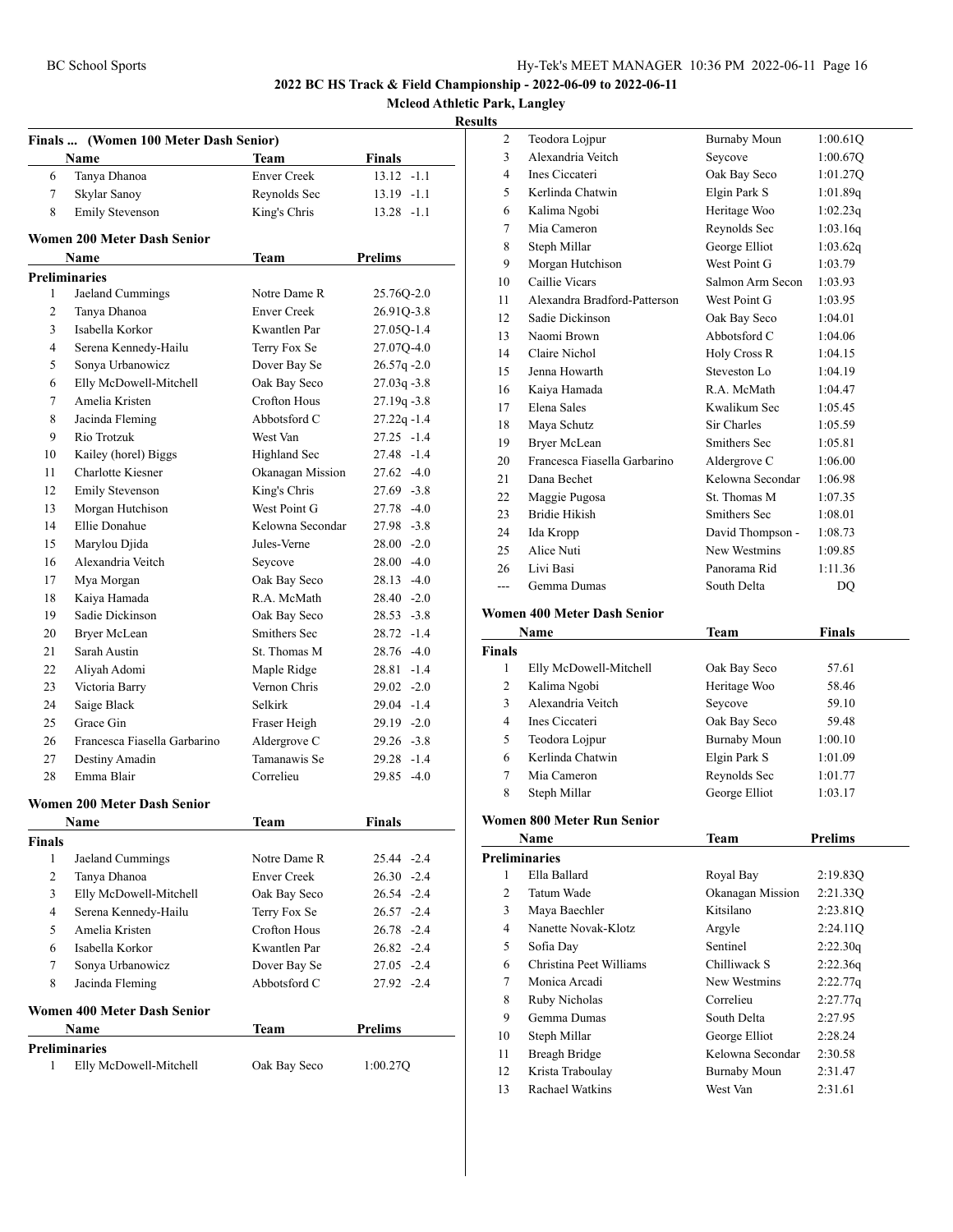**2022 BC HS Track & Field Championship - 2022-06-09 to 2022-06-11**

**Mcleod Athletic Park, Langley**

**Results**

### Finals ... (Women 100 Meter Dash Senior)

| | Name | Team | Finals | |
|---|---|---|---|---|
| 6 | Tanya Dhanoa | Enver Creek | 13.12 | -1.1 |
| 7 | Skylar Sanoy | Reynolds Sec | 13.19 | -1.1 |
| 8 | Emily Stevenson | King's Chris | 13.28 | -1.1 |

### Women 200 Meter Dash Senior

| | Name | Team | Prelims | |
|---|---|---|---|---|
| **Preliminaries** | | | | |
| 1 | Jaeland Cummings | Notre Dame R | 25.76Q | -2.0 |
| 2 | Tanya Dhanoa | Enver Creek | 26.91Q | -3.8 |
| 3 | Isabella Korkor | Kwantlen Par | 27.05Q | -1.4 |
| 4 | Serena Kennedy-Hailu | Terry Fox Se | 27.07Q | -4.0 |
| 5 | Sonya Urbanowicz | Dover Bay Se | 26.57q | -2.0 |
| 6 | Elly McDowell-Mitchell | Oak Bay Seco | 27.03q | -3.8 |
| 7 | Amelia Kristen | Crofton Hous | 27.19q | -3.8 |
| 8 | Jacinda Fleming | Abbotsford C | 27.22q | -1.4 |
| 9 | Rio Trotzuk | West Van | 27.25 | -1.4 |
| 10 | Kailey (horel) Biggs | Highland Sec | 27.48 | -1.4 |
| 11 | Charlotte Kiesner | Okanagan Mission | 27.62 | -4.0 |
| 12 | Emily Stevenson | King's Chris | 27.69 | -3.8 |
| 13 | Morgan Hutchison | West Point G | 27.78 | -4.0 |
| 14 | Ellie Donahue | Kelowna Secondar | 27.98 | -3.8 |
| 15 | Marylou Djida | Jules-Verne | 28.00 | -2.0 |
| 16 | Alexandria Veitch | Seycove | 28.00 | -4.0 |
| 17 | Mya Morgan | Oak Bay Seco | 28.13 | -4.0 |
| 18 | Kaiya Hamada | R.A. McMath | 28.40 | -2.0 |
| 19 | Sadie Dickinson | Oak Bay Seco | 28.53 | -3.8 |
| 20 | Bryer McLean | Smithers Sec | 28.72 | -1.4 |
| 21 | Sarah Austin | St. Thomas M | 28.76 | -4.0 |
| 22 | Aliyah Adomi | Maple Ridge | 28.81 | -1.4 |
| 23 | Victoria Barry | Vernon Chris | 29.02 | -2.0 |
| 24 | Saige Black | Selkirk | 29.04 | -1.4 |
| 25 | Grace Gin | Fraser Heigh | 29.19 | -2.0 |
| 26 | Francesca Fiasella Garbarino | Aldergrove C | 29.26 | -3.8 |
| 27 | Destiny Amadin | Tamanawis Se | 29.28 | -1.4 |
| 28 | Emma Blair | Correlieu | 29.85 | -4.0 |

### Women 200 Meter Dash Senior

| | Name | Team | Finals | |
|---|---|---|---|---|
| **Finals** | | | | |
| 1 | Jaeland Cummings | Notre Dame R | 25.44 | -2.4 |
| 2 | Tanya Dhanoa | Enver Creek | 26.30 | -2.4 |
| 3 | Elly McDowell-Mitchell | Oak Bay Seco | 26.54 | -2.4 |
| 4 | Serena Kennedy-Hailu | Terry Fox Se | 26.57 | -2.4 |
| 5 | Amelia Kristen | Crofton Hous | 26.78 | -2.4 |
| 6 | Isabella Korkor | Kwantlen Par | 26.82 | -2.4 |
| 7 | Sonya Urbanowicz | Dover Bay Se | 27.05 | -2.4 |
| 8 | Jacinda Fleming | Abbotsford C | 27.92 | -2.4 |

### Women 400 Meter Dash Senior

| | Name | Team | Prelims |
|---|---|---|---|
| **Preliminaries** | | | |
| 1 | Elly McDowell-Mitchell | Oak Bay Seco | 1:00.27Q |
| 2 | Teodora Lojpur | Burnaby Moun | 1:00.61Q |
| 3 | Alexandria Veitch | Seycove | 1:00.67Q |
| 4 | Ines Ciccateri | Oak Bay Seco | 1:01.27Q |
| 5 | Kerlinda Chatwin | Elgin Park S | 1:01.89q |
| 6 | Kalima Ngobi | Heritage Woo | 1:02.23q |
| 7 | Mia Cameron | Reynolds Sec | 1:03.16q |
| 8 | Steph Millar | George Elliot | 1:03.62q |
| 9 | Morgan Hutchison | West Point G | 1:03.79 |
| 10 | Caillie Vicars | Salmon Arm Secon | 1:03.93 |
| 11 | Alexandra Bradford-Patterson | West Point G | 1:03.95 |
| 12 | Sadie Dickinson | Oak Bay Seco | 1:04.01 |
| 13 | Naomi Brown | Abbotsford C | 1:04.06 |
| 14 | Claire Nichol | Holy Cross R | 1:04.15 |
| 15 | Jenna Howarth | Steveston Lo | 1:04.19 |
| 16 | Kaiya Hamada | R.A. McMath | 1:04.47 |
| 17 | Elena Sales | Kwalikum Sec | 1:05.45 |
| 18 | Maya Schutz | Sir Charles | 1:05.59 |
| 19 | Bryer McLean | Smithers Sec | 1:05.81 |
| 20 | Francesca Fiasella Garbarino | Aldergrove C | 1:06.00 |
| 21 | Dana Bechet | Kelowna Secondar | 1:06.98 |
| 22 | Maggie Pugosa | St. Thomas M | 1:07.35 |
| 23 | Bridie Hikish | Smithers Sec | 1:08.01 |
| 24 | Ida Kropp | David Thompson - | 1:08.73 |
| 25 | Alice Nuti | New Westmins | 1:09.85 |
| 26 | Livi Basi | Panorama Rid | 1:11.36 |
| --- | Gemma Dumas | South Delta | DQ |

### Women 400 Meter Dash Senior

| | Name | Team | Finals |
|---|---|---|---|
| **Finals** | | | |
| 1 | Elly McDowell-Mitchell | Oak Bay Seco | 57.61 |
| 2 | Kalima Ngobi | Heritage Woo | 58.46 |
| 3 | Alexandria Veitch | Seycove | 59.10 |
| 4 | Ines Ciccateri | Oak Bay Seco | 59.48 |
| 5 | Teodora Lojpur | Burnaby Moun | 1:00.10 |
| 6 | Kerlinda Chatwin | Elgin Park S | 1:01.09 |
| 7 | Mia Cameron | Reynolds Sec | 1:01.77 |
| 8 | Steph Millar | George Elliot | 1:03.17 |

### Women 800 Meter Run Senior

| | Name | Team | Prelims |
|---|---|---|---|
| **Preliminaries** | | | |
| 1 | Ella Ballard | Royal Bay | 2:19.83Q |
| 2 | Tatum Wade | Okanagan Mission | 2:21.33Q |
| 3 | Maya Baechler | Kitsilano | 2:23.81Q |
| 4 | Nanette Novak-Klotz | Argyle | 2:24.11Q |
| 5 | Sofia Day | Sentinel | 2:22.30q |
| 6 | Christina Peet Williams | Chilliwack S | 2:22.36q |
| 7 | Monica Arcadi | New Westmins | 2:22.77q |
| 8 | Ruby Nicholas | Correlieu | 2:27.77q |
| 9 | Gemma Dumas | South Delta | 2:27.95 |
| 10 | Steph Millar | George Elliot | 2:28.24 |
| 11 | Breagh Bridge | Kelowna Secondar | 2:30.58 |
| 12 | Krista Traboulay | Burnaby Moun | 2:31.47 |
| 13 | Rachael Watkins | West Van | 2:31.61 |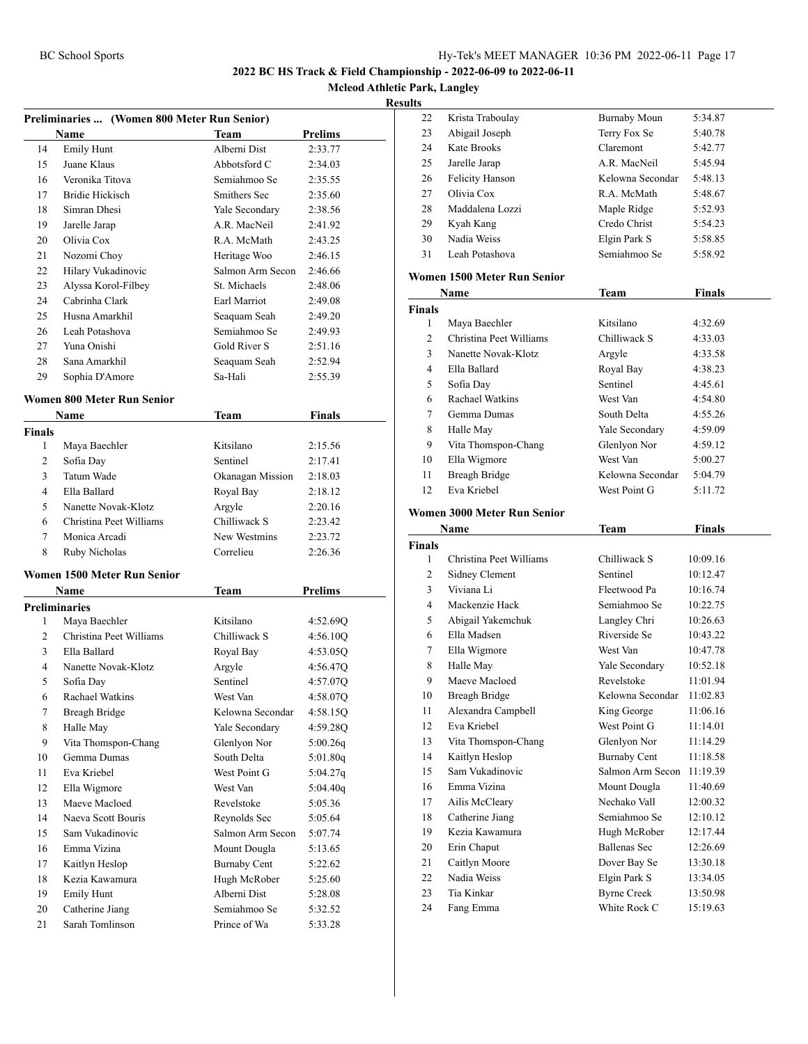# 2022 BC HS Track & Field Championship - 2022-06-09 to 2022-06-11

## Mcleod Athletic Park, Langley

### Results

**Preliminaries ... (Women 800 Meter Run Senior)**

| | Name | Team | Prelims |
|---|---|---|---|
| 14 | Emily Hunt | Alberni Dist | 2:33.77 |
| 15 | Juane Klaus | Abbotsford C | 2:34.03 |
| 16 | Veronika Titova | Semiahmoo Se | 2:35.55 |
| 17 | Bridie Hickisch | Smithers Sec | 2:35.60 |
| 18 | Simran Dhesi | Yale Secondary | 2:38.56 |
| 19 | Jarelle Jarap | A.R. MacNeil | 2:41.92 |
| 20 | Olivia Cox | R.A. McMath | 2:43.25 |
| 21 | Nozomi Choy | Heritage Woo | 2:46.15 |
| 22 | Hilary Vukadinovic | Salmon Arm Secon | 2:46.66 |
| 23 | Alyssa Korol-Filbey | St. Michaels | 2:48.06 |
| 24 | Cabrinha Clark | Earl Marriot | 2:49.08 |
| 25 | Husna Amarkhil | Seaquam Seah | 2:49.20 |
| 26 | Leah Potashova | Semiahmoo Se | 2:49.93 |
| 27 | Yuna Onishi | Gold River S | 2:51.16 |
| 28 | Sana Amarkhil | Seaquam Seah | 2:52.94 |
| 29 | Sophia D'Amore | Sa-Hali | 2:55.39 |

**Women 800 Meter Run Senior**

| | Name | Team | Finals |
|---|---|---|---|
| **Finals** | | | |
| 1 | Maya Baechler | Kitsilano | 2:15.56 |
| 2 | Sofia Day | Sentinel | 2:17.41 |
| 3 | Tatum Wade | Okanagan Mission | 2:18.03 |
| 4 | Ella Ballard | Royal Bay | 2:18.12 |
| 5 | Nanette Novak-Klotz | Argyle | 2:20.16 |
| 6 | Christina Peet Williams | Chilliwack S | 2:23.42 |
| 7 | Monica Arcadi | New Westmins | 2:23.72 |
| 8 | Ruby Nicholas | Correlieu | 2:26.36 |

**Women 1500 Meter Run Senior**

| | Name | Team | Prelims |
|---|---|---|---|
| **Preliminaries** | | | |
| 1 | Maya Baechler | Kitsilano | 4:52.69Q |
| 2 | Christina Peet Williams | Chilliwack S | 4:56.10Q |
| 3 | Ella Ballard | Royal Bay | 4:53.05Q |
| 4 | Nanette Novak-Klotz | Argyle | 4:56.47Q |
| 5 | Sofia Day | Sentinel | 4:57.07Q |
| 6 | Rachael Watkins | West Van | 4:58.07Q |
| 7 | Breagh Bridge | Kelowna Secondar | 4:58.15Q |
| 8 | Halle May | Yale Secondary | 4:59.28Q |
| 9 | Vita Thomspon-Chang | Glenlyon Nor | 5:00.26q |
| 10 | Gemma Dumas | South Delta | 5:01.80q |
| 11 | Eva Kriebel | West Point G | 5:04.27q |
| 12 | Ella Wigmore | West Van | 5:04.40q |
| 13 | Maeve Macloed | Revelstoke | 5:05.36 |
| 14 | Naeva Scott Bouris | Reynolds Sec | 5:05.64 |
| 15 | Sam Vukadinovic | Salmon Arm Secon | 5:07.74 |
| 16 | Emma Vizina | Mount Dougla | 5:13.65 |
| 17 | Kaitlyn Heslop | Burnaby Cent | 5:22.62 |
| 18 | Kezia Kawamura | Hugh McRober | 5:25.60 |
| 19 | Emily Hunt | Alberni Dist | 5:28.08 |
| 20 | Catherine Jiang | Semiahmoo Se | 5:32.52 |
| 21 | Sarah Tomlinson | Prince of Wa | 5:33.28 |
| 22 | Krista Traboulay | Burnaby Moun | 5:34.87 |
| 23 | Abigail Joseph | Terry Fox Se | 5:40.78 |
| 24 | Kate Brooks | Claremont | 5:42.77 |
| 25 | Jarelle Jarap | A.R. MacNeil | 5:45.94 |
| 26 | Felicity Hanson | Kelowna Secondar | 5:48.13 |
| 27 | Olivia Cox | R.A. McMath | 5:48.67 |
| 28 | Maddalena Lozzi | Maple Ridge | 5:52.93 |
| 29 | Kyah Kang | Credo Christ | 5:54.23 |
| 30 | Nadia Weiss | Elgin Park S | 5:58.85 |
| 31 | Leah Potashova | Semiahmoo Se | 5:58.92 |

**Women 1500 Meter Run Senior**

| | Name | Team | Finals |
|---|---|---|---|
| **Finals** | | | |
| 1 | Maya Baechler | Kitsilano | 4:32.69 |
| 2 | Christina Peet Williams | Chilliwack S | 4:33.03 |
| 3 | Nanette Novak-Klotz | Argyle | 4:33.58 |
| 4 | Ella Ballard | Royal Bay | 4:38.23 |
| 5 | Sofia Day | Sentinel | 4:45.61 |
| 6 | Rachael Watkins | West Van | 4:54.80 |
| 7 | Gemma Dumas | South Delta | 4:55.26 |
| 8 | Halle May | Yale Secondary | 4:59.09 |
| 9 | Vita Thomspon-Chang | Glenlyon Nor | 4:59.12 |
| 10 | Ella Wigmore | West Van | 5:00.27 |
| 11 | Breagh Bridge | Kelowna Secondar | 5:04.79 |
| 12 | Eva Kriebel | West Point G | 5:11.72 |

**Women 3000 Meter Run Senior**

| | Name | Team | Finals |
|---|---|---|---|
| **Finals** | | | |
| 1 | Christina Peet Williams | Chilliwack S | 10:09.16 |
| 2 | Sidney Clement | Sentinel | 10:12.47 |
| 3 | Viviana Li | Fleetwood Pa | 10:16.74 |
| 4 | Mackenzie Hack | Semiahmoo Se | 10:22.75 |
| 5 | Abigail Yakemchuk | Langley Chri | 10:26.63 |
| 6 | Ella Madsen | Riverside Se | 10:43.22 |
| 7 | Ella Wigmore | West Van | 10:47.78 |
| 8 | Halle May | Yale Secondary | 10:52.18 |
| 9 | Maeve Macloed | Revelstoke | 11:01.94 |
| 10 | Breagh Bridge | Kelowna Secondar | 11:02.83 |
| 11 | Alexandra Campbell | King George | 11:06.16 |
| 12 | Eva Kriebel | West Point G | 11:14.01 |
| 13 | Vita Thomspon-Chang | Glenlyon Nor | 11:14.29 |
| 14 | Kaitlyn Heslop | Burnaby Cent | 11:18.58 |
| 15 | Sam Vukadinovic | Salmon Arm Secon | 11:19.39 |
| 16 | Emma Vizina | Mount Dougla | 11:40.69 |
| 17 | Ailis McCleary | Nechako Vall | 12:00.32 |
| 18 | Catherine Jiang | Semiahmoo Se | 12:10.12 |
| 19 | Kezia Kawamura | Hugh McRober | 12:17.44 |
| 20 | Erin Chaput | Ballenas Sec | 12:26.69 |
| 21 | Caitlyn Moore | Dover Bay Se | 13:30.18 |
| 22 | Nadia Weiss | Elgin Park S | 13:34.05 |
| 23 | Tia Kinkar | Byrne Creek | 13:50.98 |
| 24 | Fang Emma | White Rock C | 15:19.63 |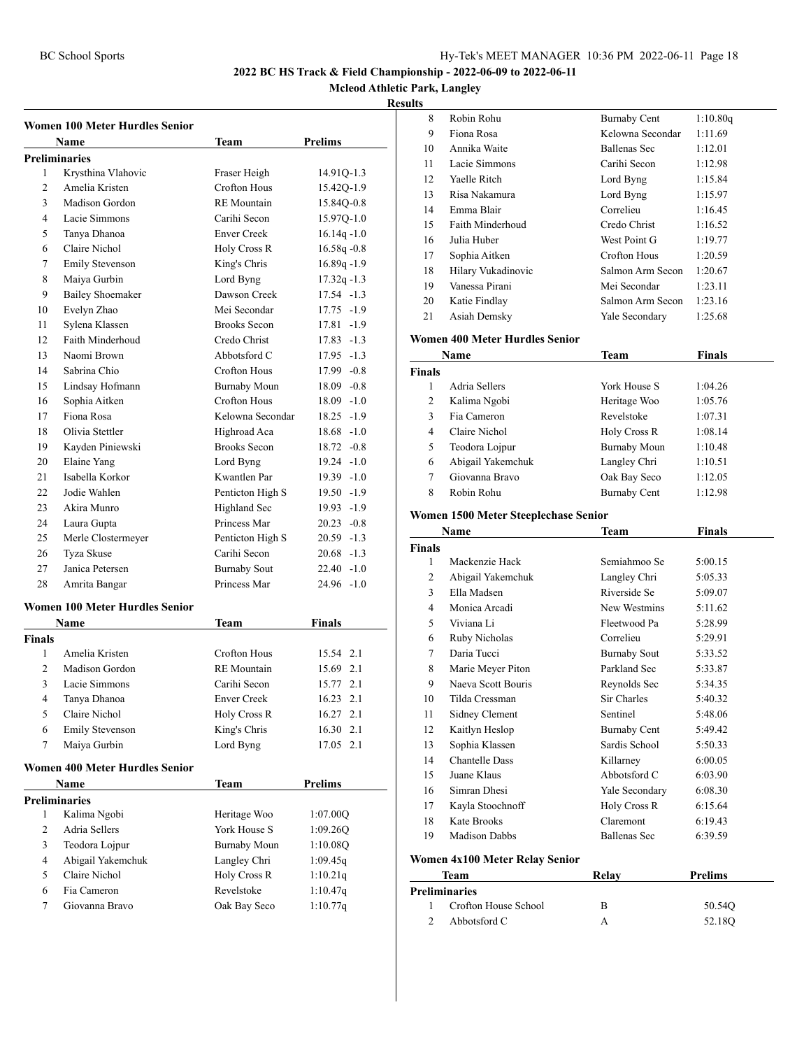## 2022 BC HS Track & Field Championship - 2022-06-09 to 2022-06-11

**Mcleod Athletic Park, Langley**

**Results**

### Women 100 Meter Hurdles Senior

| | Name | Team | Prelims |
|---|---|---|---|
| **Preliminaries** | | | |
| 1 | Krysthina Vlahovic | Fraser Heigh | 14.91Q-1.3 |
| 2 | Amelia Kristen | Crofton Hous | 15.42Q-1.9 |
| 3 | Madison Gordon | RE Mountain | 15.84Q-0.8 |
| 4 | Lacie Simmons | Carihi Secon | 15.97Q-1.0 |
| 5 | Tanya Dhanoa | Enver Creek | 16.14q -1.0 |
| 6 | Claire Nichol | Holy Cross R | 16.58q -0.8 |
| 7 | Emily Stevenson | King's Chris | 16.89q -1.9 |
| 8 | Maiya Gurbin | Lord Byng | 17.32q -1.3 |
| 9 | Bailey Shoemaker | Dawson Creek | 17.54 -1.3 |
| 10 | Evelyn Zhao | Mei Secondar | 17.75 -1.9 |
| 11 | Sylena Klassen | Brooks Secon | 17.81 -1.9 |
| 12 | Faith Minderhoud | Credo Christ | 17.83 -1.3 |
| 13 | Naomi Brown | Abbotsford C | 17.95 -1.3 |
| 14 | Sabrina Chio | Crofton Hous | 17.99 -0.8 |
| 15 | Lindsay Hofmann | Burnaby Moun | 18.09 -0.8 |
| 16 | Sophia Aitken | Crofton Hous | 18.09 -1.0 |
| 17 | Fiona Rosa | Kelowna Secondar | 18.25 -1.9 |
| 18 | Olivia Stettler | Highroad Aca | 18.68 -1.0 |
| 19 | Kayden Piniewski | Brooks Secon | 18.72 -0.8 |
| 20 | Elaine Yang | Lord Byng | 19.24 -1.0 |
| 21 | Isabella Korkor | Kwantlen Par | 19.39 -1.0 |
| 22 | Jodie Wahlen | Penticton High S | 19.50 -1.9 |
| 23 | Akira Munro | Highland Sec | 19.93 -1.9 |
| 24 | Laura Gupta | Princess Mar | 20.23 -0.8 |
| 25 | Merle Clostermeyer | Penticton High S | 20.59 -1.3 |
| 26 | Tyza Skuse | Carihi Secon | 20.68 -1.3 |
| 27 | Janica Petersen | Burnaby Sout | 22.40 -1.0 |
| 28 | Amrita Bangar | Princess Mar | 24.96 -1.0 |

### Women 100 Meter Hurdles Senior

| | Name | Team | Finals |
|---|---|---|---|
| **Finals** | | | |
| 1 | Amelia Kristen | Crofton Hous | 15.54 2.1 |
| 2 | Madison Gordon | RE Mountain | 15.69 2.1 |
| 3 | Lacie Simmons | Carihi Secon | 15.77 2.1 |
| 4 | Tanya Dhanoa | Enver Creek | 16.23 2.1 |
| 5 | Claire Nichol | Holy Cross R | 16.27 2.1 |
| 6 | Emily Stevenson | King's Chris | 16.30 2.1 |
| 7 | Maiya Gurbin | Lord Byng | 17.05 2.1 |

### Women 400 Meter Hurdles Senior

| | Name | Team | Prelims |
|---|---|---|---|
| **Preliminaries** | | | |
| 1 | Kalima Ngobi | Heritage Woo | 1:07.00Q |
| 2 | Adria Sellers | York House S | 1:09.26Q |
| 3 | Teodora Lojpur | Burnaby Moun | 1:10.08Q |
| 4 | Abigail Yakemchuk | Langley Chri | 1:09.45q |
| 5 | Claire Nichol | Holy Cross R | 1:10.21q |
| 6 | Fia Cameron | Revelstoke | 1:10.47q |
| 7 | Giovanna Bravo | Oak Bay Seco | 1:10.77q |
| 8 | Robin Rohu | Burnaby Cent | 1:10.80q |
| 9 | Fiona Rosa | Kelowna Secondar | 1:11.69 |
| 10 | Annika Waite | Ballenas Sec | 1:12.01 |
| 11 | Lacie Simmons | Carihi Secon | 1:12.98 |
| 12 | Yaelle Ritch | Lord Byng | 1:15.84 |
| 13 | Risa Nakamura | Lord Byng | 1:15.97 |
| 14 | Emma Blair | Correlieu | 1:16.45 |
| 15 | Faith Minderhoud | Credo Christ | 1:16.52 |
| 16 | Julia Huber | West Point G | 1:19.77 |
| 17 | Sophia Aitken | Crofton Hous | 1:20.59 |
| 18 | Hilary Vukadinovic | Salmon Arm Secon | 1:20.67 |
| 19 | Vanessa Pirani | Mei Secondar | 1:23.11 |
| 20 | Katie Findlay | Salmon Arm Secon | 1:23.16 |
| 21 | Asiah Demsky | Yale Secondary | 1:25.68 |

### Women 400 Meter Hurdles Senior

| | Name | Team | Finals |
|---|---|---|---|
| **Finals** | | | |
| 1 | Adria Sellers | York House S | 1:04.26 |
| 2 | Kalima Ngobi | Heritage Woo | 1:05.76 |
| 3 | Fia Cameron | Revelstoke | 1:07.31 |
| 4 | Claire Nichol | Holy Cross R | 1:08.14 |
| 5 | Teodora Lojpur | Burnaby Moun | 1:10.48 |
| 6 | Abigail Yakemchuk | Langley Chri | 1:10.51 |
| 7 | Giovanna Bravo | Oak Bay Seco | 1:12.05 |
| 8 | Robin Rohu | Burnaby Cent | 1:12.98 |

### Women 1500 Meter Steeplechase Senior

| | Name | Team | Finals |
|---|---|---|---|
| **Finals** | | | |
| 1 | Mackenzie Hack | Semiahmoo Se | 5:00.15 |
| 2 | Abigail Yakemchuk | Langley Chri | 5:05.33 |
| 3 | Ella Madsen | Riverside Se | 5:09.07 |
| 4 | Monica Arcadi | New Westmins | 5:11.62 |
| 5 | Viviana Li | Fleetwood Pa | 5:28.99 |
| 6 | Ruby Nicholas | Correlieu | 5:29.91 |
| 7 | Daria Tucci | Burnaby Sout | 5:33.52 |
| 8 | Marie Meyer Piton | Parkland Sec | 5:33.87 |
| 9 | Naeva Scott Bouris | Reynolds Sec | 5:34.35 |
| 10 | Tilda Cressman | Sir Charles | 5:40.32 |
| 11 | Sidney Clement | Sentinel | 5:48.06 |
| 12 | Kaitlyn Heslop | Burnaby Cent | 5:49.42 |
| 13 | Sophia Klassen | Sardis School | 5:50.33 |
| 14 | Chantelle Dass | Killarney | 6:00.05 |
| 15 | Juane Klaus | Abbotsford C | 6:03.90 |
| 16 | Simran Dhesi | Yale Secondary | 6:08.30 |
| 17 | Kayla Stoochnoff | Holy Cross R | 6:15.64 |
| 18 | Kate Brooks | Claremont | 6:19.43 |
| 19 | Madison Dabbs | Ballenas Sec | 6:39.59 |

### Women 4x100 Meter Relay Senior

| | Team | Relay | Prelims |
|---|---|---|---|
| **Preliminaries** | | | |
| 1 | Crofton House School | B | 50.54Q |
| 2 | Abbotsford C | A | 52.18Q |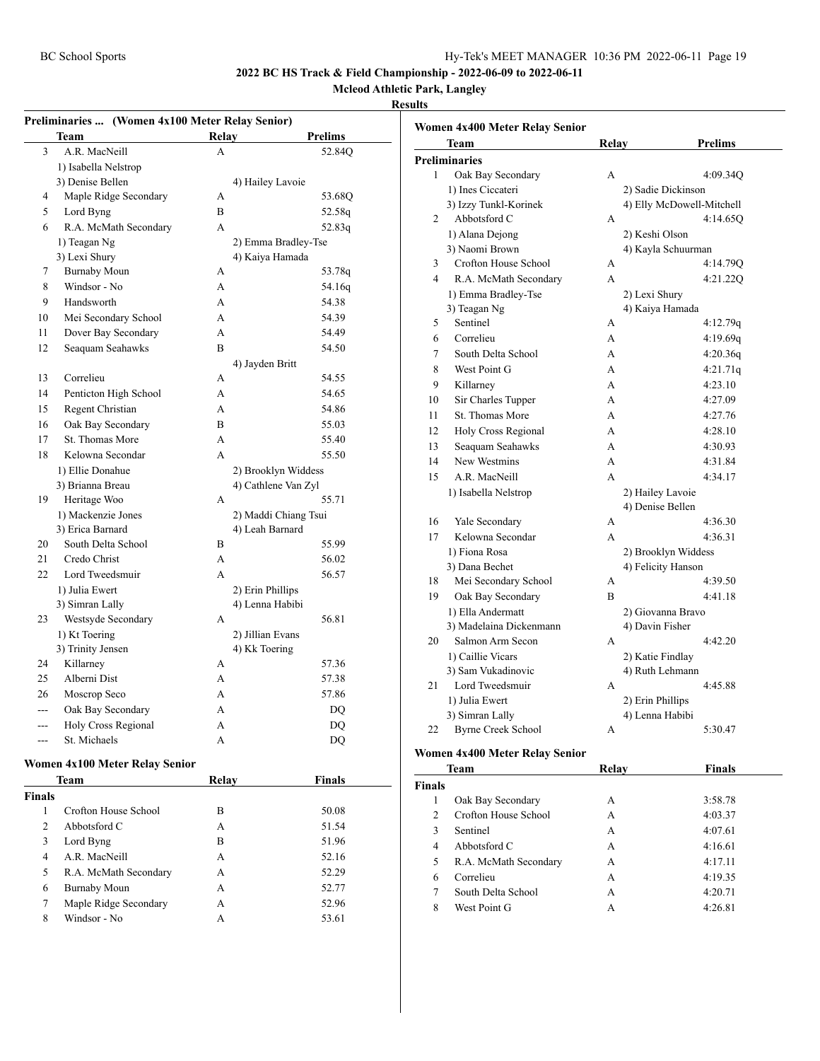**2022 BC HS Track & Field Championship - 2022-06-09 to 2022-06-11**

**Mcleod Athletic Park, Langley**

**Results**

### Preliminaries ... (Women 4x100 Meter Relay Senior)

| | Team | Relay | Prelims |
|---|---|---|---|
| 3 | A.R. MacNeill | A | 52.84Q |
| | 1) Isabella Nelstrop | | |
| | 3) Denise Bellen | 4) Hailey Lavoie | |
| 4 | Maple Ridge Secondary | A | 53.68Q |
| 5 | Lord Byng | B | 52.58q |
| 6 | R.A. McMath Secondary | A | 52.83q |
| | 1) Teagan Ng | 2) Emma Bradley-Tse | |
| | 3) Lexi Shury | 4) Kaiya Hamada | |
| 7 | Burnaby Moun | A | 53.78q |
| 8 | Windsor - No | A | 54.16q |
| 9 | Handsworth | A | 54.38 |
| 10 | Mei Secondary School | A | 54.39 |
| 11 | Dover Bay Secondary | A | 54.49 |
| 12 | Seaquam Seahawks | B | 54.50 |
| | | 4) Jayden Britt | |
| 13 | Correlieu | A | 54.55 |
| 14 | Penticton High School | A | 54.65 |
| 15 | Regent Christian | A | 54.86 |
| 16 | Oak Bay Secondary | B | 55.03 |
| 17 | St. Thomas More | A | 55.40 |
| 18 | Kelowna Secondar | A | 55.50 |
| | 1) Ellie Donahue | 2) Brooklyn Widdess | |
| | 3) Brianna Breau | 4) Cathlene Van Zyl | |
| 19 | Heritage Woo | A | 55.71 |
| | 1) Mackenzie Jones | 2) Maddi Chiang Tsui | |
| | 3) Erica Barnard | 4) Leah Barnard | |
| 20 | South Delta School | B | 55.99 |
| 21 | Credo Christ | A | 56.02 |
| 22 | Lord Tweedsmuir | A | 56.57 |
| | 1) Julia Ewert | 2) Erin Phillips | |
| | 3) Simran Lally | 4) Lenna Habibi | |
| 23 | Westsyde Secondary | A | 56.81 |
| | 1) Kt Toering | 2) Jillian Evans | |
| | 3) Trinity Jensen | 4) Kk Toering | |
| 24 | Killarney | A | 57.36 |
| 25 | Alberni Dist | A | 57.38 |
| 26 | Moscrop Seco | A | 57.86 |
| --- | Oak Bay Secondary | A | DQ |
| --- | Holy Cross Regional | A | DQ |
| --- | St. Michaels | A | DQ |

### Women 4x100 Meter Relay Senior

| | Team | Relay | Finals |
|---|---|---|---|
| **Finals** | | | |
| 1 | Crofton House School | B | 50.08 |
| 2 | Abbotsford C | A | 51.54 |
| 3 | Lord Byng | B | 51.96 |
| 4 | A.R. MacNeill | A | 52.16 |
| 5 | R.A. McMath Secondary | A | 52.29 |
| 6 | Burnaby Moun | A | 52.77 |
| 7 | Maple Ridge Secondary | A | 52.96 |
| 8 | Windsor - No | A | 53.61 |

### Women 4x400 Meter Relay Senior

| | Team | Relay | Prelims |
|---|---|---|---|
| **Preliminaries** | | | |
| 1 | Oak Bay Secondary | A | 4:09.34Q |
| | 1) Ines Ciccateri | 2) Sadie Dickinson | |
| | 3) Izzy Tunkl-Korinek | 4) Elly McDowell-Mitchell | |
| 2 | Abbotsford C | A | 4:14.65Q |
| | 1) Alana Dejong | 2) Keshi Olson | |
| | 3) Naomi Brown | 4) Kayla Schuurman | |
| 3 | Crofton House School | A | 4:14.79Q |
| 4 | R.A. McMath Secondary | A | 4:21.22Q |
| | 1) Emma Bradley-Tse | 2) Lexi Shury | |
| | 3) Teagan Ng | 4) Kaiya Hamada | |
| 5 | Sentinel | A | 4:12.79q |
| 6 | Correlieu | A | 4:19.69q |
| 7 | South Delta School | A | 4:20.36q |
| 8 | West Point G | A | 4:21.71q |
| 9 | Killarney | A | 4:23.10 |
| 10 | Sir Charles Tupper | A | 4:27.09 |
| 11 | St. Thomas More | A | 4:27.76 |
| 12 | Holy Cross Regional | A | 4:28.10 |
| 13 | Seaquam Seahawks | A | 4:30.93 |
| 14 | New Westmins | A | 4:31.84 |
| 15 | A.R. MacNeill | A | 4:34.17 |
| | 1) Isabella Nelstrop | 2) Hailey Lavoie | |
| | | 4) Denise Bellen | |
| 16 | Yale Secondary | A | 4:36.30 |
| 17 | Kelowna Secondar | A | 4:36.31 |
| | 1) Fiona Rosa | 2) Brooklyn Widdess | |
| | 3) Dana Bechet | 4) Felicity Hanson | |
| 18 | Mei Secondary School | A | 4:39.50 |
| 19 | Oak Bay Secondary | B | 4:41.18 |
| | 1) Ella Andermatt | 2) Giovanna Bravo | |
| | 3) Madelaina Dickenmann | 4) Davin Fisher | |
| 20 | Salmon Arm Secon | A | 4:42.20 |
| | 1) Caillie Vicars | 2) Katie Findlay | |
| | 3) Sam Vukadinovic | 4) Ruth Lehmann | |
| 21 | Lord Tweedsmuir | A | 4:45.88 |
| | 1) Julia Ewert | 2) Erin Phillips | |
| | 3) Simran Lally | 4) Lenna Habibi | |
| 22 | Byrne Creek School | A | 5:30.47 |

### Women 4x400 Meter Relay Senior

| | Team | Relay | Finals |
|---|---|---|---|
| **Finals** | | | |
| 1 | Oak Bay Secondary | A | 3:58.78 |
| 2 | Crofton House School | A | 4:03.37 |
| 3 | Sentinel | A | 4:07.61 |
| 4 | Abbotsford C | A | 4:16.61 |
| 5 | R.A. McMath Secondary | A | 4:17.11 |
| 6 | Correlieu | A | 4:19.35 |
| 7 | South Delta School | A | 4:20.71 |
| 8 | West Point G | A | 4:26.81 |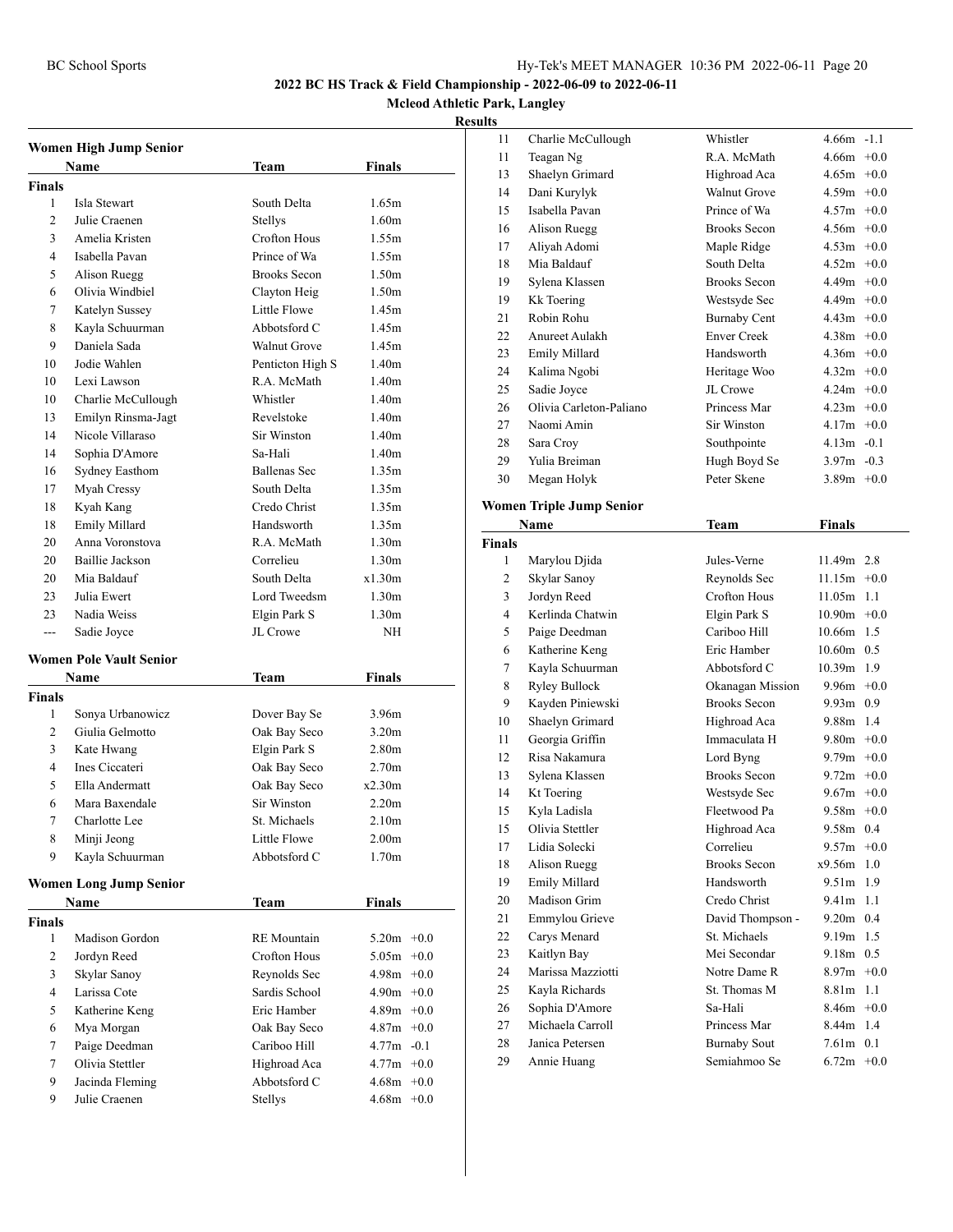**2022 BC HS Track & Field Championship - 2022-06-09 to 2022-06-11**

**Mcleod Athletic Park, Langley**

**Results**

### Women High Jump Senior

| | Name | Team | Finals |
|---|---|---|---|
| **Finals** | | | |
| 1 | Isla Stewart | South Delta | 1.65m |
| 2 | Julie Craenen | Stellys | 1.60m |
| 3 | Amelia Kristen | Crofton Hous | 1.55m |
| 4 | Isabella Pavan | Prince of Wa | 1.55m |
| 5 | Alison Ruegg | Brooks Secon | 1.50m |
| 6 | Olivia Windbiel | Clayton Heig | 1.50m |
| 7 | Katelyn Sussey | Little Flowe | 1.45m |
| 8 | Kayla Schuurman | Abbotsford C | 1.45m |
| 9 | Daniela Sada | Walnut Grove | 1.45m |
| 10 | Jodie Wahlen | Penticton High S | 1.40m |
| 10 | Lexi Lawson | R.A. McMath | 1.40m |
| 10 | Charlie McCullough | Whistler | 1.40m |
| 13 | Emilyn Rinsma-Jagt | Revelstoke | 1.40m |
| 14 | Nicole Villaraso | Sir Winston | 1.40m |
| 14 | Sophia D'Amore | Sa-Hali | 1.40m |
| 16 | Sydney Easthom | Ballenas Sec | 1.35m |
| 17 | Myah Cressy | South Delta | 1.35m |
| 18 | Kyah Kang | Credo Christ | 1.35m |
| 18 | Emily Millard | Handsworth | 1.35m |
| 20 | Anna Voronstova | R.A. McMath | 1.30m |
| 20 | Baillie Jackson | Correlieu | 1.30m |
| 20 | Mia Baldauf | South Delta | x1.30m |
| 23 | Julia Ewert | Lord Tweedsm | 1.30m |
| 23 | Nadia Weiss | Elgin Park S | 1.30m |
| --- | Sadie Joyce | JL Crowe | NH |

### Women Pole Vault Senior

| | Name | Team | Finals |
|---|---|---|---|
| **Finals** | | | |
| 1 | Sonya Urbanowicz | Dover Bay Se | 3.96m |
| 2 | Giulia Gelmotto | Oak Bay Seco | 3.20m |
| 3 | Kate Hwang | Elgin Park S | 2.80m |
| 4 | Ines Ciccateri | Oak Bay Seco | 2.70m |
| 5 | Ella Andermatt | Oak Bay Seco | x2.30m |
| 6 | Mara Baxendale | Sir Winston | 2.20m |
| 7 | Charlotte Lee | St. Michaels | 2.10m |
| 8 | Minji Jeong | Little Flowe | 2.00m |
| 9 | Kayla Schuurman | Abbotsford C | 1.70m |

### Women Long Jump Senior

| | Name | Team | Finals | Wind |
|---|---|---|---|---|
| **Finals** | | | | |
| 1 | Madison Gordon | RE Mountain | 5.20m | +0.0 |
| 2 | Jordyn Reed | Crofton Hous | 5.05m | +0.0 |
| 3 | Skylar Sanoy | Reynolds Sec | 4.98m | +0.0 |
| 4 | Larissa Cote | Sardis School | 4.90m | +0.0 |
| 5 | Katherine Keng | Eric Hamber | 4.89m | +0.0 |
| 6 | Mya Morgan | Oak Bay Seco | 4.87m | +0.0 |
| 7 | Paige Deedman | Cariboo Hill | 4.77m | -0.1 |
| 7 | Olivia Stettler | Highroad Aca | 4.77m | +0.0 |
| 9 | Jacinda Fleming | Abbotsford C | 4.68m | +0.0 |
| 9 | Julie Craenen | Stellys | 4.68m | +0.0 |
| 11 | Charlie McCullough | Whistler | 4.66m | -1.1 |
| 11 | Teagan Ng | R.A. McMath | 4.66m | +0.0 |
| 13 | Shaelyn Grimard | Highroad Aca | 4.65m | +0.0 |
| 14 | Dani Kurylyk | Walnut Grove | 4.59m | +0.0 |
| 15 | Isabella Pavan | Prince of Wa | 4.57m | +0.0 |
| 16 | Alison Ruegg | Brooks Secon | 4.56m | +0.0 |
| 17 | Aliyah Adomi | Maple Ridge | 4.53m | +0.0 |
| 18 | Mia Baldauf | South Delta | 4.52m | +0.0 |
| 19 | Sylena Klassen | Brooks Secon | 4.49m | +0.0 |
| 19 | Kk Toering | Westsyde Sec | 4.49m | +0.0 |
| 21 | Robin Rohu | Burnaby Cent | 4.43m | +0.0 |
| 22 | Anureet Aulakh | Enver Creek | 4.38m | +0.0 |
| 23 | Emily Millard | Handsworth | 4.36m | +0.0 |
| 24 | Kalima Ngobi | Heritage Woo | 4.32m | +0.0 |
| 25 | Sadie Joyce | JL Crowe | 4.24m | +0.0 |
| 26 | Olivia Carleton-Paliano | Princess Mar | 4.23m | +0.0 |
| 27 | Naomi Amin | Sir Winston | 4.17m | +0.0 |
| 28 | Sara Croy | Southpointe | 4.13m | -0.1 |
| 29 | Yulia Breiman | Hugh Boyd Se | 3.97m | -0.3 |
| 30 | Megan Holyk | Peter Skene | 3.89m | +0.0 |

### Women Triple Jump Senior

| | Name | Team | Finals | Wind |
|---|---|---|---|---|
| **Finals** | | | | |
| 1 | Marylou Djida | Jules-Verne | 11.49m | 2.8 |
| 2 | Skylar Sanoy | Reynolds Sec | 11.15m | +0.0 |
| 3 | Jordyn Reed | Crofton Hous | 11.05m | 1.1 |
| 4 | Kerlinda Chatwin | Elgin Park S | 10.90m | +0.0 |
| 5 | Paige Deedman | Cariboo Hill | 10.66m | 1.5 |
| 6 | Katherine Keng | Eric Hamber | 10.60m | 0.5 |
| 7 | Kayla Schuurman | Abbotsford C | 10.39m | 1.9 |
| 8 | Ryley Bullock | Okanagan Mission | 9.96m | +0.0 |
| 9 | Kayden Piniewski | Brooks Secon | 9.93m | 0.9 |
| 10 | Shaelyn Grimard | Highroad Aca | 9.88m | 1.4 |
| 11 | Georgia Griffin | Immaculata H | 9.80m | +0.0 |
| 12 | Risa Nakamura | Lord Byng | 9.79m | +0.0 |
| 13 | Sylena Klassen | Brooks Secon | 9.72m | +0.0 |
| 14 | Kt Toering | Westsyde Sec | 9.67m | +0.0 |
| 15 | Kyla Ladisla | Fleetwood Pa | 9.58m | +0.0 |
| 15 | Olivia Stettler | Highroad Aca | 9.58m | 0.4 |
| 17 | Lidia Solecki | Correlieu | 9.57m | +0.0 |
| 18 | Alison Ruegg | Brooks Secon | x9.56m | 1.0 |
| 19 | Emily Millard | Handsworth | 9.51m | 1.9 |
| 20 | Madison Grim | Credo Christ | 9.41m | 1.1 |
| 21 | Emmylou Grieve | David Thompson - | 9.20m | 0.4 |
| 22 | Carys Menard | St. Michaels | 9.19m | 1.5 |
| 23 | Kaitlyn Bay | Mei Secondar | 9.18m | 0.5 |
| 24 | Marissa Mazziotti | Notre Dame R | 8.97m | +0.0 |
| 25 | Kayla Richards | St. Thomas M | 8.81m | 1.1 |
| 26 | Sophia D'Amore | Sa-Hali | 8.46m | +0.0 |
| 27 | Michaela Carroll | Princess Mar | 8.44m | 1.4 |
| 28 | Janica Petersen | Burnaby Sout | 7.61m | 0.1 |
| 29 | Annie Huang | Semiahmoo Se | 6.72m | +0.0 |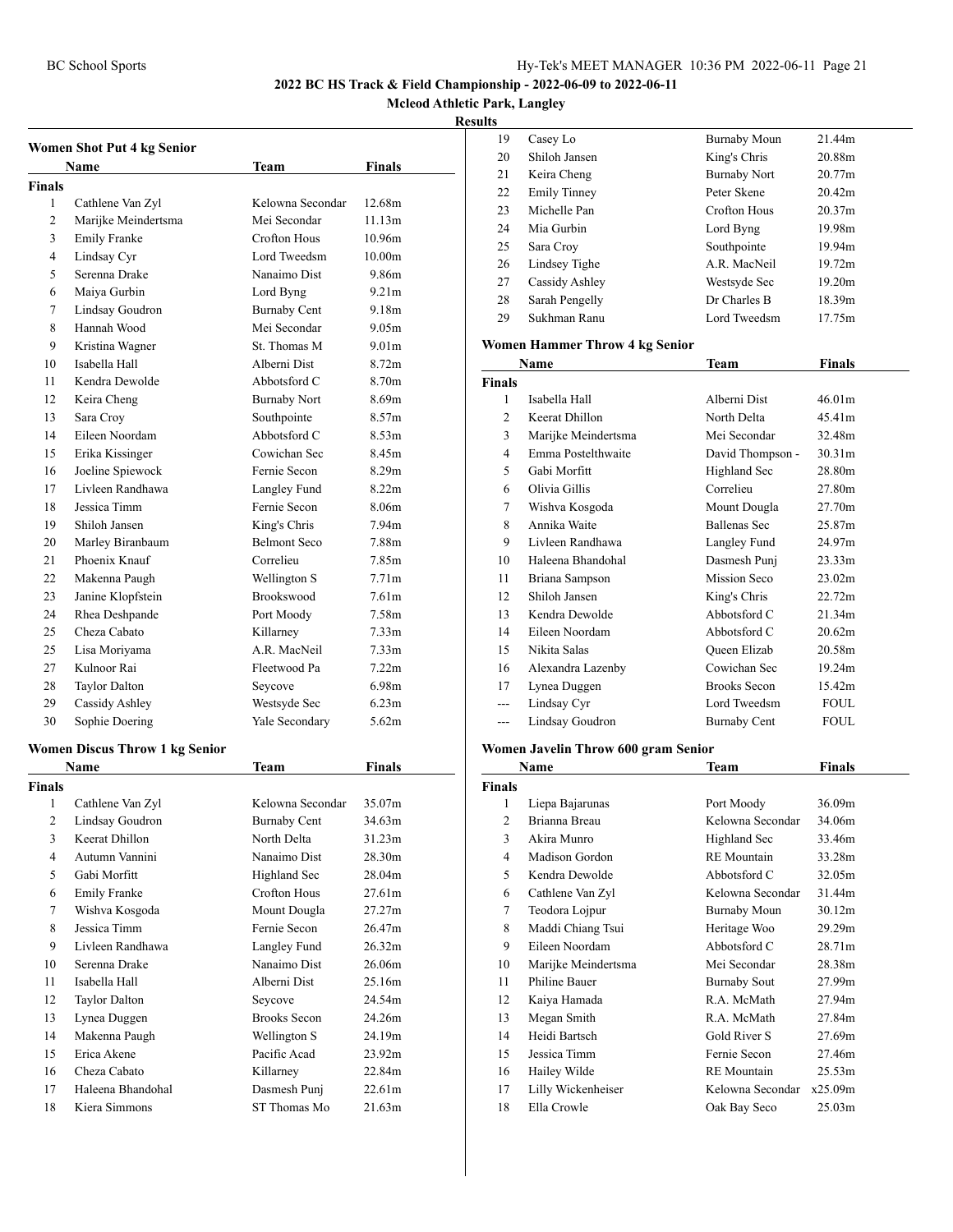**2022 BC HS Track & Field Championship - 2022-06-09 to 2022-06-11**

**Mcleod Athletic Park, Langley**

**Results**

### Women Shot Put 4 kg Senior

| | Name | Team | Finals |
|---|---|---|---|
| **Finals** | | | |
| 1 | Cathlene Van Zyl | Kelowna Secondar | 12.68m |
| 2 | Marijke Meindertsma | Mei Secondar | 11.13m |
| 3 | Emily Franke | Crofton Hous | 10.96m |
| 4 | Lindsay Cyr | Lord Tweedsm | 10.00m |
| 5 | Serenna Drake | Nanaimo Dist | 9.86m |
| 6 | Maiya Gurbin | Lord Byng | 9.21m |
| 7 | Lindsay Goudron | Burnaby Cent | 9.18m |
| 8 | Hannah Wood | Mei Secondar | 9.05m |
| 9 | Kristina Wagner | St. Thomas M | 9.01m |
| 10 | Isabella Hall | Alberni Dist | 8.72m |
| 11 | Kendra Dewolde | Abbotsford C | 8.70m |
| 12 | Keira Cheng | Burnaby Nort | 8.69m |
| 13 | Sara Croy | Southpointe | 8.57m |
| 14 | Eileen Noordam | Abbotsford C | 8.53m |
| 15 | Erika Kissinger | Cowichan Sec | 8.45m |
| 16 | Joeline Spiewock | Fernie Secon | 8.29m |
| 17 | Livleen Randhawa | Langley Fund | 8.22m |
| 18 | Jessica Timm | Fernie Secon | 8.06m |
| 19 | Shiloh Jansen | King's Chris | 7.94m |
| 20 | Marley Biranbaum | Belmont Seco | 7.88m |
| 21 | Phoenix Knauf | Correlieu | 7.85m |
| 22 | Makenna Paugh | Wellington S | 7.71m |
| 23 | Janine Klopfstein | Brookswood | 7.61m |
| 24 | Rhea Deshpande | Port Moody | 7.58m |
| 25 | Cheza Cabato | Killarney | 7.33m |
| 25 | Lisa Moriyama | A.R. MacNeil | 7.33m |
| 27 | Kulnoor Rai | Fleetwood Pa | 7.22m |
| 28 | Taylor Dalton | Seycove | 6.98m |
| 29 | Cassidy Ashley | Westsyde Sec | 6.23m |
| 30 | Sophie Doering | Yale Secondary | 5.62m |

### Women Discus Throw 1 kg Senior

| | Name | Team | Finals |
|---|---|---|---|
| **Finals** | | | |
| 1 | Cathlene Van Zyl | Kelowna Secondar | 35.07m |
| 2 | Lindsay Goudron | Burnaby Cent | 34.63m |
| 3 | Keerat Dhillon | North Delta | 31.23m |
| 4 | Autumn Vannini | Nanaimo Dist | 28.30m |
| 5 | Gabi Morfitt | Highland Sec | 28.04m |
| 6 | Emily Franke | Crofton Hous | 27.61m |
| 7 | Wishva Kosgoda | Mount Dougla | 27.27m |
| 8 | Jessica Timm | Fernie Secon | 26.47m |
| 9 | Livleen Randhawa | Langley Fund | 26.32m |
| 10 | Serenna Drake | Nanaimo Dist | 26.06m |
| 11 | Isabella Hall | Alberni Dist | 25.16m |
| 12 | Taylor Dalton | Seycove | 24.54m |
| 13 | Lynea Duggen | Brooks Secon | 24.26m |
| 14 | Makenna Paugh | Wellington S | 24.19m |
| 15 | Erica Akene | Pacific Acad | 23.92m |
| 16 | Cheza Cabato | Killarney | 22.84m |
| 17 | Haleena Bhandohal | Dasmesh Punj | 22.61m |
| 18 | Kiera Simmons | ST Thomas Mo | 21.63m |
| 19 | Casey Lo | Burnaby Moun | 21.44m |
| 20 | Shiloh Jansen | King's Chris | 20.88m |
| 21 | Keira Cheng | Burnaby Nort | 20.77m |
| 22 | Emily Tinney | Peter Skene | 20.42m |
| 23 | Michelle Pan | Crofton Hous | 20.37m |
| 24 | Mia Gurbin | Lord Byng | 19.98m |
| 25 | Sara Croy | Southpointe | 19.94m |
| 26 | Lindsey Tighe | A.R. MacNeil | 19.72m |
| 27 | Cassidy Ashley | Westsyde Sec | 19.20m |
| 28 | Sarah Pengelly | Dr Charles B | 18.39m |
| 29 | Sukhman Ranu | Lord Tweedsm | 17.75m |

### Women Hammer Throw 4 kg Senior

| | Name | Team | Finals |
|---|---|---|---|
| **Finals** | | | |
| 1 | Isabella Hall | Alberni Dist | 46.01m |
| 2 | Keerat Dhillon | North Delta | 45.41m |
| 3 | Marijke Meindertsma | Mei Secondar | 32.48m |
| 4 | Emma Postelthwaite | David Thompson - | 30.31m |
| 5 | Gabi Morfitt | Highland Sec | 28.80m |
| 6 | Olivia Gillis | Correlieu | 27.80m |
| 7 | Wishva Kosgoda | Mount Dougla | 27.70m |
| 8 | Annika Waite | Ballenas Sec | 25.87m |
| 9 | Livleen Randhawa | Langley Fund | 24.97m |
| 10 | Haleena Bhandohal | Dasmesh Punj | 23.33m |
| 11 | Briana Sampson | Mission Seco | 23.02m |
| 12 | Shiloh Jansen | King's Chris | 22.72m |
| 13 | Kendra Dewolde | Abbotsford C | 21.34m |
| 14 | Eileen Noordam | Abbotsford C | 20.62m |
| 15 | Nikita Salas | Queen Elizab | 20.58m |
| 16 | Alexandra Lazenby | Cowichan Sec | 19.24m |
| 17 | Lynea Duggen | Brooks Secon | 15.42m |
| --- | Lindsay Cyr | Lord Tweedsm | FOUL |
| --- | Lindsay Goudron | Burnaby Cent | FOUL |

### Women Javelin Throw 600 gram Senior

| | Name | Team | Finals |
|---|---|---|---|
| **Finals** | | | |
| 1 | Liepa Bajarunas | Port Moody | 36.09m |
| 2 | Brianna Breau | Kelowna Secondar | 34.06m |
| 3 | Akira Munro | Highland Sec | 33.46m |
| 4 | Madison Gordon | RE Mountain | 33.28m |
| 5 | Kendra Dewolde | Abbotsford C | 32.05m |
| 6 | Cathlene Van Zyl | Kelowna Secondar | 31.44m |
| 7 | Teodora Lojpur | Burnaby Moun | 30.12m |
| 8 | Maddi Chiang Tsui | Heritage Woo | 29.29m |
| 9 | Eileen Noordam | Abbotsford C | 28.71m |
| 10 | Marijke Meindertsma | Mei Secondar | 28.38m |
| 11 | Philine Bauer | Burnaby Sout | 27.99m |
| 12 | Kaiya Hamada | R.A. McMath | 27.94m |
| 13 | Megan Smith | R.A. McMath | 27.84m |
| 14 | Heidi Bartsch | Gold River S | 27.69m |
| 15 | Jessica Timm | Fernie Secon | 27.46m |
| 16 | Hailey Wilde | RE Mountain | 25.53m |
| 17 | Lilly Wickenheiser | Kelowna Secondar | x25.09m |
| 18 | Ella Crowle | Oak Bay Seco | 25.03m |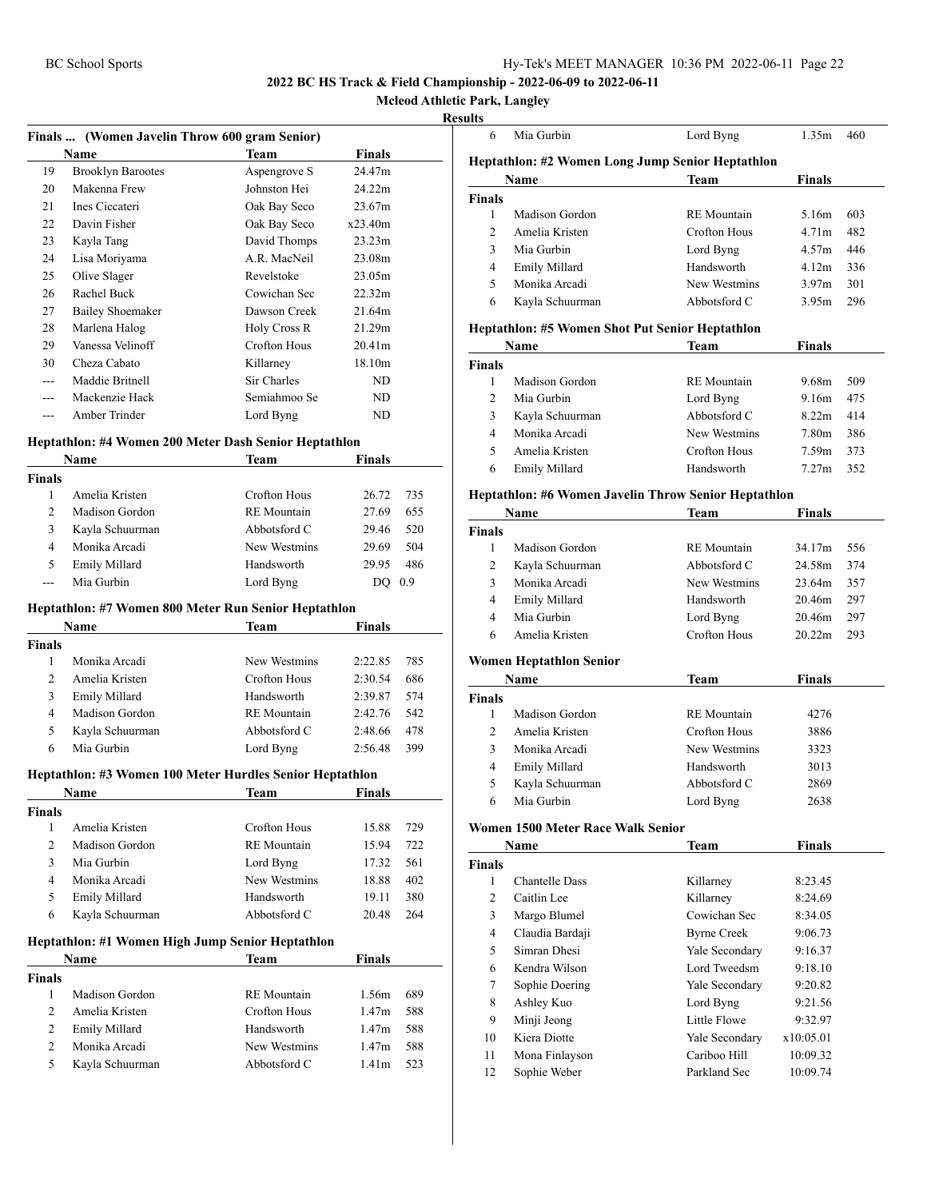## 2022 BC HS Track & Field Championship - 2022-06-09 to 2022-06-11

**Mcleod Athletic Park, Langley**

**Results**

### Finals ... (Women Javelin Throw 600 gram Senior)

| | Name | Team | Finals |
|---|---|---|---|
| 19 | Brooklyn Barootes | Aspengrove S | 24.47m |
| 20 | Makenna Frew | Johnston Hei | 24.22m |
| 21 | Ines Ciccateri | Oak Bay Seco | 23.67m |
| 22 | Davin Fisher | Oak Bay Seco | x23.40m |
| 23 | Kayla Tang | David Thomps | 23.23m |
| 24 | Lisa Moriyama | A.R. MacNeil | 23.08m |
| 25 | Olive Slager | Revelstoke | 23.05m |
| 26 | Rachel Buck | Cowichan Sec | 22.32m |
| 27 | Bailey Shoemaker | Dawson Creek | 21.64m |
| 28 | Marlena Halog | Holy Cross R | 21.29m |
| 29 | Vanessa Velinoff | Crofton Hous | 20.41m |
| 30 | Cheza Cabato | Killarney | 18.10m |
| --- | Maddie Britnell | Sir Charles | ND |
| --- | Mackenzie Hack | Semiahmoo Se | ND |
| --- | Amber Trinder | Lord Byng | ND |

### Heptathlon: #4 Women 200 Meter Dash Senior Heptathlon

| | Name | Team | Finals | |
|---|---|---|---|---|
| **Finals** | | | | |
| 1 | Amelia Kristen | Crofton Hous | 26.72 | 735 |
| 2 | Madison Gordon | RE Mountain | 27.69 | 655 |
| 3 | Kayla Schuurman | Abbotsford C | 29.46 | 520 |
| 4 | Monika Arcadi | New Westmins | 29.69 | 504 |
| 5 | Emily Millard | Handsworth | 29.95 | 486 |
| --- | Mia Gurbin | Lord Byng | DQ | 0.9 |

### Heptathlon: #7 Women 800 Meter Run Senior Heptathlon

| | Name | Team | Finals | |
|---|---|---|---|---|
| **Finals** | | | | |
| 1 | Monika Arcadi | New Westmins | 2:22.85 | 785 |
| 2 | Amelia Kristen | Crofton Hous | 2:30.54 | 686 |
| 3 | Emily Millard | Handsworth | 2:39.87 | 574 |
| 4 | Madison Gordon | RE Mountain | 2:42.76 | 542 |
| 5 | Kayla Schuurman | Abbotsford C | 2:48.66 | 478 |
| 6 | Mia Gurbin | Lord Byng | 2:56.48 | 399 |

### Heptathlon: #3 Women 100 Meter Hurdles Senior Heptathlon

| | Name | Team | Finals | |
|---|---|---|---|---|
| **Finals** | | | | |
| 1 | Amelia Kristen | Crofton Hous | 15.88 | 729 |
| 2 | Madison Gordon | RE Mountain | 15.94 | 722 |
| 3 | Mia Gurbin | Lord Byng | 17.32 | 561 |
| 4 | Monika Arcadi | New Westmins | 18.88 | 402 |
| 5 | Emily Millard | Handsworth | 19.11 | 380 |
| 6 | Kayla Schuurman | Abbotsford C | 20.48 | 264 |

### Heptathlon: #1 Women High Jump Senior Heptathlon

| | Name | Team | Finals | |
|---|---|---|---|---|
| **Finals** | | | | |
| 1 | Madison Gordon | RE Mountain | 1.56m | 689 |
| 2 | Amelia Kristen | Crofton Hous | 1.47m | 588 |
| 2 | Emily Millard | Handsworth | 1.47m | 588 |
| 2 | Monika Arcadi | New Westmins | 1.47m | 588 |
| 5 | Kayla Schuurman | Abbotsford C | 1.41m | 523 |
| 6 | Mia Gurbin | Lord Byng | 1.35m | 460 |

### Heptathlon: #2 Women Long Jump Senior Heptathlon

| | Name | Team | Finals | |
|---|---|---|---|---|
| **Finals** | | | | |
| 1 | Madison Gordon | RE Mountain | 5.16m | 603 |
| 2 | Amelia Kristen | Crofton Hous | 4.71m | 482 |
| 3 | Mia Gurbin | Lord Byng | 4.57m | 446 |
| 4 | Emily Millard | Handsworth | 4.12m | 336 |
| 5 | Monika Arcadi | New Westmins | 3.97m | 301 |
| 6 | Kayla Schuurman | Abbotsford C | 3.95m | 296 |

### Heptathlon: #5 Women Shot Put Senior Heptathlon

| | Name | Team | Finals | |
|---|---|---|---|---|
| **Finals** | | | | |
| 1 | Madison Gordon | RE Mountain | 9.68m | 509 |
| 2 | Mia Gurbin | Lord Byng | 9.16m | 475 |
| 3 | Kayla Schuurman | Abbotsford C | 8.22m | 414 |
| 4 | Monika Arcadi | New Westmins | 7.80m | 386 |
| 5 | Amelia Kristen | Crofton Hous | 7.59m | 373 |
| 6 | Emily Millard | Handsworth | 7.27m | 352 |

### Heptathlon: #6 Women Javelin Throw Senior Heptathlon

| | Name | Team | Finals | |
|---|---|---|---|---|
| **Finals** | | | | |
| 1 | Madison Gordon | RE Mountain | 34.17m | 556 |
| 2 | Kayla Schuurman | Abbotsford C | 24.58m | 374 |
| 3 | Monika Arcadi | New Westmins | 23.64m | 357 |
| 4 | Emily Millard | Handsworth | 20.46m | 297 |
| 4 | Mia Gurbin | Lord Byng | 20.46m | 297 |
| 6 | Amelia Kristen | Crofton Hous | 20.22m | 293 |

### Women Heptathlon Senior

| | Name | Team | Finals |
|---|---|---|---|
| **Finals** | | | |
| 1 | Madison Gordon | RE Mountain | 4276 |
| 2 | Amelia Kristen | Crofton Hous | 3886 |
| 3 | Monika Arcadi | New Westmins | 3323 |
| 4 | Emily Millard | Handsworth | 3013 |
| 5 | Kayla Schuurman | Abbotsford C | 2869 |
| 6 | Mia Gurbin | Lord Byng | 2638 |

### Women 1500 Meter Race Walk Senior

| | Name | Team | Finals |
|---|---|---|---|
| **Finals** | | | |
| 1 | Chantelle Dass | Killarney | 8:23.45 |
| 2 | Caitlin Lee | Killarney | 8:24.69 |
| 3 | Margo Blumel | Cowichan Sec | 8:34.05 |
| 4 | Claudia Bardaji | Byrne Creek | 9:06.73 |
| 5 | Simran Dhesi | Yale Secondary | 9:16.37 |
| 6 | Kendra Wilson | Lord Tweedsm | 9:18.10 |
| 7 | Sophie Doering | Yale Secondary | 9:20.82 |
| 8 | Ashley Kuo | Lord Byng | 9:21.56 |
| 9 | Minji Jeong | Little Flowe | 9:32.97 |
| 10 | Kiera Diotte | Yale Secondary | x10:05.01 |
| 11 | Mona Finlayson | Cariboo Hill | 10:09.32 |
| 12 | Sophie Weber | Parkland Sec | 10:09.74 |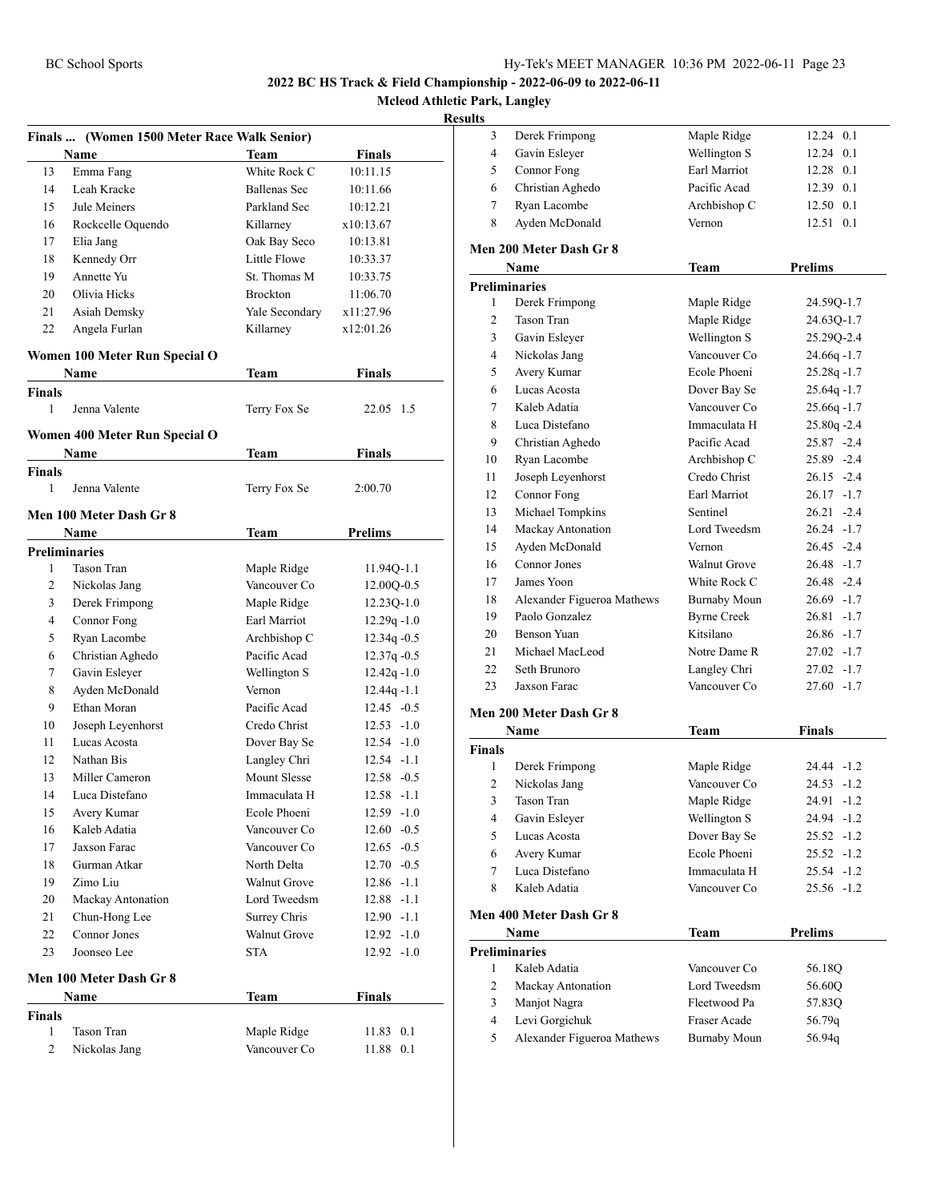**2022 BC HS Track & Field Championship - 2022-06-09 to 2022-06-11**

**Mcleod Athletic Park, Langley**

**Results**

### Finals ... (Women 1500 Meter Race Walk Senior)

| | Name | Team | Finals |
|---|---|---|---|
| 13 | Emma Fang | White Rock C | 10:11.15 |
| 14 | Leah Kracke | Ballenas Sec | 10:11.66 |
| 15 | Jule Meiners | Parkland Sec | 10:12.21 |
| 16 | Rockcelle Oquendo | Killarney | x10:13.67 |
| 17 | Elia Jang | Oak Bay Seco | 10:13.81 |
| 18 | Kennedy Orr | Little Flowe | 10:33.37 |
| 19 | Annette Yu | St. Thomas M | 10:33.75 |
| 20 | Olivia Hicks | Brockton | 11:06.70 |
| 21 | Asiah Demsky | Yale Secondary | x11:27.96 |
| 22 | Angela Furlan | Killarney | x12:01.26 |

### Women 100 Meter Run Special O

| | Name | Team | Finals | |
|---|---|---|---|---|
| **Finals** | | | | |
| 1 | Jenna Valente | Terry Fox Se | 22.05 | 1.5 |

### Women 400 Meter Run Special O

| | Name | Team | Finals |
|---|---|---|---|
| **Finals** | | | |
| 1 | Jenna Valente | Terry Fox Se | 2:00.70 |

### Men 100 Meter Dash Gr 8

| | Name | Team | Prelims | |
|---|---|---|---|---|
| **Preliminaries** | | | | |
| 1 | Tason Tran | Maple Ridge | 11.94Q | -1.1 |
| 2 | Nickolas Jang | Vancouver Co | 12.00Q | -0.5 |
| 3 | Derek Frimpong | Maple Ridge | 12.23Q | -1.0 |
| 4 | Connor Fong | Earl Marriot | 12.29q | -1.0 |
| 5 | Ryan Lacombe | Archbishop C | 12.34q | -0.5 |
| 6 | Christian Aghedo | Pacific Acad | 12.37q | -0.5 |
| 7 | Gavin Esleyer | Wellington S | 12.42q | -1.0 |
| 8 | Ayden McDonald | Vernon | 12.44q | -1.1 |
| 9 | Ethan Moran | Pacific Acad | 12.45 | -0.5 |
| 10 | Joseph Leyenhorst | Credo Christ | 12.53 | -1.0 |
| 11 | Lucas Acosta | Dover Bay Se | 12.54 | -1.0 |
| 12 | Nathan Bis | Langley Chri | 12.54 | -1.1 |
| 13 | Miller Cameron | Mount Slesse | 12.58 | -0.5 |
| 14 | Luca Distefano | Immaculata H | 12.58 | -1.1 |
| 15 | Avery Kumar | Ecole Phoeni | 12.59 | -1.0 |
| 16 | Kaleb Adatia | Vancouver Co | 12.60 | -0.5 |
| 17 | Jaxson Farac | Vancouver Co | 12.65 | -0.5 |
| 18 | Gurman Atkar | North Delta | 12.70 | -0.5 |
| 19 | Zimo Liu | Walnut Grove | 12.86 | -1.1 |
| 20 | Mackay Antonation | Lord Tweedsm | 12.88 | -1.1 |
| 21 | Chun-Hong Lee | Surrey Chris | 12.90 | -1.1 |
| 22 | Connor Jones | Walnut Grove | 12.92 | -1.0 |
| 23 | Joonseo Lee | STA | 12.92 | -1.0 |

### Men 100 Meter Dash Gr 8

| | Name | Team | Finals | |
|---|---|---|---|---|
| **Finals** | | | | |
| 1 | Tason Tran | Maple Ridge | 11.83 | 0.1 |
| 2 | Nickolas Jang | Vancouver Co | 11.88 | 0.1 |
| 3 | Derek Frimpong | Maple Ridge | 12.24 | 0.1 |
| 4 | Gavin Esleyer | Wellington S | 12.24 | 0.1 |
| 5 | Connor Fong | Earl Marriot | 12.28 | 0.1 |
| 6 | Christian Aghedo | Pacific Acad | 12.39 | 0.1 |
| 7 | Ryan Lacombe | Archbishop C | 12.50 | 0.1 |
| 8 | Ayden McDonald | Vernon | 12.51 | 0.1 |

### Men 200 Meter Dash Gr 8

| | Name | Team | Prelims | |
|---|---|---|---|---|
| **Preliminaries** | | | | |
| 1 | Derek Frimpong | Maple Ridge | 24.59Q | -1.7 |
| 2 | Tason Tran | Maple Ridge | 24.63Q | -1.7 |
| 3 | Gavin Esleyer | Wellington S | 25.29Q | -2.4 |
| 4 | Nickolas Jang | Vancouver Co | 24.66q | -1.7 |
| 5 | Avery Kumar | Ecole Phoeni | 25.28q | -1.7 |
| 6 | Lucas Acosta | Dover Bay Se | 25.64q | -1.7 |
| 7 | Kaleb Adatia | Vancouver Co | 25.66q | -1.7 |
| 8 | Luca Distefano | Immaculata H | 25.80q | -2.4 |
| 9 | Christian Aghedo | Pacific Acad | 25.87 | -2.4 |
| 10 | Ryan Lacombe | Archbishop C | 25.89 | -2.4 |
| 11 | Joseph Leyenhorst | Credo Christ | 26.15 | -2.4 |
| 12 | Connor Fong | Earl Marriot | 26.17 | -1.7 |
| 13 | Michael Tompkins | Sentinel | 26.21 | -2.4 |
| 14 | Mackay Antonation | Lord Tweedsm | 26.24 | -1.7 |
| 15 | Ayden McDonald | Vernon | 26.45 | -2.4 |
| 16 | Connor Jones | Walnut Grove | 26.48 | -1.7 |
| 17 | James Yoon | White Rock C | 26.48 | -2.4 |
| 18 | Alexander Figueroa Mathews | Burnaby Moun | 26.69 | -1.7 |
| 19 | Paolo Gonzalez | Byrne Creek | 26.81 | -1.7 |
| 20 | Benson Yuan | Kitsilano | 26.86 | -1.7 |
| 21 | Michael MacLeod | Notre Dame R | 27.02 | -1.7 |
| 22 | Seth Brunoro | Langley Chri | 27.02 | -1.7 |
| 23 | Jaxson Farac | Vancouver Co | 27.60 | -1.7 |

### Men 200 Meter Dash Gr 8

| | Name | Team | Finals | |
|---|---|---|---|---|
| **Finals** | | | | |
| 1 | Derek Frimpong | Maple Ridge | 24.44 | -1.2 |
| 2 | Nickolas Jang | Vancouver Co | 24.53 | -1.2 |
| 3 | Tason Tran | Maple Ridge | 24.91 | -1.2 |
| 4 | Gavin Esleyer | Wellington S | 24.94 | -1.2 |
| 5 | Lucas Acosta | Dover Bay Se | 25.52 | -1.2 |
| 6 | Avery Kumar | Ecole Phoeni | 25.52 | -1.2 |
| 7 | Luca Distefano | Immaculata H | 25.54 | -1.2 |
| 8 | Kaleb Adatia | Vancouver Co | 25.56 | -1.2 |

### Men 400 Meter Dash Gr 8

| | Name | Team | Prelims |
|---|---|---|---|
| **Preliminaries** | | | |
| 1 | Kaleb Adatia | Vancouver Co | 56.18Q |
| 2 | Mackay Antonation | Lord Tweedsm | 56.60Q |
| 3 | Manjot Nagra | Fleetwood Pa | 57.83Q |
| 4 | Levi Gorgichuk | Fraser Acade | 56.79q |
| 5 | Alexander Figueroa Mathews | Burnaby Moun | 56.94q |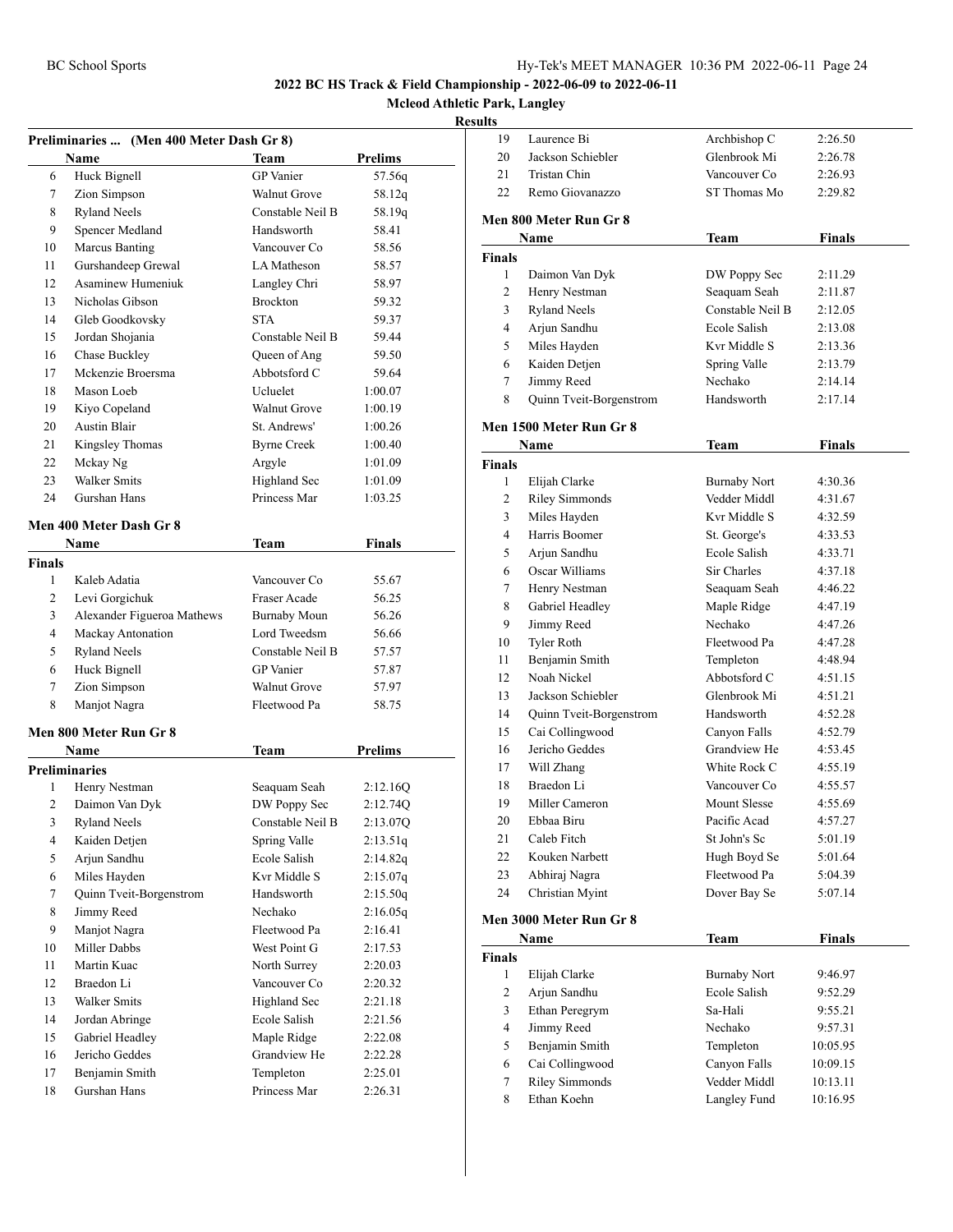# 2022 BC HS Track & Field Championship - 2022-06-09 to 2022-06-11

## Mcleod Athletic Park, Langley

### Results

**Preliminaries ... (Men 400 Meter Dash Gr 8)**

| | Name | Team | Prelims |
|---|---|---|---|
| 6 | Huck Bignell | GP Vanier | 57.56q |
| 7 | Zion Simpson | Walnut Grove | 58.12q |
| 8 | Ryland Neels | Constable Neil B | 58.19q |
| 9 | Spencer Medland | Handsworth | 58.41 |
| 10 | Marcus Banting | Vancouver Co | 58.56 |
| 11 | Gurshandeep Grewal | LA Matheson | 58.57 |
| 12 | Asaminew Humeniuk | Langley Chri | 58.97 |
| 13 | Nicholas Gibson | Brockton | 59.32 |
| 14 | Gleb Goodkovsky | STA | 59.37 |
| 15 | Jordan Shojania | Constable Neil B | 59.44 |
| 16 | Chase Buckley | Queen of Ang | 59.50 |
| 17 | Mckenzie Broersma | Abbotsford C | 59.64 |
| 18 | Mason Loeb | Ucluelet | 1:00.07 |
| 19 | Kiyo Copeland | Walnut Grove | 1:00.19 |
| 20 | Austin Blair | St. Andrews' | 1:00.26 |
| 21 | Kingsley Thomas | Byrne Creek | 1:00.40 |
| 22 | Mckay Ng | Argyle | 1:01.09 |
| 23 | Walker Smits | Highland Sec | 1:01.09 |
| 24 | Gurshan Hans | Princess Mar | 1:03.25 |

### Men 400 Meter Dash Gr 8

| | Name | Team | Finals |
|---|---|---|---|
| **Finals** | | | |
| 1 | Kaleb Adatia | Vancouver Co | 55.67 |
| 2 | Levi Gorgichuk | Fraser Acade | 56.25 |
| 3 | Alexander Figueroa Mathews | Burnaby Moun | 56.26 |
| 4 | Mackay Antonation | Lord Tweedsm | 56.66 |
| 5 | Ryland Neels | Constable Neil B | 57.57 |
| 6 | Huck Bignell | GP Vanier | 57.87 |
| 7 | Zion Simpson | Walnut Grove | 57.97 |
| 8 | Manjot Nagra | Fleetwood Pa | 58.75 |

### Men 800 Meter Run Gr 8

| | Name | Team | Prelims |
|---|---|---|---|
| **Preliminaries** | | | |
| 1 | Henry Nestman | Seaquam Seah | 2:12.16Q |
| 2 | Daimon Van Dyk | DW Poppy Sec | 2:12.74Q |
| 3 | Ryland Neels | Constable Neil B | 2:13.07Q |
| 4 | Kaiden Detjen | Spring Valle | 2:13.51q |
| 5 | Arjun Sandhu | Ecole Salish | 2:14.82q |
| 6 | Miles Hayden | Kvr Middle S | 2:15.07q |
| 7 | Quinn Tveit-Borgenstrom | Handsworth | 2:15.50q |
| 8 | Jimmy Reed | Nechako | 2:16.05q |
| 9 | Manjot Nagra | Fleetwood Pa | 2:16.41 |
| 10 | Miller Dabbs | West Point G | 2:17.53 |
| 11 | Martin Kuac | North Surrey | 2:20.03 |
| 12 | Braedon Li | Vancouver Co | 2:20.32 |
| 13 | Walker Smits | Highland Sec | 2:21.18 |
| 14 | Jordan Abringe | Ecole Salish | 2:21.56 |
| 15 | Gabriel Headley | Maple Ridge | 2:22.08 |
| 16 | Jericho Geddes | Grandview He | 2:22.28 |
| 17 | Benjamin Smith | Templeton | 2:25.01 |
| 18 | Gurshan Hans | Princess Mar | 2:26.31 |
| 19 | Laurence Bi | Archbishop C | 2:26.50 |
| 20 | Jackson Schiebler | Glenbrook Mi | 2:26.78 |
| 21 | Tristan Chin | Vancouver Co | 2:26.93 |
| 22 | Remo Giovanazzo | ST Thomas Mo | 2:29.82 |

### Men 800 Meter Run Gr 8

| | Name | Team | Finals |
|---|---|---|---|
| **Finals** | | | |
| 1 | Daimon Van Dyk | DW Poppy Sec | 2:11.29 |
| 2 | Henry Nestman | Seaquam Seah | 2:11.87 |
| 3 | Ryland Neels | Constable Neil B | 2:12.05 |
| 4 | Arjun Sandhu | Ecole Salish | 2:13.08 |
| 5 | Miles Hayden | Kvr Middle S | 2:13.36 |
| 6 | Kaiden Detjen | Spring Valle | 2:13.79 |
| 7 | Jimmy Reed | Nechako | 2:14.14 |
| 8 | Quinn Tveit-Borgenstrom | Handsworth | 2:17.14 |

### Men 1500 Meter Run Gr 8

| | Name | Team | Finals |
|---|---|---|---|
| **Finals** | | | |
| 1 | Elijah Clarke | Burnaby Nort | 4:30.36 |
| 2 | Riley Simmonds | Vedder Middl | 4:31.67 |
| 3 | Miles Hayden | Kvr Middle S | 4:32.59 |
| 4 | Harris Boomer | St. George's | 4:33.53 |
| 5 | Arjun Sandhu | Ecole Salish | 4:33.71 |
| 6 | Oscar Williams | Sir Charles | 4:37.18 |
| 7 | Henry Nestman | Seaquam Seah | 4:46.22 |
| 8 | Gabriel Headley | Maple Ridge | 4:47.19 |
| 9 | Jimmy Reed | Nechako | 4:47.26 |
| 10 | Tyler Roth | Fleetwood Pa | 4:47.28 |
| 11 | Benjamin Smith | Templeton | 4:48.94 |
| 12 | Noah Nickel | Abbotsford C | 4:51.15 |
| 13 | Jackson Schiebler | Glenbrook Mi | 4:51.21 |
| 14 | Quinn Tveit-Borgenstrom | Handsworth | 4:52.28 |
| 15 | Cai Collingwood | Canyon Falls | 4:52.79 |
| 16 | Jericho Geddes | Grandview He | 4:53.45 |
| 17 | Will Zhang | White Rock C | 4:55.19 |
| 18 | Braedon Li | Vancouver Co | 4:55.57 |
| 19 | Miller Cameron | Mount Slesse | 4:55.69 |
| 20 | Ebbaa Biru | Pacific Acad | 4:57.27 |
| 21 | Caleb Fitch | St John's Sc | 5:01.19 |
| 22 | Kouken Narbett | Hugh Boyd Se | 5:01.64 |
| 23 | Abhiraj Nagra | Fleetwood Pa | 5:04.39 |
| 24 | Christian Myint | Dover Bay Se | 5:07.14 |

### Men 3000 Meter Run Gr 8

| | Name | Team | Finals |
|---|---|---|---|
| **Finals** | | | |
| 1 | Elijah Clarke | Burnaby Nort | 9:46.97 |
| 2 | Arjun Sandhu | Ecole Salish | 9:52.29 |
| 3 | Ethan Peregrym | Sa-Hali | 9:55.21 |
| 4 | Jimmy Reed | Nechako | 9:57.31 |
| 5 | Benjamin Smith | Templeton | 10:05.95 |
| 6 | Cai Collingwood | Canyon Falls | 10:09.15 |
| 7 | Riley Simmonds | Vedder Middl | 10:13.11 |
| 8 | Ethan Koehn | Langley Fund | 10:16.95 |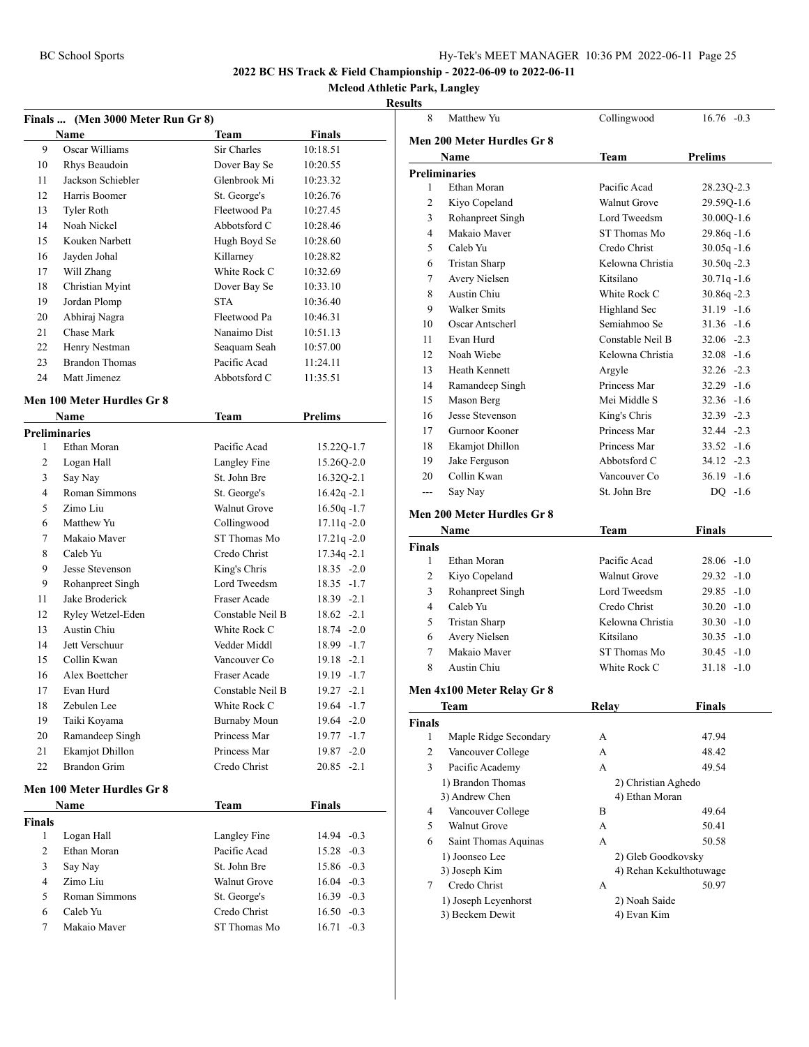**2022 BC HS Track & Field Championship - 2022-06-09 to 2022-06-11**

**Mcleod Athletic Park, Langley**

**Results**

### Finals ... (Men 3000 Meter Run Gr 8)

| | Name | Team | Finals |
|---|---|---|---|
| 9 | Oscar Williams | Sir Charles | 10:18.51 |
| 10 | Rhys Beaudoin | Dover Bay Se | 10:20.55 |
| 11 | Jackson Schiebler | Glenbrook Mi | 10:23.32 |
| 12 | Harris Boomer | St. George's | 10:26.76 |
| 13 | Tyler Roth | Fleetwood Pa | 10:27.45 |
| 14 | Noah Nickel | Abbotsford C | 10:28.46 |
| 15 | Kouken Narbett | Hugh Boyd Se | 10:28.60 |
| 16 | Jayden Johal | Killarney | 10:28.82 |
| 17 | Will Zhang | White Rock C | 10:32.69 |
| 18 | Christian Myint | Dover Bay Se | 10:33.10 |
| 19 | Jordan Plomp | STA | 10:36.40 |
| 20 | Abhiraj Nagra | Fleetwood Pa | 10:46.31 |
| 21 | Chase Mark | Nanaimo Dist | 10:51.13 |
| 22 | Henry Nestman | Seaquam Seah | 10:57.00 |
| 23 | Brandon Thomas | Pacific Acad | 11:24.11 |
| 24 | Matt Jimenez | Abbotsford C | 11:35.51 |

### Men 100 Meter Hurdles Gr 8

**Preliminaries**

| | Name | Team | Prelims |
|---|---|---|---|
| 1 | Ethan Moran | Pacific Acad | 15.22Q-1.7 |
| 2 | Logan Hall | Langley Fine | 15.26Q-2.0 |
| 3 | Say Nay | St. John Bre | 16.32Q-2.1 |
| 4 | Roman Simmons | St. George's | 16.42q -2.1 |
| 5 | Zimo Liu | Walnut Grove | 16.50q -1.7 |
| 6 | Matthew Yu | Collingwood | 17.11q -2.0 |
| 7 | Makaio Maver | ST Thomas Mo | 17.21q -2.0 |
| 8 | Caleb Yu | Credo Christ | 17.34q -2.1 |
| 9 | Jesse Stevenson | King's Chris | 18.35 -2.0 |
| 9 | Rohanpreet Singh | Lord Tweedsm | 18.35 -1.7 |
| 11 | Jake Broderick | Fraser Acade | 18.39 -2.1 |
| 12 | Ryley Wetzel-Eden | Constable Neil B | 18.62 -2.1 |
| 13 | Austin Chiu | White Rock C | 18.74 -2.0 |
| 14 | Jett Verschuur | Vedder Middl | 18.99 -1.7 |
| 15 | Collin Kwan | Vancouver Co | 19.18 -2.1 |
| 16 | Alex Boettcher | Fraser Acade | 19.19 -1.7 |
| 17 | Evan Hurd | Constable Neil B | 19.27 -2.1 |
| 18 | Zebulen Lee | White Rock C | 19.64 -1.7 |
| 19 | Taiki Koyama | Burnaby Moun | 19.64 -2.0 |
| 20 | Ramandeep Singh | Princess Mar | 19.77 -1.7 |
| 21 | Ekamjot Dhillon | Princess Mar | 19.87 -2.0 |
| 22 | Brandon Grim | Credo Christ | 20.85 -2.1 |

### Men 100 Meter Hurdles Gr 8

**Finals**

| | Name | Team | Finals |
|---|---|---|---|
| 1 | Logan Hall | Langley Fine | 14.94 -0.3 |
| 2 | Ethan Moran | Pacific Acad | 15.28 -0.3 |
| 3 | Say Nay | St. John Bre | 15.86 -0.3 |
| 4 | Zimo Liu | Walnut Grove | 16.04 -0.3 |
| 5 | Roman Simmons | St. George's | 16.39 -0.3 |
| 6 | Caleb Yu | Credo Christ | 16.50 -0.3 |
| 7 | Makaio Maver | ST Thomas Mo | 16.71 -0.3 |
| 8 | Matthew Yu | Collingwood | 16.76 -0.3 |

### Men 200 Meter Hurdles Gr 8

**Preliminaries**

| | Name | Team | Prelims |
|---|---|---|---|
| 1 | Ethan Moran | Pacific Acad | 28.23Q-2.3 |
| 2 | Kiyo Copeland | Walnut Grove | 29.59Q-1.6 |
| 3 | Rohanpreet Singh | Lord Tweedsm | 30.00Q-1.6 |
| 4 | Makaio Maver | ST Thomas Mo | 29.86q -1.6 |
| 5 | Caleb Yu | Credo Christ | 30.05q -1.6 |
| 6 | Tristan Sharp | Kelowna Christia | 30.50q -2.3 |
| 7 | Avery Nielsen | Kitsilano | 30.71q -1.6 |
| 8 | Austin Chiu | White Rock C | 30.86q -2.3 |
| 9 | Walker Smits | Highland Sec | 31.19 -1.6 |
| 10 | Oscar Antscherl | Semiahmoo Se | 31.36 -1.6 |
| 11 | Evan Hurd | Constable Neil B | 32.06 -2.3 |
| 12 | Noah Wiebe | Kelowna Christia | 32.08 -1.6 |
| 13 | Heath Kennett | Argyle | 32.26 -2.3 |
| 14 | Ramandeep Singh | Princess Mar | 32.29 -1.6 |
| 15 | Mason Berg | Mei Middle S | 32.36 -1.6 |
| 16 | Jesse Stevenson | King's Chris | 32.39 -2.3 |
| 17 | Gurnoor Kooner | Princess Mar | 32.44 -2.3 |
| 18 | Ekamjot Dhillon | Princess Mar | 33.52 -1.6 |
| 19 | Jake Ferguson | Abbotsford C | 34.12 -2.3 |
| 20 | Collin Kwan | Vancouver Co | 36.19 -1.6 |
| --- | Say Nay | St. John Bre | DQ -1.6 |

### Men 200 Meter Hurdles Gr 8

**Finals**

| | Name | Team | Finals |
|---|---|---|---|
| 1 | Ethan Moran | Pacific Acad | 28.06 -1.0 |
| 2 | Kiyo Copeland | Walnut Grove | 29.32 -1.0 |
| 3 | Rohanpreet Singh | Lord Tweedsm | 29.85 -1.0 |
| 4 | Caleb Yu | Credo Christ | 30.20 -1.0 |
| 5 | Tristan Sharp | Kelowna Christia | 30.30 -1.0 |
| 6 | Avery Nielsen | Kitsilano | 30.35 -1.0 |
| 7 | Makaio Maver | ST Thomas Mo | 30.45 -1.0 |
| 8 | Austin Chiu | White Rock C | 31.18 -1.0 |

### Men 4x100 Meter Relay Gr 8

**Finals**

| | Team | Relay | Finals |
|---|---|---|---|
| 1 | Maple Ridge Secondary | A | 47.94 |
| 2 | Vancouver College | A | 48.42 |
| 3 | Pacific Academy | A | 49.54 |
| | 1) Brandon Thomas | 2) Christian Aghedo | |
| | 3) Andrew Chen | 4) Ethan Moran | |
| 4 | Vancouver College | B | 49.64 |
| 5 | Walnut Grove | A | 50.41 |
| 6 | Saint Thomas Aquinas | A | 50.58 |
| | 1) Joonseo Lee | 2) Gleb Goodkovsky | |
| | 3) Joseph Kim | 4) Rehan Kekulthotuwage | |
| 7 | Credo Christ | A | 50.97 |
| | 1) Joseph Leyenhorst | 2) Noah Saide | |
| | 3) Beckem Dewit | 4) Evan Kim | |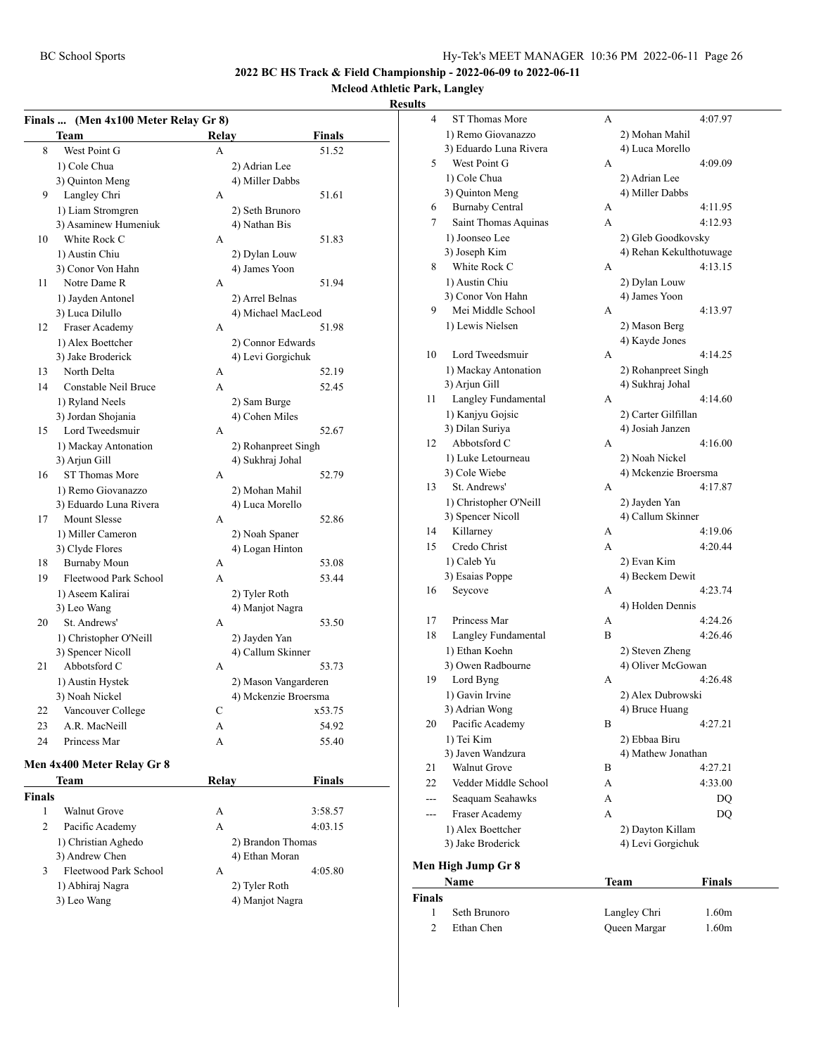**2022 BC HS Track & Field Championship - 2022-06-09 to 2022-06-11**

**Mcleod Athletic Park, Langley**

**Results**

### Finals ... (Men 4x100 Meter Relay Gr 8)

| | Team | Relay | Finals |
|---|---|---|---|
| 8 | West Point G | A | 51.52 |
| | 1) Cole Chua | 2) Adrian Lee | |
| | 3) Quinton Meng | 4) Miller Dabbs | |
| 9 | Langley Chri | A | 51.61 |
| | 1) Liam Stromgren | 2) Seth Brunoro | |
| | 3) Asaminew Humeniuk | 4) Nathan Bis | |
| 10 | White Rock C | A | 51.83 |
| | 1) Austin Chiu | 2) Dylan Louw | |
| | 3) Conor Von Hahn | 4) James Yoon | |
| 11 | Notre Dame R | A | 51.94 |
| | 1) Jayden Antonel | 2) Arrel Belnas | |
| | 3) Luca Dilullo | 4) Michael MacLeod | |
| 12 | Fraser Academy | A | 51.98 |
| | 1) Alex Boettcher | 2) Connor Edwards | |
| | 3) Jake Broderick | 4) Levi Gorgichuk | |
| 13 | North Delta | A | 52.19 |
| 14 | Constable Neil Bruce | A | 52.45 |
| | 1) Ryland Neels | 2) Sam Burge | |
| | 3) Jordan Shojania | 4) Cohen Miles | |
| 15 | Lord Tweedsmuir | A | 52.67 |
| | 1) Mackay Antonation | 2) Rohanpreet Singh | |
| | 3) Arjun Gill | 4) Sukhraj Johal | |
| 16 | ST Thomas More | A | 52.79 |
| | 1) Remo Giovanazzo | 2) Mohan Mahil | |
| | 3) Eduardo Luna Rivera | 4) Luca Morello | |
| 17 | Mount Slesse | A | 52.86 |
| | 1) Miller Cameron | 2) Noah Spaner | |
| | 3) Clyde Flores | 4) Logan Hinton | |
| 18 | Burnaby Moun | A | 53.08 |
| 19 | Fleetwood Park School | A | 53.44 |
| | 1) Aseem Kalirai | 2) Tyler Roth | |
| | 3) Leo Wang | 4) Manjot Nagra | |
| 20 | St. Andrews' | A | 53.50 |
| | 1) Christopher O'Neill | 2) Jayden Yan | |
| | 3) Spencer Nicoll | 4) Callum Skinner | |
| 21 | Abbotsford C | A | 53.73 |
| | 1) Austin Hystek | 2) Mason Vangarderen | |
| | 3) Noah Nickel | 4) Mckenzie Broersma | |
| 22 | Vancouver College | C | x53.75 |
| 23 | A.R. MacNeill | A | 54.92 |
| 24 | Princess Mar | A | 55.40 |

### Men 4x400 Meter Relay Gr 8

| | Team | Relay | Finals |
|---|---|---|---|
| **Finals** | | | |
| 1 | Walnut Grove | A | 3:58.57 |
| 2 | Pacific Academy | A | 4:03.15 |
| | 1) Christian Aghedo | 2) Brandon Thomas | |
| | 3) Andrew Chen | 4) Ethan Moran | |
| 3 | Fleetwood Park School | A | 4:05.80 |
| | 1) Abhiraj Nagra | 2) Tyler Roth | |
| | 3) Leo Wang | 4) Manjot Nagra | |
| 4 | ST Thomas More | A | 4:07.97 |
| | 1) Remo Giovanazzo | 2) Mohan Mahil | |
| | 3) Eduardo Luna Rivera | 4) Luca Morello | |
| 5 | West Point G | A | 4:09.09 |
| | 1) Cole Chua | 2) Adrian Lee | |
| | 3) Quinton Meng | 4) Miller Dabbs | |
| 6 | Burnaby Central | A | 4:11.95 |
| 7 | Saint Thomas Aquinas | A | 4:12.93 |
| | 1) Joonseo Lee | 2) Gleb Goodkovsky | |
| | 3) Joseph Kim | 4) Rehan Kekulthotuwage | |
| 8 | White Rock C | A | 4:13.15 |
| | 1) Austin Chiu | 2) Dylan Louw | |
| | 3) Conor Von Hahn | 4) James Yoon | |
| 9 | Mei Middle School | A | 4:13.97 |
| | 1) Lewis Nielsen | 2) Mason Berg | |
| | | 4) Kayde Jones | |
| 10 | Lord Tweedsmuir | A | 4:14.25 |
| | 1) Mackay Antonation | 2) Rohanpreet Singh | |
| | 3) Arjun Gill | 4) Sukhraj Johal | |
| 11 | Langley Fundamental | A | 4:14.60 |
| | 1) Kanjyu Gojsic | 2) Carter Gilfillan | |
| | 3) Dilan Suriya | 4) Josiah Janzen | |
| 12 | Abbotsford C | A | 4:16.00 |
| | 1) Luke Letourneau | 2) Noah Nickel | |
| | 3) Cole Wiebe | 4) Mckenzie Broersma | |
| 13 | St. Andrews' | A | 4:17.87 |
| | 1) Christopher O'Neill | 2) Jayden Yan | |
| | 3) Spencer Nicoll | 4) Callum Skinner | |
| 14 | Killarney | A | 4:19.06 |
| 15 | Credo Christ | A | 4:20.44 |
| | 1) Caleb Yu | 2) Evan Kim | |
| | 3) Esaias Poppe | 4) Beckem Dewit | |
| 16 | Seycove | A | 4:23.74 |
| | | 4) Holden Dennis | |
| 17 | Princess Mar | A | 4:24.26 |
| 18 | Langley Fundamental | B | 4:26.46 |
| | 1) Ethan Koehn | 2) Steven Zheng | |
| | 3) Owen Radbourne | 4) Oliver McGowan | |
| 19 | Lord Byng | A | 4:26.48 |
| | 1) Gavin Irvine | 2) Alex Dubrowski | |
| | 3) Adrian Wong | 4) Bruce Huang | |
| 20 | Pacific Academy | B | 4:27.21 |
| | 1) Tei Kim | 2) Ebbaa Biru | |
| | 3) Javen Wandzura | 4) Mathew Jonathan | |
| 21 | Walnut Grove | B | 4:27.21 |
| 22 | Vedder Middle School | A | 4:33.00 |
| --- | Seaquam Seahawks | A | DQ |
| --- | Fraser Academy | A | DQ |
| | 1) Alex Boettcher | 2) Dayton Killam | |
| | 3) Jake Broderick | 4) Levi Gorgichuk | |

### Men High Jump Gr 8

| | Name | Team | Finals |
|---|---|---|---|
| **Finals** | | | |
| 1 | Seth Brunoro | Langley Chri | 1.60m |
| 2 | Ethan Chen | Queen Margar | 1.60m |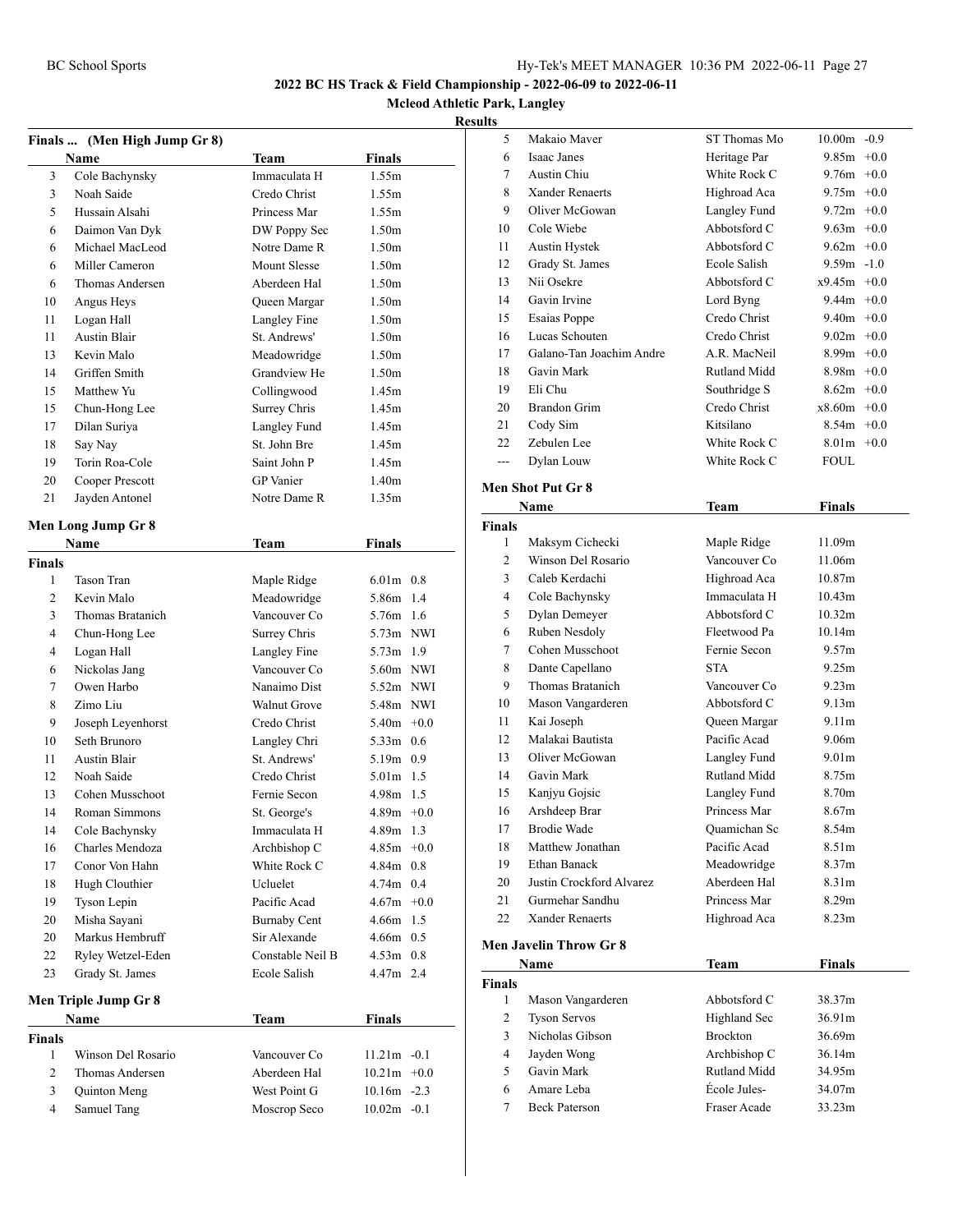## 2022 BC HS Track & Field Championship - 2022-06-09 to 2022-06-11

### Mcleod Athletic Park, Langley

### Results

### Finals ... (Men High Jump Gr 8)

| | Name | Team | Finals |
|---|---|---|---|
| 3 | Cole Bachynsky | Immaculata H | 1.55m |
| 3 | Noah Saide | Credo Christ | 1.55m |
| 5 | Hussain Alsahi | Princess Mar | 1.55m |
| 6 | Daimon Van Dyk | DW Poppy Sec | 1.50m |
| 6 | Michael MacLeod | Notre Dame R | 1.50m |
| 6 | Miller Cameron | Mount Slesse | 1.50m |
| 6 | Thomas Andersen | Aberdeen Hal | 1.50m |
| 10 | Angus Heys | Queen Margar | 1.50m |
| 11 | Logan Hall | Langley Fine | 1.50m |
| 11 | Austin Blair | St. Andrews' | 1.50m |
| 13 | Kevin Malo | Meadowridge | 1.50m |
| 14 | Griffen Smith | Grandview He | 1.50m |
| 15 | Matthew Yu | Collingwood | 1.45m |
| 15 | Chun-Hong Lee | Surrey Chris | 1.45m |
| 17 | Dilan Suriya | Langley Fund | 1.45m |
| 18 | Say Nay | St. John Bre | 1.45m |
| 19 | Torin Roa-Cole | Saint John P | 1.45m |
| 20 | Cooper Prescott | GP Vanier | 1.40m |
| 21 | Jayden Antonel | Notre Dame R | 1.35m |

### Men Long Jump Gr 8

| | Name | Team | Finals | |
|---|---|---|---|---|
| **Finals** | | | | |
| 1 | Tason Tran | Maple Ridge | 6.01m | 0.8 |
| 2 | Kevin Malo | Meadowridge | 5.86m | 1.4 |
| 3 | Thomas Bratanich | Vancouver Co | 5.76m | 1.6 |
| 4 | Chun-Hong Lee | Surrey Chris | 5.73m | NWI |
| 4 | Logan Hall | Langley Fine | 5.73m | 1.9 |
| 6 | Nickolas Jang | Vancouver Co | 5.60m | NWI |
| 7 | Owen Harbo | Nanaimo Dist | 5.52m | NWI |
| 8 | Zimo Liu | Walnut Grove | 5.48m | NWI |
| 9 | Joseph Leyenhorst | Credo Christ | 5.40m | +0.0 |
| 10 | Seth Brunoro | Langley Chri | 5.33m | 0.6 |
| 11 | Austin Blair | St. Andrews' | 5.19m | 0.9 |
| 12 | Noah Saide | Credo Christ | 5.01m | 1.5 |
| 13 | Cohen Musschoot | Fernie Secon | 4.98m | 1.5 |
| 14 | Roman Simmons | St. George's | 4.89m | +0.0 |
| 14 | Cole Bachynsky | Immaculata H | 4.89m | 1.3 |
| 16 | Charles Mendoza | Archbishop C | 4.85m | +0.0 |
| 17 | Conor Von Hahn | White Rock C | 4.84m | 0.8 |
| 18 | Hugh Clouthier | Ucluelet | 4.74m | 0.4 |
| 19 | Tyson Lepin | Pacific Acad | 4.67m | +0.0 |
| 20 | Misha Sayani | Burnaby Cent | 4.66m | 1.5 |
| 20 | Markus Hembruff | Sir Alexande | 4.66m | 0.5 |
| 22 | Ryley Wetzel-Eden | Constable Neil B | 4.53m | 0.8 |
| 23 | Grady St. James | Ecole Salish | 4.47m | 2.4 |

### Men Triple Jump Gr 8

| | Name | Team | Finals | |
|---|---|---|---|---|
| **Finals** | | | | |
| 1 | Winson Del Rosario | Vancouver Co | 11.21m | -0.1 |
| 2 | Thomas Andersen | Aberdeen Hal | 10.21m | +0.0 |
| 3 | Quinton Meng | West Point G | 10.16m | -2.3 |
| 4 | Samuel Tang | Moscrop Seco | 10.02m | -0.1 |
| 5 | Makaio Maver | ST Thomas Mo | 10.00m | -0.9 |
| 6 | Isaac Janes | Heritage Par | 9.85m | +0.0 |
| 7 | Austin Chiu | White Rock C | 9.76m | +0.0 |
| 8 | Xander Renaerts | Highroad Aca | 9.75m | +0.0 |
| 9 | Oliver McGowan | Langley Fund | 9.72m | +0.0 |
| 10 | Cole Wiebe | Abbotsford C | 9.63m | +0.0 |
| 11 | Austin Hystek | Abbotsford C | 9.62m | +0.0 |
| 12 | Grady St. James | Ecole Salish | 9.59m | -1.0 |
| 13 | Nii Osekre | Abbotsford C | x9.45m | +0.0 |
| 14 | Gavin Irvine | Lord Byng | 9.44m | +0.0 |
| 15 | Esaias Poppe | Credo Christ | 9.40m | +0.0 |
| 16 | Lucas Schouten | Credo Christ | 9.02m | +0.0 |
| 17 | Galano-Tan Joachim Andre | A.R. MacNeil | 8.99m | +0.0 |
| 18 | Gavin Mark | Rutland Midd | 8.98m | +0.0 |
| 19 | Eli Chu | Southridge S | 8.62m | +0.0 |
| 20 | Brandon Grim | Credo Christ | x8.60m | +0.0 |
| 21 | Cody Sim | Kitsilano | 8.54m | +0.0 |
| 22 | Zebulen Lee | White Rock C | 8.01m | +0.0 |
| --- | Dylan Louw | White Rock C | FOUL | |

### Men Shot Put Gr 8

| | Name | Team | Finals |
|---|---|---|---|
| **Finals** | | | |
| 1 | Maksym Cichecki | Maple Ridge | 11.09m |
| 2 | Winson Del Rosario | Vancouver Co | 11.06m |
| 3 | Caleb Kerdachi | Highroad Aca | 10.87m |
| 4 | Cole Bachynsky | Immaculata H | 10.43m |
| 5 | Dylan Demeyer | Abbotsford C | 10.32m |
| 6 | Ruben Nesdoly | Fleetwood Pa | 10.14m |
| 7 | Cohen Musschoot | Fernie Secon | 9.57m |
| 8 | Dante Capellano | STA | 9.25m |
| 9 | Thomas Bratanich | Vancouver Co | 9.23m |
| 10 | Mason Vangarderen | Abbotsford C | 9.13m |
| 11 | Kai Joseph | Queen Margar | 9.11m |
| 12 | Malakai Bautista | Pacific Acad | 9.06m |
| 13 | Oliver McGowan | Langley Fund | 9.01m |
| 14 | Gavin Mark | Rutland Midd | 8.75m |
| 15 | Kanjyu Gojsic | Langley Fund | 8.70m |
| 16 | Arshdeep Brar | Princess Mar | 8.67m |
| 17 | Brodie Wade | Quamichan Sc | 8.54m |
| 18 | Matthew Jonathan | Pacific Acad | 8.51m |
| 19 | Ethan Banack | Meadowridge | 8.37m |
| 20 | Justin Crockford Alvarez | Aberdeen Hal | 8.31m |
| 21 | Gurmehar Sandhu | Princess Mar | 8.29m |
| 22 | Xander Renaerts | Highroad Aca | 8.23m |

### Men Javelin Throw Gr 8

| | Name | Team | Finals |
|---|---|---|---|
| **Finals** | | | |
| 1 | Mason Vangarderen | Abbotsford C | 38.37m |
| 2 | Tyson Servos | Highland Sec | 36.91m |
| 3 | Nicholas Gibson | Brockton | 36.69m |
| 4 | Jayden Wong | Archbishop C | 36.14m |
| 5 | Gavin Mark | Rutland Midd | 34.95m |
| 6 | Amare Leba | École Jules- | 34.07m |
| 7 | Beck Paterson | Fraser Acade | 33.23m |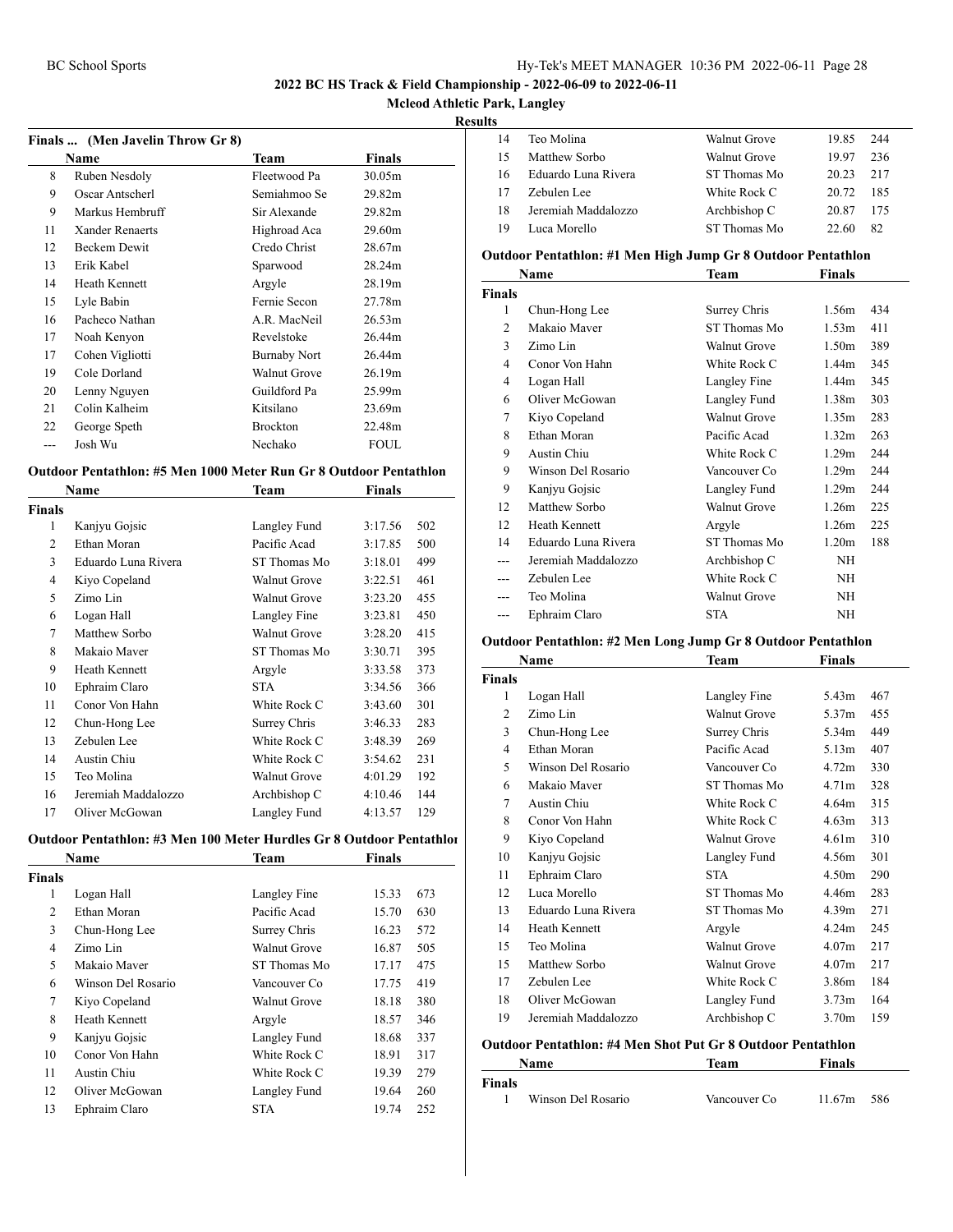**2022 BC HS Track & Field Championship - 2022-06-09 to 2022-06-11**

**Mcleod Athletic Park, Langley**

**Results**

### Finals ... (Men Javelin Throw Gr 8)

| | Name | Team | Finals |
|---|---|---|---|
| 8 | Ruben Nesdoly | Fleetwood Pa | 30.05m |
| 9 | Oscar Antscherl | Semiahmoo Se | 29.82m |
| 9 | Markus Hembruff | Sir Alexande | 29.82m |
| 11 | Xander Renaerts | Highroad Aca | 29.60m |
| 12 | Beckem Dewit | Credo Christ | 28.67m |
| 13 | Erik Kabel | Sparwood | 28.24m |
| 14 | Heath Kennett | Argyle | 28.19m |
| 15 | Lyle Babin | Fernie Secon | 27.78m |
| 16 | Pacheco Nathan | A.R. MacNeil | 26.53m |
| 17 | Noah Kenyon | Revelstoke | 26.44m |
| 17 | Cohen Vigliotti | Burnaby Nort | 26.44m |
| 19 | Cole Dorland | Walnut Grove | 26.19m |
| 20 | Lenny Nguyen | Guildford Pa | 25.99m |
| 21 | Colin Kalheim | Kitsilano | 23.69m |
| 22 | George Speth | Brockton | 22.48m |
| --- | Josh Wu | Nechako | FOUL |

### Outdoor Pentathlon: #5 Men 1000 Meter Run Gr 8 Outdoor Pentathlon

| | Name | Team | Finals | |
|---|---|---|---|---|
| **Finals** | | | | |
| 1 | Kanjyu Gojsic | Langley Fund | 3:17.56 | 502 |
| 2 | Ethan Moran | Pacific Acad | 3:17.85 | 500 |
| 3 | Eduardo Luna Rivera | ST Thomas Mo | 3:18.01 | 499 |
| 4 | Kiyo Copeland | Walnut Grove | 3:22.51 | 461 |
| 5 | Zimo Lin | Walnut Grove | 3:23.20 | 455 |
| 6 | Logan Hall | Langley Fine | 3:23.81 | 450 |
| 7 | Matthew Sorbo | Walnut Grove | 3:28.20 | 415 |
| 8 | Makaio Maver | ST Thomas Mo | 3:30.71 | 395 |
| 9 | Heath Kennett | Argyle | 3:33.58 | 373 |
| 10 | Ephraim Claro | STA | 3:34.56 | 366 |
| 11 | Conor Von Hahn | White Rock C | 3:43.60 | 301 |
| 12 | Chun-Hong Lee | Surrey Chris | 3:46.33 | 283 |
| 13 | Zebulen Lee | White Rock C | 3:48.39 | 269 |
| 14 | Austin Chiu | White Rock C | 3:54.62 | 231 |
| 15 | Teo Molina | Walnut Grove | 4:01.29 | 192 |
| 16 | Jeremiah Maddalozzo | Archbishop C | 4:10.46 | 144 |
| 17 | Oliver McGowan | Langley Fund | 4:13.57 | 129 |

### Outdoor Pentathlon: #3 Men 100 Meter Hurdles Gr 8 Outdoor Pentathlon

| | Name | Team | Finals | |
|---|---|---|---|---|
| **Finals** | | | | |
| 1 | Logan Hall | Langley Fine | 15.33 | 673 |
| 2 | Ethan Moran | Pacific Acad | 15.70 | 630 |
| 3 | Chun-Hong Lee | Surrey Chris | 16.23 | 572 |
| 4 | Zimo Lin | Walnut Grove | 16.87 | 505 |
| 5 | Makaio Maver | ST Thomas Mo | 17.17 | 475 |
| 6 | Winson Del Rosario | Vancouver Co | 17.75 | 419 |
| 7 | Kiyo Copeland | Walnut Grove | 18.18 | 380 |
| 8 | Heath Kennett | Argyle | 18.57 | 346 |
| 9 | Kanjyu Gojsic | Langley Fund | 18.68 | 337 |
| 10 | Conor Von Hahn | White Rock C | 18.91 | 317 |
| 11 | Austin Chiu | White Rock C | 19.39 | 279 |
| 12 | Oliver McGowan | Langley Fund | 19.64 | 260 |
| 13 | Ephraim Claro | STA | 19.74 | 252 |
| 14 | Teo Molina | Walnut Grove | 19.85 | 244 |
| 15 | Matthew Sorbo | Walnut Grove | 19.97 | 236 |
| 16 | Eduardo Luna Rivera | ST Thomas Mo | 20.23 | 217 |
| 17 | Zebulen Lee | White Rock C | 20.72 | 185 |
| 18 | Jeremiah Maddalozzo | Archbishop C | 20.87 | 175 |
| 19 | Luca Morello | ST Thomas Mo | 22.60 | 82 |

### Outdoor Pentathlon: #1 Men High Jump Gr 8 Outdoor Pentathlon

| | Name | Team | Finals | |
|---|---|---|---|---|
| **Finals** | | | | |
| 1 | Chun-Hong Lee | Surrey Chris | 1.56m | 434 |
| 2 | Makaio Maver | ST Thomas Mo | 1.53m | 411 |
| 3 | Zimo Lin | Walnut Grove | 1.50m | 389 |
| 4 | Conor Von Hahn | White Rock C | 1.44m | 345 |
| 4 | Logan Hall | Langley Fine | 1.44m | 345 |
| 6 | Oliver McGowan | Langley Fund | 1.38m | 303 |
| 7 | Kiyo Copeland | Walnut Grove | 1.35m | 283 |
| 8 | Ethan Moran | Pacific Acad | 1.32m | 263 |
| 9 | Austin Chiu | White Rock C | 1.29m | 244 |
| 9 | Winson Del Rosario | Vancouver Co | 1.29m | 244 |
| 9 | Kanjyu Gojsic | Langley Fund | 1.29m | 244 |
| 12 | Matthew Sorbo | Walnut Grove | 1.26m | 225 |
| 12 | Heath Kennett | Argyle | 1.26m | 225 |
| 14 | Eduardo Luna Rivera | ST Thomas Mo | 1.20m | 188 |
| --- | Jeremiah Maddalozzo | Archbishop C | NH | |
| --- | Zebulen Lee | White Rock C | NH | |
| --- | Teo Molina | Walnut Grove | NH | |
| --- | Ephraim Claro | STA | NH | |

### Outdoor Pentathlon: #2 Men Long Jump Gr 8 Outdoor Pentathlon

| | Name | Team | Finals | |
|---|---|---|---|---|
| **Finals** | | | | |
| 1 | Logan Hall | Langley Fine | 5.43m | 467 |
| 2 | Zimo Lin | Walnut Grove | 5.37m | 455 |
| 3 | Chun-Hong Lee | Surrey Chris | 5.34m | 449 |
| 4 | Ethan Moran | Pacific Acad | 5.13m | 407 |
| 5 | Winson Del Rosario | Vancouver Co | 4.72m | 330 |
| 6 | Makaio Maver | ST Thomas Mo | 4.71m | 328 |
| 7 | Austin Chiu | White Rock C | 4.64m | 315 |
| 8 | Conor Von Hahn | White Rock C | 4.63m | 313 |
| 9 | Kiyo Copeland | Walnut Grove | 4.61m | 310 |
| 10 | Kanjyu Gojsic | Langley Fund | 4.56m | 301 |
| 11 | Ephraim Claro | STA | 4.50m | 290 |
| 12 | Luca Morello | ST Thomas Mo | 4.46m | 283 |
| 13 | Eduardo Luna Rivera | ST Thomas Mo | 4.39m | 271 |
| 14 | Heath Kennett | Argyle | 4.24m | 245 |
| 15 | Teo Molina | Walnut Grove | 4.07m | 217 |
| 15 | Matthew Sorbo | Walnut Grove | 4.07m | 217 |
| 17 | Zebulen Lee | White Rock C | 3.86m | 184 |
| 18 | Oliver McGowan | Langley Fund | 3.73m | 164 |
| 19 | Jeremiah Maddalozzo | Archbishop C | 3.70m | 159 |

### Outdoor Pentathlon: #4 Men Shot Put Gr 8 Outdoor Pentathlon

| | Name | Team | Finals | |
|---|---|---|---|---|
| **Finals** | | | | |
| 1 | Winson Del Rosario | Vancouver Co | 11.67m | 586 |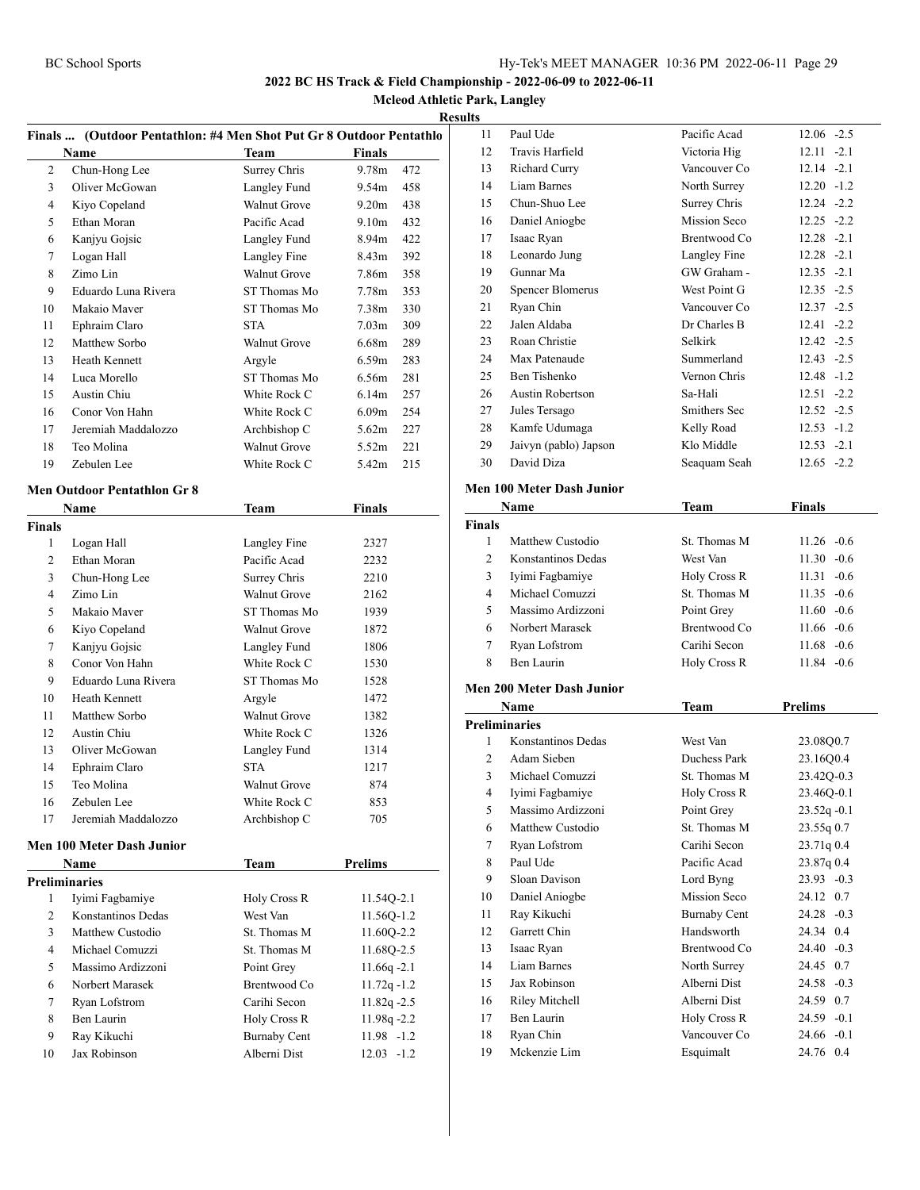## 2022 BC HS Track & Field Championship - 2022-06-09 to 2022-06-11

**Mcleod Athletic Park, Langley**

**Results**

### Finals ... (Outdoor Pentathlon: #4 Men Shot Put Gr 8 Outdoor Pentathlo

| | Name | Team | Finals | |
|---|---|---|---|---|
| 2 | Chun-Hong Lee | Surrey Chris | 9.78m | 472 |
| 3 | Oliver McGowan | Langley Fund | 9.54m | 458 |
| 4 | Kiyo Copeland | Walnut Grove | 9.20m | 438 |
| 5 | Ethan Moran | Pacific Acad | 9.10m | 432 |
| 6 | Kanjyu Gojsic | Langley Fund | 8.94m | 422 |
| 7 | Logan Hall | Langley Fine | 8.43m | 392 |
| 8 | Zimo Lin | Walnut Grove | 7.86m | 358 |
| 9 | Eduardo Luna Rivera | ST Thomas Mo | 7.78m | 353 |
| 10 | Makaio Maver | ST Thomas Mo | 7.38m | 330 |
| 11 | Ephraim Claro | STA | 7.03m | 309 |
| 12 | Matthew Sorbo | Walnut Grove | 6.68m | 289 |
| 13 | Heath Kennett | Argyle | 6.59m | 283 |
| 14 | Luca Morello | ST Thomas Mo | 6.56m | 281 |
| 15 | Austin Chiu | White Rock C | 6.14m | 257 |
| 16 | Conor Von Hahn | White Rock C | 6.09m | 254 |
| 17 | Jeremiah Maddalozzo | Archbishop C | 5.62m | 227 |
| 18 | Teo Molina | Walnut Grove | 5.52m | 221 |
| 19 | Zebulen Lee | White Rock C | 5.42m | 215 |

### Men Outdoor Pentathlon Gr 8

| | Name | Team | Finals |
|---|---|---|---|
| **Finals** | | | |
| 1 | Logan Hall | Langley Fine | 2327 |
| 2 | Ethan Moran | Pacific Acad | 2232 |
| 3 | Chun-Hong Lee | Surrey Chris | 2210 |
| 4 | Zimo Lin | Walnut Grove | 2162 |
| 5 | Makaio Maver | ST Thomas Mo | 1939 |
| 6 | Kiyo Copeland | Walnut Grove | 1872 |
| 7 | Kanjyu Gojsic | Langley Fund | 1806 |
| 8 | Conor Von Hahn | White Rock C | 1530 |
| 9 | Eduardo Luna Rivera | ST Thomas Mo | 1528 |
| 10 | Heath Kennett | Argyle | 1472 |
| 11 | Matthew Sorbo | Walnut Grove | 1382 |
| 12 | Austin Chiu | White Rock C | 1326 |
| 13 | Oliver McGowan | Langley Fund | 1314 |
| 14 | Ephraim Claro | STA | 1217 |
| 15 | Teo Molina | Walnut Grove | 874 |
| 16 | Zebulen Lee | White Rock C | 853 |
| 17 | Jeremiah Maddalozzo | Archbishop C | 705 |

### Men 100 Meter Dash Junior

| | Name | Team | Prelims |
|---|---|---|---|
| **Preliminaries** | | | |
| 1 | Iyimi Fagbamiye | Holy Cross R | 11.54Q-2.1 |
| 2 | Konstantinos Dedas | West Van | 11.56Q-1.2 |
| 3 | Matthew Custodio | St. Thomas M | 11.60Q-2.2 |
| 4 | Michael Comuzzi | St. Thomas M | 11.68Q-2.5 |
| 5 | Massimo Ardizzoni | Point Grey | 11.66q -2.1 |
| 6 | Norbert Marasek | Brentwood Co | 11.72q -1.2 |
| 7 | Ryan Lofstrom | Carihi Secon | 11.82q -2.5 |
| 8 | Ben Laurin | Holy Cross R | 11.98q -2.2 |
| 9 | Ray Kikuchi | Burnaby Cent | 11.98 -1.2 |
| 10 | Jax Robinson | Alberni Dist | 12.03 -1.2 |
| 11 | Paul Ude | Pacific Acad | 12.06 -2.5 |
| 12 | Travis Harfield | Victoria Hig | 12.11 -2.1 |
| 13 | Richard Curry | Vancouver Co | 12.14 -2.1 |
| 14 | Liam Barnes | North Surrey | 12.20 -1.2 |
| 15 | Chun-Shuo Lee | Surrey Chris | 12.24 -2.2 |
| 16 | Daniel Aniogbe | Mission Seco | 12.25 -2.2 |
| 17 | Isaac Ryan | Brentwood Co | 12.28 -2.1 |
| 18 | Leonardo Jung | Langley Fine | 12.28 -2.1 |
| 19 | Gunnar Ma | GW Graham - | 12.35 -2.1 |
| 20 | Spencer Blomerus | West Point G | 12.35 -2.5 |
| 21 | Ryan Chin | Vancouver Co | 12.37 -2.5 |
| 22 | Jalen Aldaba | Dr Charles B | 12.41 -2.2 |
| 23 | Roan Christie | Selkirk | 12.42 -2.5 |
| 24 | Max Patenaude | Summerland | 12.43 -2.5 |
| 25 | Ben Tishenko | Vernon Chris | 12.48 -1.2 |
| 26 | Austin Robertson | Sa-Hali | 12.51 -2.2 |
| 27 | Jules Tersago | Smithers Sec | 12.52 -2.5 |
| 28 | Kamfe Udumaga | Kelly Road | 12.53 -1.2 |
| 29 | Jaivyn (pablo) Japson | Klo Middle | 12.53 -2.1 |
| 30 | David Diza | Seaquam Seah | 12.65 -2.2 |

### Men 100 Meter Dash Junior

| | Name | Team | Finals |
|---|---|---|---|
| **Finals** | | | |
| 1 | Matthew Custodio | St. Thomas M | 11.26 -0.6 |
| 2 | Konstantinos Dedas | West Van | 11.30 -0.6 |
| 3 | Iyimi Fagbamiye | Holy Cross R | 11.31 -0.6 |
| 4 | Michael Comuzzi | St. Thomas M | 11.35 -0.6 |
| 5 | Massimo Ardizzoni | Point Grey | 11.60 -0.6 |
| 6 | Norbert Marasek | Brentwood Co | 11.66 -0.6 |
| 7 | Ryan Lofstrom | Carihi Secon | 11.68 -0.6 |
| 8 | Ben Laurin | Holy Cross R | 11.84 -0.6 |

### Men 200 Meter Dash Junior

| | Name | Team | Prelims |
|---|---|---|---|
| **Preliminaries** | | | |
| 1 | Konstantinos Dedas | West Van | 23.08Q0.7 |
| 2 | Adam Sieben | Duchess Park | 23.16Q0.4 |
| 3 | Michael Comuzzi | St. Thomas M | 23.42Q-0.3 |
| 4 | Iyimi Fagbamiye | Holy Cross R | 23.46Q-0.1 |
| 5 | Massimo Ardizzoni | Point Grey | 23.52q -0.1 |
| 6 | Matthew Custodio | St. Thomas M | 23.55q 0.7 |
| 7 | Ryan Lofstrom | Carihi Secon | 23.71q 0.4 |
| 8 | Paul Ude | Pacific Acad | 23.87q 0.4 |
| 9 | Sloan Davison | Lord Byng | 23.93 -0.3 |
| 10 | Daniel Aniogbe | Mission Seco | 24.12 0.7 |
| 11 | Ray Kikuchi | Burnaby Cent | 24.28 -0.3 |
| 12 | Garrett Chin | Handsworth | 24.34 0.4 |
| 13 | Isaac Ryan | Brentwood Co | 24.40 -0.3 |
| 14 | Liam Barnes | North Surrey | 24.45 0.7 |
| 15 | Jax Robinson | Alberni Dist | 24.58 -0.3 |
| 16 | Riley Mitchell | Alberni Dist | 24.59 0.7 |
| 17 | Ben Laurin | Holy Cross R | 24.59 -0.1 |
| 18 | Ryan Chin | Vancouver Co | 24.66 -0.1 |
| 19 | Mckenzie Lim | Esquimalt | 24.76 0.4 |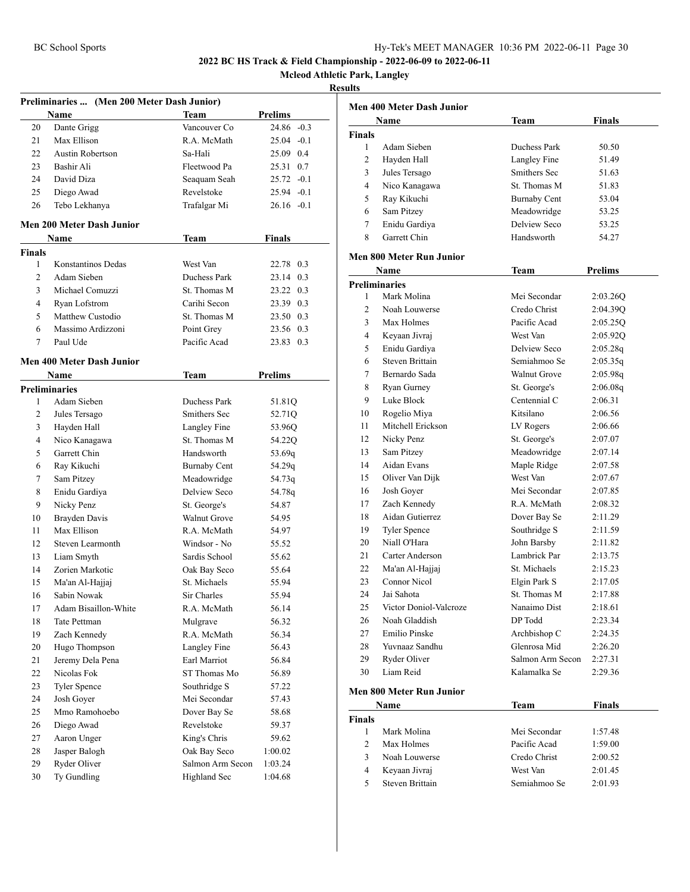**2022 BC HS Track & Field Championship - 2022-06-09 to 2022-06-11**

**Mcleod Athletic Park, Langley**

**Results**

### Preliminaries ... (Men 200 Meter Dash Junior)

| | Name | Team | Prelims | |
|---|---|---|---|---|
| 20 | Dante Grigg | Vancouver Co | 24.86 | -0.3 |
| 21 | Max Ellison | R.A. McMath | 25.04 | -0.1 |
| 22 | Austin Robertson | Sa-Hali | 25.09 | 0.4 |
| 23 | Bashir Ali | Fleetwood Pa | 25.31 | 0.7 |
| 24 | David Diza | Seaquam Seah | 25.72 | -0.1 |
| 25 | Diego Awad | Revelstoke | 25.94 | -0.1 |
| 26 | Tebo Lekhanya | Trafalgar Mi | 26.16 | -0.1 |

### Men 200 Meter Dash Junior

| | Name | Team | Finals | |
|---|---|---|---|---|
| **Finals** | | | | |
| 1 | Konstantinos Dedas | West Van | 22.78 | 0.3 |
| 2 | Adam Sieben | Duchess Park | 23.14 | 0.3 |
| 3 | Michael Comuzzi | St. Thomas M | 23.22 | 0.3 |
| 4 | Ryan Lofstrom | Carihi Secon | 23.39 | 0.3 |
| 5 | Matthew Custodio | St. Thomas M | 23.50 | 0.3 |
| 6 | Massimo Ardizzoni | Point Grey | 23.56 | 0.3 |
| 7 | Paul Ude | Pacific Acad | 23.83 | 0.3 |

### Men 400 Meter Dash Junior

| | Name | Team | Prelims |
|---|---|---|---|
| **Preliminaries** | | | |
| 1 | Adam Sieben | Duchess Park | 51.81Q |
| 2 | Jules Tersago | Smithers Sec | 52.71Q |
| 3 | Hayden Hall | Langley Fine | 53.96Q |
| 4 | Nico Kanagawa | St. Thomas M | 54.22Q |
| 5 | Garrett Chin | Handsworth | 53.69q |
| 6 | Ray Kikuchi | Burnaby Cent | 54.29q |
| 7 | Sam Pitzey | Meadowridge | 54.73q |
| 8 | Enidu Gardiya | Delview Seco | 54.78q |
| 9 | Nicky Penz | St. George's | 54.87 |
| 10 | Brayden Davis | Walnut Grove | 54.95 |
| 11 | Max Ellison | R.A. McMath | 54.97 |
| 12 | Steven Learmonth | Windsor - No | 55.52 |
| 13 | Liam Smyth | Sardis School | 55.62 |
| 14 | Zorien Markotic | Oak Bay Seco | 55.64 |
| 15 | Ma'an Al-Hajjaj | St. Michaels | 55.94 |
| 16 | Sabin Nowak | Sir Charles | 55.94 |
| 17 | Adam Bisaillon-White | R.A. McMath | 56.14 |
| 18 | Tate Pettman | Mulgrave | 56.32 |
| 19 | Zach Kennedy | R.A. McMath | 56.34 |
| 20 | Hugo Thompson | Langley Fine | 56.43 |
| 21 | Jeremy Dela Pena | Earl Marriot | 56.84 |
| 22 | Nicolas Fok | ST Thomas Mo | 56.89 |
| 23 | Tyler Spence | Southridge S | 57.22 |
| 24 | Josh Goyer | Mei Secondar | 57.43 |
| 25 | Mmo Ramohoebo | Dover Bay Se | 58.68 |
| 26 | Diego Awad | Revelstoke | 59.37 |
| 27 | Aaron Unger | King's Chris | 59.62 |
| 28 | Jasper Balogh | Oak Bay Seco | 1:00.02 |
| 29 | Ryder Oliver | Salmon Arm Secon | 1:03.24 |
| 30 | Ty Gundling | Highland Sec | 1:04.68 |

### Men 400 Meter Dash Junior

| | Name | Team | Finals |
|---|---|---|---|
| **Finals** | | | |
| 1 | Adam Sieben | Duchess Park | 50.50 |
| 2 | Hayden Hall | Langley Fine | 51.49 |
| 3 | Jules Tersago | Smithers Sec | 51.63 |
| 4 | Nico Kanagawa | St. Thomas M | 51.83 |
| 5 | Ray Kikuchi | Burnaby Cent | 53.04 |
| 6 | Sam Pitzey | Meadowridge | 53.25 |
| 7 | Enidu Gardiya | Delview Seco | 53.25 |
| 8 | Garrett Chin | Handsworth | 54.27 |

### Men 800 Meter Run Junior

| | Name | Team | Prelims |
|---|---|---|---|
| **Preliminaries** | | | |
| 1 | Mark Molina | Mei Secondar | 2:03.26Q |
| 2 | Noah Louwerse | Credo Christ | 2:04.39Q |
| 3 | Max Holmes | Pacific Acad | 2:05.25Q |
| 4 | Keyaan Jivraj | West Van | 2:05.92Q |
| 5 | Enidu Gardiya | Delview Seco | 2:05.28q |
| 6 | Steven Brittain | Semiahmoo Se | 2:05.35q |
| 7 | Bernardo Sada | Walnut Grove | 2:05.98q |
| 8 | Ryan Gurney | St. George's | 2:06.08q |
| 9 | Luke Block | Centennial C | 2:06.31 |
| 10 | Rogelio Miya | Kitsilano | 2:06.56 |
| 11 | Mitchell Erickson | LV Rogers | 2:06.66 |
| 12 | Nicky Penz | St. George's | 2:07.07 |
| 13 | Sam Pitzey | Meadowridge | 2:07.14 |
| 14 | Aidan Evans | Maple Ridge | 2:07.58 |
| 15 | Oliver Van Dijk | West Van | 2:07.67 |
| 16 | Josh Goyer | Mei Secondar | 2:07.85 |
| 17 | Zach Kennedy | R.A. McMath | 2:08.32 |
| 18 | Aidan Gutierrez | Dover Bay Se | 2:11.29 |
| 19 | Tyler Spence | Southridge S | 2:11.59 |
| 20 | Niall O'Hara | John Barsby | 2:11.82 |
| 21 | Carter Anderson | Lambrick Par | 2:13.75 |
| 22 | Ma'an Al-Hajjaj | St. Michaels | 2:15.23 |
| 23 | Connor Nicol | Elgin Park S | 2:17.05 |
| 24 | Jai Sahota | St. Thomas M | 2:17.88 |
| 25 | Victor Doniol-Valcroze | Nanaimo Dist | 2:18.61 |
| 26 | Noah Gladdish | DP Todd | 2:23.34 |
| 27 | Emilio Pinske | Archbishop C | 2:24.35 |
| 28 | Yuvnaaz Sandhu | Glenrosa Mid | 2:26.20 |
| 29 | Ryder Oliver | Salmon Arm Secon | 2:27.31 |
| 30 | Liam Reid | Kalamalka Se | 2:29.36 |

### Men 800 Meter Run Junior

| | Name | Team | Finals |
|---|---|---|---|
| **Finals** | | | |
| 1 | Mark Molina | Mei Secondar | 1:57.48 |
| 2 | Max Holmes | Pacific Acad | 1:59.00 |
| 3 | Noah Louwerse | Credo Christ | 2:00.52 |
| 4 | Keyaan Jivraj | West Van | 2:01.45 |
| 5 | Steven Brittain | Semiahmoo Se | 2:01.93 |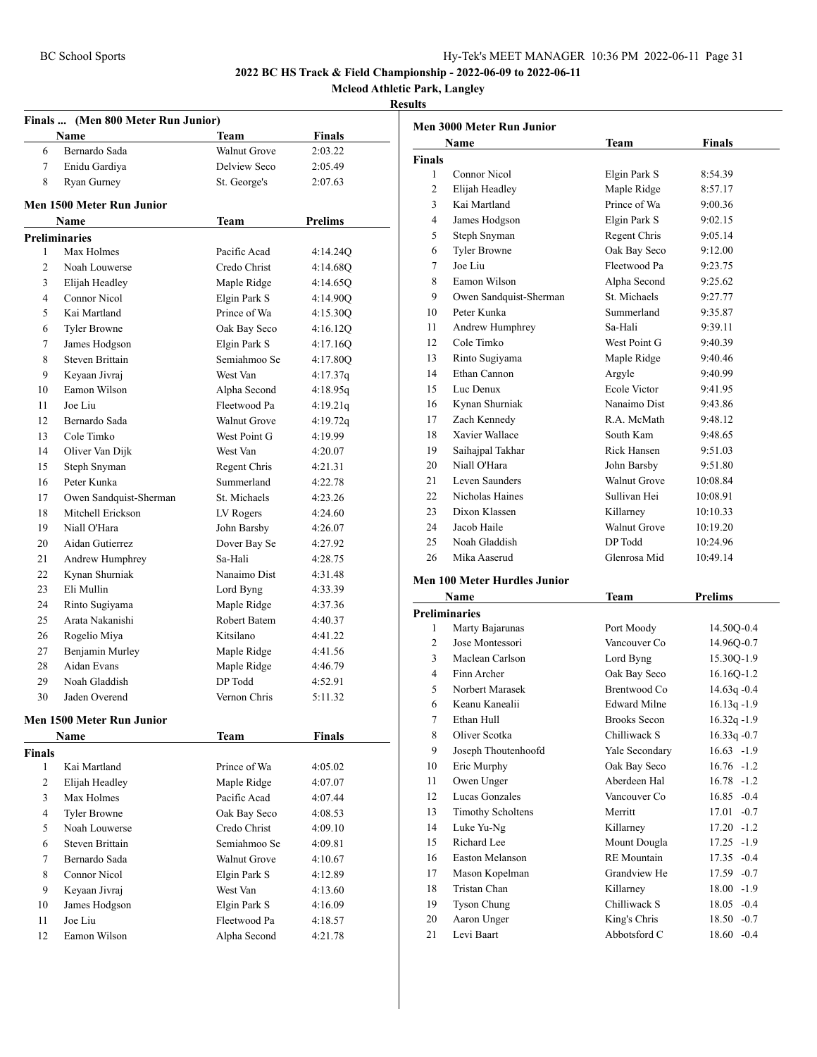**2022 BC HS Track & Field Championship - 2022-06-09 to 2022-06-11**

**Mcleod Athletic Park, Langley**

**Results**

### Finals ... (Men 800 Meter Run Junior)

| | Name | Team | Finals |
|---|---|---|---|
| 6 | Bernardo Sada | Walnut Grove | 2:03.22 |
| 7 | Enidu Gardiya | Delview Seco | 2:05.49 |
| 8 | Ryan Gurney | St. George's | 2:07.63 |

### Men 1500 Meter Run Junior

| | Name | Team | Prelims |
|---|---|---|---|
| **Preliminaries** | | | |
| 1 | Max Holmes | Pacific Acad | 4:14.24Q |
| 2 | Noah Louwerse | Credo Christ | 4:14.68Q |
| 3 | Elijah Headley | Maple Ridge | 4:14.65Q |
| 4 | Connor Nicol | Elgin Park S | 4:14.90Q |
| 5 | Kai Martland | Prince of Wa | 4:15.30Q |
| 6 | Tyler Browne | Oak Bay Seco | 4:16.12Q |
| 7 | James Hodgson | Elgin Park S | 4:17.16Q |
| 8 | Steven Brittain | Semiahmoo Se | 4:17.80Q |
| 9 | Keyaan Jivraj | West Van | 4:17.37q |
| 10 | Eamon Wilson | Alpha Second | 4:18.95q |
| 11 | Joe Liu | Fleetwood Pa | 4:19.21q |
| 12 | Bernardo Sada | Walnut Grove | 4:19.72q |
| 13 | Cole Timko | West Point G | 4:19.99 |
| 14 | Oliver Van Dijk | West Van | 4:20.07 |
| 15 | Steph Snyman | Regent Chris | 4:21.31 |
| 16 | Peter Kunka | Summerland | 4:22.78 |
| 17 | Owen Sandquist-Sherman | St. Michaels | 4:23.26 |
| 18 | Mitchell Erickson | LV Rogers | 4:24.60 |
| 19 | Niall O'Hara | John Barsby | 4:26.07 |
| 20 | Aidan Gutierrez | Dover Bay Se | 4:27.92 |
| 21 | Andrew Humphrey | Sa-Hali | 4:28.75 |
| 22 | Kynan Shurniak | Nanaimo Dist | 4:31.48 |
| 23 | Eli Mullin | Lord Byng | 4:33.39 |
| 24 | Rinto Sugiyama | Maple Ridge | 4:37.36 |
| 25 | Arata Nakanishi | Robert Batem | 4:40.37 |
| 26 | Rogelio Miya | Kitsilano | 4:41.22 |
| 27 | Benjamin Murley | Maple Ridge | 4:41.56 |
| 28 | Aidan Evans | Maple Ridge | 4:46.79 |
| 29 | Noah Gladdish | DP Todd | 4:52.91 |
| 30 | Jaden Overend | Vernon Chris | 5:11.32 |

### Men 1500 Meter Run Junior

| | Name | Team | Finals |
|---|---|---|---|
| **Finals** | | | |
| 1 | Kai Martland | Prince of Wa | 4:05.02 |
| 2 | Elijah Headley | Maple Ridge | 4:07.07 |
| 3 | Max Holmes | Pacific Acad | 4:07.44 |
| 4 | Tyler Browne | Oak Bay Seco | 4:08.53 |
| 5 | Noah Louwerse | Credo Christ | 4:09.10 |
| 6 | Steven Brittain | Semiahmoo Se | 4:09.81 |
| 7 | Bernardo Sada | Walnut Grove | 4:10.67 |
| 8 | Connor Nicol | Elgin Park S | 4:12.89 |
| 9 | Keyaan Jivraj | West Van | 4:13.60 |
| 10 | James Hodgson | Elgin Park S | 4:16.09 |
| 11 | Joe Liu | Fleetwood Pa | 4:18.57 |
| 12 | Eamon Wilson | Alpha Second | 4:21.78 |

### Men 3000 Meter Run Junior

| | Name | Team | Finals |
|---|---|---|---|
| **Finals** | | | |
| 1 | Connor Nicol | Elgin Park S | 8:54.39 |
| 2 | Elijah Headley | Maple Ridge | 8:57.17 |
| 3 | Kai Martland | Prince of Wa | 9:00.36 |
| 4 | James Hodgson | Elgin Park S | 9:02.15 |
| 5 | Steph Snyman | Regent Chris | 9:05.14 |
| 6 | Tyler Browne | Oak Bay Seco | 9:12.00 |
| 7 | Joe Liu | Fleetwood Pa | 9:23.75 |
| 8 | Eamon Wilson | Alpha Second | 9:25.62 |
| 9 | Owen Sandquist-Sherman | St. Michaels | 9:27.77 |
| 10 | Peter Kunka | Summerland | 9:35.87 |
| 11 | Andrew Humphrey | Sa-Hali | 9:39.11 |
| 12 | Cole Timko | West Point G | 9:40.39 |
| 13 | Rinto Sugiyama | Maple Ridge | 9:40.46 |
| 14 | Ethan Cannon | Argyle | 9:40.99 |
| 15 | Luc Denux | Ecole Victor | 9:41.95 |
| 16 | Kynan Shurniak | Nanaimo Dist | 9:43.86 |
| 17 | Zach Kennedy | R.A. McMath | 9:48.12 |
| 18 | Xavier Wallace | South Kam | 9:48.65 |
| 19 | Saihajpal Takhar | Rick Hansen | 9:51.03 |
| 20 | Niall O'Hara | John Barsby | 9:51.80 |
| 21 | Leven Saunders | Walnut Grove | 10:08.84 |
| 22 | Nicholas Haines | Sullivan Hei | 10:08.91 |
| 23 | Dixon Klassen | Killarney | 10:10.33 |
| 24 | Jacob Haile | Walnut Grove | 10:19.20 |
| 25 | Noah Gladdish | DP Todd | 10:24.96 |
| 26 | Mika Aaserud | Glenrosa Mid | 10:49.14 |

### Men 100 Meter Hurdles Junior

| | Name | Team | Prelims |
|---|---|---|---|
| **Preliminaries** | | | |
| 1 | Marty Bajarunas | Port Moody | 14.50Q-0.4 |
| 2 | Jose Montessori | Vancouver Co | 14.96Q-0.7 |
| 3 | Maclean Carlson | Lord Byng | 15.30Q-1.9 |
| 4 | Finn Archer | Oak Bay Seco | 16.16Q-1.2 |
| 5 | Norbert Marasek | Brentwood Co | 14.63q -0.4 |
| 6 | Keanu Kanealii | Edward Milne | 16.13q -1.9 |
| 7 | Ethan Hull | Brooks Secon | 16.32q -1.9 |
| 8 | Oliver Scotka | Chilliwack S | 16.33q -0.7 |
| 9 | Joseph Thoutenhoofd | Yale Secondary | 16.63 -1.9 |
| 10 | Eric Murphy | Oak Bay Seco | 16.76 -1.2 |
| 11 | Owen Unger | Aberdeen Hal | 16.78 -1.2 |
| 12 | Lucas Gonzales | Vancouver Co | 16.85 -0.4 |
| 13 | Timothy Scholtens | Merritt | 17.01 -0.7 |
| 14 | Luke Yu-Ng | Killarney | 17.20 -1.2 |
| 15 | Richard Lee | Mount Dougla | 17.25 -1.9 |
| 16 | Easton Melanson | RE Mountain | 17.35 -0.4 |
| 17 | Mason Kopelman | Grandview He | 17.59 -0.7 |
| 18 | Tristan Chan | Killarney | 18.00 -1.9 |
| 19 | Tyson Chung | Chilliwack S | 18.05 -0.4 |
| 20 | Aaron Unger | King's Chris | 18.50 -0.7 |
| 21 | Levi Baart | Abbotsford C | 18.60 -0.4 |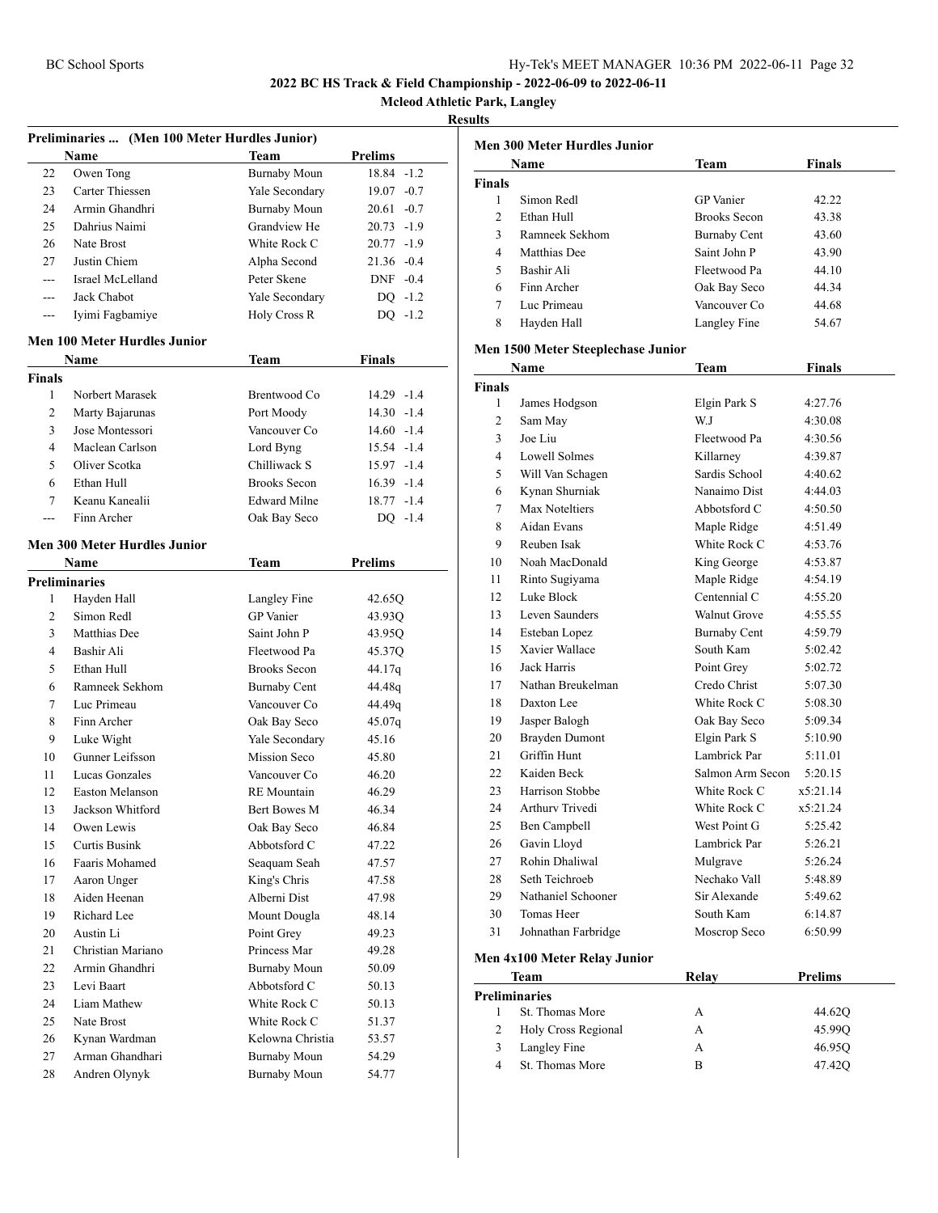**2022 BC HS Track & Field Championship - 2022-06-09 to 2022-06-11**

**Mcleod Athletic Park, Langley**

**Results**

### Preliminaries ... (Men 100 Meter Hurdles Junior)

| | Name | Team | Prelims | |
|---|---|---|---|---|
| 22 | Owen Tong | Burnaby Moun | 18.84 | -1.2 |
| 23 | Carter Thiessen | Yale Secondary | 19.07 | -0.7 |
| 24 | Armin Ghandhri | Burnaby Moun | 20.61 | -0.7 |
| 25 | Dahrius Naimi | Grandview He | 20.73 | -1.9 |
| 26 | Nate Brost | White Rock C | 20.77 | -1.9 |
| 27 | Justin Chiem | Alpha Second | 21.36 | -0.4 |
| --- | Israel McLelland | Peter Skene | DNF | -0.4 |
| --- | Jack Chabot | Yale Secondary | DQ | -1.2 |
| --- | Iyimi Fagbamiye | Holy Cross R | DQ | -1.2 |

### Men 100 Meter Hurdles Junior

| | Name | Team | Finals | |
|---|---|---|---|---|
| **Finals** | | | | |
| 1 | Norbert Marasek | Brentwood Co | 14.29 | -1.4 |
| 2 | Marty Bajarunas | Port Moody | 14.30 | -1.4 |
| 3 | Jose Montessori | Vancouver Co | 14.60 | -1.4 |
| 4 | Maclean Carlson | Lord Byng | 15.54 | -1.4 |
| 5 | Oliver Scotka | Chilliwack S | 15.97 | -1.4 |
| 6 | Ethan Hull | Brooks Secon | 16.39 | -1.4 |
| 7 | Keanu Kanealii | Edward Milne | 18.77 | -1.4 |
| --- | Finn Archer | Oak Bay Seco | DQ | -1.4 |

### Men 300 Meter Hurdles Junior

| | Name | Team | Prelims |
|---|---|---|---|
| **Preliminaries** | | | |
| 1 | Hayden Hall | Langley Fine | 42.65Q |
| 2 | Simon Redl | GP Vanier | 43.93Q |
| 3 | Matthias Dee | Saint John P | 43.95Q |
| 4 | Bashir Ali | Fleetwood Pa | 45.37Q |
| 5 | Ethan Hull | Brooks Secon | 44.17q |
| 6 | Ramneek Sekhom | Burnaby Cent | 44.48q |
| 7 | Luc Primeau | Vancouver Co | 44.49q |
| 8 | Finn Archer | Oak Bay Seco | 45.07q |
| 9 | Luke Wight | Yale Secondary | 45.16 |
| 10 | Gunner Leifsson | Mission Seco | 45.80 |
| 11 | Lucas Gonzales | Vancouver Co | 46.20 |
| 12 | Easton Melanson | RE Mountain | 46.29 |
| 13 | Jackson Whitford | Bert Bowes M | 46.34 |
| 14 | Owen Lewis | Oak Bay Seco | 46.84 |
| 15 | Curtis Busink | Abbotsford C | 47.22 |
| 16 | Faaris Mohamed | Seaquam Seah | 47.57 |
| 17 | Aaron Unger | King's Chris | 47.58 |
| 18 | Aiden Heenan | Alberni Dist | 47.98 |
| 19 | Richard Lee | Mount Dougla | 48.14 |
| 20 | Austin Li | Point Grey | 49.23 |
| 21 | Christian Mariano | Princess Mar | 49.28 |
| 22 | Armin Ghandhri | Burnaby Moun | 50.09 |
| 23 | Levi Baart | Abbotsford C | 50.13 |
| 24 | Liam Mathew | White Rock C | 50.13 |
| 25 | Nate Brost | White Rock C | 51.37 |
| 26 | Kynan Wardman | Kelowna Christia | 53.57 |
| 27 | Arman Ghandhari | Burnaby Moun | 54.29 |
| 28 | Andren Olynyk | Burnaby Moun | 54.77 |

### Men 300 Meter Hurdles Junior

| | Name | Team | Finals |
|---|---|---|---|
| **Finals** | | | |
| 1 | Simon Redl | GP Vanier | 42.22 |
| 2 | Ethan Hull | Brooks Secon | 43.38 |
| 3 | Ramneek Sekhom | Burnaby Cent | 43.60 |
| 4 | Matthias Dee | Saint John P | 43.90 |
| 5 | Bashir Ali | Fleetwood Pa | 44.10 |
| 6 | Finn Archer | Oak Bay Seco | 44.34 |
| 7 | Luc Primeau | Vancouver Co | 44.68 |
| 8 | Hayden Hall | Langley Fine | 54.67 |

### Men 1500 Meter Steeplechase Junior

| | Name | Team | Finals |
|---|---|---|---|
| **Finals** | | | |
| 1 | James Hodgson | Elgin Park S | 4:27.76 |
| 2 | Sam May | W.J | 4:30.08 |
| 3 | Joe Liu | Fleetwood Pa | 4:30.56 |
| 4 | Lowell Solmes | Killarney | 4:39.87 |
| 5 | Will Van Schagen | Sardis School | 4:40.62 |
| 6 | Kynan Shurniak | Nanaimo Dist | 4:44.03 |
| 7 | Max Noteltiers | Abbotsford C | 4:50.50 |
| 8 | Aidan Evans | Maple Ridge | 4:51.49 |
| 9 | Reuben Isak | White Rock C | 4:53.76 |
| 10 | Noah MacDonald | King George | 4:53.87 |
| 11 | Rinto Sugiyama | Maple Ridge | 4:54.19 |
| 12 | Luke Block | Centennial C | 4:55.20 |
| 13 | Leven Saunders | Walnut Grove | 4:55.55 |
| 14 | Esteban Lopez | Burnaby Cent | 4:59.79 |
| 15 | Xavier Wallace | South Kam | 5:02.42 |
| 16 | Jack Harris | Point Grey | 5:02.72 |
| 17 | Nathan Breukelman | Credo Christ | 5:07.30 |
| 18 | Daxton Lee | White Rock C | 5:08.30 |
| 19 | Jasper Balogh | Oak Bay Seco | 5:09.34 |
| 20 | Brayden Dumont | Elgin Park S | 5:10.90 |
| 21 | Griffin Hunt | Lambrick Par | 5:11.01 |
| 22 | Kaiden Beck | Salmon Arm Secon | 5:20.15 |
| 23 | Harrison Stobbe | White Rock C | x5:21.14 |
| 24 | Arthurv Trivedi | White Rock C | x5:21.24 |
| 25 | Ben Campbell | West Point G | 5:25.42 |
| 26 | Gavin Lloyd | Lambrick Par | 5:26.21 |
| 27 | Rohin Dhaliwal | Mulgrave | 5:26.24 |
| 28 | Seth Teichroeb | Nechako Vall | 5:48.89 |
| 29 | Nathaniel Schooner | Sir Alexande | 5:49.62 |
| 30 | Tomas Heer | South Kam | 6:14.87 |
| 31 | Johnathan Farbridge | Moscrop Seco | 6:50.99 |

### Men 4x100 Meter Relay Junior

| | Team | Relay | Prelims |
|---|---|---|---|
| **Preliminaries** | | | |
| 1 | St. Thomas More | A | 44.62Q |
| 2 | Holy Cross Regional | A | 45.99Q |
| 3 | Langley Fine | A | 46.95Q |
| 4 | St. Thomas More | B | 47.42Q |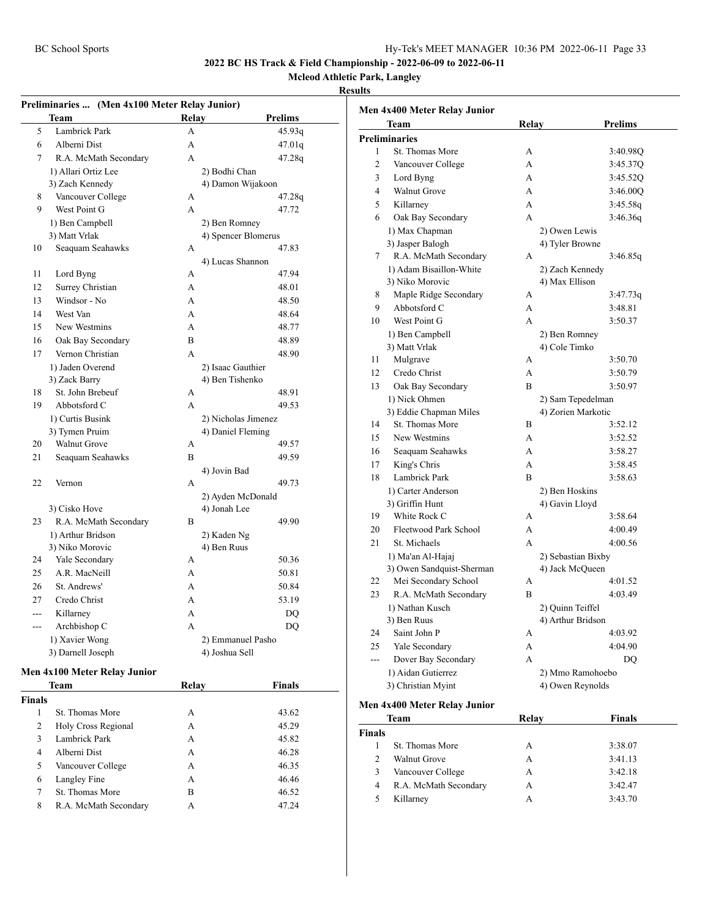# 2022 BC HS Track & Field Championship - 2022-06-09 to 2022-06-11

**Mcleod Athletic Park, Langley**

**Results**

## Preliminaries ... (Men 4x100 Meter Relay Junior)

| | Team | Relay | Prelims |
|---|---|---|---|
| 5 | Lambrick Park | A | 45.93q |
| 6 | Alberni Dist | A | 47.01q |
| 7 | R.A. McMath Secondary | A | 47.28q |
| | 1) Allari Ortiz Lee | 2) Bodhi Chan | |
| | 3) Zach Kennedy | 4) Damon Wijakoon | |
| 8 | Vancouver College | A | 47.28q |
| 9 | West Point G | A | 47.72 |
| | 1) Ben Campbell | 2) Ben Romney | |
| | 3) Matt Vrlak | 4) Spencer Blomerus | |
| 10 | Seaquam Seahawks | A | 47.83 |
| | | 4) Lucas Shannon | |
| 11 | Lord Byng | A | 47.94 |
| 12 | Surrey Christian | A | 48.01 |
| 13 | Windsor - No | A | 48.50 |
| 14 | West Van | A | 48.64 |
| 15 | New Westmins | A | 48.77 |
| 16 | Oak Bay Secondary | B | 48.89 |
| 17 | Vernon Christian | A | 48.90 |
| | 1) Jaden Overend | 2) Isaac Gauthier | |
| | 3) Zack Barry | 4) Ben Tishenko | |
| 18 | St. John Brebeuf | A | 48.91 |
| 19 | Abbotsford C | A | 49.53 |
| | 1) Curtis Busink | 2) Nicholas Jimenez | |
| | 3) Tymen Pruim | 4) Daniel Fleming | |
| 20 | Walnut Grove | A | 49.57 |
| 21 | Seaquam Seahawks | B | 49.59 |
| | | 4) Jovin Bad | |
| 22 | Vernon | A | 49.73 |
| | | 2) Ayden McDonald | |
| | 3) Cisko Hove | 4) Jonah Lee | |
| 23 | R.A. McMath Secondary | B | 49.90 |
| | 1) Arthur Bridson | 2) Kaden Ng | |
| | 3) Niko Morovic | 4) Ben Ruus | |
| 24 | Yale Secondary | A | 50.36 |
| 25 | A.R. MacNeill | A | 50.81 |
| 26 | St. Andrews' | A | 50.84 |
| 27 | Credo Christ | A | 53.19 |
| --- | Killarney | A | DQ |
| --- | Archbishop C | A | DQ |
| | 1) Xavier Wong | 2) Emmanuel Pasho | |
| | 3) Darnell Joseph | 4) Joshua Sell | |

## Men 4x100 Meter Relay Junior

**Finals**

| | Team | Relay | Finals |
|---|---|---|---|
| 1 | St. Thomas More | A | 43.62 |
| 2 | Holy Cross Regional | A | 45.29 |
| 3 | Lambrick Park | A | 45.82 |
| 4 | Alberni Dist | A | 46.28 |
| 5 | Vancouver College | A | 46.35 |
| 6 | Langley Fine | A | 46.46 |
| 7 | St. Thomas More | B | 46.52 |
| 8 | R.A. McMath Secondary | A | 47.24 |

## Men 4x400 Meter Relay Junior

**Preliminaries**

| | Team | Relay | Prelims |
|---|---|---|---|
| 1 | St. Thomas More | A | 3:40.98Q |
| 2 | Vancouver College | A | 3:45.37Q |
| 3 | Lord Byng | A | 3:45.52Q |
| 4 | Walnut Grove | A | 3:46.00Q |
| 5 | Killarney | A | 3:45.58q |
| 6 | Oak Bay Secondary | A | 3:46.36q |
| | 1) Max Chapman | 2) Owen Lewis | |
| | 3) Jasper Balogh | 4) Tyler Browne | |
| 7 | R.A. McMath Secondary | A | 3:46.85q |
| | 1) Adam Bisaillon-White | 2) Zach Kennedy | |
| | 3) Niko Morovic | 4) Max Ellison | |
| 8 | Maple Ridge Secondary | A | 3:47.73q |
| 9 | Abbotsford C | A | 3:48.81 |
| 10 | West Point G | A | 3:50.37 |
| | 1) Ben Campbell | 2) Ben Romney | |
| | 3) Matt Vrlak | 4) Cole Timko | |
| 11 | Mulgrave | A | 3:50.70 |
| 12 | Credo Christ | A | 3:50.79 |
| 13 | Oak Bay Secondary | B | 3:50.97 |
| | 1) Nick Ohmen | 2) Sam Tepedelman | |
| | 3) Eddie Chapman Miles | 4) Zorien Markotic | |
| 14 | St. Thomas More | B | 3:52.12 |
| 15 | New Westmins | A | 3:52.52 |
| 16 | Seaquam Seahawks | A | 3:58.27 |
| 17 | King's Chris | A | 3:58.45 |
| 18 | Lambrick Park | B | 3:58.63 |
| | 1) Carter Anderson | 2) Ben Hoskins | |
| | 3) Griffin Hunt | 4) Gavin Lloyd | |
| 19 | White Rock C | A | 3:58.64 |
| 20 | Fleetwood Park School | A | 4:00.49 |
| 21 | St. Michaels | A | 4:00.56 |
| | 1) Ma'an Al-Hajaj | 2) Sebastian Bixby | |
| | 3) Owen Sandquist-Sherman | 4) Jack McQueen | |
| 22 | Mei Secondary School | A | 4:01.52 |
| 23 | R.A. McMath Secondary | B | 4:03.49 |
| | 1) Nathan Kusch | 2) Quinn Teiffel | |
| | 3) Ben Ruus | 4) Arthur Bridson | |
| 24 | Saint John P | A | 4:03.92 |
| 25 | Yale Secondary | A | 4:04.90 |
| --- | Dover Bay Secondary | A | DQ |
| | 1) Aidan Gutierrez | 2) Mmo Ramohoebo | |
| | 3) Christian Myint | 4) Owen Reynolds | |

## Men 4x400 Meter Relay Junior

**Finals**

| | Team | Relay | Finals |
|---|---|---|---|
| 1 | St. Thomas More | A | 3:38.07 |
| 2 | Walnut Grove | A | 3:41.13 |
| 3 | Vancouver College | A | 3:42.18 |
| 4 | R.A. McMath Secondary | A | 3:42.47 |
| 5 | Killarney | A | 3:43.70 |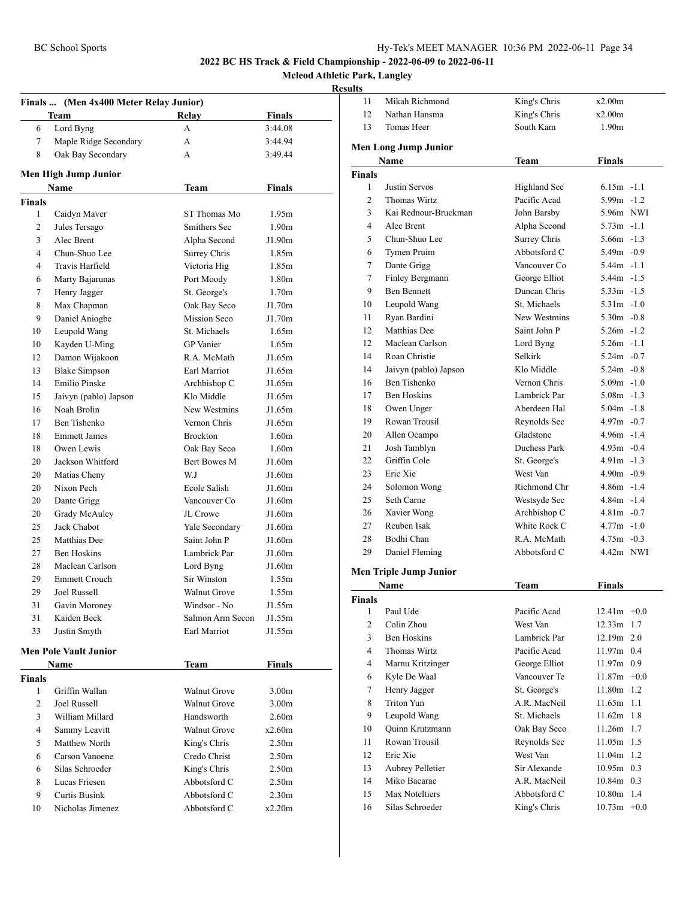2022 BC HS Track & Field Championship - 2022-06-09 to 2022-06-11

Mcleod Athletic Park, Langley

Results

## Finals ... (Men 4x400 Meter Relay Junior)

| | Team | Relay | Finals |
|---|---|---|---|
| 6 | Lord Byng | A | 3:44.08 |
| 7 | Maple Ridge Secondary | A | 3:44.94 |
| 8 | Oak Bay Secondary | A | 3:49.44 |

## Men High Jump Junior

| | Name | Team | Finals |
|---|---|---|---|
| **Finals** | | | |
| 1 | Caidyn Maver | ST Thomas Mo | 1.95m |
| 2 | Jules Tersago | Smithers Sec | 1.90m |
| 3 | Alec Brent | Alpha Second | J1.90m |
| 4 | Chun-Shuo Lee | Surrey Chris | 1.85m |
| 4 | Travis Harfield | Victoria Hig | 1.85m |
| 6 | Marty Bajarunas | Port Moody | 1.80m |
| 7 | Henry Jagger | St. George's | 1.70m |
| 8 | Max Chapman | Oak Bay Seco | J1.70m |
| 9 | Daniel Aniogbe | Mission Seco | J1.70m |
| 10 | Leupold Wang | St. Michaels | 1.65m |
| 10 | Kayden U-Ming | GP Vanier | 1.65m |
| 12 | Damon Wijakoon | R.A. McMath | J1.65m |
| 13 | Blake Simpson | Earl Marriot | J1.65m |
| 14 | Emilio Pinske | Archbishop C | J1.65m |
| 15 | Jaivyn (pablo) Japson | Klo Middle | J1.65m |
| 16 | Noah Brolin | New Westmins | J1.65m |
| 17 | Ben Tishenko | Vernon Chris | J1.65m |
| 18 | Emmett James | Brockton | 1.60m |
| 18 | Owen Lewis | Oak Bay Seco | 1.60m |
| 20 | Jackson Whitford | Bert Bowes M | J1.60m |
| 20 | Matias Cheny | W.J | J1.60m |
| 20 | Nixon Pech | Ecole Salish | J1.60m |
| 20 | Dante Grigg | Vancouver Co | J1.60m |
| 20 | Grady McAuley | JL Crowe | J1.60m |
| 25 | Jack Chabot | Yale Secondary | J1.60m |
| 25 | Matthias Dee | Saint John P | J1.60m |
| 27 | Ben Hoskins | Lambrick Par | J1.60m |
| 28 | Maclean Carlson | Lord Byng | J1.60m |
| 29 | Emmett Crouch | Sir Winston | 1.55m |
| 29 | Joel Russell | Walnut Grove | 1.55m |
| 31 | Gavin Moroney | Windsor - No | J1.55m |
| 31 | Kaiden Beck | Salmon Arm Secon | J1.55m |
| 33 | Justin Smyth | Earl Marriot | J1.55m |

## Men Pole Vault Junior

| | Name | Team | Finals |
|---|---|---|---|
| **Finals** | | | |
| 1 | Griffin Wallan | Walnut Grove | 3.00m |
| 2 | Joel Russell | Walnut Grove | 3.00m |
| 3 | William Millard | Handsworth | 2.60m |
| 4 | Sammy Leavitt | Walnut Grove | x2.60m |
| 5 | Matthew North | King's Chris | 2.50m |
| 6 | Carson Vanoene | Credo Christ | 2.50m |
| 6 | Silas Schroeder | King's Chris | 2.50m |
| 8 | Lucas Friesen | Abbotsford C | 2.50m |
| 9 | Curtis Busink | Abbotsford C | 2.30m |
| 10 | Nicholas Jimenez | Abbotsford C | x2.20m |
| 11 | Mikah Richmond | King's Chris | x2.00m |
| 12 | Nathan Hansma | King's Chris | x2.00m |
| 13 | Tomas Heer | South Kam | 1.90m |

## Men Long Jump Junior

| | Name | Team | Finals | Wind |
|---|---|---|---|---|
| **Finals** | | | | |
| 1 | Justin Servos | Highland Sec | 6.15m | -1.1 |
| 2 | Thomas Wirtz | Pacific Acad | 5.99m | -1.2 |
| 3 | Kai Rednour-Bruckman | John Barsby | 5.96m | NWI |
| 4 | Alec Brent | Alpha Second | 5.73m | -1.1 |
| 5 | Chun-Shuo Lee | Surrey Chris | 5.66m | -1.3 |
| 6 | Tymen Pruim | Abbotsford C | 5.49m | -0.9 |
| 7 | Dante Grigg | Vancouver Co | 5.44m | -1.1 |
| 7 | Finley Bergmann | George Elliot | 5.44m | -1.5 |
| 9 | Ben Bennett | Duncan Chris | 5.33m | -1.5 |
| 10 | Leupold Wang | St. Michaels | 5.31m | -1.0 |
| 11 | Ryan Bardini | New Westmins | 5.30m | -0.8 |
| 12 | Matthias Dee | Saint John P | 5.26m | -1.2 |
| 12 | Maclean Carlson | Lord Byng | 5.26m | -1.1 |
| 14 | Roan Christie | Selkirk | 5.24m | -0.7 |
| 14 | Jaivyn (pablo) Japson | Klo Middle | 5.24m | -0.8 |
| 16 | Ben Tishenko | Vernon Chris | 5.09m | -1.0 |
| 17 | Ben Hoskins | Lambrick Par | 5.08m | -1.3 |
| 18 | Owen Unger | Aberdeen Hal | 5.04m | -1.8 |
| 19 | Rowan Trousil | Reynolds Sec | 4.97m | -0.7 |
| 20 | Allen Ocampo | Gladstone | 4.96m | -1.4 |
| 21 | Josh Tamblyn | Duchess Park | 4.93m | -0.4 |
| 22 | Griffin Cole | St. George's | 4.91m | -1.3 |
| 23 | Eric Xie | West Van | 4.90m | -0.9 |
| 24 | Solomon Wong | Richmond Chr | 4.86m | -1.4 |
| 25 | Seth Carne | Westsyde Sec | 4.84m | -1.4 |
| 26 | Xavier Wong | Archbishop C | 4.81m | -0.7 |
| 27 | Reuben Isak | White Rock C | 4.77m | -1.0 |
| 28 | Bodhi Chan | R.A. McMath | 4.75m | -0.3 |
| 29 | Daniel Fleming | Abbotsford C | 4.42m | NWI |

## Men Triple Jump Junior

| | Name | Team | Finals | Wind |
|---|---|---|---|---|
| **Finals** | | | | |
| 1 | Paul Ude | Pacific Acad | 12.41m | +0.0 |
| 2 | Colin Zhou | West Van | 12.33m | 1.7 |
| 3 | Ben Hoskins | Lambrick Par | 12.19m | 2.0 |
| 4 | Thomas Wirtz | Pacific Acad | 11.97m | 0.4 |
| 4 | Marnu Kritzinger | George Elliot | 11.97m | 0.9 |
| 6 | Kyle De Waal | Vancouver Te | 11.87m | +0.0 |
| 7 | Henry Jagger | St. George's | 11.80m | 1.2 |
| 8 | Triton Yun | A.R. MacNeil | 11.65m | 1.1 |
| 9 | Leupold Wang | St. Michaels | 11.62m | 1.8 |
| 10 | Quinn Krutzmann | Oak Bay Seco | 11.26m | 1.7 |
| 11 | Rowan Trousil | Reynolds Sec | 11.05m | 1.5 |
| 12 | Eric Xie | West Van | 11.04m | 1.2 |
| 13 | Aubrey Pelletier | Sir Alexande | 10.95m | 0.3 |
| 14 | Miko Bacarac | A.R. MacNeil | 10.84m | 0.3 |
| 15 | Max Noteltiers | Abbotsford C | 10.80m | 1.4 |
| 16 | Silas Schroeder | King's Chris | 10.73m | +0.0 |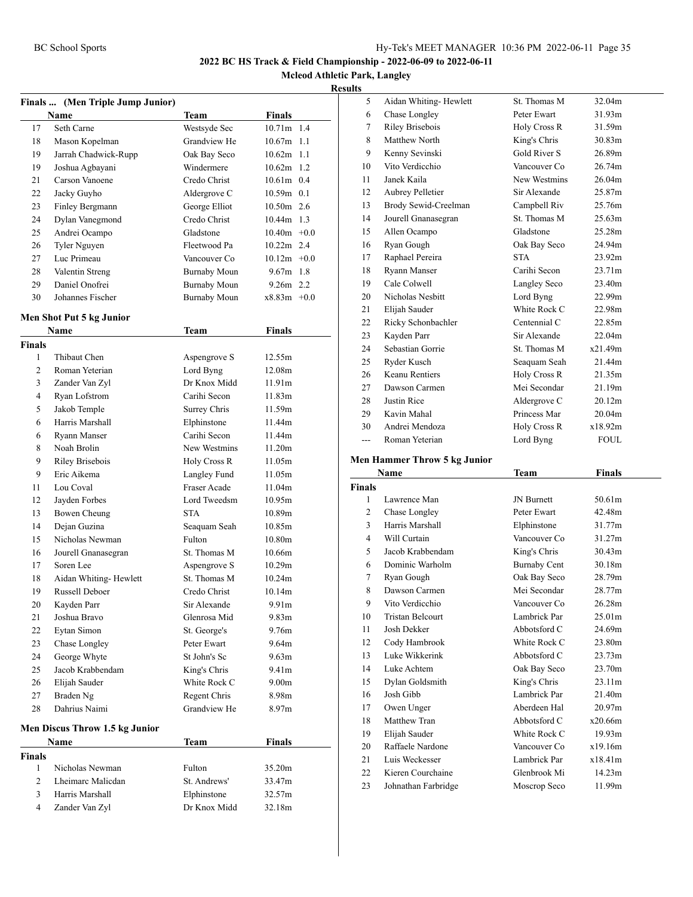## 2022 BC HS Track & Field Championship - 2022-06-09 to 2022-06-11

**Mcleod Athletic Park, Langley**

**Results**

### Finals ... (Men Triple Jump Junior)

| | Name | Team | Finals | |
|---|---|---|---|---|
| 17 | Seth Carne | Westsyde Sec | 10.71m | 1.4 |
| 18 | Mason Kopelman | Grandview He | 10.67m | 1.1 |
| 19 | Jarrah Chadwick-Rupp | Oak Bay Seco | 10.62m | 1.1 |
| 19 | Joshua Agbayani | Windermere | 10.62m | 1.2 |
| 21 | Carson Vanoene | Credo Christ | 10.61m | 0.4 |
| 22 | Jacky Guyho | Aldergrove C | 10.59m | 0.1 |
| 23 | Finley Bergmann | George Elliot | 10.50m | 2.6 |
| 24 | Dylan Vanegmond | Credo Christ | 10.44m | 1.3 |
| 25 | Andrei Ocampo | Gladstone | 10.40m | +0.0 |
| 26 | Tyler Nguyen | Fleetwood Pa | 10.22m | 2.4 |
| 27 | Luc Primeau | Vancouver Co | 10.12m | +0.0 |
| 28 | Valentin Streng | Burnaby Moun | 9.67m | 1.8 |
| 29 | Daniel Onofrei | Burnaby Moun | 9.26m | 2.2 |
| 30 | Johannes Fischer | Burnaby Moun | x8.83m | +0.0 |

### Men Shot Put 5 kg Junior

| | Name | Team | Finals |
|---|---|---|---|
| **Finals** | | | |
| 1 | Thibaut Chen | Aspengrove S | 12.55m |
| 2 | Roman Yeterian | Lord Byng | 12.08m |
| 3 | Zander Van Zyl | Dr Knox Midd | 11.91m |
| 4 | Ryan Lofstrom | Carihi Secon | 11.83m |
| 5 | Jakob Temple | Surrey Chris | 11.59m |
| 6 | Harris Marshall | Elphinstone | 11.44m |
| 6 | Ryann Manser | Carihi Secon | 11.44m |
| 8 | Noah Brolin | New Westmins | 11.20m |
| 9 | Riley Brisebois | Holy Cross R | 11.05m |
| 9 | Eric Aikema | Langley Fund | 11.05m |
| 11 | Lou Coval | Fraser Acade | 11.04m |
| 12 | Jayden Forbes | Lord Tweedsm | 10.95m |
| 13 | Bowen Cheung | STA | 10.89m |
| 14 | Dejan Guzina | Seaquam Seah | 10.85m |
| 15 | Nicholas Newman | Fulton | 10.80m |
| 16 | Jourell Gnanasegran | St. Thomas M | 10.66m |
| 17 | Soren Lee | Aspengrove S | 10.29m |
| 18 | Aidan Whiting- Hewlett | St. Thomas M | 10.24m |
| 19 | Russell Deboer | Credo Christ | 10.14m |
| 20 | Kayden Parr | Sir Alexande | 9.91m |
| 21 | Joshua Bravo | Glenrosa Mid | 9.83m |
| 22 | Eytan Simon | St. George's | 9.76m |
| 23 | Chase Longley | Peter Ewart | 9.64m |
| 24 | George Whyte | St John's Sc | 9.63m |
| 25 | Jacob Krabbendam | King's Chris | 9.41m |
| 26 | Elijah Sauder | White Rock C | 9.00m |
| 27 | Braden Ng | Regent Chris | 8.98m |
| 28 | Dahrius Naimi | Grandview He | 8.97m |

### Men Discus Throw 1.5 kg Junior

| | Name | Team | Finals |
|---|---|---|---|
| **Finals** | | | |
| 1 | Nicholas Newman | Fulton | 35.20m |
| 2 | Lheimarc Malicdan | St. Andrews' | 33.47m |
| 3 | Harris Marshall | Elphinstone | 32.57m |
| 4 | Zander Van Zyl | Dr Knox Midd | 32.18m |
| 5 | Aidan Whiting- Hewlett | St. Thomas M | 32.04m |
| 6 | Chase Longley | Peter Ewart | 31.93m |
| 7 | Riley Brisebois | Holy Cross R | 31.59m |
| 8 | Matthew North | King's Chris | 30.83m |
| 9 | Kenny Sevinski | Gold River S | 26.89m |
| 10 | Vito Verdicchio | Vancouver Co | 26.74m |
| 11 | Janek Kaila | New Westmins | 26.04m |
| 12 | Aubrey Pelletier | Sir Alexande | 25.87m |
| 13 | Brody Sewid-Creelman | Campbell Riv | 25.76m |
| 14 | Jourell Gnanasegran | St. Thomas M | 25.63m |
| 15 | Allen Ocampo | Gladstone | 25.28m |
| 16 | Ryan Gough | Oak Bay Seco | 24.94m |
| 17 | Raphael Pereira | STA | 23.92m |
| 18 | Ryann Manser | Carihi Secon | 23.71m |
| 19 | Cale Colwell | Langley Seco | 23.40m |
| 20 | Nicholas Nesbitt | Lord Byng | 22.99m |
| 21 | Elijah Sauder | White Rock C | 22.98m |
| 22 | Ricky Schonbachler | Centennial C | 22.85m |
| 23 | Kayden Parr | Sir Alexande | 22.04m |
| 24 | Sebastian Gorrie | St. Thomas M | x21.49m |
| 25 | Ryder Kusch | Seaquam Seah | 21.44m |
| 26 | Keanu Rentiers | Holy Cross R | 21.35m |
| 27 | Dawson Carmen | Mei Secondar | 21.19m |
| 28 | Justin Rice | Aldergrove C | 20.12m |
| 29 | Kavin Mahal | Princess Mar | 20.04m |
| 30 | Andrei Mendoza | Holy Cross R | x18.92m |
| --- | Roman Yeterian | Lord Byng | FOUL |

### Men Hammer Throw 5 kg Junior

| | Name | Team | Finals |
|---|---|---|---|
| **Finals** | | | |
| 1 | Lawrence Man | JN Burnett | 50.61m |
| 2 | Chase Longley | Peter Ewart | 42.48m |
| 3 | Harris Marshall | Elphinstone | 31.77m |
| 4 | Will Curtain | Vancouver Co | 31.27m |
| 5 | Jacob Krabbendam | King's Chris | 30.43m |
| 6 | Dominic Warholm | Burnaby Cent | 30.18m |
| 7 | Ryan Gough | Oak Bay Seco | 28.79m |
| 8 | Dawson Carmen | Mei Secondar | 28.77m |
| 9 | Vito Verdicchio | Vancouver Co | 26.28m |
| 10 | Tristan Belcourt | Lambrick Par | 25.01m |
| 11 | Josh Dekker | Abbotsford C | 24.69m |
| 12 | Cody Hambrook | White Rock C | 23.80m |
| 13 | Luke Wikkerink | Abbotsford C | 23.73m |
| 14 | Luke Achtem | Oak Bay Seco | 23.70m |
| 15 | Dylan Goldsmith | King's Chris | 23.11m |
| 16 | Josh Gibb | Lambrick Par | 21.40m |
| 17 | Owen Unger | Aberdeen Hal | 20.97m |
| 18 | Matthew Tran | Abbotsford C | x20.66m |
| 19 | Elijah Sauder | White Rock C | 19.93m |
| 20 | Raffaele Nardone | Vancouver Co | x19.16m |
| 21 | Luis Weckesser | Lambrick Par | x18.41m |
| 22 | Kieren Courchaine | Glenbrook Mi | 14.23m |
| 23 | Johnathan Farbridge | Moscrop Seco | 11.99m |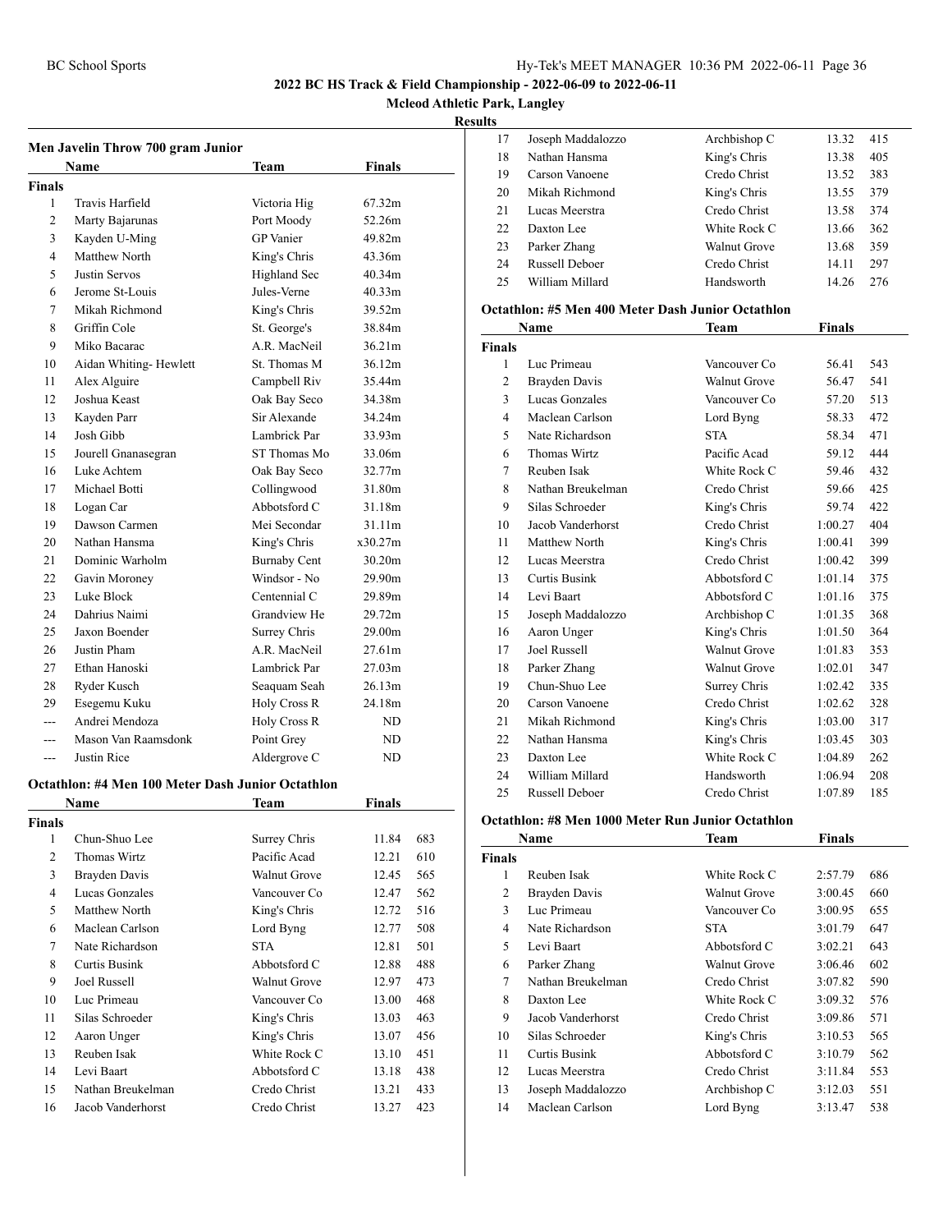## 2022 BC HS Track & Field Championship - 2022-06-09 to 2022-06-11

**Mcleod Athletic Park, Langley**

**Results**

### Men Javelin Throw 700 gram Junior

| | Name | Team | Finals |
|---|---|---|---|
| **Finals** | | | |
| 1 | Travis Harfield | Victoria Hig | 67.32m |
| 2 | Marty Bajarunas | Port Moody | 52.26m |
| 3 | Kayden U-Ming | GP Vanier | 49.82m |
| 4 | Matthew North | King's Chris | 43.36m |
| 5 | Justin Servos | Highland Sec | 40.34m |
| 6 | Jerome St-Louis | Jules-Verne | 40.33m |
| 7 | Mikah Richmond | King's Chris | 39.52m |
| 8 | Griffin Cole | St. George's | 38.84m |
| 9 | Miko Bacarac | A.R. MacNeil | 36.21m |
| 10 | Aidan Whiting- Hewlett | St. Thomas M | 36.12m |
| 11 | Alex Alguire | Campbell Riv | 35.44m |
| 12 | Joshua Keast | Oak Bay Seco | 34.38m |
| 13 | Kayden Parr | Sir Alexande | 34.24m |
| 14 | Josh Gibb | Lambrick Par | 33.93m |
| 15 | Jourell Gnanasegran | ST Thomas Mo | 33.06m |
| 16 | Luke Achtem | Oak Bay Seco | 32.77m |
| 17 | Michael Botti | Collingwood | 31.80m |
| 18 | Logan Car | Abbotsford C | 31.18m |
| 19 | Dawson Carmen | Mei Secondar | 31.11m |
| 20 | Nathan Hansma | King's Chris | x30.27m |
| 21 | Dominic Warholm | Burnaby Cent | 30.20m |
| 22 | Gavin Moroney | Windsor - No | 29.90m |
| 23 | Luke Block | Centennial C | 29.89m |
| 24 | Dahrius Naimi | Grandview He | 29.72m |
| 25 | Jaxon Boender | Surrey Chris | 29.00m |
| 26 | Justin Pham | A.R. MacNeil | 27.61m |
| 27 | Ethan Hanoski | Lambrick Par | 27.03m |
| 28 | Ryder Kusch | Seaquam Seah | 26.13m |
| 29 | Esegemu Kuku | Holy Cross R | 24.18m |
| --- | Andrei Mendoza | Holy Cross R | ND |
| --- | Mason Van Raamsdonk | Point Grey | ND |
| --- | Justin Rice | Aldergrove C | ND |

### Octathlon: #4 Men 100 Meter Dash Junior Octathlon

| | Name | Team | Finals | |
|---|---|---|---|---|
| **Finals** | | | | |
| 1 | Chun-Shuo Lee | Surrey Chris | 11.84 | 683 |
| 2 | Thomas Wirtz | Pacific Acad | 12.21 | 610 |
| 3 | Brayden Davis | Walnut Grove | 12.45 | 565 |
| 4 | Lucas Gonzales | Vancouver Co | 12.47 | 562 |
| 5 | Matthew North | King's Chris | 12.72 | 516 |
| 6 | Maclean Carlson | Lord Byng | 12.77 | 508 |
| 7 | Nate Richardson | STA | 12.81 | 501 |
| 8 | Curtis Busink | Abbotsford C | 12.88 | 488 |
| 9 | Joel Russell | Walnut Grove | 12.97 | 473 |
| 10 | Luc Primeau | Vancouver Co | 13.00 | 468 |
| 11 | Silas Schroeder | King's Chris | 13.03 | 463 |
| 12 | Aaron Unger | King's Chris | 13.07 | 456 |
| 13 | Reuben Isak | White Rock C | 13.10 | 451 |
| 14 | Levi Baart | Abbotsford C | 13.18 | 438 |
| 15 | Nathan Breukelman | Credo Christ | 13.21 | 433 |
| 16 | Jacob Vanderhorst | Credo Christ | 13.27 | 423 |
| 17 | Joseph Maddalozzo | Archbishop C | 13.32 | 415 |
| 18 | Nathan Hansma | King's Chris | 13.38 | 405 |
| 19 | Carson Vanoene | Credo Christ | 13.52 | 383 |
| 20 | Mikah Richmond | King's Chris | 13.55 | 379 |
| 21 | Lucas Meerstra | Credo Christ | 13.58 | 374 |
| 22 | Daxton Lee | White Rock C | 13.66 | 362 |
| 23 | Parker Zhang | Walnut Grove | 13.68 | 359 |
| 24 | Russell Deboer | Credo Christ | 14.11 | 297 |
| 25 | William Millard | Handsworth | 14.26 | 276 |

### Octathlon: #5 Men 400 Meter Dash Junior Octathlon

| | Name | Team | Finals | |
|---|---|---|---|---|
| **Finals** | | | | |
| 1 | Luc Primeau | Vancouver Co | 56.41 | 543 |
| 2 | Brayden Davis | Walnut Grove | 56.47 | 541 |
| 3 | Lucas Gonzales | Vancouver Co | 57.20 | 513 |
| 4 | Maclean Carlson | Lord Byng | 58.33 | 472 |
| 5 | Nate Richardson | STA | 58.34 | 471 |
| 6 | Thomas Wirtz | Pacific Acad | 59.12 | 444 |
| 7 | Reuben Isak | White Rock C | 59.46 | 432 |
| 8 | Nathan Breukelman | Credo Christ | 59.66 | 425 |
| 9 | Silas Schroeder | King's Chris | 59.74 | 422 |
| 10 | Jacob Vanderhorst | Credo Christ | 1:00.27 | 404 |
| 11 | Matthew North | King's Chris | 1:00.41 | 399 |
| 12 | Lucas Meerstra | Credo Christ | 1:00.42 | 399 |
| 13 | Curtis Busink | Abbotsford C | 1:01.14 | 375 |
| 14 | Levi Baart | Abbotsford C | 1:01.16 | 375 |
| 15 | Joseph Maddalozzo | Archbishop C | 1:01.35 | 368 |
| 16 | Aaron Unger | King's Chris | 1:01.50 | 364 |
| 17 | Joel Russell | Walnut Grove | 1:01.83 | 353 |
| 18 | Parker Zhang | Walnut Grove | 1:02.01 | 347 |
| 19 | Chun-Shuo Lee | Surrey Chris | 1:02.42 | 335 |
| 20 | Carson Vanoene | Credo Christ | 1:02.62 | 328 |
| 21 | Mikah Richmond | King's Chris | 1:03.00 | 317 |
| 22 | Nathan Hansma | King's Chris | 1:03.45 | 303 |
| 23 | Daxton Lee | White Rock C | 1:04.89 | 262 |
| 24 | William Millard | Handsworth | 1:06.94 | 208 |
| 25 | Russell Deboer | Credo Christ | 1:07.89 | 185 |

### Octathlon: #8 Men 1000 Meter Run Junior Octathlon

| | Name | Team | Finals | |
|---|---|---|---|---|
| **Finals** | | | | |
| 1 | Reuben Isak | White Rock C | 2:57.79 | 686 |
| 2 | Brayden Davis | Walnut Grove | 3:00.45 | 660 |
| 3 | Luc Primeau | Vancouver Co | 3:00.95 | 655 |
| 4 | Nate Richardson | STA | 3:01.79 | 647 |
| 5 | Levi Baart | Abbotsford C | 3:02.21 | 643 |
| 6 | Parker Zhang | Walnut Grove | 3:06.46 | 602 |
| 7 | Nathan Breukelman | Credo Christ | 3:07.82 | 590 |
| 8 | Daxton Lee | White Rock C | 3:09.32 | 576 |
| 9 | Jacob Vanderhorst | Credo Christ | 3:09.86 | 571 |
| 10 | Silas Schroeder | King's Chris | 3:10.53 | 565 |
| 11 | Curtis Busink | Abbotsford C | 3:10.79 | 562 |
| 12 | Lucas Meerstra | Credo Christ | 3:11.84 | 553 |
| 13 | Joseph Maddalozzo | Archbishop C | 3:12.03 | 551 |
| 14 | Maclean Carlson | Lord Byng | 3:13.47 | 538 |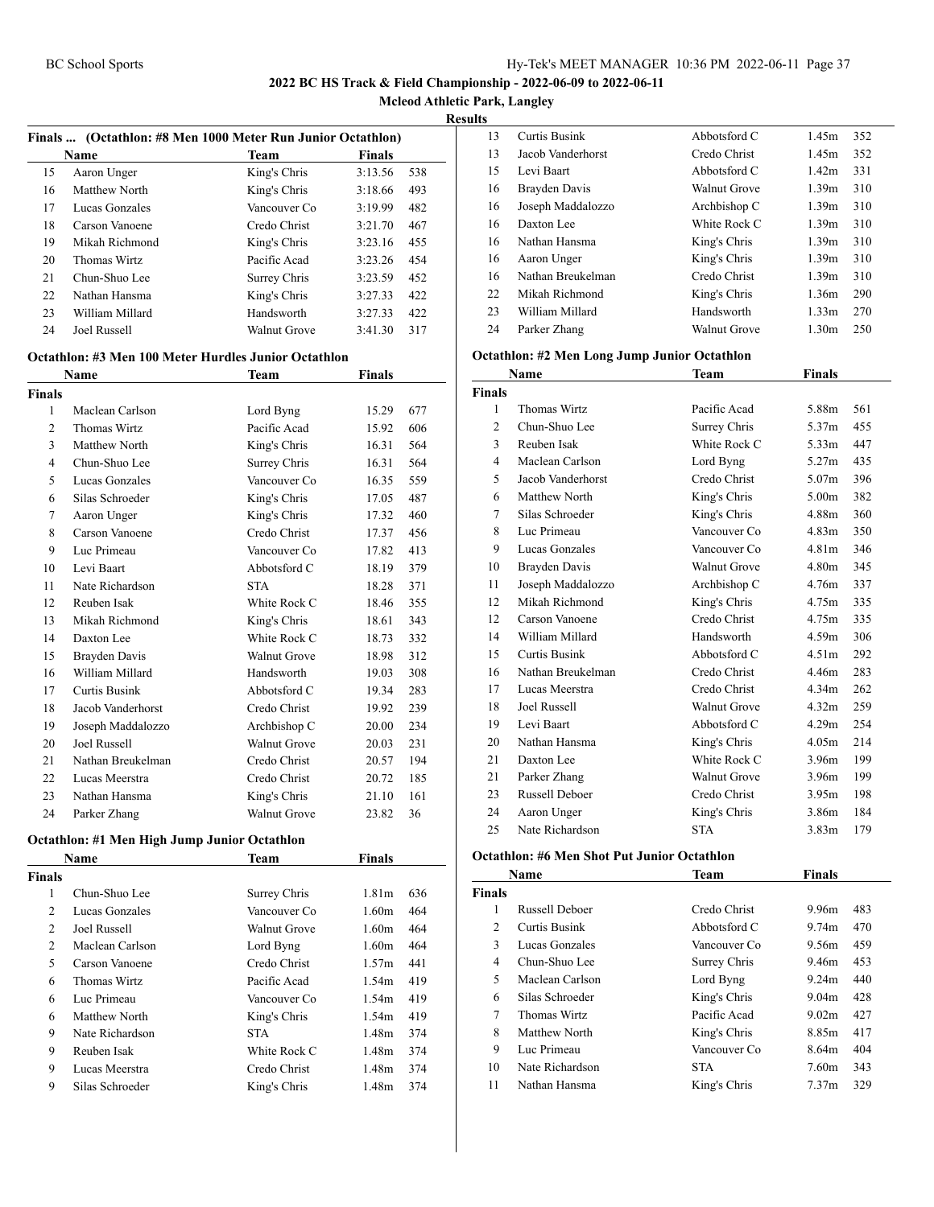**2022 BC HS Track & Field Championship - 2022-06-09 to 2022-06-11**

**Mcleod Athletic Park, Langley**

**Results**

### Finals ... (Octathlon: #8 Men 1000 Meter Run Junior Octathlon)

| | Name | Team | Finals | |
|---|---|---|---|---|
| 15 | Aaron Unger | King's Chris | 3:13.56 | 538 |
| 16 | Matthew North | King's Chris | 3:18.66 | 493 |
| 17 | Lucas Gonzales | Vancouver Co | 3:19.99 | 482 |
| 18 | Carson Vanoene | Credo Christ | 3:21.70 | 467 |
| 19 | Mikah Richmond | King's Chris | 3:23.16 | 455 |
| 20 | Thomas Wirtz | Pacific Acad | 3:23.26 | 454 |
| 21 | Chun-Shuo Lee | Surrey Chris | 3:23.59 | 452 |
| 22 | Nathan Hansma | King's Chris | 3:27.33 | 422 |
| 23 | William Millard | Handsworth | 3:27.33 | 422 |
| 24 | Joel Russell | Walnut Grove | 3:41.30 | 317 |

### Octathlon: #3 Men 100 Meter Hurdles Junior Octathlon

| | Name | Team | Finals | |
|---|---|---|---|---|
| **Finals** | | | | |
| 1 | Maclean Carlson | Lord Byng | 15.29 | 677 |
| 2 | Thomas Wirtz | Pacific Acad | 15.92 | 606 |
| 3 | Matthew North | King's Chris | 16.31 | 564 |
| 4 | Chun-Shuo Lee | Surrey Chris | 16.31 | 564 |
| 5 | Lucas Gonzales | Vancouver Co | 16.35 | 559 |
| 6 | Silas Schroeder | King's Chris | 17.05 | 487 |
| 7 | Aaron Unger | King's Chris | 17.32 | 460 |
| 8 | Carson Vanoene | Credo Christ | 17.37 | 456 |
| 9 | Luc Primeau | Vancouver Co | 17.82 | 413 |
| 10 | Levi Baart | Abbotsford C | 18.19 | 379 |
| 11 | Nate Richardson | STA | 18.28 | 371 |
| 12 | Reuben Isak | White Rock C | 18.46 | 355 |
| 13 | Mikah Richmond | King's Chris | 18.61 | 343 |
| 14 | Daxton Lee | White Rock C | 18.73 | 332 |
| 15 | Brayden Davis | Walnut Grove | 18.98 | 312 |
| 16 | William Millard | Handsworth | 19.03 | 308 |
| 17 | Curtis Busink | Abbotsford C | 19.34 | 283 |
| 18 | Jacob Vanderhorst | Credo Christ | 19.92 | 239 |
| 19 | Joseph Maddalozzo | Archbishop C | 20.00 | 234 |
| 20 | Joel Russell | Walnut Grove | 20.03 | 231 |
| 21 | Nathan Breukelman | Credo Christ | 20.57 | 194 |
| 22 | Lucas Meerstra | Credo Christ | 20.72 | 185 |
| 23 | Nathan Hansma | King's Chris | 21.10 | 161 |
| 24 | Parker Zhang | Walnut Grove | 23.82 | 36 |

### Octathlon: #1 Men High Jump Junior Octathlon

| | Name | Team | Finals | |
|---|---|---|---|---|
| **Finals** | | | | |
| 1 | Chun-Shuo Lee | Surrey Chris | 1.81m | 636 |
| 2 | Lucas Gonzales | Vancouver Co | 1.60m | 464 |
| 2 | Joel Russell | Walnut Grove | 1.60m | 464 |
| 2 | Maclean Carlson | Lord Byng | 1.60m | 464 |
| 5 | Carson Vanoene | Credo Christ | 1.57m | 441 |
| 6 | Thomas Wirtz | Pacific Acad | 1.54m | 419 |
| 6 | Luc Primeau | Vancouver Co | 1.54m | 419 |
| 6 | Matthew North | King's Chris | 1.54m | 419 |
| 9 | Nate Richardson | STA | 1.48m | 374 |
| 9 | Reuben Isak | White Rock C | 1.48m | 374 |
| 9 | Lucas Meerstra | Credo Christ | 1.48m | 374 |
| 9 | Silas Schroeder | King's Chris | 1.48m | 374 |
| 13 | Curtis Busink | Abbotsford C | 1.45m | 352 |
| 13 | Jacob Vanderhorst | Credo Christ | 1.45m | 352 |
| 15 | Levi Baart | Abbotsford C | 1.42m | 331 |
| 16 | Brayden Davis | Walnut Grove | 1.39m | 310 |
| 16 | Joseph Maddalozzo | Archbishop C | 1.39m | 310 |
| 16 | Daxton Lee | White Rock C | 1.39m | 310 |
| 16 | Nathan Hansma | King's Chris | 1.39m | 310 |
| 16 | Aaron Unger | King's Chris | 1.39m | 310 |
| 16 | Nathan Breukelman | Credo Christ | 1.39m | 310 |
| 22 | Mikah Richmond | King's Chris | 1.36m | 290 |
| 23 | William Millard | Handsworth | 1.33m | 270 |
| 24 | Parker Zhang | Walnut Grove | 1.30m | 250 |

### Octathlon: #2 Men Long Jump Junior Octathlon

| | Name | Team | Finals | |
|---|---|---|---|---|
| **Finals** | | | | |
| 1 | Thomas Wirtz | Pacific Acad | 5.88m | 561 |
| 2 | Chun-Shuo Lee | Surrey Chris | 5.37m | 455 |
| 3 | Reuben Isak | White Rock C | 5.33m | 447 |
| 4 | Maclean Carlson | Lord Byng | 5.27m | 435 |
| 5 | Jacob Vanderhorst | Credo Christ | 5.07m | 396 |
| 6 | Matthew North | King's Chris | 5.00m | 382 |
| 7 | Silas Schroeder | King's Chris | 4.88m | 360 |
| 8 | Luc Primeau | Vancouver Co | 4.83m | 350 |
| 9 | Lucas Gonzales | Vancouver Co | 4.81m | 346 |
| 10 | Brayden Davis | Walnut Grove | 4.80m | 345 |
| 11 | Joseph Maddalozzo | Archbishop C | 4.76m | 337 |
| 12 | Mikah Richmond | King's Chris | 4.75m | 335 |
| 12 | Carson Vanoene | Credo Christ | 4.75m | 335 |
| 14 | William Millard | Handsworth | 4.59m | 306 |
| 15 | Curtis Busink | Abbotsford C | 4.51m | 292 |
| 16 | Nathan Breukelman | Credo Christ | 4.46m | 283 |
| 17 | Lucas Meerstra | Credo Christ | 4.34m | 262 |
| 18 | Joel Russell | Walnut Grove | 4.32m | 259 |
| 19 | Levi Baart | Abbotsford C | 4.29m | 254 |
| 20 | Nathan Hansma | King's Chris | 4.05m | 214 |
| 21 | Daxton Lee | White Rock C | 3.96m | 199 |
| 21 | Parker Zhang | Walnut Grove | 3.96m | 199 |
| 23 | Russell Deboer | Credo Christ | 3.95m | 198 |
| 24 | Aaron Unger | King's Chris | 3.86m | 184 |
| 25 | Nate Richardson | STA | 3.83m | 179 |

### Octathlon: #6 Men Shot Put Junior Octathlon

| | Name | Team | Finals | |
|---|---|---|---|---|
| **Finals** | | | | |
| 1 | Russell Deboer | Credo Christ | 9.96m | 483 |
| 2 | Curtis Busink | Abbotsford C | 9.74m | 470 |
| 3 | Lucas Gonzales | Vancouver Co | 9.56m | 459 |
| 4 | Chun-Shuo Lee | Surrey Chris | 9.46m | 453 |
| 5 | Maclean Carlson | Lord Byng | 9.24m | 440 |
| 6 | Silas Schroeder | King's Chris | 9.04m | 428 |
| 7 | Thomas Wirtz | Pacific Acad | 9.02m | 427 |
| 8 | Matthew North | King's Chris | 8.85m | 417 |
| 9 | Luc Primeau | Vancouver Co | 8.64m | 404 |
| 10 | Nate Richardson | STA | 7.60m | 343 |
| 11 | Nathan Hansma | King's Chris | 7.37m | 329 |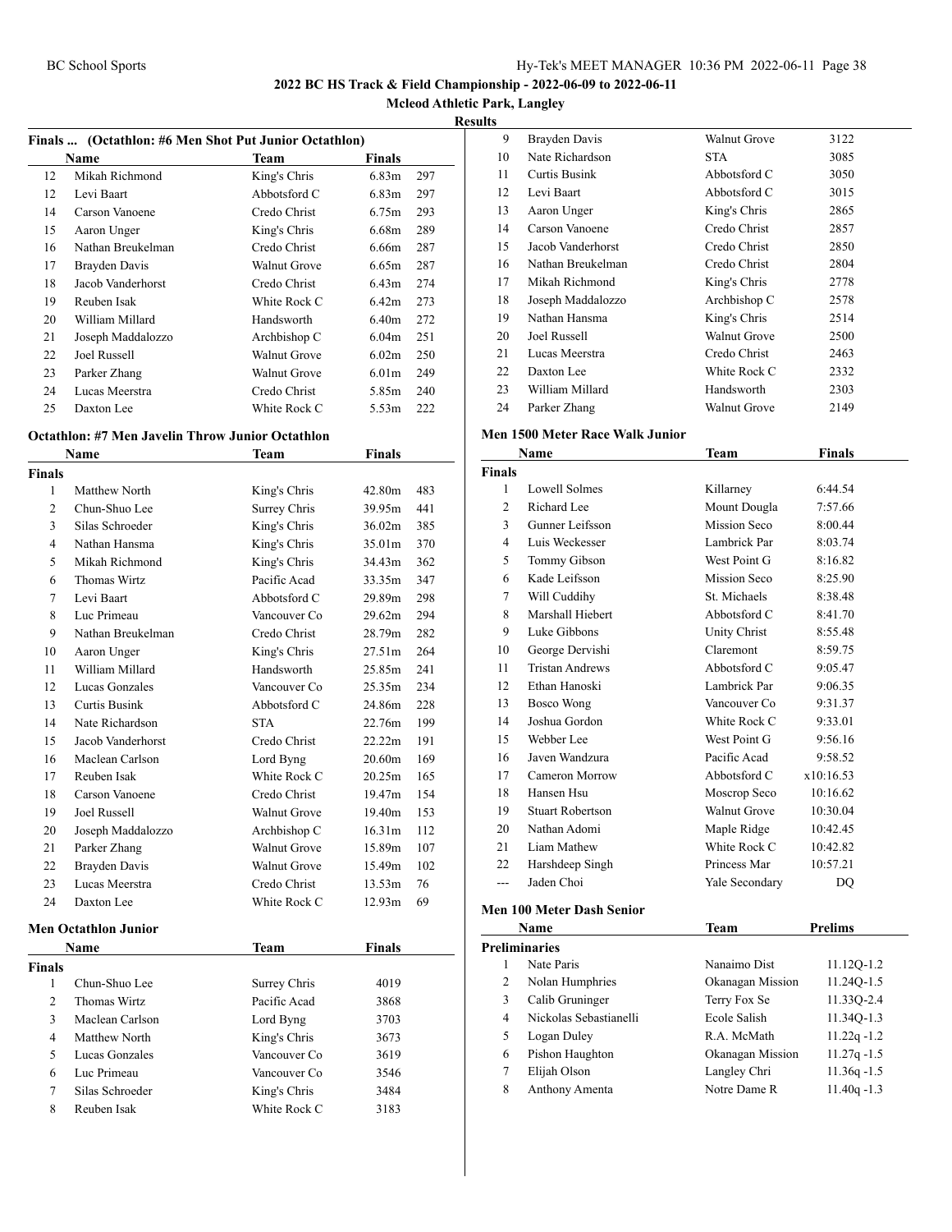## 2022 BC HS Track & Field Championship - 2022-06-09 to 2022-06-11

### Mcleod Athletic Park, Langley

#### Results

**Finals ... (Octathlon: #6 Men Shot Put Junior Octathlon)**

| | Name | Team | Finals | |
|---|---|---|---|---|
| 12 | Mikah Richmond | King's Chris | 6.83m | 297 |
| 12 | Levi Baart | Abbotsford C | 6.83m | 297 |
| 14 | Carson Vanoene | Credo Christ | 6.75m | 293 |
| 15 | Aaron Unger | King's Chris | 6.68m | 289 |
| 16 | Nathan Breukelman | Credo Christ | 6.66m | 287 |
| 17 | Brayden Davis | Walnut Grove | 6.65m | 287 |
| 18 | Jacob Vanderhorst | Credo Christ | 6.43m | 274 |
| 19 | Reuben Isak | White Rock C | 6.42m | 273 |
| 20 | William Millard | Handsworth | 6.40m | 272 |
| 21 | Joseph Maddalozzo | Archbishop C | 6.04m | 251 |
| 22 | Joel Russell | Walnut Grove | 6.02m | 250 |
| 23 | Parker Zhang | Walnut Grove | 6.01m | 249 |
| 24 | Lucas Meerstra | Credo Christ | 5.85m | 240 |
| 25 | Daxton Lee | White Rock C | 5.53m | 222 |

**Octathlon: #7 Men Javelin Throw Junior Octathlon**

| | Name | Team | Finals | |
|---|---|---|---|---|
| **Finals** | | | | |
| 1 | Matthew North | King's Chris | 42.80m | 483 |
| 2 | Chun-Shuo Lee | Surrey Chris | 39.95m | 441 |
| 3 | Silas Schroeder | King's Chris | 36.02m | 385 |
| 4 | Nathan Hansma | King's Chris | 35.01m | 370 |
| 5 | Mikah Richmond | King's Chris | 34.43m | 362 |
| 6 | Thomas Wirtz | Pacific Acad | 33.35m | 347 |
| 7 | Levi Baart | Abbotsford C | 29.89m | 298 |
| 8 | Luc Primeau | Vancouver Co | 29.62m | 294 |
| 9 | Nathan Breukelman | Credo Christ | 28.79m | 282 |
| 10 | Aaron Unger | King's Chris | 27.51m | 264 |
| 11 | William Millard | Handsworth | 25.85m | 241 |
| 12 | Lucas Gonzales | Vancouver Co | 25.35m | 234 |
| 13 | Curtis Busink | Abbotsford C | 24.86m | 228 |
| 14 | Nate Richardson | STA | 22.76m | 199 |
| 15 | Jacob Vanderhorst | Credo Christ | 22.22m | 191 |
| 16 | Maclean Carlson | Lord Byng | 20.60m | 169 |
| 17 | Reuben Isak | White Rock C | 20.25m | 165 |
| 18 | Carson Vanoene | Credo Christ | 19.47m | 154 |
| 19 | Joel Russell | Walnut Grove | 19.40m | 153 |
| 20 | Joseph Maddalozzo | Archbishop C | 16.31m | 112 |
| 21 | Parker Zhang | Walnut Grove | 15.89m | 107 |
| 22 | Brayden Davis | Walnut Grove | 15.49m | 102 |
| 23 | Lucas Meerstra | Credo Christ | 13.53m | 76 |
| 24 | Daxton Lee | White Rock C | 12.93m | 69 |

**Men Octathlon Junior**

| | Name | Team | Finals |
|---|---|---|---|
| **Finals** | | | |
| 1 | Chun-Shuo Lee | Surrey Chris | 4019 |
| 2 | Thomas Wirtz | Pacific Acad | 3868 |
| 3 | Maclean Carlson | Lord Byng | 3703 |
| 4 | Matthew North | King's Chris | 3673 |
| 5 | Lucas Gonzales | Vancouver Co | 3619 |
| 6 | Luc Primeau | Vancouver Co | 3546 |
| 7 | Silas Schroeder | King's Chris | 3484 |
| 8 | Reuben Isak | White Rock C | 3183 |
| 9 | Brayden Davis | Walnut Grove | 3122 |
| 10 | Nate Richardson | STA | 3085 |
| 11 | Curtis Busink | Abbotsford C | 3050 |
| 12 | Levi Baart | Abbotsford C | 3015 |
| 13 | Aaron Unger | King's Chris | 2865 |
| 14 | Carson Vanoene | Credo Christ | 2857 |
| 15 | Jacob Vanderhorst | Credo Christ | 2850 |
| 16 | Nathan Breukelman | Credo Christ | 2804 |
| 17 | Mikah Richmond | King's Chris | 2778 |
| 18 | Joseph Maddalozzo | Archbishop C | 2578 |
| 19 | Nathan Hansma | King's Chris | 2514 |
| 20 | Joel Russell | Walnut Grove | 2500 |
| 21 | Lucas Meerstra | Credo Christ | 2463 |
| 22 | Daxton Lee | White Rock C | 2332 |
| 23 | William Millard | Handsworth | 2303 |
| 24 | Parker Zhang | Walnut Grove | 2149 |

**Men 1500 Meter Race Walk Junior**

| | Name | Team | Finals |
|---|---|---|---|
| **Finals** | | | |
| 1 | Lowell Solmes | Killarney | 6:44.54 |
| 2 | Richard Lee | Mount Dougla | 7:57.66 |
| 3 | Gunner Leifsson | Mission Seco | 8:00.44 |
| 4 | Luis Weckesser | Lambrick Par | 8:03.74 |
| 5 | Tommy Gibson | West Point G | 8:16.82 |
| 6 | Kade Leifsson | Mission Seco | 8:25.90 |
| 7 | Will Cuddihy | St. Michaels | 8:38.48 |
| 8 | Marshall Hiebert | Abbotsford C | 8:41.70 |
| 9 | Luke Gibbons | Unity Christ | 8:55.48 |
| 10 | George Dervishi | Claremont | 8:59.75 |
| 11 | Tristan Andrews | Abbotsford C | 9:05.47 |
| 12 | Ethan Hanoski | Lambrick Par | 9:06.35 |
| 13 | Bosco Wong | Vancouver Co | 9:31.37 |
| 14 | Joshua Gordon | White Rock C | 9:33.01 |
| 15 | Webber Lee | West Point G | 9:56.16 |
| 16 | Javen Wandzura | Pacific Acad | 9:58.52 |
| 17 | Cameron Morrow | Abbotsford C | x10:16.53 |
| 18 | Hansen Hsu | Moscrop Seco | 10:16.62 |
| 19 | Stuart Robertson | Walnut Grove | 10:30.04 |
| 20 | Nathan Adomi | Maple Ridge | 10:42.45 |
| 21 | Liam Mathew | White Rock C | 10:42.82 |
| 22 | Harshdeep Singh | Princess Mar | 10:57.21 |
| --- | Jaden Choi | Yale Secondary | DQ |

**Men 100 Meter Dash Senior**

| | Name | Team | Prelims |
|---|---|---|---|
| **Preliminaries** | | | |
| 1 | Nate Paris | Nanaimo Dist | 11.12Q-1.2 |
| 2 | Nolan Humphries | Okanagan Mission | 11.24Q-1.5 |
| 3 | Calib Gruninger | Terry Fox Se | 11.33Q-2.4 |
| 4 | Nickolas Sebastianelli | Ecole Salish | 11.34Q-1.3 |
| 5 | Logan Duley | R.A. McMath | 11.22q -1.2 |
| 6 | Pishon Haughton | Okanagan Mission | 11.27q -1.5 |
| 7 | Elijah Olson | Langley Chri | 11.36q -1.5 |
| 8 | Anthony Amenta | Notre Dame R | 11.40q -1.3 |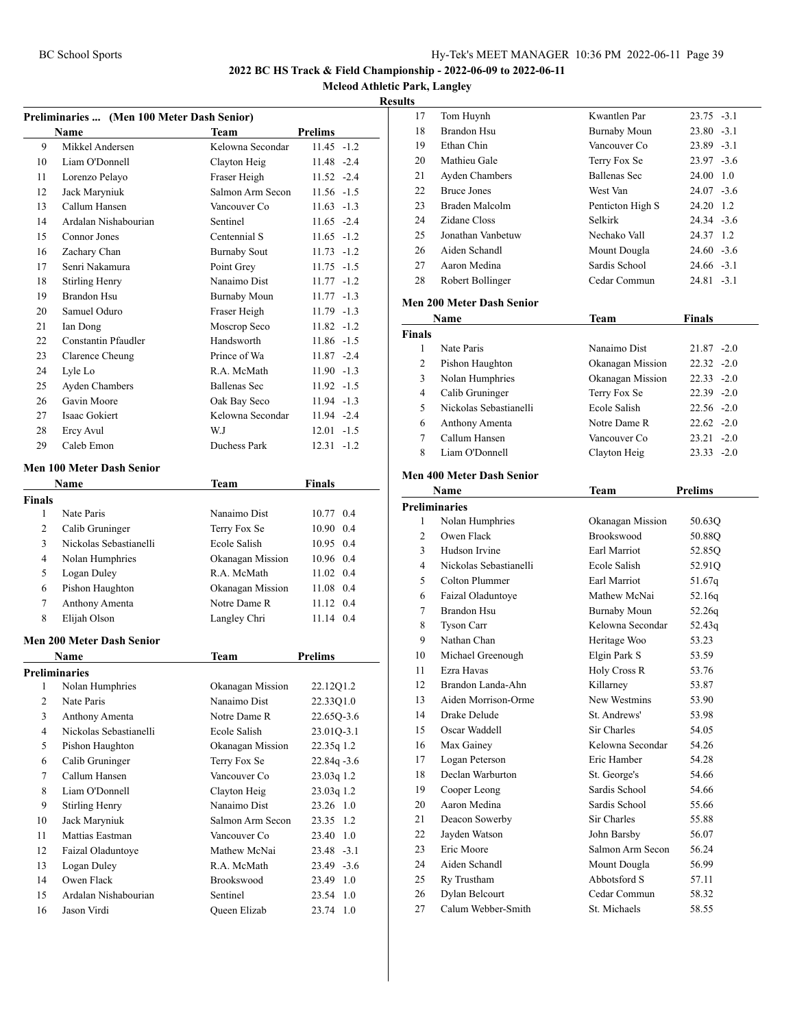# 2022 BC HS Track & Field Championship - 2022-06-09 to 2022-06-11

## Mcleod Athletic Park, Langley

### Results

### Preliminaries ... (Men 100 Meter Dash Senior)

| | Name | Team | Prelims | |
|---|---|---|---|---|
| 9 | Mikkel Andersen | Kelowna Secondar | 11.45 | -1.2 |
| 10 | Liam O'Donnell | Clayton Heig | 11.48 | -2.4 |
| 11 | Lorenzo Pelayo | Fraser Heigh | 11.52 | -2.4 |
| 12 | Jack Maryniuk | Salmon Arm Secon | 11.56 | -1.5 |
| 13 | Callum Hansen | Vancouver Co | 11.63 | -1.3 |
| 14 | Ardalan Nishabourian | Sentinel | 11.65 | -2.4 |
| 15 | Connor Jones | Centennial S | 11.65 | -1.2 |
| 16 | Zachary Chan | Burnaby Sout | 11.73 | -1.2 |
| 17 | Senri Nakamura | Point Grey | 11.75 | -1.5 |
| 18 | Stirling Henry | Nanaimo Dist | 11.77 | -1.2 |
| 19 | Brandon Hsu | Burnaby Moun | 11.77 | -1.3 |
| 20 | Samuel Oduro | Fraser Heigh | 11.79 | -1.3 |
| 21 | Ian Dong | Moscrop Seco | 11.82 | -1.2 |
| 22 | Constantin Pfaudler | Handsworth | 11.86 | -1.5 |
| 23 | Clarence Cheung | Prince of Wa | 11.87 | -2.4 |
| 24 | Lyle Lo | R.A. McMath | 11.90 | -1.3 |
| 25 | Ayden Chambers | Ballenas Sec | 11.92 | -1.5 |
| 26 | Gavin Moore | Oak Bay Seco | 11.94 | -1.3 |
| 27 | Isaac Gokiert | Kelowna Secondar | 11.94 | -2.4 |
| 28 | Ercy Avul | W.J | 12.01 | -1.5 |
| 29 | Caleb Emon | Duchess Park | 12.31 | -1.2 |

### Men 100 Meter Dash Senior

| | Name | Team | Finals | |
|---|---|---|---|---|
| **Finals** | | | | |
| 1 | Nate Paris | Nanaimo Dist | 10.77 | 0.4 |
| 2 | Calib Gruninger | Terry Fox Se | 10.90 | 0.4 |
| 3 | Nickolas Sebastianelli | Ecole Salish | 10.95 | 0.4 |
| 4 | Nolan Humphries | Okanagan Mission | 10.96 | 0.4 |
| 5 | Logan Duley | R.A. McMath | 11.02 | 0.4 |
| 6 | Pishon Haughton | Okanagan Mission | 11.08 | 0.4 |
| 7 | Anthony Amenta | Notre Dame R | 11.12 | 0.4 |
| 8 | Elijah Olson | Langley Chri | 11.14 | 0.4 |

### Men 200 Meter Dash Senior

| | Name | Team | Prelims | |
|---|---|---|---|---|
| **Preliminaries** | | | | |
| 1 | Nolan Humphries | Okanagan Mission | 22.12Q | 1.2 |
| 2 | Nate Paris | Nanaimo Dist | 22.33Q | 1.0 |
| 3 | Anthony Amenta | Notre Dame R | 22.65Q | -3.6 |
| 4 | Nickolas Sebastianelli | Ecole Salish | 23.01Q | -3.1 |
| 5 | Pishon Haughton | Okanagan Mission | 22.35q | 1.2 |
| 6 | Calib Gruninger | Terry Fox Se | 22.84q | -3.6 |
| 7 | Callum Hansen | Vancouver Co | 23.03q | 1.2 |
| 8 | Liam O'Donnell | Clayton Heig | 23.03q | 1.2 |
| 9 | Stirling Henry | Nanaimo Dist | 23.26 | 1.0 |
| 10 | Jack Maryniuk | Salmon Arm Secon | 23.35 | 1.2 |
| 11 | Mattias Eastman | Vancouver Co | 23.40 | 1.0 |
| 12 | Faizal Oladuntoye | Mathew McNai | 23.48 | -3.1 |
| 13 | Logan Duley | R.A. McMath | 23.49 | -3.6 |
| 14 | Owen Flack | Brookswood | 23.49 | 1.0 |
| 15 | Ardalan Nishabourian | Sentinel | 23.54 | 1.0 |
| 16 | Jason Virdi | Queen Elizab | 23.74 | 1.0 |
| 17 | Tom Huynh | Kwantlen Par | 23.75 | -3.1 |
| 18 | Brandon Hsu | Burnaby Moun | 23.80 | -3.1 |
| 19 | Ethan Chin | Vancouver Co | 23.89 | -3.1 |
| 20 | Mathieu Gale | Terry Fox Se | 23.97 | -3.6 |
| 21 | Ayden Chambers | Ballenas Sec | 24.00 | 1.0 |
| 22 | Bruce Jones | West Van | 24.07 | -3.6 |
| 23 | Braden Malcolm | Penticton High S | 24.20 | 1.2 |
| 24 | Zidane Closs | Selkirk | 24.34 | -3.6 |
| 25 | Jonathan Vanbetuw | Nechako Vall | 24.37 | 1.2 |
| 26 | Aiden Schandl | Mount Dougla | 24.60 | -3.6 |
| 27 | Aaron Medina | Sardis School | 24.66 | -3.1 |
| 28 | Robert Bollinger | Cedar Commun | 24.81 | -3.1 |

### Men 200 Meter Dash Senior

| | Name | Team | Finals | |
|---|---|---|---|---|
| **Finals** | | | | |
| 1 | Nate Paris | Nanaimo Dist | 21.87 | -2.0 |
| 2 | Pishon Haughton | Okanagan Mission | 22.32 | -2.0 |
| 3 | Nolan Humphries | Okanagan Mission | 22.33 | -2.0 |
| 4 | Calib Gruninger | Terry Fox Se | 22.39 | -2.0 |
| 5 | Nickolas Sebastianelli | Ecole Salish | 22.56 | -2.0 |
| 6 | Anthony Amenta | Notre Dame R | 22.62 | -2.0 |
| 7 | Callum Hansen | Vancouver Co | 23.21 | -2.0 |
| 8 | Liam O'Donnell | Clayton Heig | 23.33 | -2.0 |

### Men 400 Meter Dash Senior

| | Name | Team | Prelims |
|---|---|---|---|
| **Preliminaries** | | | |
| 1 | Nolan Humphries | Okanagan Mission | 50.63Q |
| 2 | Owen Flack | Brookswood | 50.88Q |
| 3 | Hudson Irvine | Earl Marriot | 52.85Q |
| 4 | Nickolas Sebastianelli | Ecole Salish | 52.91Q |
| 5 | Colton Plummer | Earl Marriot | 51.67q |
| 6 | Faizal Oladuntoye | Mathew McNai | 52.16q |
| 7 | Brandon Hsu | Burnaby Moun | 52.26q |
| 8 | Tyson Carr | Kelowna Secondar | 52.43q |
| 9 | Nathan Chan | Heritage Woo | 53.23 |
| 10 | Michael Greenough | Elgin Park S | 53.59 |
| 11 | Ezra Havas | Holy Cross R | 53.76 |
| 12 | Brandon Landa-Ahn | Killarney | 53.87 |
| 13 | Aiden Morrison-Orme | New Westmins | 53.90 |
| 14 | Drake Delude | St. Andrews' | 53.98 |
| 15 | Oscar Waddell | Sir Charles | 54.05 |
| 16 | Max Gainey | Kelowna Secondar | 54.26 |
| 17 | Logan Peterson | Eric Hamber | 54.28 |
| 18 | Declan Warburton | St. George's | 54.66 |
| 19 | Cooper Leong | Sardis School | 54.66 |
| 20 | Aaron Medina | Sardis School | 55.66 |
| 21 | Deacon Sowerby | Sir Charles | 55.88 |
| 22 | Jayden Watson | John Barsby | 56.07 |
| 23 | Eric Moore | Salmon Arm Secon | 56.24 |
| 24 | Aiden Schandl | Mount Dougla | 56.99 |
| 25 | Ry Trustham | Abbotsford S | 57.11 |
| 26 | Dylan Belcourt | Cedar Commun | 58.32 |
| 27 | Calum Webber-Smith | St. Michaels | 58.55 |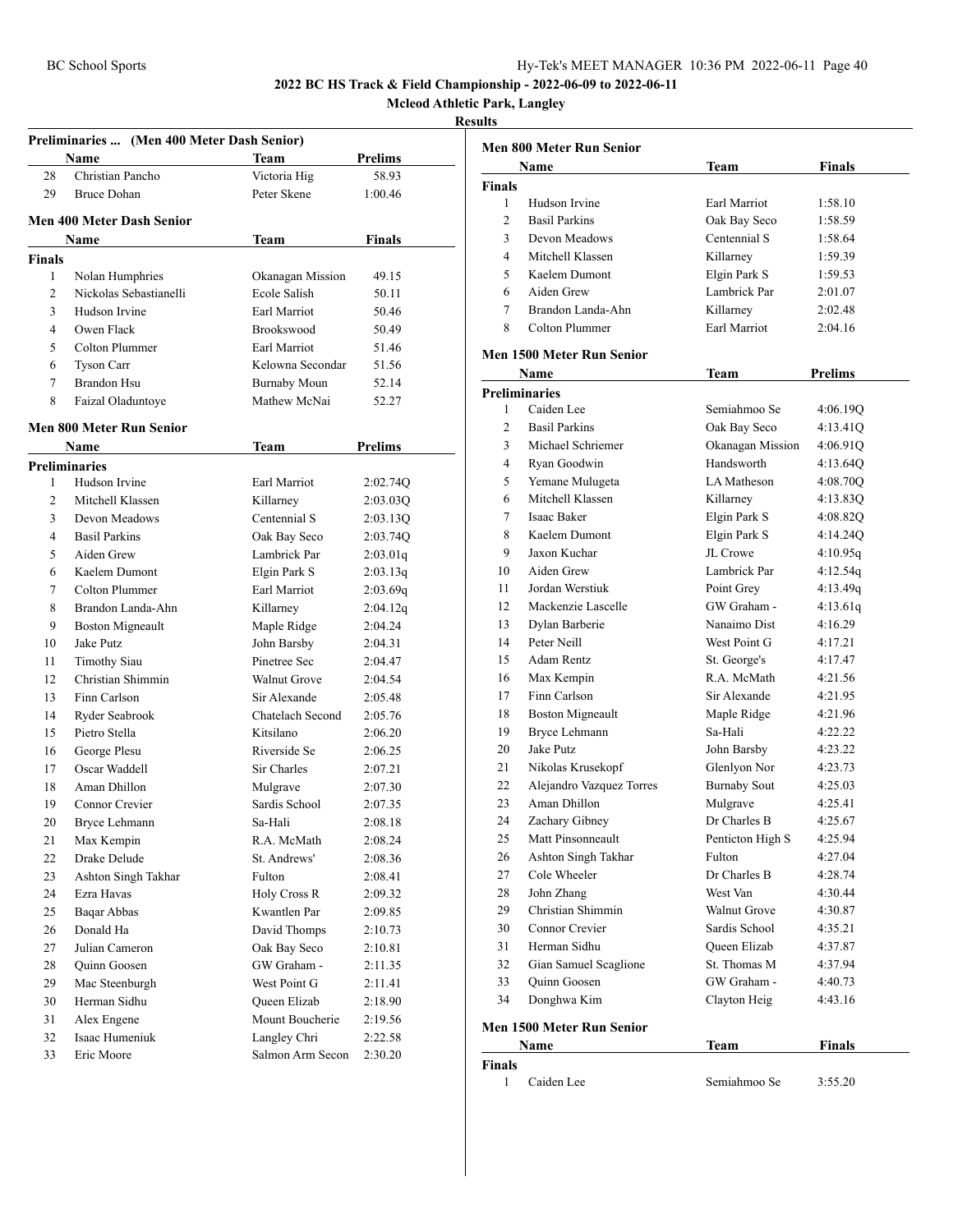### Preliminaries ... (Men 400 Meter Dash Senior)

| | Name | Team | Prelims |
|---|---|---|---|
| 28 | Christian Pancho | Victoria Hig | 58.93 |
| 29 | Bruce Dohan | Peter Skene | 1:00.46 |

### Men 400 Meter Dash Senior

| | Name | Team | Finals |
|---|---|---|---|
| **Finals** | | | |
| 1 | Nolan Humphries | Okanagan Mission | 49.15 |
| 2 | Nickolas Sebastianelli | Ecole Salish | 50.11 |
| 3 | Hudson Irvine | Earl Marriot | 50.46 |
| 4 | Owen Flack | Brookswood | 50.49 |
| 5 | Colton Plummer | Earl Marriot | 51.46 |
| 6 | Tyson Carr | Kelowna Secondar | 51.56 |
| 7 | Brandon Hsu | Burnaby Moun | 52.14 |
| 8 | Faizal Oladuntoye | Mathew McNai | 52.27 |

### Men 800 Meter Run Senior

| | Name | Team | Prelims |
|---|---|---|---|
| **Preliminaries** | | | |
| 1 | Hudson Irvine | Earl Marriot | 2:02.74Q |
| 2 | Mitchell Klassen | Killarney | 2:03.03Q |
| 3 | Devon Meadows | Centennial S | 2:03.13Q |
| 4 | Basil Parkins | Oak Bay Seco | 2:03.74Q |
| 5 | Aiden Grew | Lambrick Par | 2:03.01q |
| 6 | Kaelem Dumont | Elgin Park S | 2:03.13q |
| 7 | Colton Plummer | Earl Marriot | 2:03.69q |
| 8 | Brandon Landa-Ahn | Killarney | 2:04.12q |
| 9 | Boston Migneault | Maple Ridge | 2:04.24 |
| 10 | Jake Putz | John Barsby | 2:04.31 |
| 11 | Timothy Siau | Pinetree Sec | 2:04.47 |
| 12 | Christian Shimmin | Walnut Grove | 2:04.54 |
| 13 | Finn Carlson | Sir Alexande | 2:05.48 |
| 14 | Ryder Seabrook | Chatelach Second | 2:05.76 |
| 15 | Pietro Stella | Kitsilano | 2:06.20 |
| 16 | George Plesu | Riverside Se | 2:06.25 |
| 17 | Oscar Waddell | Sir Charles | 2:07.21 |
| 18 | Aman Dhillon | Mulgrave | 2:07.30 |
| 19 | Connor Crevier | Sardis School | 2:07.35 |
| 20 | Bryce Lehmann | Sa-Hali | 2:08.18 |
| 21 | Max Kempin | R.A. McMath | 2:08.24 |
| 22 | Drake Delude | St. Andrews' | 2:08.36 |
| 23 | Ashton Singh Takhar | Fulton | 2:08.41 |
| 24 | Ezra Havas | Holy Cross R | 2:09.32 |
| 25 | Baqar Abbas | Kwantlen Par | 2:09.85 |
| 26 | Donald Ha | David Thomps | 2:10.73 |
| 27 | Julian Cameron | Oak Bay Seco | 2:10.81 |
| 28 | Quinn Goosen | GW Graham - | 2:11.35 |
| 29 | Mac Steenburgh | West Point G | 2:11.41 |
| 30 | Herman Sidhu | Queen Elizab | 2:18.90 |
| 31 | Alex Engene | Mount Boucherie | 2:19.56 |
| 32 | Isaac Humeniuk | Langley Chri | 2:22.58 |
| 33 | Eric Moore | Salmon Arm Secon | 2:30.20 |

### Men 800 Meter Run Senior

| | Name | Team | Finals |
|---|---|---|---|
| **Finals** | | | |
| 1 | Hudson Irvine | Earl Marriot | 1:58.10 |
| 2 | Basil Parkins | Oak Bay Seco | 1:58.59 |
| 3 | Devon Meadows | Centennial S | 1:58.64 |
| 4 | Mitchell Klassen | Killarney | 1:59.39 |
| 5 | Kaelem Dumont | Elgin Park S | 1:59.53 |
| 6 | Aiden Grew | Lambrick Par | 2:01.07 |
| 7 | Brandon Landa-Ahn | Killarney | 2:02.48 |
| 8 | Colton Plummer | Earl Marriot | 2:04.16 |

### Men 1500 Meter Run Senior

| | Name | Team | Prelims |
|---|---|---|---|
| **Preliminaries** | | | |
| 1 | Caiden Lee | Semiahmoo Se | 4:06.19Q |
| 2 | Basil Parkins | Oak Bay Seco | 4:13.41Q |
| 3 | Michael Schriemer | Okanagan Mission | 4:06.91Q |
| 4 | Ryan Goodwin | Handsworth | 4:13.64Q |
| 5 | Yemane Mulugeta | LA Matheson | 4:08.70Q |
| 6 | Mitchell Klassen | Killarney | 4:13.83Q |
| 7 | Isaac Baker | Elgin Park S | 4:08.82Q |
| 8 | Kaelem Dumont | Elgin Park S | 4:14.24Q |
| 9 | Jaxon Kuchar | JL Crowe | 4:10.95q |
| 10 | Aiden Grew | Lambrick Par | 4:12.54q |
| 11 | Jordan Werstiuk | Point Grey | 4:13.49q |
| 12 | Mackenzie Lascelle | GW Graham - | 4:13.61q |
| 13 | Dylan Barberie | Nanaimo Dist | 4:16.29 |
| 14 | Peter Neill | West Point G | 4:17.21 |
| 15 | Adam Rentz | St. George's | 4:17.47 |
| 16 | Max Kempin | R.A. McMath | 4:21.56 |
| 17 | Finn Carlson | Sir Alexande | 4:21.95 |
| 18 | Boston Migneault | Maple Ridge | 4:21.96 |
| 19 | Bryce Lehmann | Sa-Hali | 4:22.22 |
| 20 | Jake Putz | John Barsby | 4:23.22 |
| 21 | Nikolas Krusekopf | Glenlyon Nor | 4:23.73 |
| 22 | Alejandro Vazquez Torres | Burnaby Sout | 4:25.03 |
| 23 | Aman Dhillon | Mulgrave | 4:25.41 |
| 24 | Zachary Gibney | Dr Charles B | 4:25.67 |
| 25 | Matt Pinsonneault | Penticton High S | 4:25.94 |
| 26 | Ashton Singh Takhar | Fulton | 4:27.04 |
| 27 | Cole Wheeler | Dr Charles B | 4:28.74 |
| 28 | John Zhang | West Van | 4:30.44 |
| 29 | Christian Shimmin | Walnut Grove | 4:30.87 |
| 30 | Connor Crevier | Sardis School | 4:35.21 |
| 31 | Herman Sidhu | Queen Elizab | 4:37.87 |
| 32 | Gian Samuel Scaglione | St. Thomas M | 4:37.94 |
| 33 | Quinn Goosen | GW Graham - | 4:40.73 |
| 34 | Donghwa Kim | Clayton Heig | 4:43.16 |

### Men 1500 Meter Run Senior

| | Name | Team | Finals |
|---|---|---|---|
| **Finals** | | | |
| 1 | Caiden Lee | Semiahmoo Se | 3:55.20 |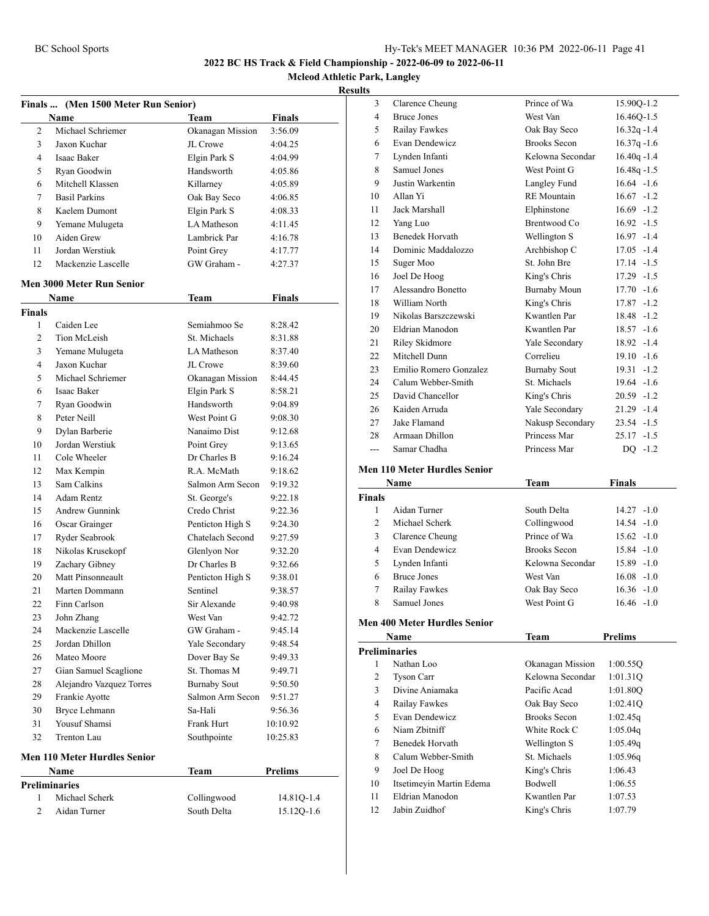**2022 BC HS Track & Field Championship - 2022-06-09 to 2022-06-11**

**Mcleod Athletic Park, Langley**

**Results**

### Finals ... (Men 1500 Meter Run Senior)

| | Name | Team | Finals |
|---|---|---|---|
| 2 | Michael Schriemer | Okanagan Mission | 3:56.09 |
| 3 | Jaxon Kuchar | JL Crowe | 4:04.25 |
| 4 | Isaac Baker | Elgin Park S | 4:04.99 |
| 5 | Ryan Goodwin | Handsworth | 4:05.86 |
| 6 | Mitchell Klassen | Killarney | 4:05.89 |
| 7 | Basil Parkins | Oak Bay Seco | 4:06.85 |
| 8 | Kaelem Dumont | Elgin Park S | 4:08.33 |
| 9 | Yemane Mulugeta | LA Matheson | 4:11.45 |
| 10 | Aiden Grew | Lambrick Par | 4:16.78 |
| 11 | Jordan Werstiuk | Point Grey | 4:17.77 |
| 12 | Mackenzie Lascelle | GW Graham - | 4:27.37 |

### Men 3000 Meter Run Senior

| | Name | Team | Finals |
|---|---|---|---|
| **Finals** | | | |
| 1 | Caiden Lee | Semiahmoo Se | 8:28.42 |
| 2 | Tion McLeish | St. Michaels | 8:31.88 |
| 3 | Yemane Mulugeta | LA Matheson | 8:37.40 |
| 4 | Jaxon Kuchar | JL Crowe | 8:39.60 |
| 5 | Michael Schriemer | Okanagan Mission | 8:44.45 |
| 6 | Isaac Baker | Elgin Park S | 8:58.21 |
| 7 | Ryan Goodwin | Handsworth | 9:04.89 |
| 8 | Peter Neill | West Point G | 9:08.30 |
| 9 | Dylan Barberie | Nanaimo Dist | 9:12.68 |
| 10 | Jordan Werstiuk | Point Grey | 9:13.65 |
| 11 | Cole Wheeler | Dr Charles B | 9:16.24 |
| 12 | Max Kempin | R.A. McMath | 9:18.62 |
| 13 | Sam Calkins | Salmon Arm Secon | 9:19.32 |
| 14 | Adam Rentz | St. George's | 9:22.18 |
| 15 | Andrew Gunnink | Credo Christ | 9:22.36 |
| 16 | Oscar Grainger | Penticton High S | 9:24.30 |
| 17 | Ryder Seabrook | Chatelach Second | 9:27.59 |
| 18 | Nikolas Krusekopf | Glenlyon Nor | 9:32.20 |
| 19 | Zachary Gibney | Dr Charles B | 9:32.66 |
| 20 | Matt Pinsonneault | Penticton High S | 9:38.01 |
| 21 | Marten Dommann | Sentinel | 9:38.57 |
| 22 | Finn Carlson | Sir Alexande | 9:40.98 |
| 23 | John Zhang | West Van | 9:42.72 |
| 24 | Mackenzie Lascelle | GW Graham - | 9:45.14 |
| 25 | Jordan Dhillon | Yale Secondary | 9:48.54 |
| 26 | Mateo Moore | Dover Bay Se | 9:49.33 |
| 27 | Gian Samuel Scaglione | St. Thomas M | 9:49.71 |
| 28 | Alejandro Vazquez Torres | Burnaby Sout | 9:50.50 |
| 29 | Frankie Ayotte | Salmon Arm Secon | 9:51.27 |
| 30 | Bryce Lehmann | Sa-Hali | 9:56.36 |
| 31 | Yousuf Shamsi | Frank Hurt | 10:10.92 |
| 32 | Trenton Lau | Southpointe | 10:25.83 |

### Men 110 Meter Hurdles Senior

| | Name | Team | Prelims |
|---|---|---|---|
| **Preliminaries** | | | |
| 1 | Michael Scherk | Collingwood | 14.81Q-1.4 |
| 2 | Aidan Turner | South Delta | 15.12Q-1.6 |
| 3 | Clarence Cheung | Prince of Wa | 15.90Q-1.2 |
| 4 | Bruce Jones | West Van | 16.46Q-1.5 |
| 5 | Railay Fawkes | Oak Bay Seco | 16.32q -1.4 |
| 6 | Evan Dendewicz | Brooks Secon | 16.37q -1.6 |
| 7 | Lynden Infanti | Kelowna Secondar | 16.40q -1.4 |
| 8 | Samuel Jones | West Point G | 16.48q -1.5 |
| 9 | Justin Warkentin | Langley Fund | 16.64 -1.6 |
| 10 | Allan Yi | RE Mountain | 16.67 -1.2 |
| 11 | Jack Marshall | Elphinstone | 16.69 -1.2 |
| 12 | Yang Luo | Brentwood Co | 16.92 -1.5 |
| 13 | Benedek Horvath | Wellington S | 16.97 -1.4 |
| 14 | Dominic Maddalozzo | Archbishop C | 17.05 -1.4 |
| 15 | Suger Moo | St. John Bre | 17.14 -1.5 |
| 16 | Joel De Hoog | King's Chris | 17.29 -1.5 |
| 17 | Alessandro Bonetto | Burnaby Moun | 17.70 -1.6 |
| 18 | William North | King's Chris | 17.87 -1.2 |
| 19 | Nikolas Barszczewski | Kwantlen Par | 18.48 -1.2 |
| 20 | Eldrian Manodon | Kwantlen Par | 18.57 -1.6 |
| 21 | Riley Skidmore | Yale Secondary | 18.92 -1.4 |
| 22 | Mitchell Dunn | Correlieu | 19.10 -1.6 |
| 23 | Emilio Romero Gonzalez | Burnaby Sout | 19.31 -1.2 |
| 24 | Calum Webber-Smith | St. Michaels | 19.64 -1.6 |
| 25 | David Chancellor | King's Chris | 20.59 -1.2 |
| 26 | Kaiden Arruda | Yale Secondary | 21.29 -1.4 |
| 27 | Jake Flamand | Nakusp Secondary | 23.54 -1.5 |
| 28 | Armaan Dhillon | Princess Mar | 25.17 -1.5 |
| --- | Samar Chadha | Princess Mar | DQ -1.2 |

### Men 110 Meter Hurdles Senior

| | Name | Team | Finals |
|---|---|---|---|
| **Finals** | | | |
| 1 | Aidan Turner | South Delta | 14.27 -1.0 |
| 2 | Michael Scherk | Collingwood | 14.54 -1.0 |
| 3 | Clarence Cheung | Prince of Wa | 15.62 -1.0 |
| 4 | Evan Dendewicz | Brooks Secon | 15.84 -1.0 |
| 5 | Lynden Infanti | Kelowna Secondar | 15.89 -1.0 |
| 6 | Bruce Jones | West Van | 16.08 -1.0 |
| 7 | Railay Fawkes | Oak Bay Seco | 16.36 -1.0 |
| 8 | Samuel Jones | West Point G | 16.46 -1.0 |

### Men 400 Meter Hurdles Senior

| | Name | Team | Prelims |
|---|---|---|---|
| **Preliminaries** | | | |
| 1 | Nathan Loo | Okanagan Mission | 1:00.55Q |
| 2 | Tyson Carr | Kelowna Secondar | 1:01.31Q |
| 3 | Divine Aniamaka | Pacific Acad | 1:01.80Q |
| 4 | Railay Fawkes | Oak Bay Seco | 1:02.41Q |
| 5 | Evan Dendewicz | Brooks Secon | 1:02.45q |
| 6 | Niam Zbitniff | White Rock C | 1:05.04q |
| 7 | Benedek Horvath | Wellington S | 1:05.49q |
| 8 | Calum Webber-Smith | St. Michaels | 1:05.96q |
| 9 | Joel De Hoog | King's Chris | 1:06.43 |
| 10 | Itsetimeyin Martin Edema | Bodwell | 1:06.55 |
| 11 | Eldrian Manodon | Kwantlen Par | 1:07.53 |
| 12 | Jabin Zuidhof | King's Chris | 1:07.79 |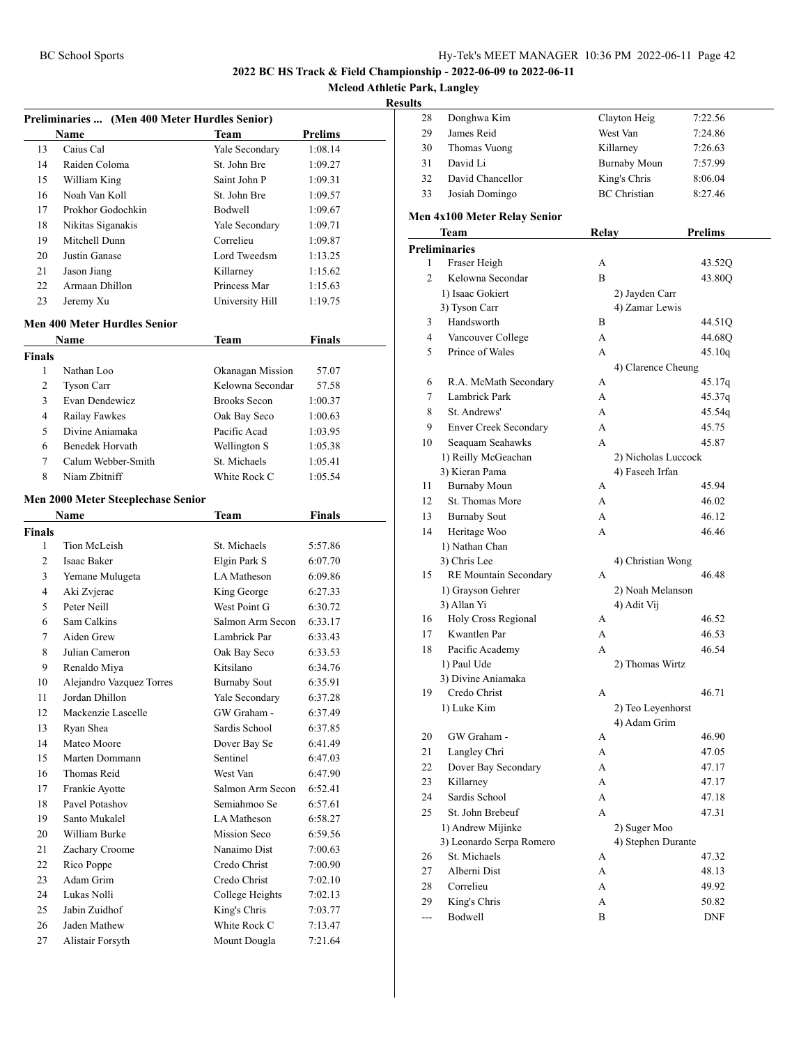# 2022 BC HS Track & Field Championship - 2022-06-09 to 2022-06-11

**Mcleod Athletic Park, Langley**

**Results**

### Preliminaries ... (Men 400 Meter Hurdles Senior)

| | Name | Team | Prelims |
|---|---|---|---|
| 13 | Caius Cal | Yale Secondary | 1:08.14 |
| 14 | Raiden Coloma | St. John Bre | 1:09.27 |
| 15 | William King | Saint John P | 1:09.31 |
| 16 | Noah Van Koll | St. John Bre | 1:09.57 |
| 17 | Prokhor Godochkin | Bodwell | 1:09.67 |
| 18 | Nikitas Siganakis | Yale Secondary | 1:09.71 |
| 19 | Mitchell Dunn | Correlieu | 1:09.87 |
| 20 | Justin Ganase | Lord Tweedsm | 1:13.25 |
| 21 | Jason Jiang | Killarney | 1:15.62 |
| 22 | Armaan Dhillon | Princess Mar | 1:15.63 |
| 23 | Jeremy Xu | University Hill | 1:19.75 |

### Men 400 Meter Hurdles Senior

| | Name | Team | Finals |
|---|---|---|---|
| **Finals** | | | |
| 1 | Nathan Loo | Okanagan Mission | 57.07 |
| 2 | Tyson Carr | Kelowna Secondar | 57.58 |
| 3 | Evan Dendewicz | Brooks Secon | 1:00.37 |
| 4 | Railay Fawkes | Oak Bay Seco | 1:00.63 |
| 5 | Divine Aniamaka | Pacific Acad | 1:03.95 |
| 6 | Benedek Horvath | Wellington S | 1:05.38 |
| 7 | Calum Webber-Smith | St. Michaels | 1:05.41 |
| 8 | Niam Zbitniff | White Rock C | 1:05.54 |

### Men 2000 Meter Steeplechase Senior

| | Name | Team | Finals |
|---|---|---|---|
| **Finals** | | | |
| 1 | Tion McLeish | St. Michaels | 5:57.86 |
| 2 | Isaac Baker | Elgin Park S | 6:07.70 |
| 3 | Yemane Mulugeta | LA Matheson | 6:09.86 |
| 4 | Aki Zvjerac | King George | 6:27.33 |
| 5 | Peter Neill | West Point G | 6:30.72 |
| 6 | Sam Calkins | Salmon Arm Secon | 6:33.17 |
| 7 | Aiden Grew | Lambrick Par | 6:33.43 |
| 8 | Julian Cameron | Oak Bay Seco | 6:33.53 |
| 9 | Renaldo Miya | Kitsilano | 6:34.76 |
| 10 | Alejandro Vazquez Torres | Burnaby Sout | 6:35.91 |
| 11 | Jordan Dhillon | Yale Secondary | 6:37.28 |
| 12 | Mackenzie Lascelle | GW Graham - | 6:37.49 |
| 13 | Ryan Shea | Sardis School | 6:37.85 |
| 14 | Mateo Moore | Dover Bay Se | 6:41.49 |
| 15 | Marten Dommann | Sentinel | 6:47.03 |
| 16 | Thomas Reid | West Van | 6:47.90 |
| 17 | Frankie Ayotte | Salmon Arm Secon | 6:52.41 |
| 18 | Pavel Potashov | Semiahmoo Se | 6:57.61 |
| 19 | Santo Mukalel | LA Matheson | 6:58.27 |
| 20 | William Burke | Mission Seco | 6:59.56 |
| 21 | Zachary Croome | Nanaimo Dist | 7:00.63 |
| 22 | Rico Poppe | Credo Christ | 7:00.90 |
| 23 | Adam Grim | Credo Christ | 7:02.10 |
| 24 | Lukas Nolli | College Heights | 7:02.13 |
| 25 | Jabin Zuidhof | King's Chris | 7:03.77 |
| 26 | Jaden Mathew | White Rock C | 7:13.47 |
| 27 | Alistair Forsyth | Mount Dougla | 7:21.64 |
| 28 | Donghwa Kim | Clayton Heig | 7:22.56 |
| 29 | James Reid | West Van | 7:24.86 |
| 30 | Thomas Vuong | Killarney | 7:26.63 |
| 31 | David Li | Burnaby Moun | 7:57.99 |
| 32 | David Chancellor | King's Chris | 8:06.04 |
| 33 | Josiah Domingo | BC Christian | 8:27.46 |

### Men 4x100 Meter Relay Senior

| | Team | Relay | Prelims |
|---|---|---|---|
| **Preliminaries** | | | |
| 1 | Fraser Heigh | A | 43.52Q |
| 2 | Kelowna Secondar | B | 43.80Q |
| | 1) Isaac Gokiert | 2) Jayden Carr | |
| | 3) Tyson Carr | 4) Zamar Lewis | |
| 3 | Handsworth | B | 44.51Q |
| 4 | Vancouver College | A | 44.68Q |
| 5 | Prince of Wales | A | 45.10q |
| | | 4) Clarence Cheung | |
| 6 | R.A. McMath Secondary | A | 45.17q |
| 7 | Lambrick Park | A | 45.37q |
| 8 | St. Andrews' | A | 45.54q |
| 9 | Enver Creek Secondary | A | 45.75 |
| 10 | Seaquam Seahawks | A | 45.87 |
| | 1) Reilly McGeachan | 2) Nicholas Luccock | |
| | 3) Kieran Pama | 4) Faseeh Irfan | |
| 11 | Burnaby Moun | A | 45.94 |
| 12 | St. Thomas More | A | 46.02 |
| 13 | Burnaby Sout | A | 46.12 |
| 14 | Heritage Woo | A | 46.46 |
| | 1) Nathan Chan | | |
| | 3) Chris Lee | 4) Christian Wong | |
| 15 | RE Mountain Secondary | A | 46.48 |
| | 1) Grayson Gehrer | 2) Noah Melanson | |
| | 3) Allan Yi | 4) Adit Vij | |
| 16 | Holy Cross Regional | A | 46.52 |
| 17 | Kwantlen Par | A | 46.53 |
| 18 | Pacific Academy | A | 46.54 |
| | 1) Paul Ude | 2) Thomas Wirtz | |
| | 3) Divine Aniamaka | | |
| 19 | Credo Christ | A | 46.71 |
| | 1) Luke Kim | 2) Teo Leyenhorst | |
| | | 4) Adam Grim | |
| 20 | GW Graham - | A | 46.90 |
| 21 | Langley Chri | A | 47.05 |
| 22 | Dover Bay Secondary | A | 47.17 |
| 23 | Killarney | A | 47.17 |
| 24 | Sardis School | A | 47.18 |
| 25 | St. John Brebeuf | A | 47.31 |
| | 1) Andrew Mijinke | 2) Suger Moo | |
| | 3) Leonardo Serpa Romero | 4) Stephen Durante | |
| 26 | St. Michaels | A | 47.32 |
| 27 | Alberni Dist | A | 48.13 |
| 28 | Correlieu | A | 49.92 |
| 29 | King's Chris | A | 50.82 |
| --- | Bodwell | B | DNF |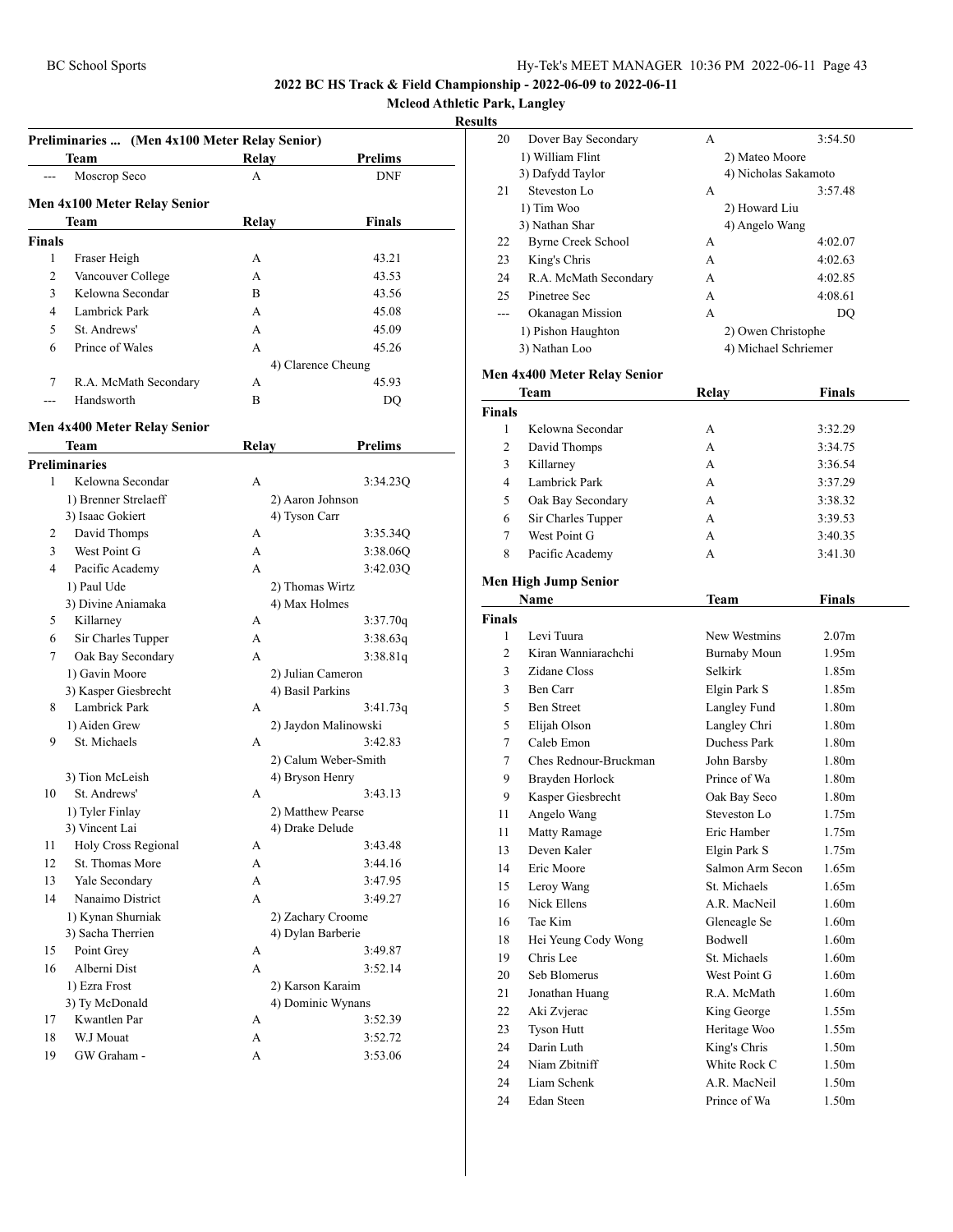# 2022 BC HS Track & Field Championship - 2022-06-09 to 2022-06-11

## Mcleod Athletic Park, Langley

### Results

### Preliminaries ... (Men 4x100 Meter Relay Senior)

| | Team | Relay | Prelims |
|---|---|---|---|
| --- | Moscrop Seco | A | DNF |

### Men 4x100 Meter Relay Senior

| | Team | Relay | Finals |
|---|---|---|---|
| **Finals** | | | |
| 1 | Fraser Heigh | A | 43.21 |
| 2 | Vancouver College | A | 43.53 |
| 3 | Kelowna Secondar | B | 43.56 |
| 4 | Lambrick Park | A | 45.08 |
| 5 | St. Andrews' | A | 45.09 |
| 6 | Prince of Wales | A | 45.26 |
| | | 4) Clarence Cheung | |
| 7 | R.A. McMath Secondary | A | 45.93 |
| --- | Handsworth | B | DQ |

### Men 4x400 Meter Relay Senior

| | Team | Relay | Prelims |
|---|---|---|---|
| **Preliminaries** | | | |
| 1 | Kelowna Secondar | A | 3:34.23Q |
| | 1) Brenner Strelaeff | 2) Aaron Johnson | |
| | 3) Isaac Gokiert | 4) Tyson Carr | |
| 2 | David Thomps | A | 3:35.34Q |
| 3 | West Point G | A | 3:38.06Q |
| 4 | Pacific Academy | A | 3:42.03Q |
| | 1) Paul Ude | 2) Thomas Wirtz | |
| | 3) Divine Aniamaka | 4) Max Holmes | |
| 5 | Killarney | A | 3:37.70q |
| 6 | Sir Charles Tupper | A | 3:38.63q |
| 7 | Oak Bay Secondary | A | 3:38.81q |
| | 1) Gavin Moore | 2) Julian Cameron | |
| | 3) Kasper Giesbrecht | 4) Basil Parkins | |
| 8 | Lambrick Park | A | 3:41.73q |
| | 1) Aiden Grew | 2) Jaydon Malinowski | |
| 9 | St. Michaels | A | 3:42.83 |
| | | 2) Calum Weber-Smith | |
| | 3) Tion McLeish | 4) Bryson Henry | |
| 10 | St. Andrews' | A | 3:43.13 |
| | 1) Tyler Finlay | 2) Matthew Pearse | |
| | 3) Vincent Lai | 4) Drake Delude | |
| 11 | Holy Cross Regional | A | 3:43.48 |
| 12 | St. Thomas More | A | 3:44.16 |
| 13 | Yale Secondary | A | 3:47.95 |
| 14 | Nanaimo District | A | 3:49.27 |
| | 1) Kynan Shurniak | 2) Zachary Croome | |
| | 3) Sacha Therrien | 4) Dylan Barberie | |
| 15 | Point Grey | A | 3:49.87 |
| 16 | Alberni Dist | A | 3:52.14 |
| | 1) Ezra Frost | 2) Karson Karaim | |
| | 3) Ty McDonald | 4) Dominic Wynans | |
| 17 | Kwantlen Par | A | 3:52.39 |
| 18 | W.J Mouat | A | 3:52.72 |
| 19 | GW Graham - | A | 3:53.06 |
| 20 | Dover Bay Secondary | A | 3:54.50 |
| | 1) William Flint | 2) Mateo Moore | |
| | 3) Dafydd Taylor | 4) Nicholas Sakamoto | |
| 21 | Steveston Lo | A | 3:57.48 |
| | 1) Tim Woo | 2) Howard Liu | |
| | 3) Nathan Shar | 4) Angelo Wang | |
| 22 | Byrne Creek School | A | 4:02.07 |
| 23 | King's Chris | A | 4:02.63 |
| 24 | R.A. McMath Secondary | A | 4:02.85 |
| 25 | Pinetree Sec | A | 4:08.61 |
| --- | Okanagan Mission | A | DQ |
| | 1) Pishon Haughton | 2) Owen Christophe | |
| | 3) Nathan Loo | 4) Michael Schriemer | |

### Men 4x400 Meter Relay Senior

| | Team | Relay | Finals |
|---|---|---|---|
| **Finals** | | | |
| 1 | Kelowna Secondar | A | 3:32.29 |
| 2 | David Thomps | A | 3:34.75 |
| 3 | Killarney | A | 3:36.54 |
| 4 | Lambrick Park | A | 3:37.29 |
| 5 | Oak Bay Secondary | A | 3:38.32 |
| 6 | Sir Charles Tupper | A | 3:39.53 |
| 7 | West Point G | A | 3:40.35 |
| 8 | Pacific Academy | A | 3:41.30 |

### Men High Jump Senior

| | Name | Team | Finals |
|---|---|---|---|
| **Finals** | | | |
| 1 | Levi Tuura | New Westmins | 2.07m |
| 2 | Kiran Wanniarachchi | Burnaby Moun | 1.95m |
| 3 | Zidane Closs | Selkirk | 1.85m |
| 3 | Ben Carr | Elgin Park S | 1.85m |
| 5 | Ben Street | Langley Fund | 1.80m |
| 5 | Elijah Olson | Langley Chri | 1.80m |
| 7 | Caleb Emon | Duchess Park | 1.80m |
| 7 | Ches Rednour-Bruckman | John Barsby | 1.80m |
| 9 | Brayden Horlock | Prince of Wa | 1.80m |
| 9 | Kasper Giesbrecht | Oak Bay Seco | 1.80m |
| 11 | Angelo Wang | Steveston Lo | 1.75m |
| 11 | Matty Ramage | Eric Hamber | 1.75m |
| 13 | Deven Kaler | Elgin Park S | 1.75m |
| 14 | Eric Moore | Salmon Arm Secon | 1.65m |
| 15 | Leroy Wang | St. Michaels | 1.65m |
| 16 | Nick Ellens | A.R. MacNeil | 1.60m |
| 16 | Tae Kim | Gleneagle Se | 1.60m |
| 18 | Hei Yeung Cody Wong | Bodwell | 1.60m |
| 19 | Chris Lee | St. Michaels | 1.60m |
| 20 | Seb Blomerus | West Point G | 1.60m |
| 21 | Jonathan Huang | R.A. McMath | 1.60m |
| 22 | Aki Zvjerac | King George | 1.55m |
| 23 | Tyson Hutt | Heritage Woo | 1.55m |
| 24 | Darin Luth | King's Chris | 1.50m |
| 24 | Niam Zbitniff | White Rock C | 1.50m |
| 24 | Liam Schenk | A.R. MacNeil | 1.50m |
| 24 | Edan Steen | Prince of Wa | 1.50m |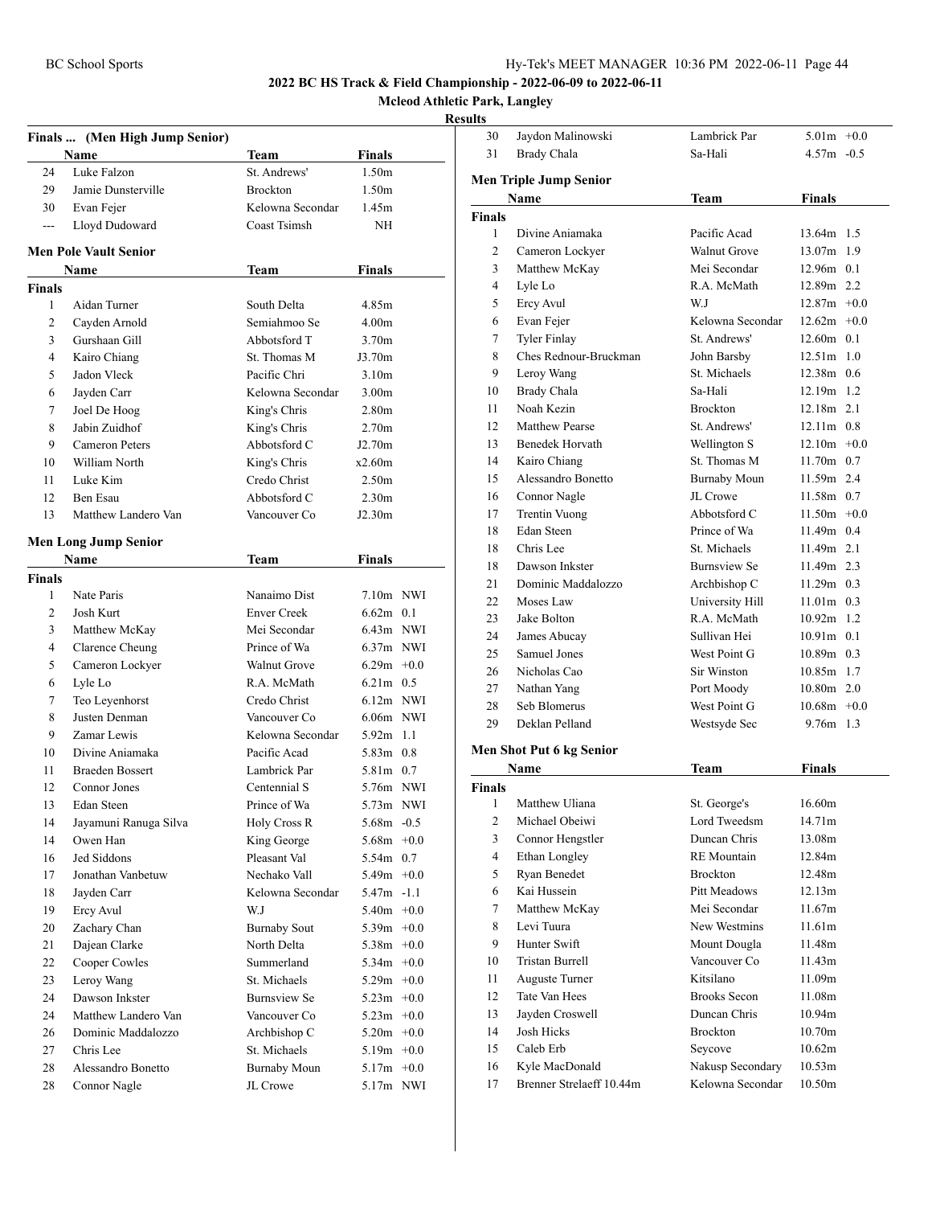## 2022 BC HS Track & Field Championship - 2022-06-09 to 2022-06-11

**Mcleod Athletic Park, Langley**

**Results**

### Finals ... (Men High Jump Senior)

| | Name | Team | Finals |
|---|---|---|---|
| 24 | Luke Falzon | St. Andrews' | 1.50m |
| 29 | Jamie Dunsterville | Brockton | 1.50m |
| 30 | Evan Fejer | Kelowna Secondar | 1.45m |
| --- | Lloyd Dudoward | Coast Tsimsh | NH |

### Men Pole Vault Senior

| | Name | Team | Finals |
|---|---|---|---|
| **Finals** | | | |
| 1 | Aidan Turner | South Delta | 4.85m |
| 2 | Cayden Arnold | Semiahmoo Se | 4.00m |
| 3 | Gurshaan Gill | Abbotsford T | 3.70m |
| 4 | Kairo Chiang | St. Thomas M | J3.70m |
| 5 | Jadon Vleck | Pacific Chri | 3.10m |
| 6 | Jayden Carr | Kelowna Secondar | 3.00m |
| 7 | Joel De Hoog | King's Chris | 2.80m |
| 8 | Jabin Zuidhof | King's Chris | 2.70m |
| 9 | Cameron Peters | Abbotsford C | J2.70m |
| 10 | William North | King's Chris | x2.60m |
| 11 | Luke Kim | Credo Christ | 2.50m |
| 12 | Ben Esau | Abbotsford C | 2.30m |
| 13 | Matthew Landero Van | Vancouver Co | J2.30m |

### Men Long Jump Senior

| | Name | Team | Finals | |
|---|---|---|---|---|
| **Finals** | | | | |
| 1 | Nate Paris | Nanaimo Dist | 7.10m | NWI |
| 2 | Josh Kurt | Enver Creek | 6.62m | 0.1 |
| 3 | Matthew McKay | Mei Secondar | 6.43m | NWI |
| 4 | Clarence Cheung | Prince of Wa | 6.37m | NWI |
| 5 | Cameron Lockyer | Walnut Grove | 6.29m | +0.0 |
| 6 | Lyle Lo | R.A. McMath | 6.21m | 0.5 |
| 7 | Teo Leyenhorst | Credo Christ | 6.12m | NWI |
| 8 | Justen Denman | Vancouver Co | 6.06m | NWI |
| 9 | Zamar Lewis | Kelowna Secondar | 5.92m | 1.1 |
| 10 | Divine Aniamaka | Pacific Acad | 5.83m | 0.8 |
| 11 | Braeden Bossert | Lambrick Par | 5.81m | 0.7 |
| 12 | Connor Jones | Centennial S | 5.76m | NWI |
| 13 | Edan Steen | Prince of Wa | 5.73m | NWI |
| 14 | Jayamuni Ranuga Silva | Holy Cross R | 5.68m | -0.5 |
| 14 | Owen Han | King George | 5.68m | +0.0 |
| 16 | Jed Siddons | Pleasant Val | 5.54m | 0.7 |
| 17 | Jonathan Vanbetuw | Nechako Vall | 5.49m | +0.0 |
| 18 | Jayden Carr | Kelowna Secondar | 5.47m | -1.1 |
| 19 | Ercy Avul | W.J | 5.40m | +0.0 |
| 20 | Zachary Chan | Burnaby Sout | 5.39m | +0.0 |
| 21 | Dajean Clarke | North Delta | 5.38m | +0.0 |
| 22 | Cooper Cowles | Summerland | 5.34m | +0.0 |
| 23 | Leroy Wang | St. Michaels | 5.29m | +0.0 |
| 24 | Dawson Inkster | Burnsview Se | 5.23m | +0.0 |
| 24 | Matthew Landero Van | Vancouver Co | 5.23m | +0.0 |
| 26 | Dominic Maddalozzo | Archbishop C | 5.20m | +0.0 |
| 27 | Chris Lee | St. Michaels | 5.19m | +0.0 |
| 28 | Alessandro Bonetto | Burnaby Moun | 5.17m | +0.0 |
| 28 | Connor Nagle | JL Crowe | 5.17m | NWI |
| 30 | Jaydon Malinowski | Lambrick Par | 5.01m | +0.0 |
| 31 | Brady Chala | Sa-Hali | 4.57m | -0.5 |

### Men Triple Jump Senior

| | Name | Team | Finals | |
|---|---|---|---|---|
| **Finals** | | | | |
| 1 | Divine Aniamaka | Pacific Acad | 13.64m | 1.5 |
| 2 | Cameron Lockyer | Walnut Grove | 13.07m | 1.9 |
| 3 | Matthew McKay | Mei Secondar | 12.96m | 0.1 |
| 4 | Lyle Lo | R.A. McMath | 12.89m | 2.2 |
| 5 | Ercy Avul | W.J | 12.87m | +0.0 |
| 6 | Evan Fejer | Kelowna Secondar | 12.62m | +0.0 |
| 7 | Tyler Finlay | St. Andrews' | 12.60m | 0.1 |
| 8 | Ches Rednour-Bruckman | John Barsby | 12.51m | 1.0 |
| 9 | Leroy Wang | St. Michaels | 12.38m | 0.6 |
| 10 | Brady Chala | Sa-Hali | 12.19m | 1.2 |
| 11 | Noah Kezin | Brockton | 12.18m | 2.1 |
| 12 | Matthew Pearse | St. Andrews' | 12.11m | 0.8 |
| 13 | Benedek Horvath | Wellington S | 12.10m | +0.0 |
| 14 | Kairo Chiang | St. Thomas M | 11.70m | 0.7 |
| 15 | Alessandro Bonetto | Burnaby Moun | 11.59m | 2.4 |
| 16 | Connor Nagle | JL Crowe | 11.58m | 0.7 |
| 17 | Trentin Vuong | Abbotsford C | 11.50m | +0.0 |
| 18 | Edan Steen | Prince of Wa | 11.49m | 0.4 |
| 18 | Chris Lee | St. Michaels | 11.49m | 2.1 |
| 18 | Dawson Inkster | Burnsview Se | 11.49m | 2.3 |
| 21 | Dominic Maddalozzo | Archbishop C | 11.29m | 0.3 |
| 22 | Moses Law | University Hill | 11.01m | 0.3 |
| 23 | Jake Bolton | R.A. McMath | 10.92m | 1.2 |
| 24 | James Abucay | Sullivan Hei | 10.91m | 0.1 |
| 25 | Samuel Jones | West Point G | 10.89m | 0.3 |
| 26 | Nicholas Cao | Sir Winston | 10.85m | 1.7 |
| 27 | Nathan Yang | Port Moody | 10.80m | 2.0 |
| 28 | Seb Blomerus | West Point G | 10.68m | +0.0 |
| 29 | Deklan Pelland | Westsyde Sec | 9.76m | 1.3 |

### Men Shot Put 6 kg Senior

| | Name | Team | Finals |
|---|---|---|---|
| **Finals** | | | |
| 1 | Matthew Uliana | St. George's | 16.60m |
| 2 | Michael Obeiwi | Lord Tweedsm | 14.71m |
| 3 | Connor Hengstler | Duncan Chris | 13.08m |
| 4 | Ethan Longley | RE Mountain | 12.84m |
| 5 | Ryan Benedet | Brockton | 12.48m |
| 6 | Kai Hussein | Pitt Meadows | 12.13m |
| 7 | Matthew McKay | Mei Secondar | 11.67m |
| 8 | Levi Tuura | New Westmins | 11.61m |
| 9 | Hunter Swift | Mount Dougla | 11.48m |
| 10 | Tristan Burrell | Vancouver Co | 11.43m |
| 11 | Auguste Turner | Kitsilano | 11.09m |
| 12 | Tate Van Hees | Brooks Secon | 11.08m |
| 13 | Jayden Croswell | Duncan Chris | 10.94m |
| 14 | Josh Hicks | Brockton | 10.70m |
| 15 | Caleb Erb | Seycove | 10.62m |
| 16 | Kyle MacDonald | Nakusp Secondary | 10.53m |
| 17 | Brenner Strelaeff 10.44m | Kelowna Secondar | 10.50m |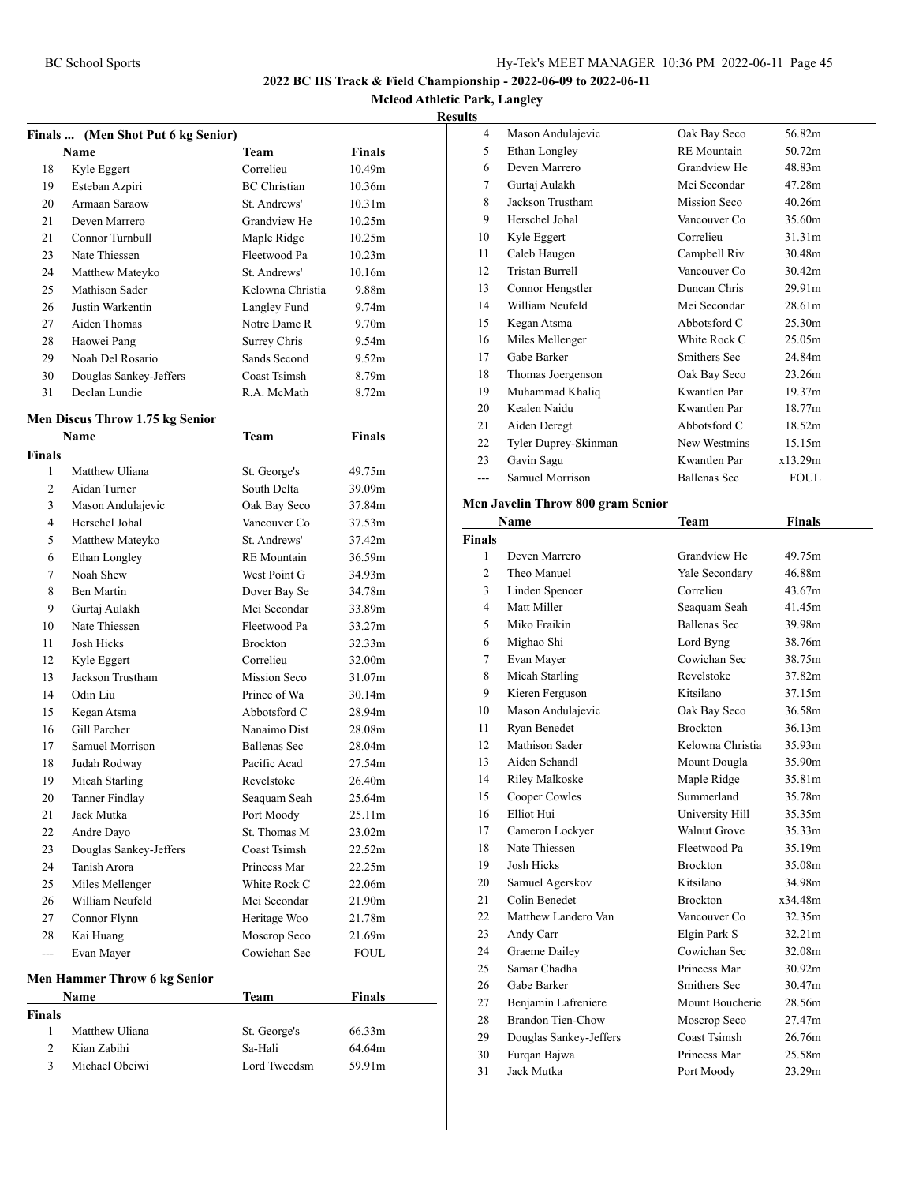## 2022 BC HS Track & Field Championship - 2022-06-09 to 2022-06-11

**Mcleod Athletic Park, Langley**

**Results**

### Finals ... (Men Shot Put 6 kg Senior)

| | Name | Team | Finals |
|---|---|---|---|
| 18 | Kyle Eggert | Correlieu | 10.49m |
| 19 | Esteban Azpiri | BC Christian | 10.36m |
| 20 | Armaan Saraow | St. Andrews' | 10.31m |
| 21 | Deven Marrero | Grandview He | 10.25m |
| 21 | Connor Turnbull | Maple Ridge | 10.25m |
| 23 | Nate Thiessen | Fleetwood Pa | 10.23m |
| 24 | Matthew Mateyko | St. Andrews' | 10.16m |
| 25 | Mathison Sader | Kelowna Christia | 9.88m |
| 26 | Justin Warkentin | Langley Fund | 9.74m |
| 27 | Aiden Thomas | Notre Dame R | 9.70m |
| 28 | Haowei Pang | Surrey Chris | 9.54m |
| 29 | Noah Del Rosario | Sands Second | 9.52m |
| 30 | Douglas Sankey-Jeffers | Coast Tsimsh | 8.79m |
| 31 | Declan Lundie | R.A. McMath | 8.72m |

### Men Discus Throw 1.75 kg Senior

**Finals**

| | Name | Team | Finals |
|---|---|---|---|
| 1 | Matthew Uliana | St. George's | 49.75m |
| 2 | Aidan Turner | South Delta | 39.09m |
| 3 | Mason Andulajevic | Oak Bay Seco | 37.84m |
| 4 | Herschel Johal | Vancouver Co | 37.53m |
| 5 | Matthew Mateyko | St. Andrews' | 37.42m |
| 6 | Ethan Longley | RE Mountain | 36.59m |
| 7 | Noah Shew | West Point G | 34.93m |
| 8 | Ben Martin | Dover Bay Se | 34.78m |
| 9 | Gurtaj Aulakh | Mei Secondar | 33.89m |
| 10 | Nate Thiessen | Fleetwood Pa | 33.27m |
| 11 | Josh Hicks | Brockton | 32.33m |
| 12 | Kyle Eggert | Correlieu | 32.00m |
| 13 | Jackson Trustham | Mission Seco | 31.07m |
| 14 | Odin Liu | Prince of Wa | 30.14m |
| 15 | Kegan Atsma | Abbotsford C | 28.94m |
| 16 | Gill Parcher | Nanaimo Dist | 28.08m |
| 17 | Samuel Morrison | Ballenas Sec | 28.04m |
| 18 | Judah Rodway | Pacific Acad | 27.54m |
| 19 | Micah Starling | Revelstoke | 26.40m |
| 20 | Tanner Findlay | Seaquam Seah | 25.64m |
| 21 | Jack Mutka | Port Moody | 25.11m |
| 22 | Andre Dayo | St. Thomas M | 23.02m |
| 23 | Douglas Sankey-Jeffers | Coast Tsimsh | 22.52m |
| 24 | Tanish Arora | Princess Mar | 22.25m |
| 25 | Miles Mellenger | White Rock C | 22.06m |
| 26 | William Neufeld | Mei Secondar | 21.90m |
| 27 | Connor Flynn | Heritage Woo | 21.78m |
| 28 | Kai Huang | Moscrop Seco | 21.69m |
| --- | Evan Mayer | Cowichan Sec | FOUL |

### Men Hammer Throw 6 kg Senior

**Finals**

| | Name | Team | Finals |
|---|---|---|---|
| 1 | Matthew Uliana | St. George's | 66.33m |
| 2 | Kian Zabihi | Sa-Hali | 64.64m |
| 3 | Michael Obeiwi | Lord Tweedsm | 59.91m |
| 4 | Mason Andulajevic | Oak Bay Seco | 56.82m |
| 5 | Ethan Longley | RE Mountain | 50.72m |
| 6 | Deven Marrero | Grandview He | 48.83m |
| 7 | Gurtaj Aulakh | Mei Secondar | 47.28m |
| 8 | Jackson Trustham | Mission Seco | 40.26m |
| 9 | Herschel Johal | Vancouver Co | 35.60m |
| 10 | Kyle Eggert | Correlieu | 31.31m |
| 11 | Caleb Haugen | Campbell Riv | 30.48m |
| 12 | Tristan Burrell | Vancouver Co | 30.42m |
| 13 | Connor Hengstler | Duncan Chris | 29.91m |
| 14 | William Neufeld | Mei Secondar | 28.61m |
| 15 | Kegan Atsma | Abbotsford C | 25.30m |
| 16 | Miles Mellenger | White Rock C | 25.05m |
| 17 | Gabe Barker | Smithers Sec | 24.84m |
| 18 | Thomas Joergenson | Oak Bay Seco | 23.26m |
| 19 | Muhammad Khaliq | Kwantlen Par | 19.37m |
| 20 | Kealen Naidu | Kwantlen Par | 18.77m |
| 21 | Aiden Deregt | Abbotsford C | 18.52m |
| 22 | Tyler Duprey-Skinman | New Westmins | 15.15m |
| 23 | Gavin Sagu | Kwantlen Par | x13.29m |
| --- | Samuel Morrison | Ballenas Sec | FOUL |

### Men Javelin Throw 800 gram Senior

**Finals**

| | Name | Team | Finals |
|---|---|---|---|
| 1 | Deven Marrero | Grandview He | 49.75m |
| 2 | Theo Manuel | Yale Secondary | 46.88m |
| 3 | Linden Spencer | Correlieu | 43.67m |
| 4 | Matt Miller | Seaquam Seah | 41.45m |
| 5 | Miko Fraikin | Ballenas Sec | 39.98m |
| 6 | Mighao Shi | Lord Byng | 38.76m |
| 7 | Evan Mayer | Cowichan Sec | 38.75m |
| 8 | Micah Starling | Revelstoke | 37.82m |
| 9 | Kieren Ferguson | Kitsilano | 37.15m |
| 10 | Mason Andulajevic | Oak Bay Seco | 36.58m |
| 11 | Ryan Benedet | Brockton | 36.13m |
| 12 | Mathison Sader | Kelowna Christia | 35.93m |
| 13 | Aiden Schandl | Mount Dougla | 35.90m |
| 14 | Riley Malkoske | Maple Ridge | 35.81m |
| 15 | Cooper Cowles | Summerland | 35.78m |
| 16 | Elliot Hui | University Hill | 35.35m |
| 17 | Cameron Lockyer | Walnut Grove | 35.33m |
| 18 | Nate Thiessen | Fleetwood Pa | 35.19m |
| 19 | Josh Hicks | Brockton | 35.08m |
| 20 | Samuel Agerskov | Kitsilano | 34.98m |
| 21 | Colin Benedet | Brockton | x34.48m |
| 22 | Matthew Landero Van | Vancouver Co | 32.35m |
| 23 | Andy Carr | Elgin Park S | 32.21m |
| 24 | Graeme Dailey | Cowichan Sec | 32.08m |
| 25 | Samar Chadha | Princess Mar | 30.92m |
| 26 | Gabe Barker | Smithers Sec | 30.47m |
| 27 | Benjamin Lafreniere | Mount Boucherie | 28.56m |
| 28 | Brandon Tien-Chow | Moscrop Seco | 27.47m |
| 29 | Douglas Sankey-Jeffers | Coast Tsimsh | 26.76m |
| 30 | Furqan Bajwa | Princess Mar | 25.58m |
| 31 | Jack Mutka | Port Moody | 23.29m |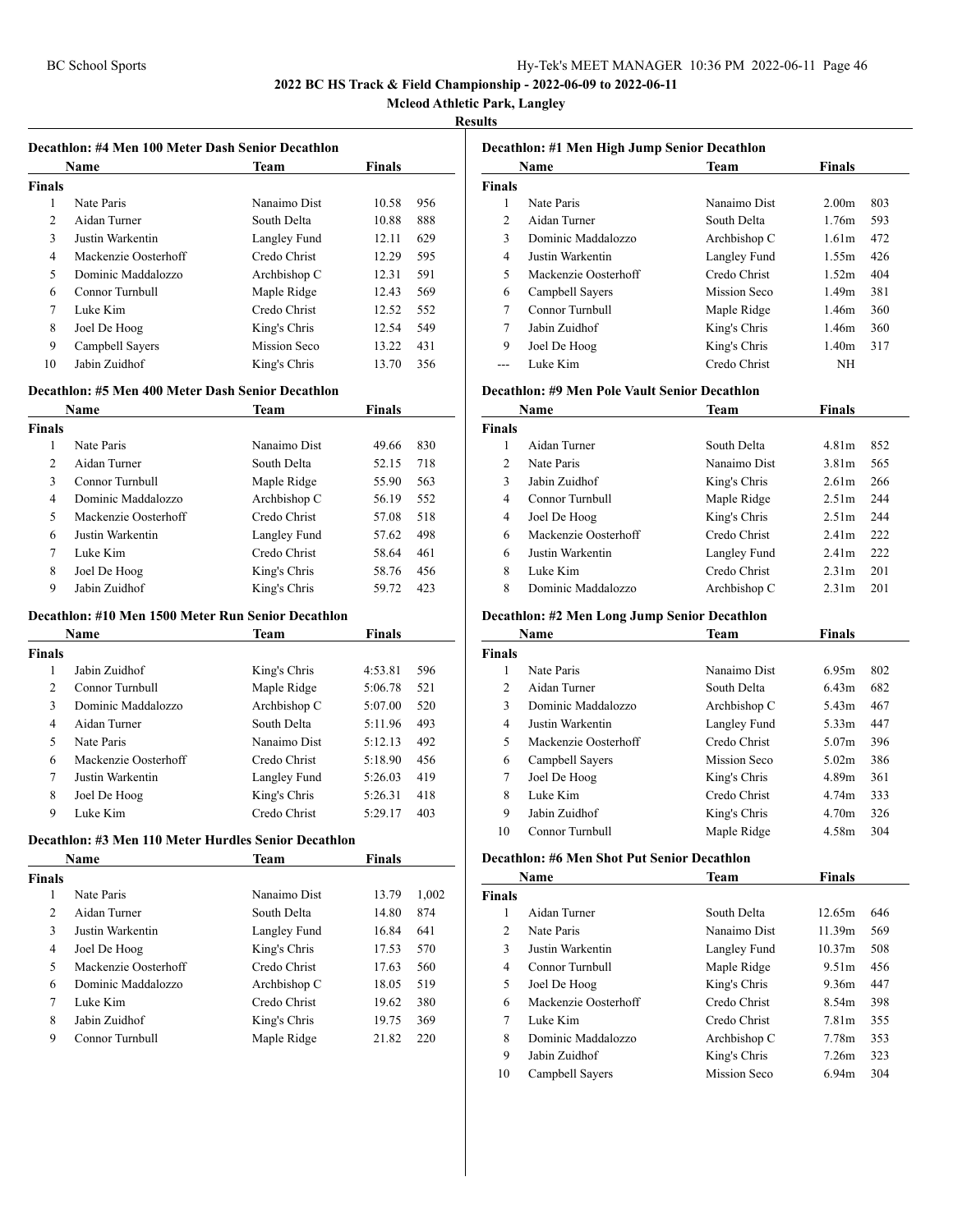## 2022 BC HS Track & Field Championship - 2022-06-09 to 2022-06-11

**Mcleod Athletic Park, Langley**

**Results**

### Decathlon: #4 Men 100 Meter Dash Senior Decathlon

| | Name | Team | Finals | |
|---|---|---|---|---|
| **Finals** | | | | |
| 1 | Nate Paris | Nanaimo Dist | 10.58 | 956 |
| 2 | Aidan Turner | South Delta | 10.88 | 888 |
| 3 | Justin Warkentin | Langley Fund | 12.11 | 629 |
| 4 | Mackenzie Oosterhoff | Credo Christ | 12.29 | 595 |
| 5 | Dominic Maddalozzo | Archbishop C | 12.31 | 591 |
| 6 | Connor Turnbull | Maple Ridge | 12.43 | 569 |
| 7 | Luke Kim | Credo Christ | 12.52 | 552 |
| 8 | Joel De Hoog | King's Chris | 12.54 | 549 |
| 9 | Campbell Sayers | Mission Seco | 13.22 | 431 |
| 10 | Jabin Zuidhof | King's Chris | 13.70 | 356 |

### Decathlon: #5 Men 400 Meter Dash Senior Decathlon

| | Name | Team | Finals | |
|---|---|---|---|---|
| **Finals** | | | | |
| 1 | Nate Paris | Nanaimo Dist | 49.66 | 830 |
| 2 | Aidan Turner | South Delta | 52.15 | 718 |
| 3 | Connor Turnbull | Maple Ridge | 55.90 | 563 |
| 4 | Dominic Maddalozzo | Archbishop C | 56.19 | 552 |
| 5 | Mackenzie Oosterhoff | Credo Christ | 57.08 | 518 |
| 6 | Justin Warkentin | Langley Fund | 57.62 | 498 |
| 7 | Luke Kim | Credo Christ | 58.64 | 461 |
| 8 | Joel De Hoog | King's Chris | 58.76 | 456 |
| 9 | Jabin Zuidhof | King's Chris | 59.72 | 423 |

### Decathlon: #10 Men 1500 Meter Run Senior Decathlon

| | Name | Team | Finals | |
|---|---|---|---|---|
| **Finals** | | | | |
| 1 | Jabin Zuidhof | King's Chris | 4:53.81 | 596 |
| 2 | Connor Turnbull | Maple Ridge | 5:06.78 | 521 |
| 3 | Dominic Maddalozzo | Archbishop C | 5:07.00 | 520 |
| 4 | Aidan Turner | South Delta | 5:11.96 | 493 |
| 5 | Nate Paris | Nanaimo Dist | 5:12.13 | 492 |
| 6 | Mackenzie Oosterhoff | Credo Christ | 5:18.90 | 456 |
| 7 | Justin Warkentin | Langley Fund | 5:26.03 | 419 |
| 8 | Joel De Hoog | King's Chris | 5:26.31 | 418 |
| 9 | Luke Kim | Credo Christ | 5:29.17 | 403 |

### Decathlon: #3 Men 110 Meter Hurdles Senior Decathlon

| | Name | Team | Finals | |
|---|---|---|---|---|
| **Finals** | | | | |
| 1 | Nate Paris | Nanaimo Dist | 13.79 | 1,002 |
| 2 | Aidan Turner | South Delta | 14.80 | 874 |
| 3 | Justin Warkentin | Langley Fund | 16.84 | 641 |
| 4 | Joel De Hoog | King's Chris | 17.53 | 570 |
| 5 | Mackenzie Oosterhoff | Credo Christ | 17.63 | 560 |
| 6 | Dominic Maddalozzo | Archbishop C | 18.05 | 519 |
| 7 | Luke Kim | Credo Christ | 19.62 | 380 |
| 8 | Jabin Zuidhof | King's Chris | 19.75 | 369 |
| 9 | Connor Turnbull | Maple Ridge | 21.82 | 220 |

### Decathlon: #1 Men High Jump Senior Decathlon

| | Name | Team | Finals | |
|---|---|---|---|---|
| **Finals** | | | | |
| 1 | Nate Paris | Nanaimo Dist | 2.00m | 803 |
| 2 | Aidan Turner | South Delta | 1.76m | 593 |
| 3 | Dominic Maddalozzo | Archbishop C | 1.61m | 472 |
| 4 | Justin Warkentin | Langley Fund | 1.55m | 426 |
| 5 | Mackenzie Oosterhoff | Credo Christ | 1.52m | 404 |
| 6 | Campbell Sayers | Mission Seco | 1.49m | 381 |
| 7 | Connor Turnbull | Maple Ridge | 1.46m | 360 |
| 7 | Jabin Zuidhof | King's Chris | 1.46m | 360 |
| 9 | Joel De Hoog | King's Chris | 1.40m | 317 |
| --- | Luke Kim | Credo Christ | NH | |

### Decathlon: #9 Men Pole Vault Senior Decathlon

| | Name | Team | Finals | |
|---|---|---|---|---|
| **Finals** | | | | |
| 1 | Aidan Turner | South Delta | 4.81m | 852 |
| 2 | Nate Paris | Nanaimo Dist | 3.81m | 565 |
| 3 | Jabin Zuidhof | King's Chris | 2.61m | 266 |
| 4 | Connor Turnbull | Maple Ridge | 2.51m | 244 |
| 4 | Joel De Hoog | King's Chris | 2.51m | 244 |
| 6 | Mackenzie Oosterhoff | Credo Christ | 2.41m | 222 |
| 6 | Justin Warkentin | Langley Fund | 2.41m | 222 |
| 8 | Luke Kim | Credo Christ | 2.31m | 201 |
| 8 | Dominic Maddalozzo | Archbishop C | 2.31m | 201 |

### Decathlon: #2 Men Long Jump Senior Decathlon

| | Name | Team | Finals | |
|---|---|---|---|---|
| **Finals** | | | | |
| 1 | Nate Paris | Nanaimo Dist | 6.95m | 802 |
| 2 | Aidan Turner | South Delta | 6.43m | 682 |
| 3 | Dominic Maddalozzo | Archbishop C | 5.43m | 467 |
| 4 | Justin Warkentin | Langley Fund | 5.33m | 447 |
| 5 | Mackenzie Oosterhoff | Credo Christ | 5.07m | 396 |
| 6 | Campbell Sayers | Mission Seco | 5.02m | 386 |
| 7 | Joel De Hoog | King's Chris | 4.89m | 361 |
| 8 | Luke Kim | Credo Christ | 4.74m | 333 |
| 9 | Jabin Zuidhof | King's Chris | 4.70m | 326 |
| 10 | Connor Turnbull | Maple Ridge | 4.58m | 304 |

### Decathlon: #6 Men Shot Put Senior Decathlon

| | Name | Team | Finals | |
|---|---|---|---|---|
| **Finals** | | | | |
| 1 | Aidan Turner | South Delta | 12.65m | 646 |
| 2 | Nate Paris | Nanaimo Dist | 11.39m | 569 |
| 3 | Justin Warkentin | Langley Fund | 10.37m | 508 |
| 4 | Connor Turnbull | Maple Ridge | 9.51m | 456 |
| 5 | Joel De Hoog | King's Chris | 9.36m | 447 |
| 6 | Mackenzie Oosterhoff | Credo Christ | 8.54m | 398 |
| 7 | Luke Kim | Credo Christ | 7.81m | 355 |
| 8 | Dominic Maddalozzo | Archbishop C | 7.78m | 353 |
| 9 | Jabin Zuidhof | King's Chris | 7.26m | 323 |
| 10 | Campbell Sayers | Mission Seco | 6.94m | 304 |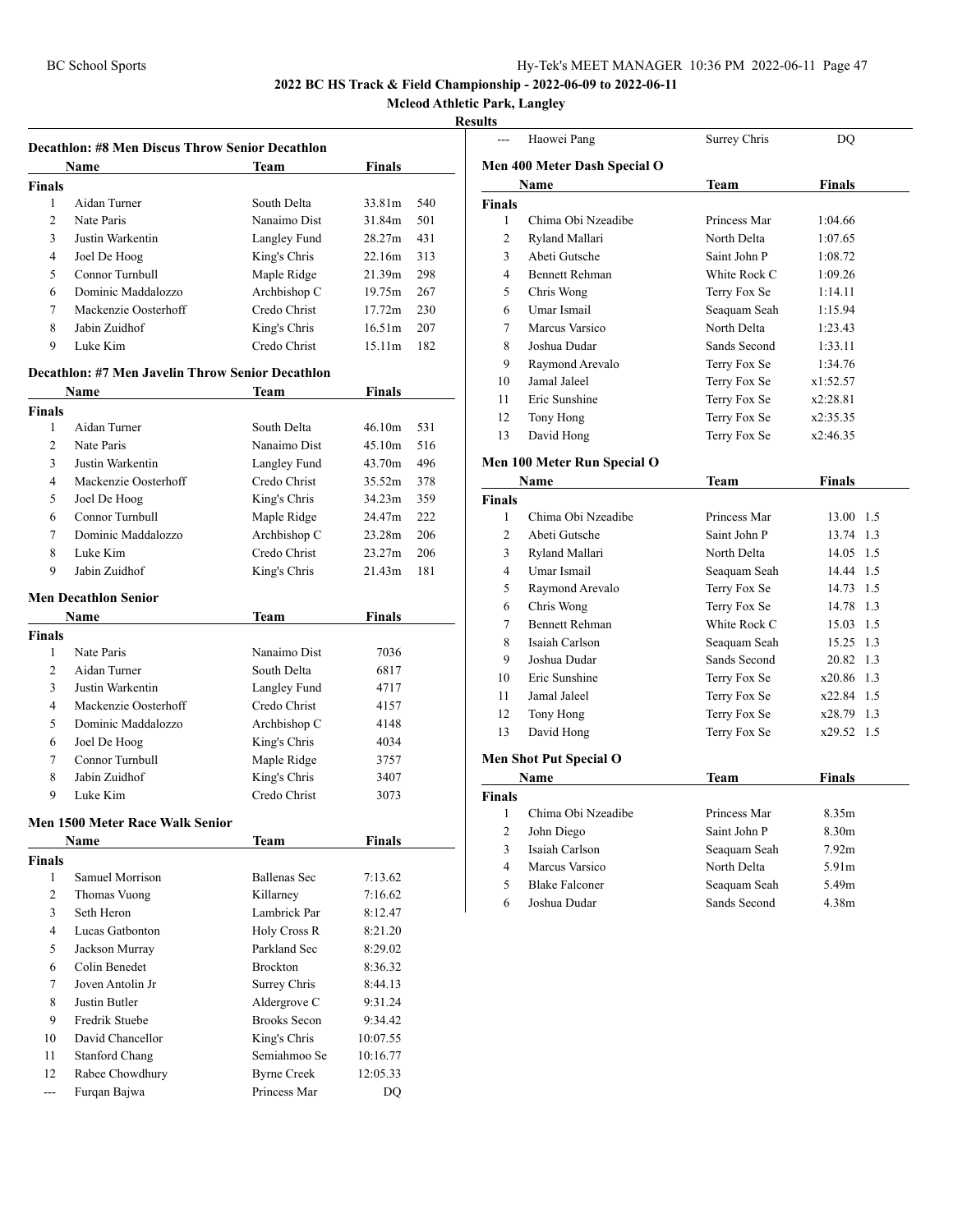**2022 BC HS Track & Field Championship - 2022-06-09 to 2022-06-11**

**Mcleod Athletic Park, Langley**

**Results**

### Decathlon: #8 Men Discus Throw Senior Decathlon

| | Name | Team | Finals | |
|---|---|---|---|---|
| **Finals** | | | | |
| 1 | Aidan Turner | South Delta | 33.81m | 540 |
| 2 | Nate Paris | Nanaimo Dist | 31.84m | 501 |
| 3 | Justin Warkentin | Langley Fund | 28.27m | 431 |
| 4 | Joel De Hoog | King's Chris | 22.16m | 313 |
| 5 | Connor Turnbull | Maple Ridge | 21.39m | 298 |
| 6 | Dominic Maddalozzo | Archbishop C | 19.75m | 267 |
| 7 | Mackenzie Oosterhoff | Credo Christ | 17.72m | 230 |
| 8 | Jabin Zuidhof | King's Chris | 16.51m | 207 |
| 9 | Luke Kim | Credo Christ | 15.11m | 182 |

### Decathlon: #7 Men Javelin Throw Senior Decathlon

| | Name | Team | Finals | |
|---|---|---|---|---|
| **Finals** | | | | |
| 1 | Aidan Turner | South Delta | 46.10m | 531 |
| 2 | Nate Paris | Nanaimo Dist | 45.10m | 516 |
| 3 | Justin Warkentin | Langley Fund | 43.70m | 496 |
| 4 | Mackenzie Oosterhoff | Credo Christ | 35.52m | 378 |
| 5 | Joel De Hoog | King's Chris | 34.23m | 359 |
| 6 | Connor Turnbull | Maple Ridge | 24.47m | 222 |
| 7 | Dominic Maddalozzo | Archbishop C | 23.28m | 206 |
| 8 | Luke Kim | Credo Christ | 23.27m | 206 |
| 9 | Jabin Zuidhof | King's Chris | 21.43m | 181 |

### Men Decathlon Senior

| | Name | Team | Finals |
|---|---|---|---|
| **Finals** | | | |
| 1 | Nate Paris | Nanaimo Dist | 7036 |
| 2 | Aidan Turner | South Delta | 6817 |
| 3 | Justin Warkentin | Langley Fund | 4717 |
| 4 | Mackenzie Oosterhoff | Credo Christ | 4157 |
| 5 | Dominic Maddalozzo | Archbishop C | 4148 |
| 6 | Joel De Hoog | King's Chris | 4034 |
| 7 | Connor Turnbull | Maple Ridge | 3757 |
| 8 | Jabin Zuidhof | King's Chris | 3407 |
| 9 | Luke Kim | Credo Christ | 3073 |

### Men 1500 Meter Race Walk Senior

| | Name | Team | Finals |
|---|---|---|---|
| **Finals** | | | |
| 1 | Samuel Morrison | Ballenas Sec | 7:13.62 |
| 2 | Thomas Vuong | Killarney | 7:16.62 |
| 3 | Seth Heron | Lambrick Par | 8:12.47 |
| 4 | Lucas Gatbonton | Holy Cross R | 8:21.20 |
| 5 | Jackson Murray | Parkland Sec | 8:29.02 |
| 6 | Colin Benedet | Brockton | 8:36.32 |
| 7 | Joven Antolin Jr | Surrey Chris | 8:44.13 |
| 8 | Justin Butler | Aldergrove C | 9:31.24 |
| 9 | Fredrik Stuebe | Brooks Secon | 9:34.42 |
| 10 | David Chancellor | King's Chris | 10:07.55 |
| 11 | Stanford Chang | Semiahmoo Se | 10:16.77 |
| 12 | Rabee Chowdhury | Byrne Creek | 12:05.33 |
| --- | Furqan Bajwa | Princess Mar | DQ |
| --- | Haowei Pang | Surrey Chris | DQ |

### Men 400 Meter Dash Special O

| | Name | Team | Finals |
|---|---|---|---|
| **Finals** | | | |
| 1 | Chima Obi Nzeadibe | Princess Mar | 1:04.66 |
| 2 | Ryland Mallari | North Delta | 1:07.65 |
| 3 | Abeti Gutsche | Saint John P | 1:08.72 |
| 4 | Bennett Rehman | White Rock C | 1:09.26 |
| 5 | Chris Wong | Terry Fox Se | 1:14.11 |
| 6 | Umar Ismail | Seaquam Seah | 1:15.94 |
| 7 | Marcus Varsico | North Delta | 1:23.43 |
| 8 | Joshua Dudar | Sands Second | 1:33.11 |
| 9 | Raymond Arevalo | Terry Fox Se | 1:34.76 |
| 10 | Jamal Jaleel | Terry Fox Se | x1:52.57 |
| 11 | Eric Sunshine | Terry Fox Se | x2:28.81 |
| 12 | Tony Hong | Terry Fox Se | x2:35.35 |
| 13 | David Hong | Terry Fox Se | x2:46.35 |

### Men 100 Meter Run Special O

| | Name | Team | Finals | |
|---|---|---|---|---|
| **Finals** | | | | |
| 1 | Chima Obi Nzeadibe | Princess Mar | 13.00 | 1.5 |
| 2 | Abeti Gutsche | Saint John P | 13.74 | 1.3 |
| 3 | Ryland Mallari | North Delta | 14.05 | 1.5 |
| 4 | Umar Ismail | Seaquam Seah | 14.44 | 1.5 |
| 5 | Raymond Arevalo | Terry Fox Se | 14.73 | 1.5 |
| 6 | Chris Wong | Terry Fox Se | 14.78 | 1.3 |
| 7 | Bennett Rehman | White Rock C | 15.03 | 1.5 |
| 8 | Isaiah Carlson | Seaquam Seah | 15.25 | 1.3 |
| 9 | Joshua Dudar | Sands Second | 20.82 | 1.3 |
| 10 | Eric Sunshine | Terry Fox Se | x20.86 | 1.3 |
| 11 | Jamal Jaleel | Terry Fox Se | x22.84 | 1.5 |
| 12 | Tony Hong | Terry Fox Se | x28.79 | 1.3 |
| 13 | David Hong | Terry Fox Se | x29.52 | 1.5 |

### Men Shot Put Special O

| | Name | Team | Finals |
|---|---|---|---|
| **Finals** | | | |
| 1 | Chima Obi Nzeadibe | Princess Mar | 8.35m |
| 2 | John Diego | Saint John P | 8.30m |
| 3 | Isaiah Carlson | Seaquam Seah | 7.92m |
| 4 | Marcus Varsico | North Delta | 5.91m |
| 5 | Blake Falconer | Seaquam Seah | 5.49m |
| 6 | Joshua Dudar | Sands Second | 4.38m |